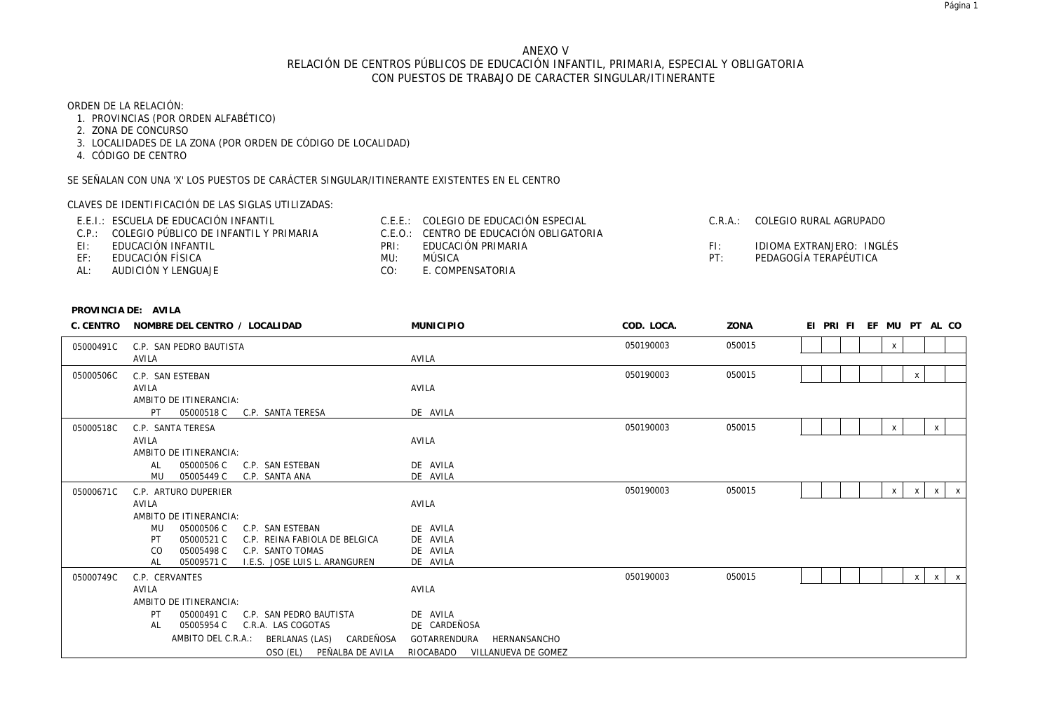# ANEXO V
## RELACIÓN DE CENTROS PÚBLICOS DE EDUCACIÓN INFANTIL, PRIMARIA, ESPECIAL Y OBLIGATORIA CON PUESTOS DE TRABAJO DE CARACTER SINGULAR/ITINERANTE

ORDEN DE LA RELACIÓN:

1. PROVINCIAS (POR ORDEN ALFABÉTICO)
2. ZONA DE CONCURSO
3. LOCALIDADES DE LA ZONA (POR ORDEN DE CÓDIGO DE LOCALIDAD)
4. CÓDIGO DE CENTRO

SE SEÑALAN CON UNA 'X' LOS PUESTOS DE CARÁCTER SINGULAR/ITINERANTE EXISTENTES EN EL CENTRO

CLAVES DE IDENTIFICACIÓN DE LAS SIGLAS UTILIZADAS:

- E.E.I.: ESCUELA DE EDUCACIÓN INFANTIL
- C.P.: COLEGIO PÚBLICO DE INFANTIL Y PRIMARIA
- EI: EDUCACIÓN INFANTIL
- EF: EDUCACIÓN FÍSICA
- AL: AUDICIÓN Y LENGUAJE
- C.E.E.: COLEGIO DE EDUCACIÓN ESPECIAL
- C.E.O.: CENTRO DE EDUCACIÓN OBLIGATORIA
- PRI: EDUCACIÓN PRIMARIA
- MU: MÚSICA
- CO: E. COMPENSATORIA
- C.R.A.: COLEGIO RURAL AGRUPADO
- FI: IDIOMA EXTRANJERO: INGLÉS
- PT: PEDAGOGÍA TERAPÉUTICA

**PROVINCIA DE: AVILA**

| C. CENTRO | NOMBRE DEL CENTRO / LOCALIDAD | MUNICIPIO | COD. LOCA. | ZONA | EI | PRI | FI | EF | MU | PT | AL | CO |
|---|---|---|---|---|---|---|---|---|---|---|---|---|
| 05000491C | C.P. SAN PEDRO BAUTISTA | | 050190003 | 050015 | | | | | x | | | |
| | AVILA | AVILA | | | | | | | | | | |
| 05000506C | C.P. SAN ESTEBAN | | 050190003 | 050015 | | | | | | x | | |
| | AVILA | AVILA | | | | | | | | | | |
| | AMBITO DE ITINERANCIA: | | | | | | | | | | | |
| | PT 05000518 C C.P. SANTA TERESA | DE AVILA | | | | | | | | | | |
| 05000518C | C.P. SANTA TERESA | | 050190003 | 050015 | | | | | x | | x | |
| | AVILA | AVILA | | | | | | | | | | |
| | AMBITO DE ITINERANCIA: | | | | | | | | | | | |
| | AL 05000506 C C.P. SAN ESTEBAN | DE AVILA | | | | | | | | | | |
| | MU 05005449 C C.P. SANTA ANA | DE AVILA | | | | | | | | | | |
| 05000671C | C.P. ARTURO DUPERIER | | 050190003 | 050015 | | | | | x | x | x | x |
| | AVILA | AVILA | | | | | | | | | | |
| | AMBITO DE ITINERANCIA: | | | | | | | | | | | |
| | MU 05000506 C C.P. SAN ESTEBAN | DE AVILA | | | | | | | | | | |
| | PT 05000521 C C.P. REINA FABIOLA DE BELGICA | DE AVILA | | | | | | | | | | |
| | CO 05005498 C C.P. SANTO TOMAS | DE AVILA | | | | | | | | | | |
| | AL 05009571 C I.E.S. JOSE LUIS L. ARANGUREN | DE AVILA | | | | | | | | | | |
| 05000749C | C.P. CERVANTES | | 050190003 | 050015 | | | | | | x | x | x |
| | AVILA | AVILA | | | | | | | | | | |
| | AMBITO DE ITINERANCIA: | | | | | | | | | | | |
| | PT 05000491 C C.P. SAN PEDRO BAUTISTA | DE AVILA | | | | | | | | | | |
| | AL 05005954 C C.R.A. LAS COGOTAS | DE CARDEÑOSA | | | | | | | | | | |
| | AMBITO DEL C.R.A.: BERLANAS (LAS) CARDEÑOSA | GOTARRENDURA HERNANSANCHO | | | | | | | | | | |
| | OSO (EL) PEÑALBA DE AVILA | RIOCABADO VILLANUEVA DE GOMEZ | | | | | | | | | | |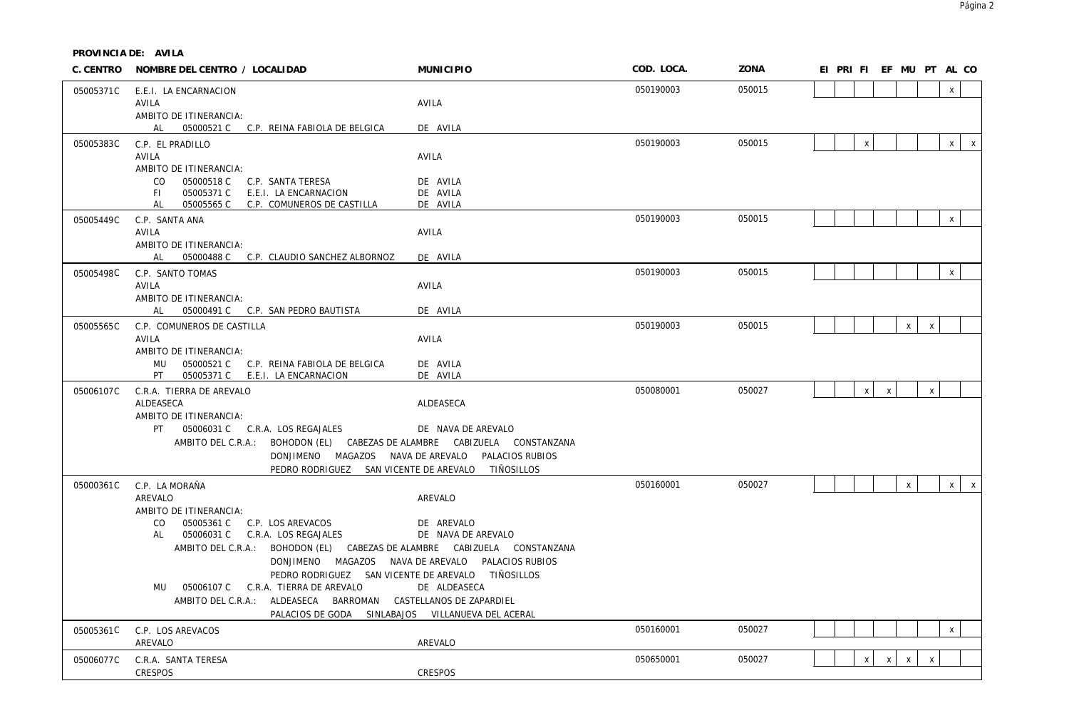**PROVINCIA DE: AVILA**

| C. CENTRO | NOMBRE DEL CENTRO / LOCALIDAD | MUNICIPIO | COD. LOCA. | ZONA | EI | PRI | FI | EF | MU | PT | AL | CO |
|---|---|---|---|---|---|---|---|---|---|---|---|---|
| 05005371C | E.E.I. LA ENCARNACION<br>AVILA<br>AMBITO DE ITINERANCIA:<br>AL 05000521 C C.P. REINA FABIOLA DE BELGICA | <br>AVILA<br><br>DE AVILA | 050190003 | 050015 | | | | | | | x | |
| 05005383C | C.P. EL PRADILLO<br>AVILA<br>AMBITO DE ITINERANCIA:<br>CO 05000518 C C.P. SANTA TERESA<br>FI 05005371 C E.E.I. LA ENCARNACION<br>AL 05005565 C C.P. COMUNEROS DE CASTILLA | <br>AVILA<br><br>DE AVILA<br>DE AVILA<br>DE AVILA | 050190003 | 050015 | | | x | | | | x | x |
| 05005449C | C.P. SANTA ANA<br>AVILA<br>AMBITO DE ITINERANCIA:<br>AL 05000488 C C.P. CLAUDIO SANCHEZ ALBORNOZ | <br>AVILA<br><br>DE AVILA | 050190003 | 050015 | | | | | | | x | |
| 05005498C | C.P. SANTO TOMAS<br>AVILA<br>AMBITO DE ITINERANCIA:<br>AL 05000491 C C.P. SAN PEDRO BAUTISTA | <br>AVILA<br><br>DE AVILA | 050190003 | 050015 | | | | | | | x | |
| 05005565C | C.P. COMUNEROS DE CASTILLA<br>AVILA<br>AMBITO DE ITINERANCIA:<br>MU 05000521 C C.P. REINA FABIOLA DE BELGICA<br>PT 05005371 C E.E.I. LA ENCARNACION | <br>AVILA<br><br>DE AVILA<br>DE AVILA | 050190003 | 050015 | | | | | x | x | | |
| 05006107C | C.R.A. TIERRA DE AREVALO<br>ALDEASECA<br>AMBITO DE ITINERANCIA:<br>PT 05006031 C C.R.A. LOS REGAJALES<br>AMBITO DEL C.R.A.: BOHODON (EL) CABEZAS DE ALAMBRE CABIZUELA CONSTANZANA DONJIMENO MAGAZOS NAVA DE AREVALO PALACIOS RUBIOS PEDRO RODRIGUEZ SAN VICENTE DE AREVALO TIÑOSILLOS | <br>ALDEASECA<br><br>DE NAVA DE AREVALO | 050080001 | 050027 | | | x | x | | x | | |
| 05000361C | C.P. LA MORAÑA<br>AREVALO<br>AMBITO DE ITINERANCIA:<br>CO 05005361 C C.P. LOS AREVACOS<br>AL 05006031 C C.R.A. LOS REGAJALES<br>AMBITO DEL C.R.A.: BOHODON (EL) CABEZAS DE ALAMBRE CABIZUELA CONSTANZANA DONJIMENO MAGAZOS NAVA DE AREVALO PALACIOS RUBIOS PEDRO RODRIGUEZ SAN VICENTE DE AREVALO TIÑOSILLOS<br>MU 05006107 C C.R.A. TIERRA DE AREVALO<br>AMBITO DEL C.R.A.: ALDEASECA BARROMAN CASTELLANOS DE ZAPARDIEL PALACIOS DE GODA SINLABAJOS VILLANUEVA DEL ACERAL | <br>AREVALO<br><br>DE AREVALO<br>DE NAVA DE AREVALO<br><br>DE ALDEASECA | 050160001 | 050027 | | | | | x | | x | x |
| 05005361C | C.P. LOS AREVACOS<br>AREVALO | <br>AREVALO | 050160001 | 050027 | | | | | | | x | |
| 05006077C | C.R.A. SANTA TERESA<br>CRESPOS | <br>CRESPOS | 050650001 | 050027 | | | x | x | x | x | | |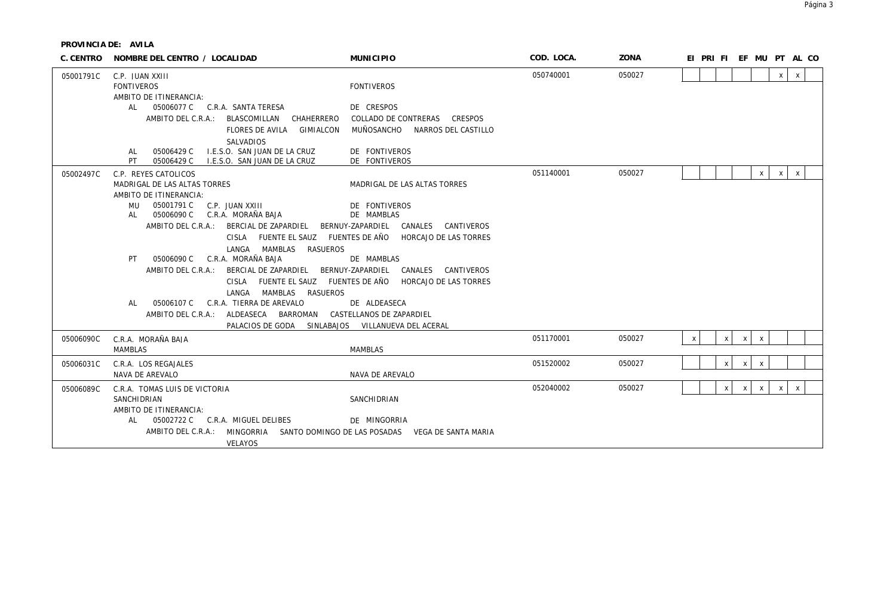**PROVINCIA DE: AVILA**

| C. CENTRO | NOMBRE DEL CENTRO / LOCALIDAD | MUNICIPIO | COD. LOCA. | ZONA | EI | PRI | FI | EF | MU | PT | AL | CO |
|---|---|---|---|---|---|---|---|---|---|---|---|---|
| 05001791C | C.P. JUAN XXIII | | 050740001 | 050027 | | | | | | | x | x |
| | FONTIVEROS | FONTIVEROS | | | | | | | | | | |
| | AMBITO DE ITINERANCIA: | | | | | | | | | | | |
| | AL 05006077 C C.R.A. SANTA TERESA | DE CRESPOS | | | | | | | | | | |
| | AMBITO DEL C.R.A.: BLASCOMILLAN CHAHERRERO COLLADO DE CONTRERAS CRESPOS FLORES DE AVILA GIMIALCON MUÑOSANCHO NARROS DEL CASTILLO SALVADIOS | | | | | | | | | | | |
| | AL 05006429 C I.E.S.O. SAN JUAN DE LA CRUZ | DE FONTIVEROS | | | | | | | | | | |
| | PT 05006429 C I.E.S.O. SAN JUAN DE LA CRUZ | DE FONTIVEROS | | | | | | | | | | |
| 05002497C | C.P. REYES CATOLICOS | | 051140001 | 050027 | | | | | x | | x | x |
| | MADRIGAL DE LAS ALTAS TORRES | MADRIGAL DE LAS ALTAS TORRES | | | | | | | | | | |
| | AMBITO DE ITINERANCIA: | | | | | | | | | | | |
| | MU 05001791 C C.P. JUAN XXIII | DE FONTIVEROS | | | | | | | | | | |
| | AL 05006090 C C.R.A. MORAÑA BAJA | DE MAMBLAS | | | | | | | | | | |
| | AMBITO DEL C.R.A.: BERCIAL DE ZAPARDIEL BERNUY-ZAPARDIEL CANALES CANTIVEROS CISLA FUENTE EL SAUZ FUENTES DE AÑO HORCAJO DE LAS TORRES LANGA MAMBLAS RASUEROS | | | | | | | | | | | |
| | PT 05006090 C C.R.A. MORAÑA BAJA | DE MAMBLAS | | | | | | | | | | |
| | AMBITO DEL C.R.A.: BERCIAL DE ZAPARDIEL BERNUY-ZAPARDIEL CANALES CANTIVEROS CISLA FUENTE EL SAUZ FUENTES DE AÑO HORCAJO DE LAS TORRES LANGA MAMBLAS RASUEROS | | | | | | | | | | | |
| | AL 05006107 C C.R.A. TIERRA DE AREVALO | DE ALDEASECA | | | | | | | | | | |
| | AMBITO DEL C.R.A.: ALDEASECA BARROMAN CASTELLANOS DE ZAPARDIEL PALACIOS DE GODA SINLABAJOS VILLANUEVA DEL ACERAL | | | | | | | | | | | |
| 05006090C | C.R.A. MORAÑA BAJA | | 051170001 | 050027 | x | | x | x | x | | | |
| | MAMBLAS | MAMBLAS | | | | | | | | | | |
| 05006031C | C.R.A. LOS REGAJALES | | 051520002 | 050027 | | | x | x | x | | | |
| | NAVA DE AREVALO | NAVA DE AREVALO | | | | | | | | | | |
| 05006089C | C.R.A. TOMAS LUIS DE VICTORIA | | 052040002 | 050027 | | | x | x | x | | x | x |
| | SANCHIDRIAN | SANCHIDRIAN | | | | | | | | | | |
| | AMBITO DE ITINERANCIA: | | | | | | | | | | | |
| | AL 05002722 C C.R.A. MIGUEL DELIBES | DE MINGORRIA | | | | | | | | | | |
| | AMBITO DEL C.R.A.: MINGORRIA SANTO DOMINGO DE LAS POSADAS VEGA DE SANTA MARIA VELAYOS | | | | | | | | | | | |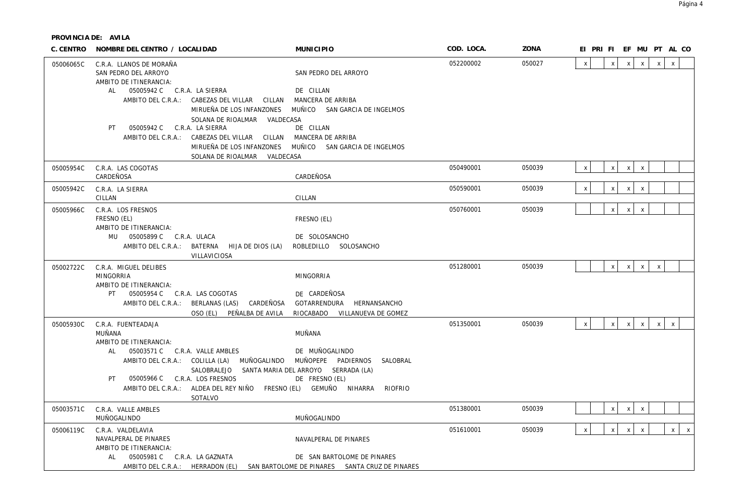**PROVINCIA DE: AVILA**

| C. CENTRO | NOMBRE DEL CENTRO / LOCALIDAD | MUNICIPIO | COD. LOCA. | ZONA | EI | PRI | FI | EF | MU | PT | AL | CO |
|---|---|---|---|---|---|---|---|---|---|---|---|---|
| 05006065C | C.R.A. LLANOS DE MORAÑA<br>SAN PEDRO DEL ARROYO<br>AMBITO DE ITINERANCIA:<br>AL 05005942 C C.R.A. LA SIERRA DE CILLAN<br>AMBITO DEL C.R.A.: CABEZAS DEL VILLAR CILLAN MANCERA DE ARRIBA MIRUEÑA DE LOS INFANZONES MUÑICO SAN GARCIA DE INGELMOS SOLANA DE RIOALMAR VALDECASA<br>PT 05005942 C C.R.A. LA SIERRA DE CILLAN<br>AMBITO DEL C.R.A.: CABEZAS DEL VILLAR CILLAN MANCERA DE ARRIBA MIRUEÑA DE LOS INFANZONES MUÑICO SAN GARCIA DE INGELMOS SOLANA DE RIOALMAR VALDECASA | SAN PEDRO DEL ARROYO | 052200002 | 050027 | x | | x | x | x | x | x | |
| 05005954C | C.R.A. LAS COGOTAS<br>CARDEÑOSA | CARDEÑOSA | 050490001 | 050039 | x | | x | x | x | | | |
| 05005942C | C.R.A. LA SIERRA<br>CILLAN | CILLAN | 050590001 | 050039 | x | | x | x | x | | | |
| 05005966C | C.R.A. LOS FRESNOS<br>FRESNO (EL)<br>AMBITO DE ITINERANCIA:<br>MU 05005899 C C.R.A. ULACA DE SOLOSANCHO<br>AMBITO DEL C.R.A.: BATERNA HIJA DE DIOS (LA) ROBLEDILLO SOLOSANCHO VILLAVICIOSA | FRESNO (EL) | 050760001 | 050039 | | | x | x | x | | | |
| 05002722C | C.R.A. MIGUEL DELIBES<br>MINGORRIA<br>AMBITO DE ITINERANCIA:<br>PT 05005954 C C.R.A. LAS COGOTAS DE CARDEÑOSA<br>AMBITO DEL C.R.A.: BERLANAS (LAS) CARDEÑOSA GOTARRENDURA HERNANSANCHO OSO (EL) PEÑALBA DE AVILA RIOCABADO VILLANUEVA DE GOMEZ | MINGORRIA | 051280001 | 050039 | | | x | x | x | x | | |
| 05005930C | C.R.A. FUENTEADAJA<br>MUÑANA<br>AMBITO DE ITINERANCIA:<br>AL 05003571 C C.R.A. VALLE AMBLES DE MUÑOGALINDO<br>AMBITO DEL C.R.A.: COLILLA (LA) MUÑOGALINDO MUÑOPEPE PADIERNOS SALOBRAL SALOBRALEJO SANTA MARIA DEL ARROYO SERRADA (LA)<br>PT 05005966 C C.R.A. LOS FRESNOS DE FRESNO (EL)<br>AMBITO DEL C.R.A.: ALDEA DEL REY NIÑO FRESNO (EL) GEMUÑO NIHARRA RIOFRIO SOTALVO | MUÑANA | 051350001 | 050039 | x | | x | x | x | x | x | |
| 05003571C | C.R.A. VALLE AMBLES<br>MUÑOGALINDO | MUÑOGALINDO | 051380001 | 050039 | | | x | x | x | | | |
| 05006119C | C.R.A. VALDELAVIA<br>NAVALPERAL DE PINARES<br>AMBITO DE ITINERANCIA:<br>AL 05005981 C C.R.A. LA GAZNATA DE SAN BARTOLOME DE PINARES<br>AMBITO DEL C.R.A.: HERRADON (EL) SAN BARTOLOME DE PINARES SANTA CRUZ DE PINARES | NAVALPERAL DE PINARES | 051610001 | 050039 | x | | x | x | x | | x | x |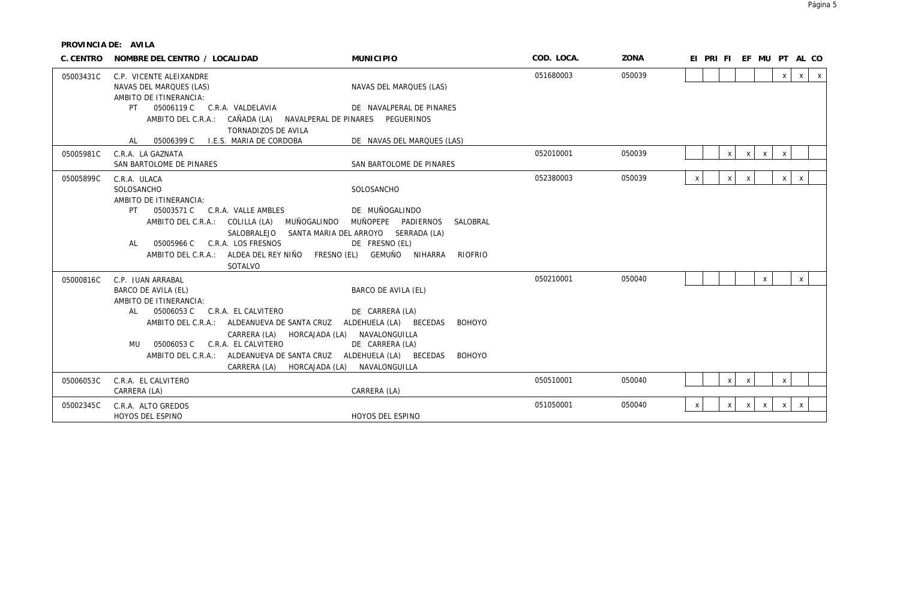**PROVINCIA DE: AVILA**

| C. CENTRO | NOMBRE DEL CENTRO / LOCALIDAD | MUNICIPIO | COD. LOCA. | ZONA | EI | PRI | FI | EF | MU | PT | AL | CO |
|---|---|---|---|---|---|---|---|---|---|---|---|---|
| 05003431C | C.P. VICENTE ALEIXANDRE<br>NAVAS DEL MARQUES (LAS)<br>AMBITO DE ITINERANCIA:<br>PT 05006119 C C.R.A. VALDELAVIA<br>AMBITO DEL C.R.A.: CAÑADA (LA) NAVALPERAL DE PINARES PEGUERINOS TORNADIZOS DE AVILA<br>AL 05006399 C I.E.S. MARIA DE CORDOBA | <br>NAVAS DEL MARQUES (LAS)<br><br>DE NAVALPERAL DE PINARES<br><br>DE NAVAS DEL MARQUES (LAS) | 051680003 | 050039 | | | | | | x | x | x |
| 05005981C | C.R.A. LA GAZNATA<br>SAN BARTOLOME DE PINARES | <br>SAN BARTOLOME DE PINARES | 052010001 | 050039 | | | x | x | x | x | | |
| 05005899C | C.R.A. ULACA<br>SOLOSANCHO<br>AMBITO DE ITINERANCIA:<br>PT 05003571 C C.R.A. VALLE AMBLES<br>AMBITO DEL C.R.A.: COLILLA (LA) MUÑOGALINDO MUÑOPEPE PADIERNOS SALOBRAL SALOBRALEJO SANTA MARIA DEL ARROYO SERRADA (LA)<br>AL 05005966 C C.R.A. LOS FRESNOS<br>AMBITO DEL C.R.A.: ALDEA DEL REY NIÑO FRESNO (EL) GEMUÑO NIHARRA RIOFRIO SOTALVO | <br>SOLOSANCHO<br><br>DE MUÑOGALINDO<br><br>DE FRESNO (EL) | 052380003 | 050039 | x | | x | x | | x | x | |
| 05000816C | C.P. JUAN ARRABAL<br>BARCO DE AVILA (EL)<br>AMBITO DE ITINERANCIA:<br>AL 05006053 C C.R.A. EL CALVITERO<br>AMBITO DEL C.R.A.: ALDEANUEVA DE SANTA CRUZ ALDEHUELA (LA) BECEDAS BOHOYO CARRERA (LA) HORCAJADA (LA) NAVALONGUILLA<br>MU 05006053 C C.R.A. EL CALVITERO<br>AMBITO DEL C.R.A.: ALDEANUEVA DE SANTA CRUZ ALDEHUELA (LA) BECEDAS BOHOYO CARRERA (LA) HORCAJADA (LA) NAVALONGUILLA | <br>BARCO DE AVILA (EL)<br><br>DE CARRERA (LA)<br><br>DE CARRERA (LA) | 050210001 | 050040 | | | | | x | | x | |
| 05006053C | C.R.A. EL CALVITERO<br>CARRERA (LA) | <br>CARRERA (LA) | 050510001 | 050040 | | | x | x | | x | | |
| 05002345C | C.R.A. ALTO GREDOS<br>HOYOS DEL ESPINO | <br>HOYOS DEL ESPINO | 051050001 | 050040 | x | | x | x | x | x | x | |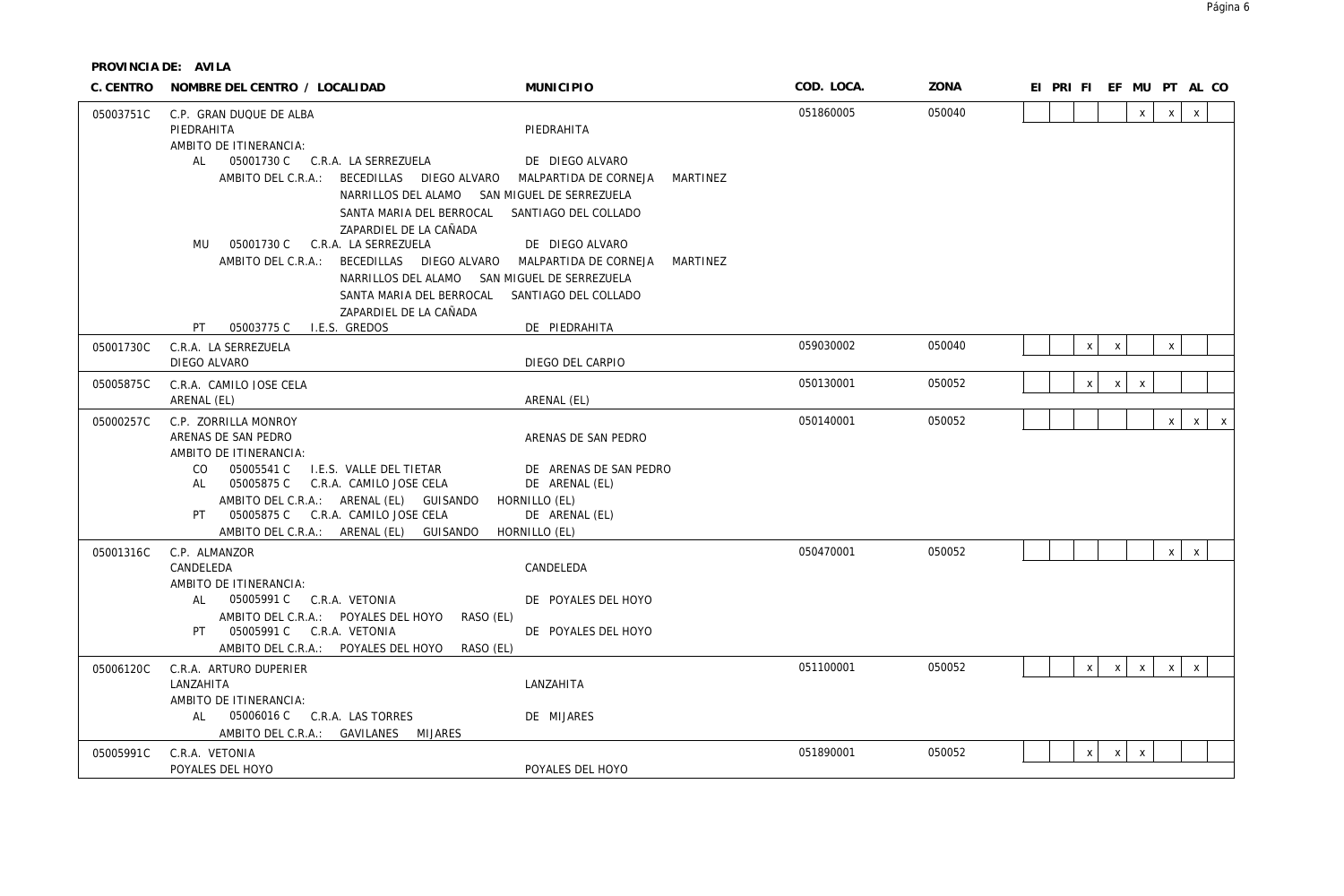**PROVINCIA DE: AVILA**

| C. CENTRO | NOMBRE DEL CENTRO / LOCALIDAD | MUNICIPIO | COD. LOCA. | ZONA | EI | PRI | FI | EF | MU | PT | AL | CO |
|---|---|---|---|---|---|---|---|---|---|---|---|---|
| 05003751C | C.P. GRAN DUQUE DE ALBA<br>PIEDRAHITA<br>AMBITO DE ITINERANCIA:<br>AL 05001730 C C.R.A. LA SERREZUELA DE DIEGO ALVARO<br>AMBITO DEL C.R.A.: BECEDILLAS DIEGO ALVARO MALPARTIDA DE CORNEJA MARTINEZ NARRILLOS DEL ALAMO SAN MIGUEL DE SERREZUELA SANTA MARIA DEL BERROCAL SANTIAGO DEL COLLADO ZAPARDIEL DE LA CAÑADA<br>MU 05001730 C C.R.A. LA SERREZUELA DE DIEGO ALVARO<br>AMBITO DEL C.R.A.: BECEDILLAS DIEGO ALVARO MALPARTIDA DE CORNEJA MARTINEZ NARRILLOS DEL ALAMO SAN MIGUEL DE SERREZUELA SANTA MARIA DEL BERROCAL SANTIAGO DEL COLLADO ZAPARDIEL DE LA CAÑADA<br>PT 05003775 C I.E.S. GREDOS DE PIEDRAHITA | PIEDRAHITA | 051860005 | 050040 | | | | | x | x | x | |
| 05001730C | C.R.A. LA SERREZUELA<br>DIEGO ALVARO | DIEGO DEL CARPIO | 059030002 | 050040 | | | x | x | | x | | |
| 05005875C | C.R.A. CAMILO JOSE CELA<br>ARENAL (EL) | ARENAL (EL) | 050130001 | 050052 | | | x | x | x | | | |
| 05000257C | C.P. ZORRILLA MONROY<br>ARENAS DE SAN PEDRO<br>AMBITO DE ITINERANCIA:<br>CO 05005541 C I.E.S. VALLE DEL TIETAR DE ARENAS DE SAN PEDRO<br>AL 05005875 C C.R.A. CAMILO JOSE CELA DE ARENAL (EL)<br>AMBITO DEL C.R.A.: ARENAL (EL) GUISANDO HORNILLO (EL)<br>PT 05005875 C C.R.A. CAMILO JOSE CELA DE ARENAL (EL)<br>AMBITO DEL C.R.A.: ARENAL (EL) GUISANDO HORNILLO (EL) | ARENAS DE SAN PEDRO | 050140001 | 050052 | | | | | | x | x | x |
| 05001316C | C.P. ALMANZOR<br>CANDELEDA<br>AMBITO DE ITINERANCIA:<br>AL 05005991 C C.R.A. VETONIA DE POYALES DEL HOYO<br>AMBITO DEL C.R.A.: POYALES DEL HOYO RASO (EL)<br>PT 05005991 C C.R.A. VETONIA DE POYALES DEL HOYO<br>AMBITO DEL C.R.A.: POYALES DEL HOYO RASO (EL) | CANDELEDA | 050470001 | 050052 | | | | | | x | x | |
| 05006120C | C.R.A. ARTURO DUPERIER<br>LANZAHITA<br>AMBITO DE ITINERANCIA:<br>AL 05006016 C C.R.A. LAS TORRES DE MIJARES<br>AMBITO DEL C.R.A.: GAVILANES MIJARES | LANZAHITA | 051100001 | 050052 | | | x | x | x | x | x | |
| 05005991C | C.R.A. VETONIA<br>POYALES DEL HOYO | POYALES DEL HOYO | 051890001 | 050052 | | | x | x | x | | | |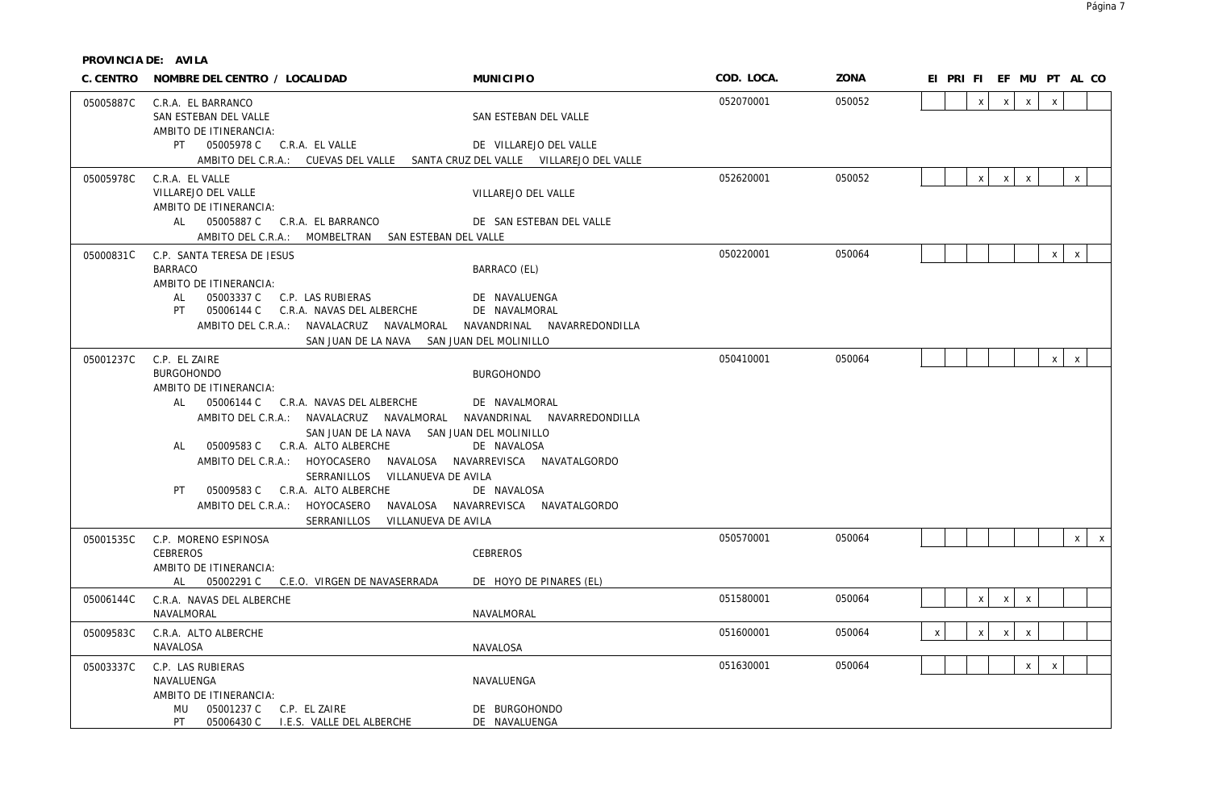**PROVINCIA DE: AVILA**

| C. CENTRO | NOMBRE DEL CENTRO / LOCALIDAD | MUNICIPIO | COD. LOCA. | ZONA | EI | PRI | FI | EF | MU | PT | AL | CO |
|---|---|---|---|---|---|---|---|---|---|---|---|---|
| 05005887C | C.R.A. EL BARRANCO<br>SAN ESTEBAN DEL VALLE<br>AMBITO DE ITINERANCIA:<br>PT 05005978 C C.R.A. EL VALLE<br>AMBITO DEL C.R.A.: CUEVAS DEL VALLE SANTA CRUZ DEL VALLE VILLAREJO DEL VALLE | SAN ESTEBAN DEL VALLE<br><br><br>DE VILLAREJO DEL VALLE | 052070001 | 050052 | | | x | x | x | x | | |
| 05005978C | C.R.A. EL VALLE<br>VILLAREJO DEL VALLE<br>AMBITO DE ITINERANCIA:<br>AL 05005887 C C.R.A. EL BARRANCO<br>AMBITO DEL C.R.A.: MOMBELTRAN SAN ESTEBAN DEL VALLE | VILLAREJO DEL VALLE<br><br><br>DE SAN ESTEBAN DEL VALLE | 052620001 | 050052 | | | x | x | x | | x | |
| 05000831C | C.P. SANTA TERESA DE JESUS<br>BARRACO<br>AMBITO DE ITINERANCIA:<br>AL 05003337 C C.P. LAS RUBIERAS<br>PT 05006144 C C.R.A. NAVAS DEL ALBERCHE<br>AMBITO DEL C.R.A.: NAVALACRUZ NAVALMORAL NAVANDRINAL NAVARREDONDILLA<br>SAN JUAN DE LA NAVA SAN JUAN DEL MOLINILLO | BARRACO (EL)<br><br><br>DE NAVALUENGA<br>DE NAVALMORAL | 050220001 | 050064 | | | | | | x | x | |
| 05001237C | C.P. EL ZAIRE<br>BURGOHONDO<br>AMBITO DE ITINERANCIA:<br>AL 05006144 C C.R.A. NAVAS DEL ALBERCHE<br>AMBITO DEL C.R.A.: NAVALACRUZ NAVALMORAL NAVANDRINAL NAVARREDONDILLA<br>SAN JUAN DE LA NAVA SAN JUAN DEL MOLINILLO<br>AL 05009583 C C.R.A. ALTO ALBERCHE<br>AMBITO DEL C.R.A.: HOYOCASERO NAVALOSA NAVARREVISCA NAVATALGORDO<br>SERRANILLOS VILLANUEVA DE AVILA<br>PT 05009583 C C.R.A. ALTO ALBERCHE<br>AMBITO DEL C.R.A.: HOYOCASERO NAVALOSA NAVARREVISCA NAVATALGORDO<br>SERRANILLOS VILLANUEVA DE AVILA | BURGOHONDO<br><br><br>DE NAVALMORAL<br><br><br>DE NAVALOSA<br><br><br>DE NAVALOSA | 050410001 | 050064 | | | | | | x | x | |
| 05001535C | C.P. MORENO ESPINOSA<br>CEBREROS<br>AMBITO DE ITINERANCIA:<br>AL 05002291 C C.E.O. VIRGEN DE NAVASERRADA | CEBREROS<br><br><br>DE HOYO DE PINARES (EL) | 050570001 | 050064 | | | | | | | x | x |
| 05006144C | C.R.A. NAVAS DEL ALBERCHE<br>NAVALMORAL | NAVALMORAL | 051580001 | 050064 | | | x | x | x | | | |
| 05009583C | C.R.A. ALTO ALBERCHE<br>NAVALOSA | NAVALOSA | 051600001 | 050064 | x | | x | x | x | | | |
| 05003337C | C.P. LAS RUBIERAS<br>NAVALUENGA<br>AMBITO DE ITINERANCIA:<br>MU 05001237 C C.P. EL ZAIRE<br>PT 05006430 C I.E.S. VALLE DEL ALBERCHE | NAVALUENGA<br><br><br>DE BURGOHONDO<br>DE NAVALUENGA | 051630001 | 050064 | | | | | x | x | | |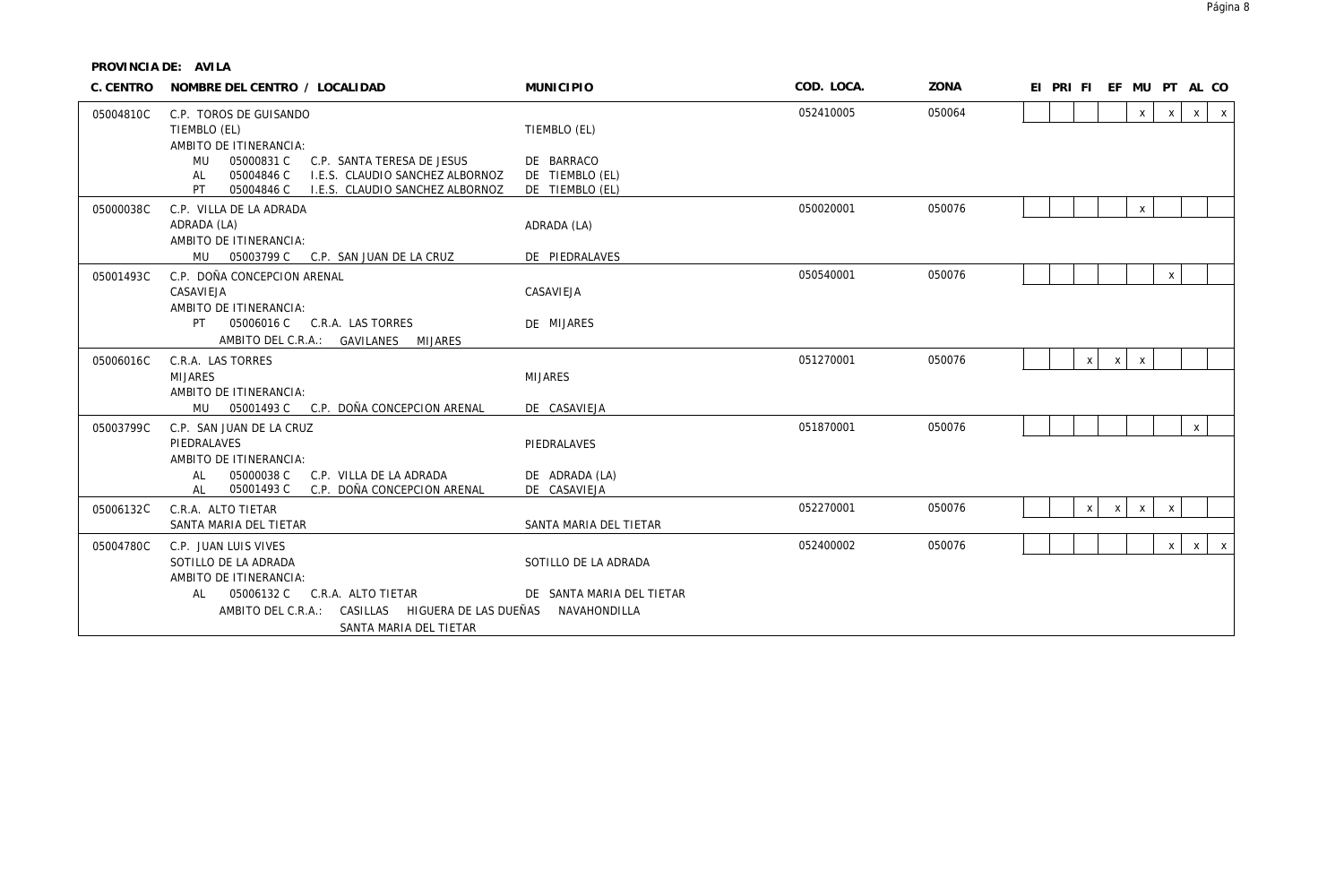**PROVINCIA DE: AVILA**

| C. CENTRO | NOMBRE DEL CENTRO / LOCALIDAD | MUNICIPIO | COD. LOCA. | ZONA | EI | PRI | FI | EF | MU | PT | AL | CO |
|---|---|---|---|---|---|---|---|---|---|---|---|---|
| 05004810C | C.P. TOROS DE GUISANDO<br>TIEMBLO (EL)<br>AMBITO DE ITINERANCIA:<br>MU 05000831 C C.P. SANTA TERESA DE JESUS<br>AL 05004846 C I.E.S. CLAUDIO SANCHEZ ALBORNOZ<br>PT 05004846 C I.E.S. CLAUDIO SANCHEZ ALBORNOZ | TIEMBLO (EL)<br><br>DE BARRACO<br>DE TIEMBLO (EL)<br>DE TIEMBLO (EL) | 052410005 | 050064 | | | | | x | x | x | x |
| 05000038C | C.P. VILLA DE LA ADRADA<br>ADRADA (LA)<br>AMBITO DE ITINERANCIA:<br>MU 05003799 C C.P. SAN JUAN DE LA CRUZ | ADRADA (LA)<br><br>DE PIEDRALAVES | 050020001 | 050076 | | | | | x | | | |
| 05001493C | C.P. DOÑA CONCEPCION ARENAL<br>CASAVIEJA<br>AMBITO DE ITINERANCIA:<br>PT 05006016 C C.R.A. LAS TORRES<br>AMBITO DEL C.R.A.: GAVILANES MIJARES | CASAVIEJA<br><br>DE MIJARES | 050540001 | 050076 | | | | | | x | | |
| 05006016C | C.R.A. LAS TORRES<br>MIJARES<br>AMBITO DE ITINERANCIA:<br>MU 05001493 C C.P. DOÑA CONCEPCION ARENAL | MIJARES<br><br>DE CASAVIEJA | 051270001 | 050076 | | | x | x | x | | | |
| 05003799C | C.P. SAN JUAN DE LA CRUZ<br>PIEDRALAVES<br>AMBITO DE ITINERANCIA:<br>AL 05000038 C C.P. VILLA DE LA ADRADA<br>AL 05001493 C C.P. DOÑA CONCEPCION ARENAL | PIEDRALAVES<br><br>DE ADRADA (LA)<br>DE CASAVIEJA | 051870001 | 050076 | | | | | | | x | |
| 05006132C | C.R.A. ALTO TIETAR<br>SANTA MARIA DEL TIETAR | SANTA MARIA DEL TIETAR | 052270001 | 050076 | | | x | x | x | x | | |
| 05004780C | C.P. JUAN LUIS VIVES<br>SOTILLO DE LA ADRADA<br>AMBITO DE ITINERANCIA:<br>AL 05006132 C C.R.A. ALTO TIETAR<br>AMBITO DEL C.R.A.: CASILLAS HIGUERA DE LAS DUEÑAS NAVAHONDILLA SANTA MARIA DEL TIETAR | SOTILLO DE LA ADRADA<br><br>DE SANTA MARIA DEL TIETAR | 052400002 | 050076 | | | | | | x | x | x |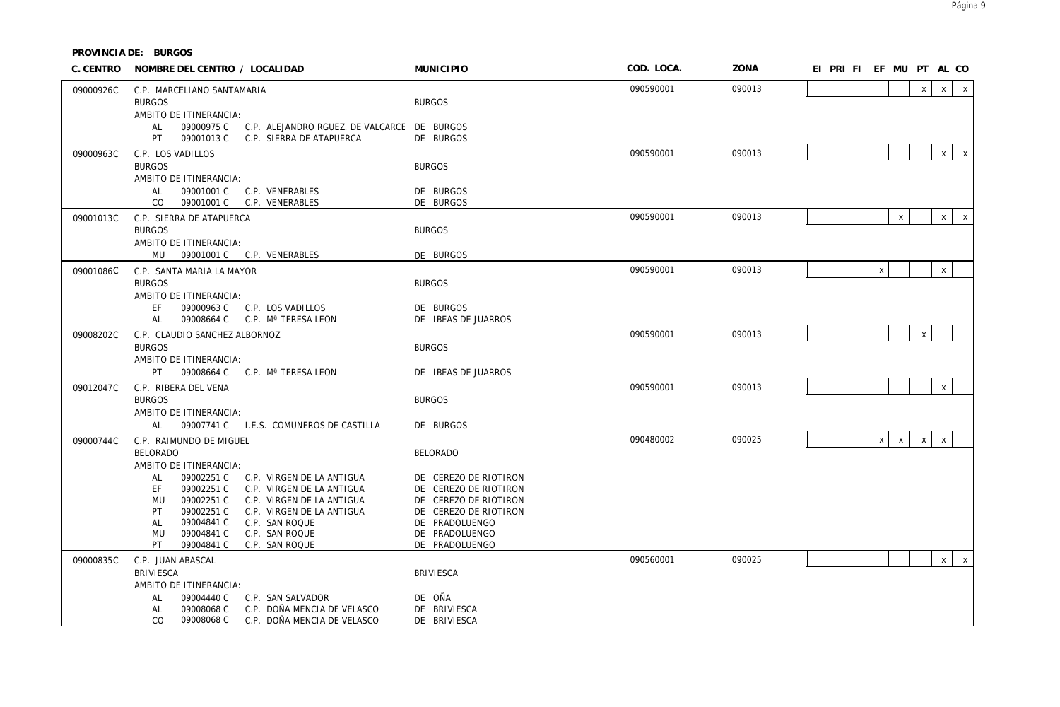**PROVINCIA DE: BURGOS**

| C. CENTRO | NOMBRE DEL CENTRO / LOCALIDAD | MUNICIPIO | COD. LOCA. | ZONA | EI | PRI | FI | EF | MU | PT | AL | CO |
|---|---|---|---|---|---|---|---|---|---|---|---|---|
| 09000926C | C.P. MARCELIANO SANTAMARIA | | 090590001 | 090013 | | | | | | x | x | x |
| | BURGOS | BURGOS | | | | | | | | | | |
| | AMBITO DE ITINERANCIA: | | | | | | | | | | | |
| | AL 09000975 C C.P. ALEJANDRO RGUEZ. DE VALCARCE | DE BURGOS | | | | | | | | | | |
| | PT 09001013 C C.P. SIERRA DE ATAPUERCA | DE BURGOS | | | | | | | | | | |
| 09000963C | C.P. LOS VADILLOS | | 090590001 | 090013 | | | | | | | x | x |
| | BURGOS | BURGOS | | | | | | | | | | |
| | AMBITO DE ITINERANCIA: | | | | | | | | | | | |
| | AL 09001001 C C.P. VENERABLES | DE BURGOS | | | | | | | | | | |
| | CO 09001001 C C.P. VENERABLES | DE BURGOS | | | | | | | | | | |
| 09001013C | C.P. SIERRA DE ATAPUERCA | | 090590001 | 090013 | | | | | x | | x | x |
| | BURGOS | BURGOS | | | | | | | | | | |
| | AMBITO DE ITINERANCIA: | | | | | | | | | | | |
| | MU 09001001 C C.P. VENERABLES | DE BURGOS | | | | | | | | | | |
| 09001086C | C.P. SANTA MARIA LA MAYOR | | 090590001 | 090013 | | | | x | | | x | |
| | BURGOS | BURGOS | | | | | | | | | | |
| | AMBITO DE ITINERANCIA: | | | | | | | | | | | |
| | EF 09000963 C C.P. LOS VADILLOS | DE BURGOS | | | | | | | | | | |
| | AL 09008664 C C.P. Mª TERESA LEON | DE IBEAS DE JUARROS | | | | | | | | | | |
| 09008202C | C.P. CLAUDIO SANCHEZ ALBORNOZ | | 090590001 | 090013 | | | | | | x | | |
| | BURGOS | BURGOS | | | | | | | | | | |
| | AMBITO DE ITINERANCIA: | | | | | | | | | | | |
| | PT 09008664 C C.P. Mª TERESA LEON | DE IBEAS DE JUARROS | | | | | | | | | | |
| 09012047C | C.P. RIBERA DEL VENA | | 090590001 | 090013 | | | | | | | x | |
| | BURGOS | BURGOS | | | | | | | | | | |
| | AMBITO DE ITINERANCIA: | | | | | | | | | | | |
| | AL 09007741 C I.E.S. COMUNEROS DE CASTILLA | DE BURGOS | | | | | | | | | | |
| 09000744C | C.P. RAIMUNDO DE MIGUEL | | 090480002 | 090025 | | | | x | x | x | x | |
| | BELORADO | BELORADO | | | | | | | | | | |
| | AMBITO DE ITINERANCIA: | | | | | | | | | | | |
| | AL 09002251 C C.P. VIRGEN DE LA ANTIGUA | DE CEREZO DE RIOTIRON | | | | | | | | | | |
| | EF 09002251 C C.P. VIRGEN DE LA ANTIGUA | DE CEREZO DE RIOTIRON | | | | | | | | | | |
| | MU 09002251 C C.P. VIRGEN DE LA ANTIGUA | DE CEREZO DE RIOTIRON | | | | | | | | | | |
| | PT 09002251 C C.P. VIRGEN DE LA ANTIGUA | DE CEREZO DE RIOTIRON | | | | | | | | | | |
| | AL 09004841 C C.P. SAN ROQUE | DE PRADOLUENGO | | | | | | | | | | |
| | MU 09004841 C C.P. SAN ROQUE | DE PRADOLUENGO | | | | | | | | | | |
| | PT 09004841 C C.P. SAN ROQUE | DE PRADOLUENGO | | | | | | | | | | |
| 09000835C | C.P. JUAN ABASCAL | | 090560001 | 090025 | | | | | | | x | x |
| | BRIVIESCA | BRIVIESCA | | | | | | | | | | |
| | AMBITO DE ITINERANCIA: | | | | | | | | | | | |
| | AL 09004440 C C.P. SAN SALVADOR | DE OÑA | | | | | | | | | | |
| | AL 09008068 C C.P. DOÑA MENCIA DE VELASCO | DE BRIVIESCA | | | | | | | | | | |
| | CO 09008068 C C.P. DOÑA MENCIA DE VELASCO | DE BRIVIESCA | | | | | | | | | | |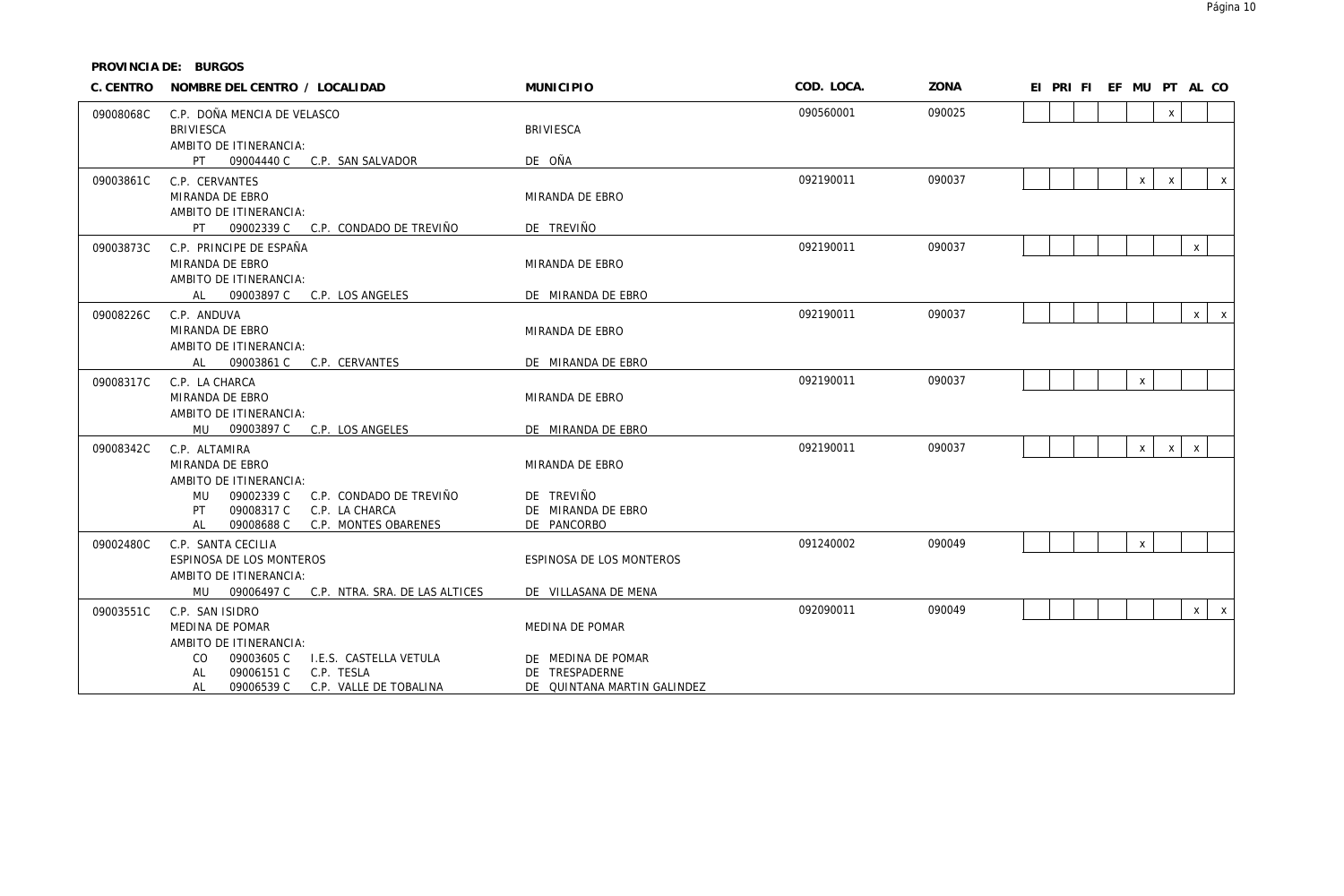**PROVINCIA DE: BURGOS**

| C. CENTRO | NOMBRE DEL CENTRO / LOCALIDAD | MUNICIPIO | COD. LOCA. | ZONA | EI | PRI | FI | EF | MU | PT | AL | CO |
|---|---|---|---|---|---|---|---|---|---|---|---|---|
| 09008068C | C.P. DOÑA MENCIA DE VELASCO<br>BRIVIESCA<br>AMBITO DE ITINERANCIA:<br>PT 09004440 C C.P. SAN SALVADOR | <br>BRIVIESCA<br><br>DE OÑA | 090560001 | 090025 | | | | | | x | | |
| 09003861C | C.P. CERVANTES<br>MIRANDA DE EBRO<br>AMBITO DE ITINERANCIA:<br>PT 09002339 C C.P. CONDADO DE TREVIÑO | <br>MIRANDA DE EBRO<br><br>DE TREVIÑO | 092190011 | 090037 | | | | | x | x | | x |
| 09003873C | C.P. PRINCIPE DE ESPAÑA<br>MIRANDA DE EBRO<br>AMBITO DE ITINERANCIA:<br>AL 09003897 C C.P. LOS ANGELES | <br>MIRANDA DE EBRO<br><br>DE MIRANDA DE EBRO | 092190011 | 090037 | | | | | | | x | |
| 09008226C | C.P. ANDUVA<br>MIRANDA DE EBRO<br>AMBITO DE ITINERANCIA:<br>AL 09003861 C C.P. CERVANTES | <br>MIRANDA DE EBRO<br><br>DE MIRANDA DE EBRO | 092190011 | 090037 | | | | | | | x | x |
| 09008317C | C.P. LA CHARCA<br>MIRANDA DE EBRO<br>AMBITO DE ITINERANCIA:<br>MU 09003897 C C.P. LOS ANGELES | <br>MIRANDA DE EBRO<br><br>DE MIRANDA DE EBRO | 092190011 | 090037 | | | | | x | | | |
| 09008342C | C.P. ALTAMIRA<br>MIRANDA DE EBRO<br>AMBITO DE ITINERANCIA:<br>MU 09002339 C C.P. CONDADO DE TREVIÑO<br>PT 09008317 C C.P. LA CHARCA<br>AL 09008688 C C.P. MONTES OBARENES | <br>MIRANDA DE EBRO<br><br>DE TREVIÑO<br>DE MIRANDA DE EBRO<br>DE PANCORBO | 092190011 | 090037 | | | | | x | x | x | |
| 09002480C | C.P. SANTA CECILIA<br>ESPINOSA DE LOS MONTEROS<br>AMBITO DE ITINERANCIA:<br>MU 09006497 C C.P. NTRA. SRA. DE LAS ALTICES | <br>ESPINOSA DE LOS MONTEROS<br><br>DE VILLASANA DE MENA | 091240002 | 090049 | | | | | x | | | |
| 09003551C | C.P. SAN ISIDRO<br>MEDINA DE POMAR<br>AMBITO DE ITINERANCIA:<br>CO 09003605 C I.E.S. CASTELLA VETULA<br>AL 09006151 C C.P. TESLA<br>AL 09006539 C C.P. VALLE DE TOBALINA | <br>MEDINA DE POMAR<br><br>DE MEDINA DE POMAR<br>DE TRESPADERNE<br>DE QUINTANA MARTIN GALINDEZ | 092090011 | 090049 | | | | | | | x | x |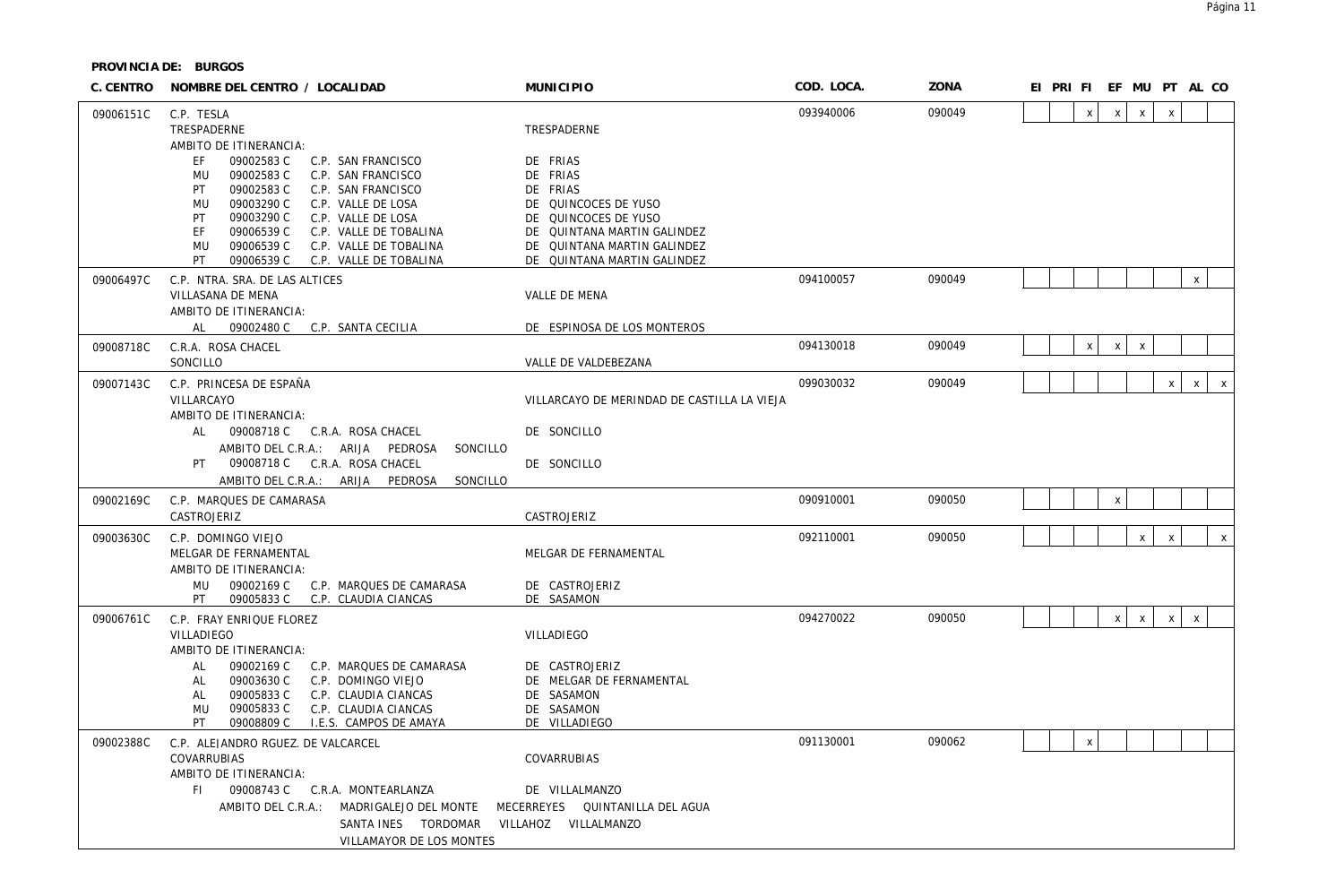**PROVINCIA DE: BURGOS**

| C. CENTRO | NOMBRE DEL CENTRO / LOCALIDAD | MUNICIPIO | COD. LOCA. | ZONA | EI | PRI | FI | EF | MU | PT | AL | CO |
|---|---|---|---|---|---|---|---|---|---|---|---|---|
| 09006151C | C.P. TESLA<br>TRESPADERNE<br>AMBITO DE ITINERANCIA:<br>EF 09002583 C C.P. SAN FRANCISCO<br>MU 09002583 C C.P. SAN FRANCISCO<br>PT 09002583 C C.P. SAN FRANCISCO<br>MU 09003290 C C.P. VALLE DE LOSA<br>PT 09003290 C C.P. VALLE DE LOSA<br>EF 09006539 C C.P. VALLE DE TOBALINA<br>MU 09006539 C C.P. VALLE DE TOBALINA<br>PT 09006539 C C.P. VALLE DE TOBALINA | <br>TRESPADERNE<br><br>DE FRIAS<br>DE FRIAS<br>DE FRIAS<br>DE QUINCOCES DE YUSO<br>DE QUINCOCES DE YUSO<br>DE QUINTANA MARTIN GALINDEZ<br>DE QUINTANA MARTIN GALINDEZ<br>DE QUINTANA MARTIN GALINDEZ | 093940006 | 090049 | | | x | x | x | x | | |
| 09006497C | C.P. NTRA. SRA. DE LAS ALTICES<br>VILLASANA DE MENA<br>AMBITO DE ITINERANCIA:<br>AL 09002480 C C.P. SANTA CECILIA | <br>VALLE DE MENA<br><br>DE ESPINOSA DE LOS MONTEROS | 094100057 | 090049 | | | | | | | x | |
| 09008718C | C.R.A. ROSA CHACEL<br>SONCILLO | <br>VALLE DE VALDEBEZANA | 094130018 | 090049 | | | x | x | x | | | |
| 09007143C | C.P. PRINCESA DE ESPAÑA<br>VILLARCAYO<br>AMBITO DE ITINERANCIA:<br>AL 09008718 C C.R.A. ROSA CHACEL<br>AMBITO DEL C.R.A.: ARIJA PEDROSA SONCILLO<br>PT 09008718 C C.R.A. ROSA CHACEL<br>AMBITO DEL C.R.A.: ARIJA PEDROSA SONCILLO | <br>VILLARCAYO DE MERINDAD DE CASTILLA LA VIEJA<br><br>DE SONCILLO<br><br>DE SONCILLO | 099030032 | 090049 | | | | | | x | x | x |
| 09002169C | C.P. MARQUES DE CAMARASA<br>CASTROJERIZ | <br>CASTROJERIZ | 090910001 | 090050 | | | | x | | | | |
| 09003630C | C.P. DOMINGO VIEJO<br>MELGAR DE FERNAMENTAL<br>AMBITO DE ITINERANCIA:<br>MU 09002169 C C.P. MARQUES DE CAMARASA<br>PT 09005833 C C.P. CLAUDIA CIANCAS | <br>MELGAR DE FERNAMENTAL<br><br>DE CASTROJERIZ<br>DE SASAMON | 092110001 | 090050 | | | | | x | x | | x |
| 09006761C | C.P. FRAY ENRIQUE FLOREZ<br>VILLADIEGO<br>AMBITO DE ITINERANCIA:<br>AL 09002169 C C.P. MARQUES DE CAMARASA<br>AL 09003630 C C.P. DOMINGO VIEJO<br>AL 09005833 C C.P. CLAUDIA CIANCAS<br>MU 09005833 C C.P. CLAUDIA CIANCAS<br>PT 09008809 C I.E.S. CAMPOS DE AMAYA | <br>VILLADIEGO<br><br>DE CASTROJERIZ<br>DE MELGAR DE FERNAMENTAL<br>DE SASAMON<br>DE SASAMON<br>DE VILLADIEGO | 094270022 | 090050 | | | | x | x | x | x | |
| 09002388C | C.P. ALEJANDRO RGUEZ. DE VALCARCEL<br>COVARRUBIAS<br>AMBITO DE ITINERANCIA:<br>FI 09008743 C C.R.A. MONTEARLANZA<br>AMBITO DEL C.R.A.: MADRIGALEJO DEL MONTE MECERREYES QUINTANILLA DEL AGUA SANTA INES TORDOMAR VILLAHOZ VILLALMANZO VILLAMAYOR DE LOS MONTES | <br>COVARRUBIAS<br><br>DE VILLALMANZO | 091130001 | 090062 | | | x | | | | | |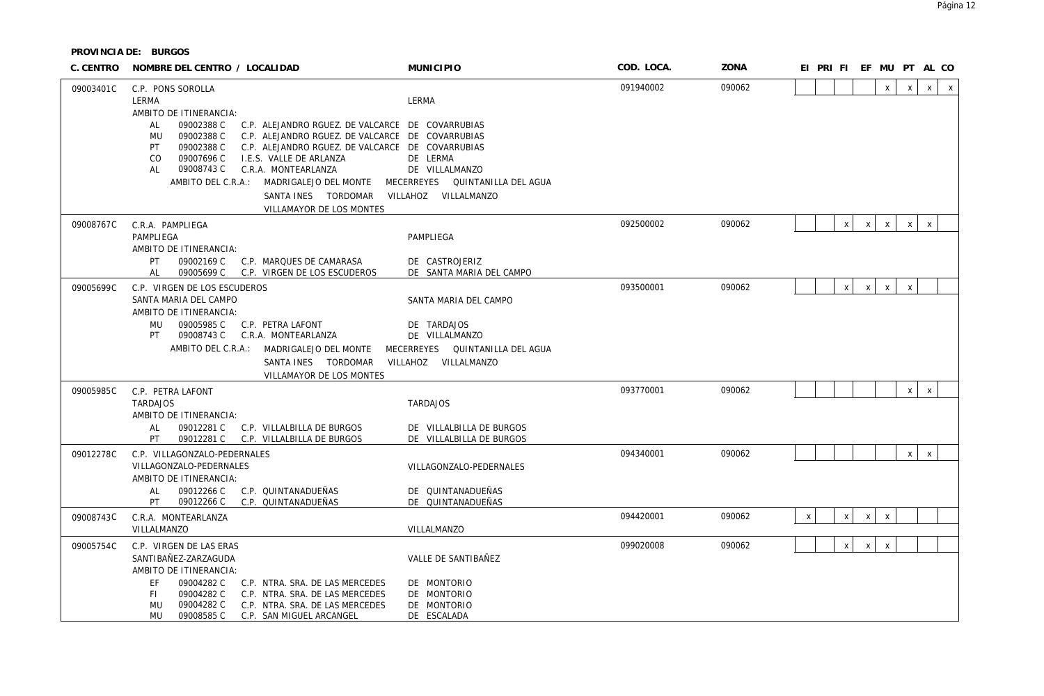**PROVINCIA DE: BURGOS**

| C. CENTRO | NOMBRE DEL CENTRO / LOCALIDAD | MUNICIPIO | COD. LOCA. | ZONA | EI | PRI | FI | EF | MU | PT | AL | CO |
|---|---|---|---|---|---|---|---|---|---|---|---|---|
| 09003401C | C.P. PONS SOROLLA | | 091940002 | 090062 | | | | | x | x | x | x |
| | LERMA | LERMA | | | | | | | | | | |
| | AMBITO DE ITINERANCIA: | | | | | | | | | | | |
| | AL 09002388 C C.P. ALEJANDRO RGUEZ. DE VALCARCE | DE COVARRUBIAS | | | | | | | | | | |
| | MU 09002388 C C.P. ALEJANDRO RGUEZ. DE VALCARCE | DE COVARRUBIAS | | | | | | | | | | |
| | PT 09002388 C C.P. ALEJANDRO RGUEZ. DE VALCARCE | DE COVARRUBIAS | | | | | | | | | | |
| | CO 09007696 C I.E.S. VALLE DE ARLANZA | DE LERMA | | | | | | | | | | |
| | AL 09008743 C C.R.A. MONTEARLANZA | DE VILLALMANZO | | | | | | | | | | |
| | AMBITO DEL C.R.A.: MADRIGALEJO DEL MONTE MECERREYES QUINTANILLA DEL AGUA SANTA INES TORDOMAR VILLAHOZ VILLALMANZO VILLAMAYOR DE LOS MONTES | | | | | | | | | | | |
| 09008767C | C.R.A. PAMPLIEGA | | 092500002 | 090062 | | | x | x | x | x | x | |
| | PAMPLIEGA | PAMPLIEGA | | | | | | | | | | |
| | AMBITO DE ITINERANCIA: | | | | | | | | | | | |
| | PT 09002169 C C.P. MARQUES DE CAMARASA | DE CASTROJERIZ | | | | | | | | | | |
| | AL 09005699 C C.P. VIRGEN DE LOS ESCUDEROS | DE SANTA MARIA DEL CAMPO | | | | | | | | | | |
| 09005699C | C.P. VIRGEN DE LOS ESCUDEROS | | 093500001 | 090062 | | | x | x | x | x | | |
| | SANTA MARIA DEL CAMPO | SANTA MARIA DEL CAMPO | | | | | | | | | | |
| | AMBITO DE ITINERANCIA: | | | | | | | | | | | |
| | MU 09005985 C C.P. PETRA LAFONT | DE TARDAJOS | | | | | | | | | | |
| | PT 09008743 C C.R.A. MONTEARLANZA | DE VILLALMANZO | | | | | | | | | | |
| | AMBITO DEL C.R.A.: MADRIGALEJO DEL MONTE MECERREYES QUINTANILLA DEL AGUA SANTA INES TORDOMAR VILLAHOZ VILLALMANZO VILLAMAYOR DE LOS MONTES | | | | | | | | | | | |
| 09005985C | C.P. PETRA LAFONT | | 093770001 | 090062 | | | | | | x | x | |
| | TARDAJOS | TARDAJOS | | | | | | | | | | |
| | AMBITO DE ITINERANCIA: | | | | | | | | | | | |
| | AL 09012281 C C.P. VILLALBILLA DE BURGOS | DE VILLALBILLA DE BURGOS | | | | | | | | | | |
| | PT 09012281 C C.P. VILLALBILLA DE BURGOS | DE VILLALBILLA DE BURGOS | | | | | | | | | | |
| 09012278C | C.P. VILLAGONZALO-PEDERNALES | | 094340001 | 090062 | | | | | | x | x | |
| | VILLAGONZALO-PEDERNALES | VILLAGONZALO-PEDERNALES | | | | | | | | | | |
| | AMBITO DE ITINERANCIA: | | | | | | | | | | | |
| | AL 09012266 C C.P. QUINTANADUEÑAS | DE QUINTANADUEÑAS | | | | | | | | | | |
| | PT 09012266 C C.P. QUINTANADUEÑAS | DE QUINTANADUEÑAS | | | | | | | | | | |
| 09008743C | C.R.A. MONTEARLANZA | | 094420001 | 090062 | x | | x | x | x | | | |
| | VILLALMANZO | VILLALMANZO | | | | | | | | | | |
| 09005754C | C.P. VIRGEN DE LAS ERAS | | 099020008 | 090062 | | | x | x | x | | | |
| | SANTIBAÑEZ-ZARZAGUDA | VALLE DE SANTIBAÑEZ | | | | | | | | | | |
| | AMBITO DE ITINERANCIA: | | | | | | | | | | | |
| | EF 09004282 C C.P. NTRA. SRA. DE LAS MERCEDES | DE MONTORIO | | | | | | | | | | |
| | FI 09004282 C C.P. NTRA. SRA. DE LAS MERCEDES | DE MONTORIO | | | | | | | | | | |
| | MU 09004282 C C.P. NTRA. SRA. DE LAS MERCEDES | DE MONTORIO | | | | | | | | | | |
| | MU 09008585 C C.P. SAN MIGUEL ARCANGEL | DE ESCALADA | | | | | | | | | | |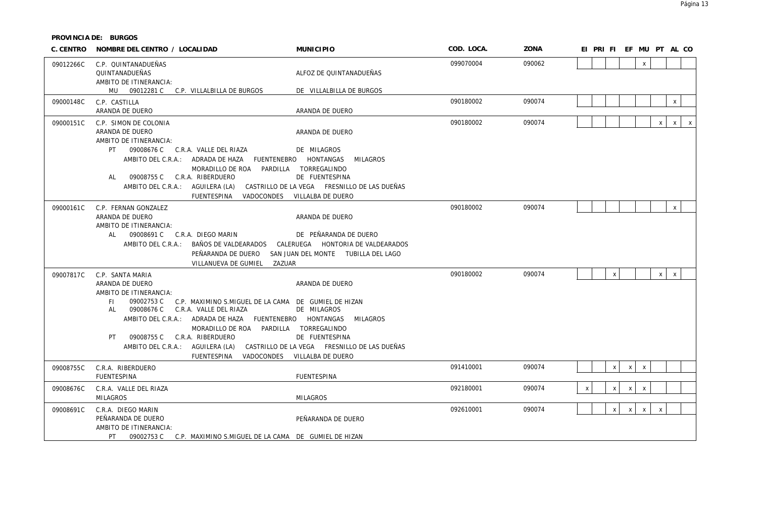**PROVINCIA DE: BURGOS**

| C. CENTRO | NOMBRE DEL CENTRO / LOCALIDAD | MUNICIPIO | COD. LOCA. | ZONA | EI | PRI | FI | EF | MU | PT | AL | CO |
|---|---|---|---|---|---|---|---|---|---|---|---|---|
| 09012266C | C.P. QUINTANADUEÑAS<br>QUINTANADUEÑAS<br>AMBITO DE ITINERANCIA:<br>MU 09012281 C C.P. VILLALBILLA DE BURGOS | ALFOZ DE QUINTANADUEÑAS<br><br><br>DE VILLALBILLA DE BURGOS | 099070004 | 090062 | | | | | x | | | |
| 09000148C | C.P. CASTILLA<br>ARANDA DE DUERO | ARANDA DE DUERO | 090180002 | 090074 | | | | | | | x | |
| 09000151C | C.P. SIMON DE COLONIA<br>ARANDA DE DUERO<br>AMBITO DE ITINERANCIA:<br>PT 09008676 C C.R.A. VALLE DEL RIAZA<br>AMBITO DEL C.R.A.: ADRADA DE HAZA FUENTENEBRO HONTANGAS MILAGROS MORADILLO DE ROA PARDILLA TORREGALINDO<br>AL 09008755 C C.R.A. RIBERDUERO<br>AMBITO DEL C.R.A.: AGUILERA (LA) CASTRILLO DE LA VEGA FRESNILLO DE LAS DUEÑAS FUENTESPINA VADOCONDES VILLALBA DE DUERO | ARANDA DE DUERO<br><br>DE MILAGROS<br><br>DE FUENTESPINA | 090180002 | 090074 | | | | | | x | x | x |
| 09000161C | C.P. FERNAN GONZALEZ<br>ARANDA DE DUERO<br>AMBITO DE ITINERANCIA:<br>AL 09008691 C C.R.A. DIEGO MARIN<br>AMBITO DEL C.R.A.: BAÑOS DE VALDEARADOS CALERUEGA HONTORIA DE VALDEARADOS PEÑARANDA DE DUERO SAN JUAN DEL MONTE TUBILLA DEL LAGO VILLANUEVA DE GUMIEL ZAZUAR | ARANDA DE DUERO<br><br>DE PEÑARANDA DE DUERO | 090180002 | 090074 | | | | | | | x | |
| 09007817C | C.P. SANTA MARIA<br>ARANDA DE DUERO<br>AMBITO DE ITINERANCIA:<br>FI 09002753 C C.P. MAXIMINO S.MIGUEL DE LA CAMA DE GUMIEL DE HIZAN<br>AL 09008676 C C.R.A. VALLE DEL RIAZA<br>AMBITO DEL C.R.A.: ADRADA DE HAZA FUENTENEBRO HONTANGAS MILAGROS MORADILLO DE ROA PARDILLA TORREGALINDO<br>PT 09008755 C C.R.A. RIBERDUERO<br>AMBITO DEL C.R.A.: AGUILERA (LA) CASTRILLO DE LA VEGA FRESNILLO DE LAS DUEÑAS FUENTESPINA VADOCONDES VILLALBA DE DUERO | ARANDA DE DUERO<br><br><br>DE MILAGROS<br><br>DE FUENTESPINA | 090180002 | 090074 | | | x | | | x | x | |
| 09008755C | C.R.A. RIBERDUERO<br>FUENTESPINA | FUENTESPINA | 091410001 | 090074 | | | x | x | x | | | |
| 09008676C | C.R.A. VALLE DEL RIAZA<br>MILAGROS | MILAGROS | 092180001 | 090074 | x | | x | x | x | | | |
| 09008691C | C.R.A. DIEGO MARIN<br>PEÑARANDA DE DUERO<br>AMBITO DE ITINERANCIA:<br>PT 09002753 C C.P. MAXIMINO S.MIGUEL DE LA CAMA DE GUMIEL DE HIZAN | PEÑARANDA DE DUERO | 092610001 | 090074 | | | x | x | x | x | | |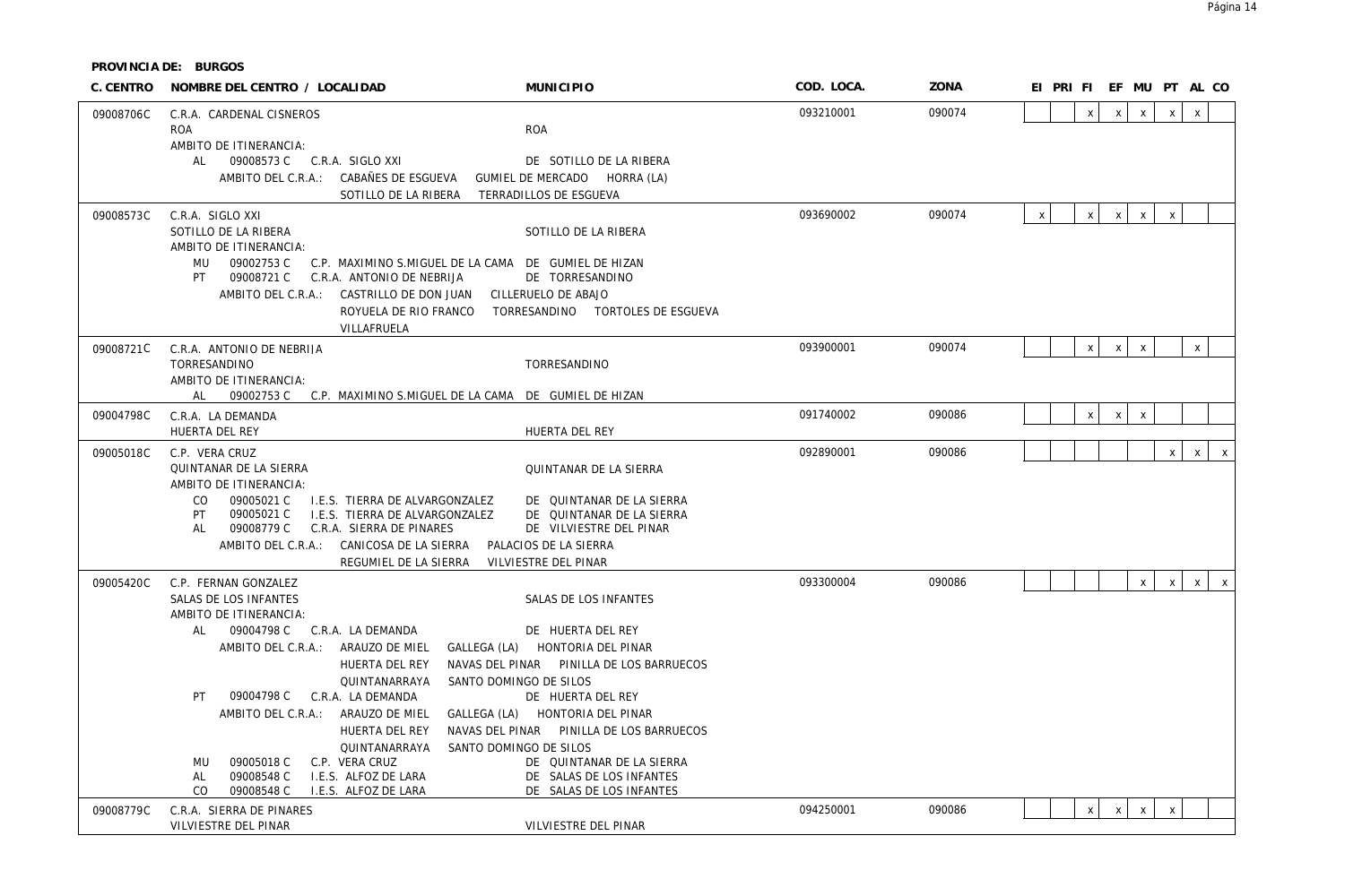**PROVINCIA DE: BURGOS**

| C. CENTRO | NOMBRE DEL CENTRO / LOCALIDAD | MUNICIPIO | COD. LOCA. | ZONA | EI | PRI | FI | EF | MU | PT | AL | CO |
|---|---|---|---|---|---|---|---|---|---|---|---|---|
| 09008706C | C.R.A. CARDENAL CISNEROS<br>ROA<br>AMBITO DE ITINERANCIA:<br>AL 09008573 C C.R.A. SIGLO XXI DE SOTILLO DE LA RIBERA<br>AMBITO DEL C.R.A.: CABAÑES DE ESGUEVA GUMIEL DE MERCADO HORRA (LA) SOTILLO DE LA RIBERA TERRADILLOS DE ESGUEVA | ROA | 093210001 | 090074 | | | x | x | x | x | x | |
| 09008573C | C.R.A. SIGLO XXI<br>SOTILLO DE LA RIBERA<br>AMBITO DE ITINERANCIA:<br>MU 09002753 C C.P. MAXIMINO S.MIGUEL DE LA CAMA DE GUMIEL DE HIZAN<br>PT 09008721 C C.R.A. ANTONIO DE NEBRIJA DE TORRESANDINO<br>AMBITO DEL C.R.A.: CASTRILLO DE DON JUAN CILLERUELO DE ABAJO ROYUELA DE RIO FRANCO TORRESANDINO TORTOLES DE ESGUEVA VILLAFRUELA | SOTILLO DE LA RIBERA | 093690002 | 090074 | x | | x | x | x | x | | |
| 09008721C | C.R.A. ANTONIO DE NEBRIJA<br>TORRESANDINO<br>AMBITO DE ITINERANCIA:<br>AL 09002753 C C.P. MAXIMINO S.MIGUEL DE LA CAMA DE GUMIEL DE HIZAN | TORRESANDINO | 093900001 | 090074 | | | x | x | x | | x | |
| 09004798C | C.R.A. LA DEMANDA<br>HUERTA DEL REY | HUERTA DEL REY | 091740002 | 090086 | | | x | x | x | | | |
| 09005018C | C.P. VERA CRUZ<br>QUINTANAR DE LA SIERRA<br>AMBITO DE ITINERANCIA:<br>CO 09005021 C I.E.S. TIERRA DE ALVARGONZALEZ DE QUINTANAR DE LA SIERRA<br>PT 09005021 C I.E.S. TIERRA DE ALVARGONZALEZ DE QUINTANAR DE LA SIERRA<br>AL 09008779 C C.R.A. SIERRA DE PINARES DE VILVIESTRE DEL PINAR<br>AMBITO DEL C.R.A.: CANICOSA DE LA SIERRA PALACIOS DE LA SIERRA REGUMIEL DE LA SIERRA VILVIESTRE DEL PINAR | QUINTANAR DE LA SIERRA | 092890001 | 090086 | | | | | | x | x | x |
| 09005420C | C.P. FERNAN GONZALEZ<br>SALAS DE LOS INFANTES<br>AMBITO DE ITINERANCIA:<br>AL 09004798 C C.R.A. LA DEMANDA DE HUERTA DEL REY<br>AMBITO DEL C.R.A.: ARAUZO DE MIEL GALLEGA (LA) HONTORIA DEL PINAR HUERTA DEL REY NAVAS DEL PINAR PINILLA DE LOS BARRUECOS QUINTANARRAYA SANTO DOMINGO DE SILOS<br>PT 09004798 C C.R.A. LA DEMANDA DE HUERTA DEL REY<br>AMBITO DEL C.R.A.: ARAUZO DE MIEL GALLEGA (LA) HONTORIA DEL PINAR HUERTA DEL REY NAVAS DEL PINAR PINILLA DE LOS BARRUECOS QUINTANARRAYA SANTO DOMINGO DE SILOS<br>MU 09005018 C C.P. VERA CRUZ DE QUINTANAR DE LA SIERRA<br>AL 09008548 C I.E.S. ALFOZ DE LARA DE SALAS DE LOS INFANTES<br>CO 09008548 C I.E.S. ALFOZ DE LARA DE SALAS DE LOS INFANTES | SALAS DE LOS INFANTES | 093300004 | 090086 | | | | | x | x | x | x |
| 09008779C | C.R.A. SIERRA DE PINARES<br>VILVIESTRE DEL PINAR | VILVIESTRE DEL PINAR | 094250001 | 090086 | | | x | x | x | x | | |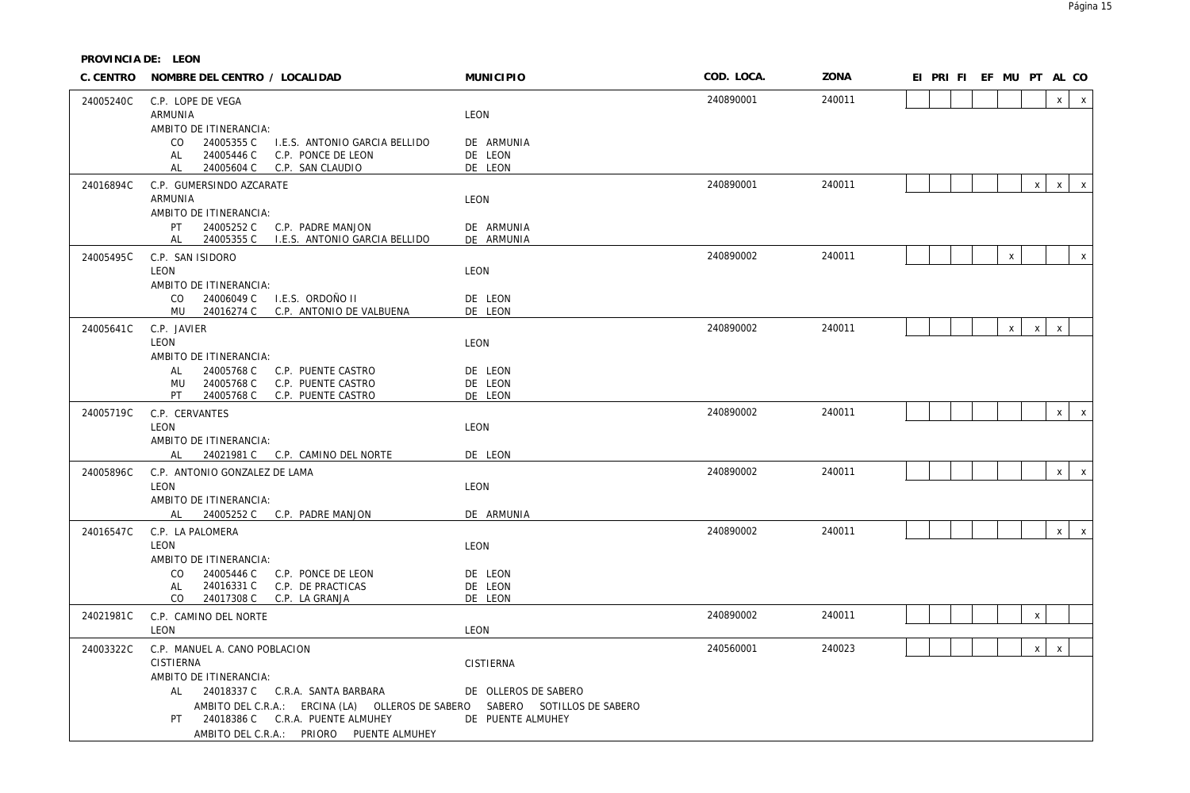**PROVINCIA DE: LEON**

| C. CENTRO | NOMBRE DEL CENTRO / LOCALIDAD | MUNICIPIO | COD. LOCA. | ZONA | EI | PRI | FI | EF | MU | PT | AL | CO |
|---|---|---|---|---|---|---|---|---|---|---|---|---|
| 24005240C | C.P. LOPE DE VEGA<br>ARMUNIA<br>AMBITO DE ITINERANCIA:<br>CO 24005355 C I.E.S. ANTONIO GARCIA BELLIDO<br>AL 24005446 C C.P. PONCE DE LEON<br>AL 24005604 C C.P. SAN CLAUDIO | <br>LEON<br><br>DE ARMUNIA<br>DE LEON<br>DE LEON | 240890001 | 240011 | | | | | | | x | x |
| 24016894C | C.P. GUMERSINDO AZCARATE<br>ARMUNIA<br>AMBITO DE ITINERANCIA:<br>PT 24005252 C C.P. PADRE MANJON<br>AL 24005355 C I.E.S. ANTONIO GARCIA BELLIDO | <br>LEON<br><br>DE ARMUNIA<br>DE ARMUNIA | 240890001 | 240011 | | | | | | x | x | x |
| 24005495C | C.P. SAN ISIDORO<br>LEON<br>AMBITO DE ITINERANCIA:<br>CO 24006049 C I.E.S. ORDOÑO II<br>MU 24016274 C C.P. ANTONIO DE VALBUENA | <br>LEON<br><br>DE LEON<br>DE LEON | 240890002 | 240011 | | | | | x | | | x |
| 24005641C | C.P. JAVIER<br>LEON<br>AMBITO DE ITINERANCIA:<br>AL 24005768 C C.P. PUENTE CASTRO<br>MU 24005768 C C.P. PUENTE CASTRO<br>PT 24005768 C C.P. PUENTE CASTRO | <br>LEON<br><br>DE LEON<br>DE LEON<br>DE LEON | 240890002 | 240011 | | | | | x | x | x | |
| 24005719C | C.P. CERVANTES<br>LEON<br>AMBITO DE ITINERANCIA:<br>AL 24021981 C C.P. CAMINO DEL NORTE | <br>LEON<br><br>DE LEON | 240890002 | 240011 | | | | | | | x | x |
| 24005896C | C.P. ANTONIO GONZALEZ DE LAMA<br>LEON<br>AMBITO DE ITINERANCIA:<br>AL 24005252 C C.P. PADRE MANJON | <br>LEON<br><br>DE ARMUNIA | 240890002 | 240011 | | | | | | | x | x |
| 24016547C | C.P. LA PALOMERA<br>LEON<br>AMBITO DE ITINERANCIA:<br>CO 24005446 C C.P. PONCE DE LEON<br>AL 24016331 C C.P. DE PRACTICAS<br>CO 24017308 C C.P. LA GRANJA | <br>LEON<br><br>DE LEON<br>DE LEON<br>DE LEON | 240890002 | 240011 | | | | | | | x | x |
| 24021981C | C.P. CAMINO DEL NORTE<br>LEON | <br>LEON | 240890002 | 240011 | | | | | | x | | |
| 24003322C | C.P. MANUEL A. CANO POBLACION<br>CISTIERNA<br>AMBITO DE ITINERANCIA:<br>AL 24018337 C C.R.A. SANTA BARBARA<br>AMBITO DEL C.R.A.: ERCINA (LA) OLLEROS DE SABERO SABERO SOTILLOS DE SABERO<br>PT 24018386 C C.R.A. PUENTE ALMUHEY<br>AMBITO DEL C.R.A.: PRIORO PUENTE ALMUHEY | <br>CISTIERNA<br><br>DE OLLEROS DE SABERO<br><br>DE PUENTE ALMUHEY | 240560001 | 240023 | | | | | | x | x | |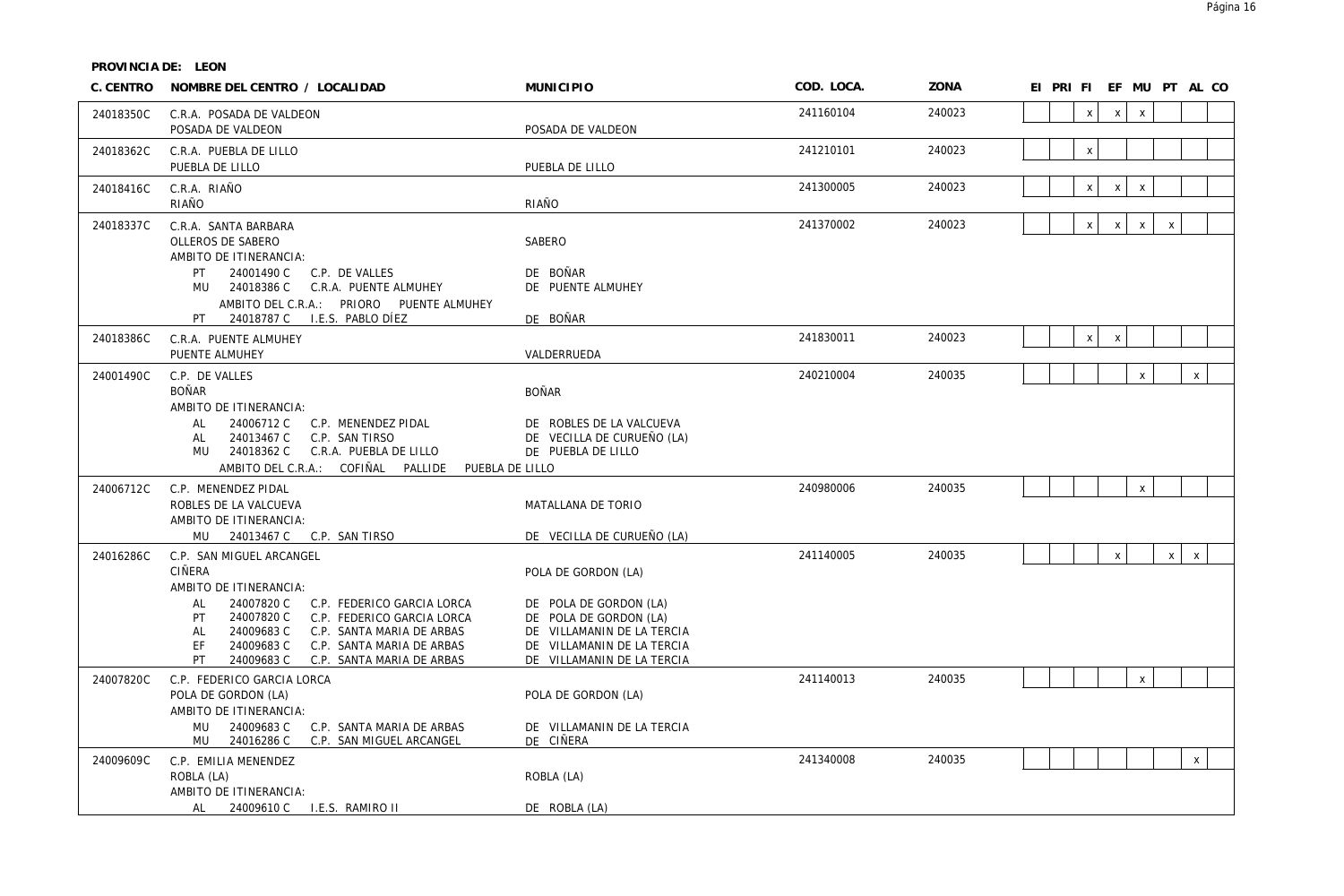**PROVINCIA DE: LEON**

| C. CENTRO | NOMBRE DEL CENTRO / LOCALIDAD | MUNICIPIO | COD. LOCA. | ZONA | EI | PRI | FI | EF | MU | PT | AL | CO |
|---|---|---|---|---|---|---|---|---|---|---|---|---|
| 24018350C | C.R.A. POSADA DE VALDEON | | 241160104 | 240023 | | | x | x | x | | | |
| | POSADA DE VALDEON | POSADA DE VALDEON | | | | | | | | | | |
| 24018362C | C.R.A. PUEBLA DE LILLO | | 241210101 | 240023 | | | x | | | | | |
| | PUEBLA DE LILLO | PUEBLA DE LILLO | | | | | | | | | | |
| 24018416C | C.R.A. RIAÑO | | 241300005 | 240023 | | | x | x | x | | | |
| | RIAÑO | RIAÑO | | | | | | | | | | |
| 24018337C | C.R.A. SANTA BARBARA | | 241370002 | 240023 | | | x | x | x | x | | |
| | OLLEROS DE SABERO | SABERO | | | | | | | | | | |
| | AMBITO DE ITINERANCIA: | | | | | | | | | | | |
| | PT 24001490 C C.P. DE VALLES | DE BOÑAR | | | | | | | | | | |
| | MU 24018386 C C.R.A. PUENTE ALMUHEY | DE PUENTE ALMUHEY | | | | | | | | | | |
| | AMBITO DEL C.R.A.: PRIORO PUENTE ALMUHEY | | | | | | | | | | | |
| | PT 24018787 C I.E.S. PABLO DÍEZ | DE BOÑAR | | | | | | | | | | |
| 24018386C | C.R.A. PUENTE ALMUHEY | | 241830011 | 240023 | | | x | x | | | | |
| | PUENTE ALMUHEY | VALDERRUEDA | | | | | | | | | | |
| 24001490C | C.P. DE VALLES | | 240210004 | 240035 | | | | | x | | x | |
| | BOÑAR | BOÑAR | | | | | | | | | | |
| | AMBITO DE ITINERANCIA: | | | | | | | | | | | |
| | AL 24006712 C C.P. MENENDEZ PIDAL | DE ROBLES DE LA VALCUEVA | | | | | | | | | | |
| | AL 24013467 C C.P. SAN TIRSO | DE VECILLA DE CURUEÑO (LA) | | | | | | | | | | |
| | MU 24018362 C C.R.A. PUEBLA DE LILLO | DE PUEBLA DE LILLO | | | | | | | | | | |
| | AMBITO DEL C.R.A.: COFIÑAL PALLIDE PUEBLA DE LILLO | | | | | | | | | | | |
| 24006712C | C.P. MENENDEZ PIDAL | | 240980006 | 240035 | | | | | x | | | |
| | ROBLES DE LA VALCUEVA | MATALLANA DE TORIO | | | | | | | | | | |
| | AMBITO DE ITINERANCIA: | | | | | | | | | | | |
| | MU 24013467 C C.P. SAN TIRSO | DE VECILLA DE CURUEÑO (LA) | | | | | | | | | | |
| 24016286C | C.P. SAN MIGUEL ARCANGEL | | 241140005 | 240035 | | | | x | | x | x | |
| | CIÑERA | POLA DE GORDON (LA) | | | | | | | | | | |
| | AMBITO DE ITINERANCIA: | | | | | | | | | | | |
| | AL 24007820 C C.P. FEDERICO GARCIA LORCA | DE POLA DE GORDON (LA) | | | | | | | | | | |
| | PT 24007820 C C.P. FEDERICO GARCIA LORCA | DE POLA DE GORDON (LA) | | | | | | | | | | |
| | AL 24009683 C C.P. SANTA MARIA DE ARBAS | DE VILLAMANIN DE LA TERCIA | | | | | | | | | | |
| | EF 24009683 C C.P. SANTA MARIA DE ARBAS | DE VILLAMANIN DE LA TERCIA | | | | | | | | | | |
| | PT 24009683 C C.P. SANTA MARIA DE ARBAS | DE VILLAMANIN DE LA TERCIA | | | | | | | | | | |
| 24007820C | C.P. FEDERICO GARCIA LORCA | | 241140013 | 240035 | | | | | x | | | |
| | POLA DE GORDON (LA) | POLA DE GORDON (LA) | | | | | | | | | | |
| | AMBITO DE ITINERANCIA: | | | | | | | | | | | |
| | MU 24009683 C C.P. SANTA MARIA DE ARBAS | DE VILLAMANIN DE LA TERCIA | | | | | | | | | | |
| | MU 24016286 C C.P. SAN MIGUEL ARCANGEL | DE CIÑERA | | | | | | | | | | |
| 24009609C | C.P. EMILIA MENENDEZ | | 241340008 | 240035 | | | | | | | x | |
| | ROBLA (LA) | ROBLA (LA) | | | | | | | | | | |
| | AMBITO DE ITINERANCIA: | | | | | | | | | | | |
| | AL 24009610 C I.E.S. RAMIRO II | DE ROBLA (LA) | | | | | | | | | | |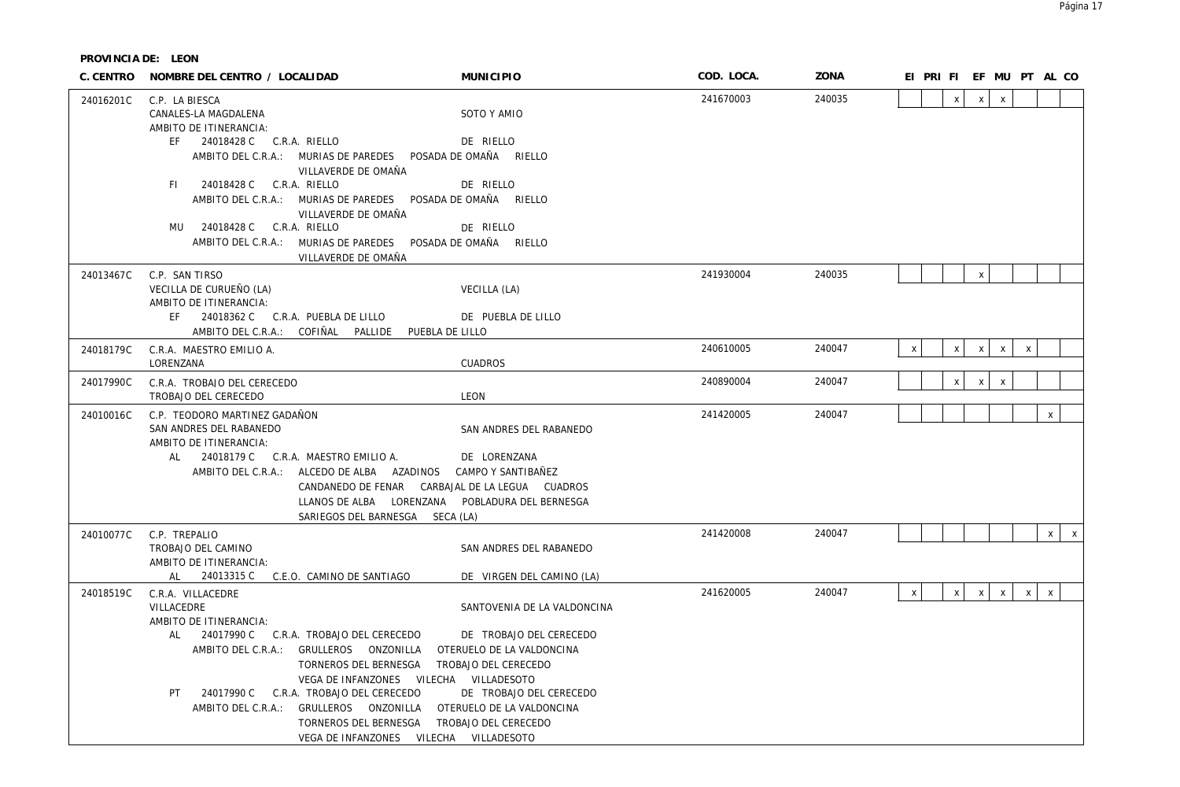**PROVINCIA DE: LEON**

| C. CENTRO | NOMBRE DEL CENTRO / LOCALIDAD | MUNICIPIO | COD. LOCA. | ZONA | EI | PRI | FI | EF | MU | PT | AL | CO |
|---|---|---|---|---|---|---|---|---|---|---|---|---|
| 24016201C | C.P. LA BIESCA<br>CANALES-LA MAGDALENA<br>AMBITO DE ITINERANCIA:<br>EF 24018428 C C.R.A. RIELLO DE RIELLO<br>AMBITO DEL C.R.A.: MURIAS DE PAREDES POSADA DE OMAÑA RIELLO VILLAVERDE DE OMAÑA<br>FI 24018428 C C.R.A. RIELLO DE RIELLO<br>AMBITO DEL C.R.A.: MURIAS DE PAREDES POSADA DE OMAÑA RIELLO VILLAVERDE DE OMAÑA<br>MU 24018428 C C.R.A. RIELLO DE RIELLO<br>AMBITO DEL C.R.A.: MURIAS DE PAREDES POSADA DE OMAÑA RIELLO VILLAVERDE DE OMAÑA | SOTO Y AMIO | 241670003 | 240035 | | | x | x | x | | | |
| 24013467C | C.P. SAN TIRSO<br>VECILLA DE CURUEÑO (LA)<br>AMBITO DE ITINERANCIA:<br>EF 24018362 C C.R.A. PUEBLA DE LILLO DE PUEBLA DE LILLO<br>AMBITO DEL C.R.A.: COFIÑAL PALLIDE PUEBLA DE LILLO | VECILLA (LA) | 241930004 | 240035 | | | | x | | | | |
| 24018179C | C.R.A. MAESTRO EMILIO A.<br>LORENZANA | CUADROS | 240610005 | 240047 | x | | x | x | x | x | | |
| 24017990C | C.R.A. TROBAJO DEL CERECEDO<br>TROBAJO DEL CERECEDO | LEON | 240890004 | 240047 | | | x | x | x | | | |
| 24010016C | C.P. TEODORO MARTINEZ GADAÑON<br>SAN ANDRES DEL RABANEDO<br>AMBITO DE ITINERANCIA:<br>AL 24018179 C C.R.A. MAESTRO EMILIO A. DE LORENZANA<br>AMBITO DEL C.R.A.: ALCEDO DE ALBA AZADINOS CAMPO Y SANTIBAÑEZ CANDANEDO DE FENAR CARBAJAL DE LA LEGUA CUADROS LLANOS DE ALBA LORENZANA POBLADURA DEL BERNESGA SARIEGOS DEL BARNESGA SECA (LA) | SAN ANDRES DEL RABANEDO | 241420005 | 240047 | | | | | | | x | |
| 24010077C | C.P. TREPALIO<br>TROBAJO DEL CAMINO<br>AMBITO DE ITINERANCIA:<br>AL 24013315 C C.E.O. CAMINO DE SANTIAGO DE VIRGEN DEL CAMINO (LA) | SAN ANDRES DEL RABANEDO | 241420008 | 240047 | | | | | | | x | x |
| 24018519C | C.R.A. VILLACEDRE<br>VILLACEDRE<br>AMBITO DE ITINERANCIA:<br>AL 24017990 C C.R.A. TROBAJO DEL CERECEDO DE TROBAJO DEL CERECEDO<br>AMBITO DEL C.R.A.: GRULLEROS ONZONILLA OTERUELO DE LA VALDONCINA TORNEROS DEL BERNESGA TROBAJO DEL CERECEDO VEGA DE INFANZONES VILECHA VILLADESOTO<br>PT 24017990 C C.R.A. TROBAJO DEL CERECEDO DE TROBAJO DEL CERECEDO<br>AMBITO DEL C.R.A.: GRULLEROS ONZONILLA OTERUELO DE LA VALDONCINA TORNEROS DEL BERNESGA TROBAJO DEL CERECEDO VEGA DE INFANZONES VILECHA VILLADESOTO | SANTOVENIA DE LA VALDONCINA | 241620005 | 240047 | x | | x | x | x | x | x | |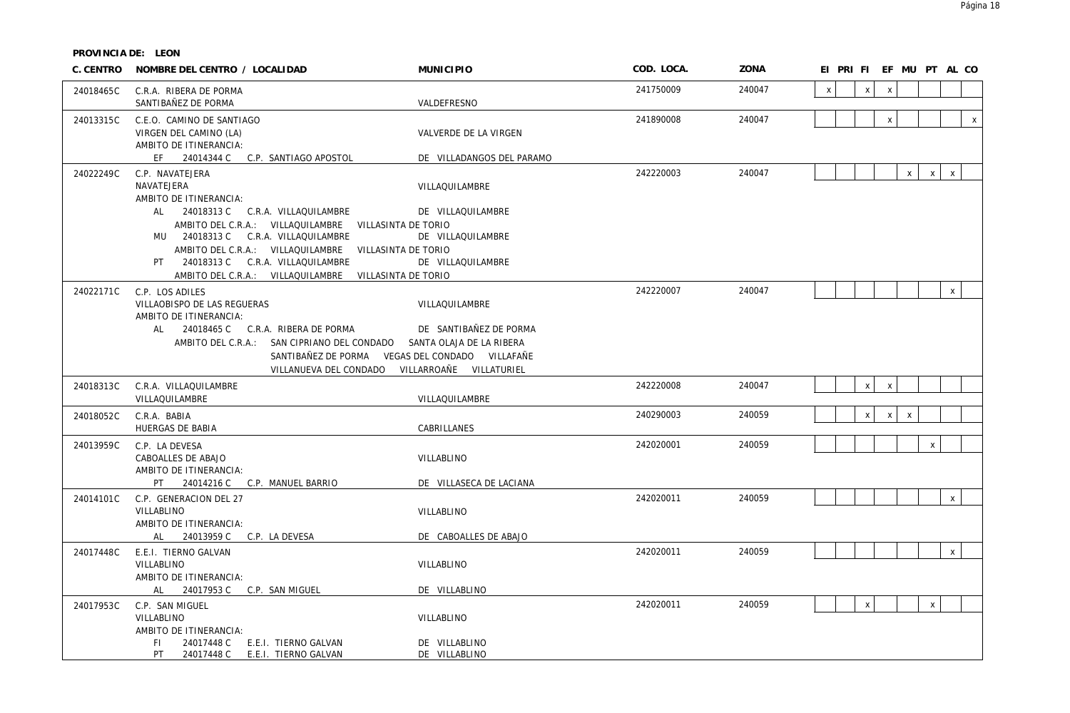**PROVINCIA DE: LEON**

| C. CENTRO | NOMBRE DEL CENTRO / LOCALIDAD | MUNICIPIO | COD. LOCA. | ZONA | EI | PRI | FI | EF | MU | PT | AL | CO |
|---|---|---|---|---|---|---|---|---|---|---|---|---|
| 24018465C | C.R.A. RIBERA DE PORMA<br>SANTIBAÑEZ DE PORMA | VALDEFRESNO | 241750009 | 240047 | x | | x | x | | | | |
| 24013315C | C.E.O. CAMINO DE SANTIAGO<br>VIRGEN DEL CAMINO (LA)<br>AMBITO DE ITINERANCIA:<br>EF 24014344 C C.P. SANTIAGO APOSTOL | VALVERDE DE LA VIRGEN<br><br><br>DE VILLADANGOS DEL PARAMO | 241890008 | 240047 | | | | x | | | | x |
| 24022249C | C.P. NAVATEJERA<br>NAVATEJERA<br>AMBITO DE ITINERANCIA:<br>AL 24018313 C C.R.A. VILLAQUILAMBRE<br>AMBITO DEL C.R.A.: VILLAQUILAMBRE VILLASINTA DE TORIO<br>MU 24018313 C C.R.A. VILLAQUILAMBRE<br>AMBITO DEL C.R.A.: VILLAQUILAMBRE VILLASINTA DE TORIO<br>PT 24018313 C C.R.A. VILLAQUILAMBRE<br>AMBITO DEL C.R.A.: VILLAQUILAMBRE VILLASINTA DE TORIO | VILLAQUILAMBRE<br><br><br>DE VILLAQUILAMBRE<br><br>DE VILLAQUILAMBRE<br><br>DE VILLAQUILAMBRE | 242220003 | 240047 | | | | | x | x | x | |
| 24022171C | C.P. LOS ADILES<br>VILLAOBISPO DE LAS REGUERAS<br>AMBITO DE ITINERANCIA:<br>AL 24018465 C C.R.A. RIBERA DE PORMA<br>AMBITO DEL C.R.A.: SAN CIPRIANO DEL CONDADO SANTA OLAJA DE LA RIBERA SANTIBAÑEZ DE PORMA VEGAS DEL CONDADO VILLAFAÑE VILLANUEVA DEL CONDADO VILLARROAÑE VILLATURIEL | VILLAQUILAMBRE<br><br><br>DE SANTIBAÑEZ DE PORMA | 242220007 | 240047 | | | | | | | x | |
| 24018313C | C.R.A. VILLAQUILAMBRE<br>VILLAQUILAMBRE | VILLAQUILAMBRE | 242220008 | 240047 | | | x | x | | | | |
| 24018052C | C.R.A. BABIA<br>HUERGAS DE BABIA | CABRILLANES | 240290003 | 240059 | | | x | x | x | | | |
| 24013959C | C.P. LA DEVESA<br>CABOALLES DE ABAJO<br>AMBITO DE ITINERANCIA:<br>PT 24014216 C C.P. MANUEL BARRIO | VILLABLINO<br><br><br>DE VILLASECA DE LACIANA | 242020001 | 240059 | | | | | | x | | |
| 24014101C | C.P. GENERACION DEL 27<br>VILLABLINO<br>AMBITO DE ITINERANCIA:<br>AL 24013959 C C.P. LA DEVESA | VILLABLINO<br><br><br>DE CABOALLES DE ABAJO | 242020011 | 240059 | | | | | | | x | |
| 24017448C | E.E.I. TIERNO GALVAN<br>VILLABLINO<br>AMBITO DE ITINERANCIA:<br>AL 24017953 C C.P. SAN MIGUEL | VILLABLINO<br><br><br>DE VILLABLINO | 242020011 | 240059 | | | | | | | x | |
| 24017953C | C.P. SAN MIGUEL<br>VILLABLINO<br>AMBITO DE ITINERANCIA:<br>FI 24017448 C E.E.I. TIERNO GALVAN<br>PT 24017448 C E.E.I. TIERNO GALVAN | VILLABLINO<br><br><br>DE VILLABLINO<br>DE VILLABLINO | 242020011 | 240059 | | | x | | | x | | |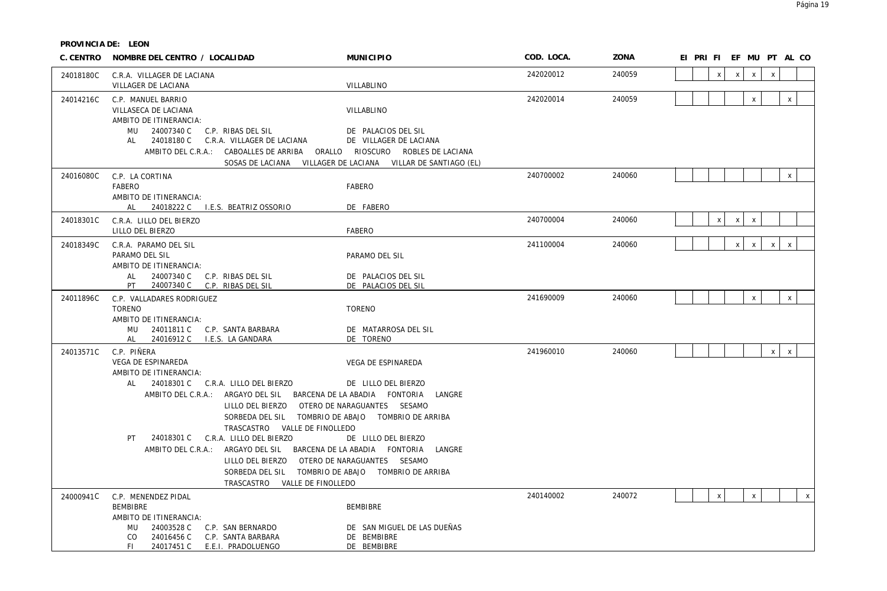**PROVINCIA DE: LEON**

| C. CENTRO | NOMBRE DEL CENTRO / LOCALIDAD | MUNICIPIO | COD. LOCA. | ZONA | EI | PRI | FI | EF | MU | PT | AL | CO |
|---|---|---|---|---|---|---|---|---|---|---|---|---|
| 24018180C | C.R.A. VILLAGER DE LACIANA<br>VILLAGER DE LACIANA | VILLABLINO | 242020012 | 240059 | | | x | x | x | x | | |
| 24014216C | C.P. MANUEL BARRIO<br>VILLASECA DE LACIANA<br>AMBITO DE ITINERANCIA:<br>MU 24007340 C C.P. RIBAS DEL SIL<br>AL 24018180 C C.R.A. VILLAGER DE LACIANA<br>AMBITO DEL C.R.A.: CABOALLES DE ARRIBA ORALLO RIOSCURO ROBLES DE LACIANA SOSAS DE LACIANA VILLAGER DE LACIANA VILLAR DE SANTIAGO (EL) | VILLABLINO<br><br><br>DE PALACIOS DEL SIL<br>DE VILLAGER DE LACIANA | 242020014 | 240059 | | | | | x | | x | |
| 24016080C | C.P. LA CORTINA<br>FABERO<br>AMBITO DE ITINERANCIA:<br>AL 24018222 C I.E.S. BEATRIZ OSSORIO | FABERO<br><br><br>DE FABERO | 240700002 | 240060 | | | | | | | x | |
| 24018301C | C.R.A. LILLO DEL BIERZO<br>LILLO DEL BIERZO | FABERO | 240700004 | 240060 | | | x | x | x | | | |
| 24018349C | C.R.A. PARAMO DEL SIL<br>PARAMO DEL SIL<br>AMBITO DE ITINERANCIA:<br>AL 24007340 C C.P. RIBAS DEL SIL<br>PT 24007340 C C.P. RIBAS DEL SIL | PARAMO DEL SIL<br><br><br>DE PALACIOS DEL SIL<br>DE PALACIOS DEL SIL | 241100004 | 240060 | | | | x | x | x | x | |
| 24011896C | C.P. VALLADARES RODRIGUEZ<br>TORENO<br>AMBITO DE ITINERANCIA:<br>MU 24011811 C C.P. SANTA BARBARA<br>AL 24016912 C I.E.S. LA GANDARA | TORENO<br><br><br>DE MATARROSA DEL SIL<br>DE TORENO | 241690009 | 240060 | | | | | x | | x | |
| 24013571C | C.P. PIÑERA<br>VEGA DE ESPINAREDA<br>AMBITO DE ITINERANCIA:<br>AL 24018301 C C.R.A. LILLO DEL BIERZO<br>AMBITO DEL C.R.A.: ARGAYO DEL SIL BARCENA DE LA ABADIA FONTORIA LANGRE LILLO DEL BIERZO OTERO DE NARAGUANTES SESAMO SORBEDA DEL SIL TOMBRIO DE ABAJO TOMBRIO DE ARRIBA TRASCASTRO VALLE DE FINOLLEDO<br>PT 24018301 C C.R.A. LILLO DEL BIERZO<br>AMBITO DEL C.R.A.: ARGAYO DEL SIL BARCENA DE LA ABADIA FONTORIA LANGRE LILLO DEL BIERZO OTERO DE NARAGUANTES SESAMO SORBEDA DEL SIL TOMBRIO DE ABAJO TOMBRIO DE ARRIBA TRASCASTRO VALLE DE FINOLLEDO | VEGA DE ESPINAREDA<br><br><br>DE LILLO DEL BIERZO<br><br><br>DE LILLO DEL BIERZO | 241960010 | 240060 | | | | | | x | x | |
| 24000941C | C.P. MENENDEZ PIDAL<br>BEMBIBRE<br>AMBITO DE ITINERANCIA:<br>MU 24003528 C C.P. SAN BERNARDO<br>CO 24016456 C C.P. SANTA BARBARA<br>FI 24017451 C E.E.I. PRADOLUENGO | BEMBIBRE<br><br><br>DE SAN MIGUEL DE LAS DUEÑAS<br>DE BEMBIBRE<br>DE BEMBIBRE | 240140002 | 240072 | | | x | | x | | | x |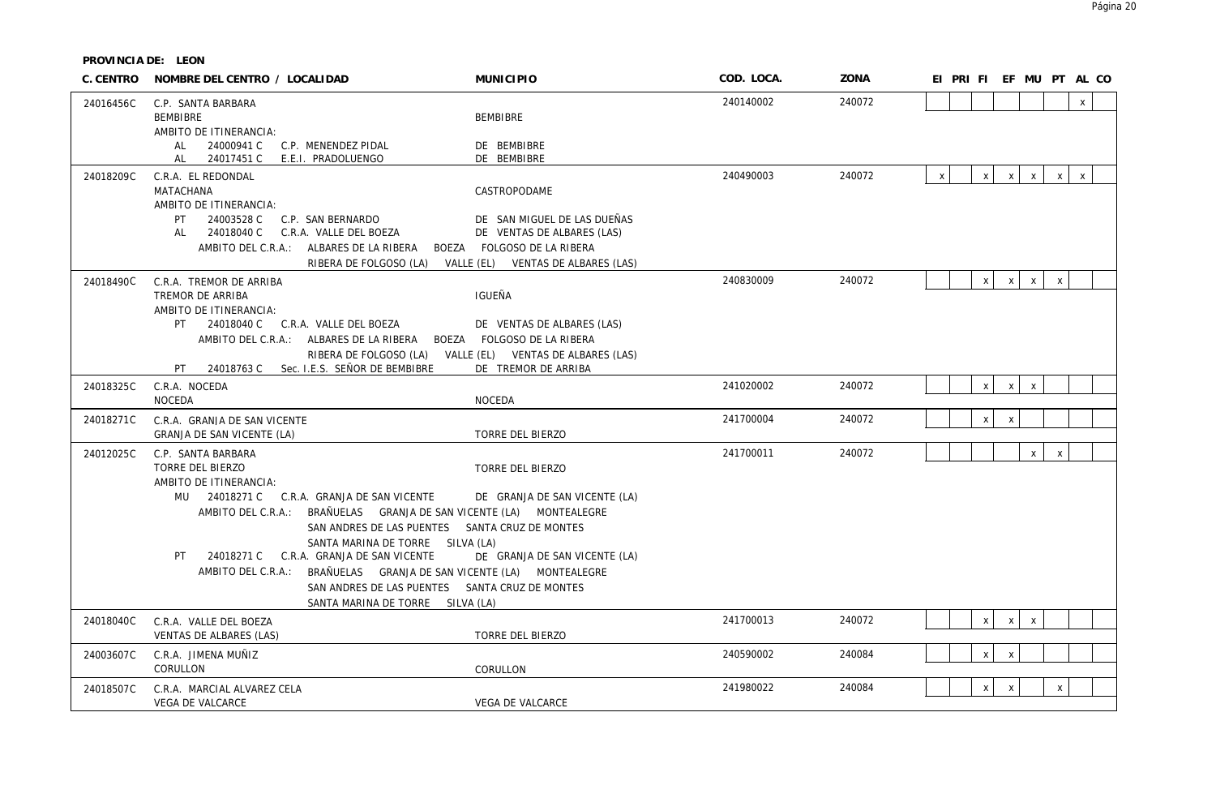**PROVINCIA DE: LEON**

| C. CENTRO | NOMBRE DEL CENTRO / LOCALIDAD | MUNICIPIO | COD. LOCA. | ZONA | EI | PRI | FI | EF | MU | PT | AL | CO |
|---|---|---|---|---|---|---|---|---|---|---|---|---|
| 24016456C | C.P. SANTA BARBARA<br>BEMBIBRE<br>AMBITO DE ITINERANCIA:<br>AL 24000941 C C.P. MENENDEZ PIDAL DE BEMBIBRE<br>AL 24017451 C E.E.I. PRADOLUENGO DE BEMBIBRE | BEMBIBRE | 240140002 | 240072 | | | | | | | x | |
| 24018209C | C.R.A. EL REDONDAL<br>MATACHANA<br>AMBITO DE ITINERANCIA:<br>PT 24003528 C C.P. SAN BERNARDO DE SAN MIGUEL DE LAS DUEÑAS<br>AL 24018040 C C.R.A. VALLE DEL BOEZA DE VENTAS DE ALBARES (LAS)<br>AMBITO DEL C.R.A.: ALBARES DE LA RIBERA BOEZA FOLGOSO DE LA RIBERA RIBERA DE FOLGOSO (LA) VALLE (EL) VENTAS DE ALBARES (LAS) | CASTROPODAME | 240490003 | 240072 | x | | x | x | x | x | x | |
| 24018490C | C.R.A. TREMOR DE ARRIBA<br>TREMOR DE ARRIBA<br>AMBITO DE ITINERANCIA:<br>PT 24018040 C C.R.A. VALLE DEL BOEZA DE VENTAS DE ALBARES (LAS)<br>AMBITO DEL C.R.A.: ALBARES DE LA RIBERA BOEZA FOLGOSO DE LA RIBERA RIBERA DE FOLGOSO (LA) VALLE (EL) VENTAS DE ALBARES (LAS)<br>PT 24018763 C Sec. I.E.S. SEÑOR DE BEMBIBRE DE TREMOR DE ARRIBA | IGUEÑA | 240830009 | 240072 | | | x | x | x | x | | |
| 24018325C | C.R.A. NOCEDA<br>NOCEDA | NOCEDA | 241020002 | 240072 | | | x | x | x | | | |
| 24018271C | C.R.A. GRANJA DE SAN VICENTE<br>GRANJA DE SAN VICENTE (LA) | TORRE DEL BIERZO | 241700004 | 240072 | | | x | x | | | | |
| 24012025C | C.P. SANTA BARBARA<br>TORRE DEL BIERZO<br>AMBITO DE ITINERANCIA:<br>MU 24018271 C C.R.A. GRANJA DE SAN VICENTE DE GRANJA DE SAN VICENTE (LA)<br>AMBITO DEL C.R.A.: BRAÑUELAS GRANJA DE SAN VICENTE (LA) MONTEALEGRE SAN ANDRES DE LAS PUENTES SANTA CRUZ DE MONTES SANTA MARINA DE TORRE SILVA (LA)<br>PT 24018271 C C.R.A. GRANJA DE SAN VICENTE DE GRANJA DE SAN VICENTE (LA)<br>AMBITO DEL C.R.A.: BRAÑUELAS GRANJA DE SAN VICENTE (LA) MONTEALEGRE SAN ANDRES DE LAS PUENTES SANTA CRUZ DE MONTES SANTA MARINA DE TORRE SILVA (LA) | TORRE DEL BIERZO | 241700011 | 240072 | | | | | x | x | | |
| 24018040C | C.R.A. VALLE DEL BOEZA<br>VENTAS DE ALBARES (LAS) | TORRE DEL BIERZO | 241700013 | 240072 | | | x | x | x | | | |
| 24003607C | C.R.A. JIMENA MUÑIZ<br>CORULLON | CORULLON | 240590002 | 240084 | | | x | x | | | | |
| 24018507C | C.R.A. MARCIAL ALVAREZ CELA<br>VEGA DE VALCARCE | VEGA DE VALCARCE | 241980022 | 240084 | | | x | x | | x | | |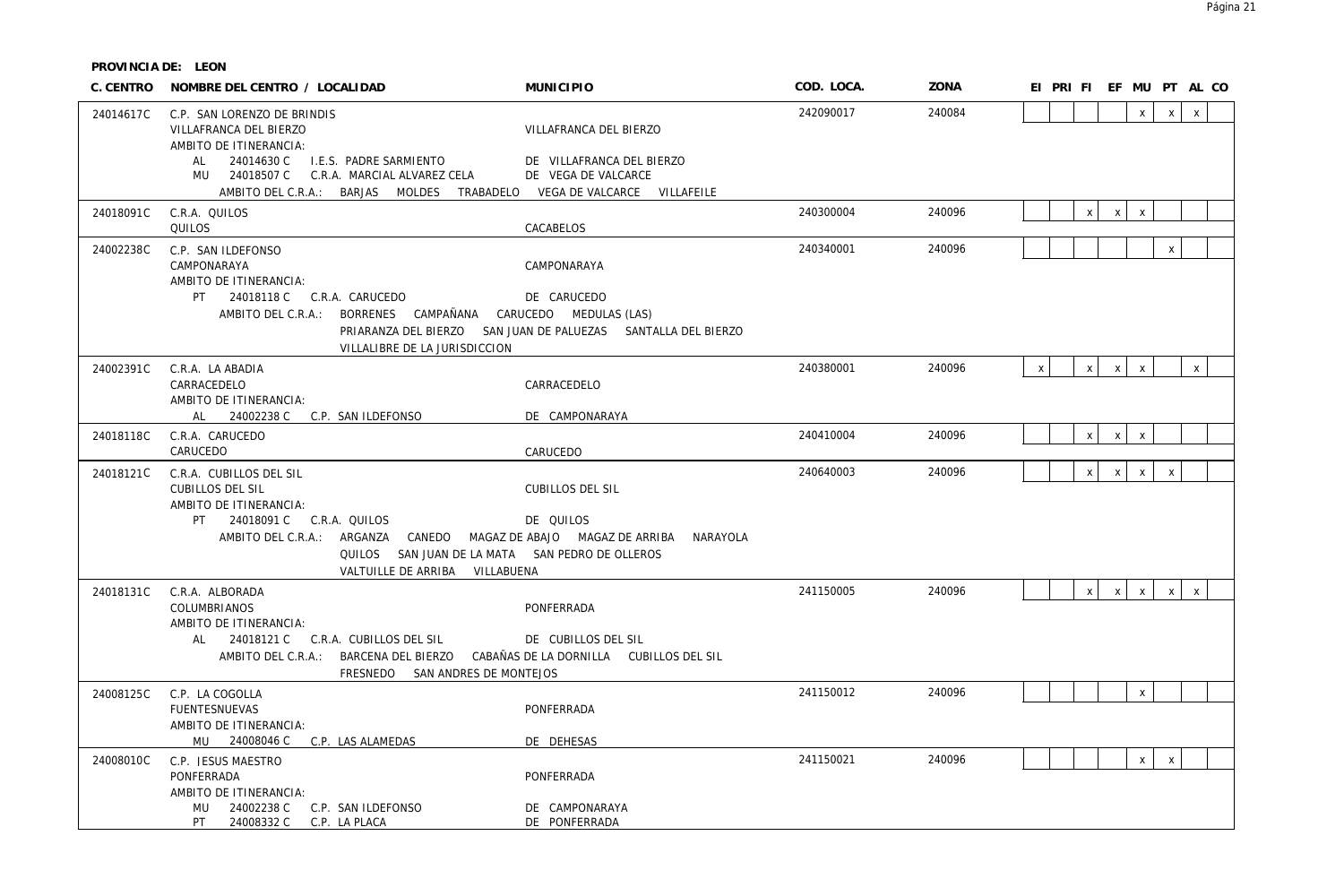**PROVINCIA DE: LEON**

| C. CENTRO | NOMBRE DEL CENTRO / LOCALIDAD | MUNICIPIO | COD. LOCA. | ZONA | EI | PRI | FI | EF | MU | PT | AL | CO |
|---|---|---|---|---|---|---|---|---|---|---|---|---|
| 24014617C | C.P. SAN LORENZO DE BRINDIS<br>VILLAFRANCA DEL BIERZO<br>AMBITO DE ITINERANCIA:<br>AL 24014630 C I.E.S. PADRE SARMIENTO<br>MU 24018507 C C.R.A. MARCIAL ALVAREZ CELA<br>AMBITO DEL C.R.A.: BARJAS MOLDES TRABADELO VEGA DE VALCARCE VILLAFEILE | <br>VILLAFRANCA DEL BIERZO<br><br>DE VILLAFRANCA DEL BIERZO<br>DE VEGA DE VALCARCE | 242090017 | 240084 | | | | | x | x | x | |
| 24018091C | C.R.A. QUILOS<br>QUILOS | <br>CACABELOS | 240300004 | 240096 | | | x | x | x | | | |
| 24002238C | C.P. SAN ILDEFONSO<br>CAMPONARAYA<br>AMBITO DE ITINERANCIA:<br>PT 24018118 C C.R.A. CARUCEDO<br>AMBITO DEL C.R.A.: BORRENES CAMPAÑANA CARUCEDO MEDULAS (LAS) PRIARANZA DEL BIERZO SAN JUAN DE PALUEZAS SANTALLA DEL BIERZO VILLALIBRE DE LA JURISDICCION | <br>CAMPONARAYA<br><br>DE CARUCEDO | 240340001 | 240096 | | | | | | x | | |
| 24002391C | C.R.A. LA ABADIA<br>CARRACEDELO<br>AMBITO DE ITINERANCIA:<br>AL 24002238 C C.P. SAN ILDEFONSO | <br>CARRACEDELO<br><br>DE CAMPONARAYA | 240380001 | 240096 | x | | x | x | x | | x | |
| 24018118C | C.R.A. CARUCEDO<br>CARUCEDO | <br>CARUCEDO | 240410004 | 240096 | | | x | x | x | | | |
| 24018121C | C.R.A. CUBILLOS DEL SIL<br>CUBILLOS DEL SIL<br>AMBITO DE ITINERANCIA:<br>PT 24018091 C C.R.A. QUILOS<br>AMBITO DEL C.R.A.: ARGANZA CANEDO MAGAZ DE ABAJO MAGAZ DE ARRIBA NARAYOLA QUILOS SAN JUAN DE LA MATA SAN PEDRO DE OLLEROS VALTUILLE DE ARRIBA VILLABUENA | <br>CUBILLOS DEL SIL<br><br>DE QUILOS | 240640003 | 240096 | | | x | x | x | x | | |
| 24018131C | C.R.A. ALBORADA<br>COLUMBRIANOS<br>AMBITO DE ITINERANCIA:<br>AL 24018121 C C.R.A. CUBILLOS DEL SIL<br>AMBITO DEL C.R.A.: BARCENA DEL BIERZO CABAÑAS DE LA DORNILLA CUBILLOS DEL SIL FRESNEDO SAN ANDRES DE MONTEJOS | <br>PONFERRADA<br><br>DE CUBILLOS DEL SIL | 241150005 | 240096 | | | x | x | x | x | x | |
| 24008125C | C.P. LA COGOLLA<br>FUENTESNUEVAS<br>AMBITO DE ITINERANCIA:<br>MU 24008046 C C.P. LAS ALAMEDAS | <br>PONFERRADA<br><br>DE DEHESAS | 241150012 | 240096 | | | | | x | | | |
| 24008010C | C.P. JESUS MAESTRO<br>PONFERRADA<br>AMBITO DE ITINERANCIA:<br>MU 24002238 C C.P. SAN ILDEFONSO<br>PT 24008332 C C.P. LA PLACA | <br>PONFERRADA<br><br>DE CAMPONARAYA<br>DE PONFERRADA | 241150021 | 240096 | | | | | x | x | | |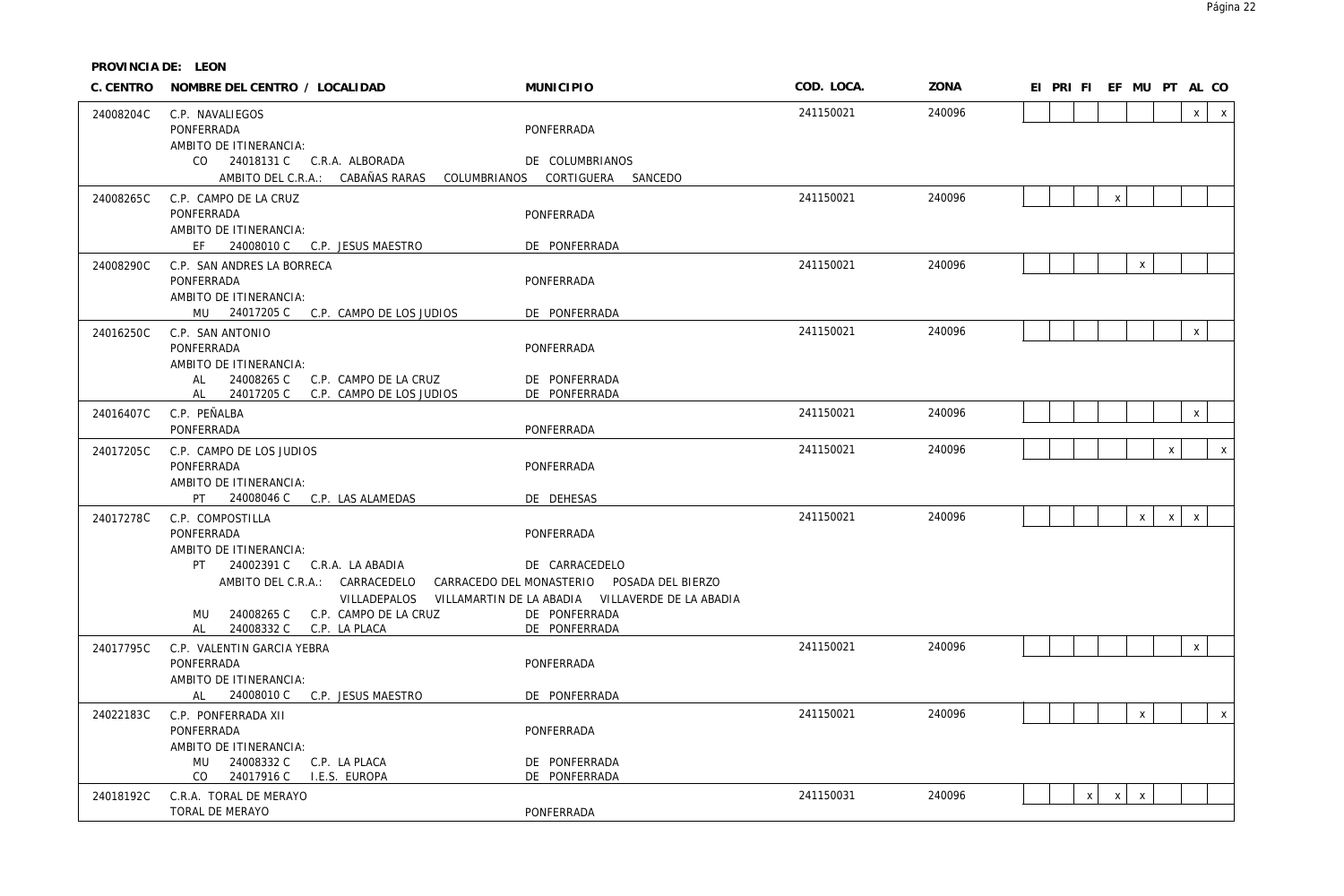**PROVINCIA DE: LEON**

| C. CENTRO | NOMBRE DEL CENTRO / LOCALIDAD | MUNICIPIO | COD. LOCA. | ZONA | EI | PRI | FI | EF | MU | PT | AL | CO |
|---|---|---|---|---|---|---|---|---|---|---|---|---|
| 24008204C | C.P. NAVALIEGOS<br>PONFERRADA<br>AMBITO DE ITINERANCIA:<br>CO 24018131 C C.R.A. ALBORADA<br>AMBITO DEL C.R.A.: CABAÑAS RARAS COLUMBRIANOS CORTIGUERA SANCEDO | PONFERRADA<br><br><br>DE COLUMBRIANOS | 241150021 | 240096 | | | | | | | x | x |
| 24008265C | C.P. CAMPO DE LA CRUZ<br>PONFERRADA<br>AMBITO DE ITINERANCIA:<br>EF 24008010 C C.P. JESUS MAESTRO | PONFERRADA<br><br><br>DE PONFERRADA | 241150021 | 240096 | | | | x | | | | |
| 24008290C | C.P. SAN ANDRES LA BORRECA<br>PONFERRADA<br>AMBITO DE ITINERANCIA:<br>MU 24017205 C C.P. CAMPO DE LOS JUDIOS | PONFERRADA<br><br><br>DE PONFERRADA | 241150021 | 240096 | | | | | x | | | |
| 24016250C | C.P. SAN ANTONIO<br>PONFERRADA<br>AMBITO DE ITINERANCIA:<br>AL 24008265 C C.P. CAMPO DE LA CRUZ<br>AL 24017205 C C.P. CAMPO DE LOS JUDIOS | PONFERRADA<br><br><br>DE PONFERRADA<br>DE PONFERRADA | 241150021 | 240096 | | | | | | | x | |
| 24016407C | C.P. PEÑALBA<br>PONFERRADA | PONFERRADA | 241150021 | 240096 | | | | | | | x | |
| 24017205C | C.P. CAMPO DE LOS JUDIOS<br>PONFERRADA<br>AMBITO DE ITINERANCIA:<br>PT 24008046 C C.P. LAS ALAMEDAS | PONFERRADA<br><br><br>DE DEHESAS | 241150021 | 240096 | | | | | | x | | x |
| 24017278C | C.P. COMPOSTILLA<br>PONFERRADA<br>AMBITO DE ITINERANCIA:<br>PT 24002391 C C.R.A. LA ABADIA<br>AMBITO DEL C.R.A.: CARRACEDELO CARRACEDO DEL MONASTERIO POSADA DEL BIERZO VILLADEPALOS VILLAMARTIN DE LA ABADIA VILLAVERDE DE LA ABADIA<br>MU 24008265 C C.P. CAMPO DE LA CRUZ<br>AL 24008332 C C.P. LA PLACA | PONFERRADA<br><br><br>DE CARRACEDELO<br><br>DE PONFERRADA<br>DE PONFERRADA | 241150021 | 240096 | | | | | x | x | x | |
| 24017795C | C.P. VALENTIN GARCIA YEBRA<br>PONFERRADA<br>AMBITO DE ITINERANCIA:<br>AL 24008010 C C.P. JESUS MAESTRO | PONFERRADA<br><br><br>DE PONFERRADA | 241150021 | 240096 | | | | | | | x | |
| 24022183C | C.P. PONFERRADA XII<br>PONFERRADA<br>AMBITO DE ITINERANCIA:<br>MU 24008332 C C.P. LA PLACA<br>CO 24017916 C I.E.S. EUROPA | PONFERRADA<br><br><br>DE PONFERRADA<br>DE PONFERRADA | 241150021 | 240096 | | | | | x | | | x |
| 24018192C | C.R.A. TORAL DE MERAYO<br>TORAL DE MERAYO | PONFERRADA | 241150031 | 240096 | | | x | x | x | | | |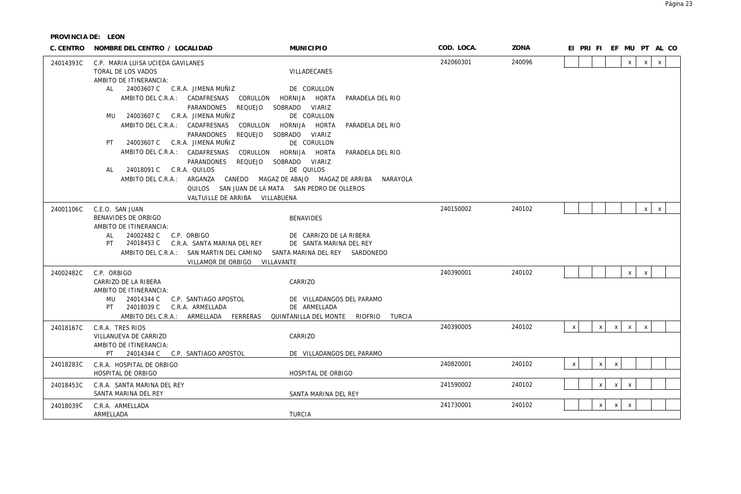**PROVINCIA DE: LEON**

| C. CENTRO | NOMBRE DEL CENTRO / LOCALIDAD | MUNICIPIO | COD. LOCA. | ZONA | EI | PRI | FI | EF | MU | PT | AL | CO |
|---|---|---|---|---|---|---|---|---|---|---|---|---|
| 24014393C | C.P. MARIA LUISA UCIEDA GAVILANES<br>TORAL DE LOS VADOS<br>AMBITO DE ITINERANCIA:<br>AL 24003607 C C.R.A. JIMENA MUÑIZ DE CORULLON<br>AMBITO DEL C.R.A.: CADAFRESNAS CORULLON HORNIJA HORTA PARADELA DEL RIO PARANDONES REQUEJO SOBRADO VIARIZ<br>MU 24003607 C C.R.A. JIMENA MUÑIZ DE CORULLON<br>AMBITO DEL C.R.A.: CADAFRESNAS CORULLON HORNIJA HORTA PARADELA DEL RIO PARANDONES REQUEJO SOBRADO VIARIZ<br>PT 24003607 C C.R.A. JIMENA MUÑIZ DE CORULLON<br>AMBITO DEL C.R.A.: CADAFRESNAS CORULLON HORNIJA HORTA PARADELA DEL RIO PARANDONES REQUEJO SOBRADO VIARIZ<br>AL 24018091 C C.R.A. QUILOS DE QUILOS<br>AMBITO DEL C.R.A.: ARGANZA CANEDO MAGAZ DE ABAJO MAGAZ DE ARRIBA NARAYOLA QUILOS SAN JUAN DE LA MATA SAN PEDRO DE OLLEROS VALTUILLE DE ARRIBA VILLABUENA | VILLADECANES | 242060301 | 240096 | | | | | x | x | x | |
| 24001106C | C.E.O. SAN JUAN<br>BENAVIDES DE ORBIGO<br>AMBITO DE ITINERANCIA:<br>AL 24002482 C C.P. ORBIGO DE CARRIZO DE LA RIBERA<br>PT 24018453 C C.R.A. SANTA MARINA DEL REY DE SANTA MARINA DEL REY<br>AMBITO DEL C.R.A.: SAN MARTIN DEL CAMINO SANTA MARINA DEL REY SARDONEDO VILLAMOR DE ORBIGO VILLAVANTE | BENAVIDES | 240150002 | 240102 | | | | | | x | x | |
| 24002482C | C.P. ORBIGO<br>CARRIZO DE LA RIBERA<br>AMBITO DE ITINERANCIA:<br>MU 24014344 C C.P. SANTIAGO APOSTOL DE VILLADANGOS DEL PARAMO<br>PT 24018039 C C.R.A. ARMELLADA DE ARMELLADA<br>AMBITO DEL C.R.A.: ARMELLADA FERRERAS QUINTANILLA DEL MONTE RIOFRIO TURCIA | CARRIZO | 240390001 | 240102 | | | | | x | x | | |
| 24018167C | C.R.A. TRES RIOS<br>VILLANUEVA DE CARRIZO<br>AMBITO DE ITINERANCIA:<br>PT 24014344 C C.P. SANTIAGO APOSTOL DE VILLADANGOS DEL PARAMO | CARRIZO | 240390005 | 240102 | x | | x | x | x | x | | |
| 24018283C | C.R.A. HOSPITAL DE ORBIGO<br>HOSPITAL DE ORBIGO | HOSPITAL DE ORBIGO | 240820001 | 240102 | x | | x | x | | | | |
| 24018453C | C.R.A. SANTA MARINA DEL REY<br>SANTA MARINA DEL REY | SANTA MARINA DEL REY | 241590002 | 240102 | | | x | x | x | | | |
| 24018039C | C.R.A. ARMELLADA<br>ARMELLADA | TURCIA | 241730001 | 240102 | | | x | x | x | | | |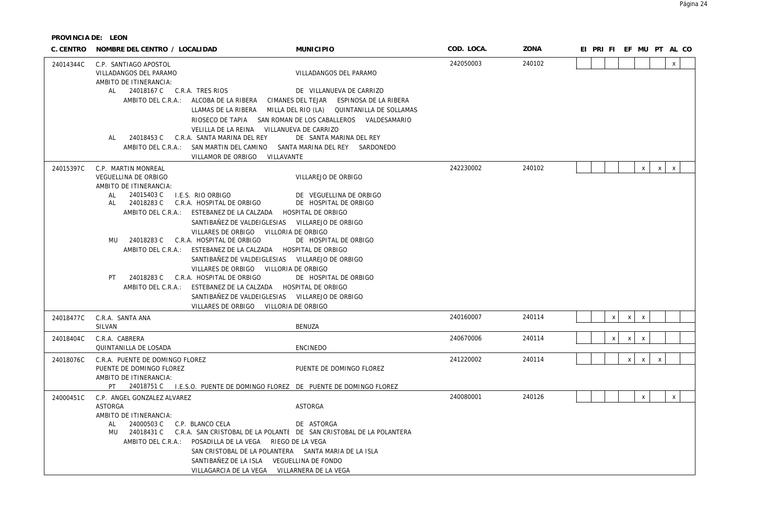**PROVINCIA DE: LEON**

| C. CENTRO | NOMBRE DEL CENTRO / LOCALIDAD | MUNICIPIO | COD. LOCA. | ZONA | EI | PRI | FI | EF | MU | PT | AL | CO |
|---|---|---|---|---|---|---|---|---|---|---|---|---|
| 24014344C | C.P. SANTIAGO APOSTOL<br>VILLADANGOS DEL PARAMO<br>AMBITO DE ITINERANCIA:<br>AL 24018167 C C.R.A. TRES RIOS DE VILLANUEVA DE CARRIZO<br>AMBITO DEL C.R.A.: ALCOBA DE LA RIBERA CIMANES DEL TEJAR ESPINOSA DE LA RIBERA LLAMAS DE LA RIBERA MILLA DEL RIO (LA) QUINTANILLA DE SOLLAMAS RIOSECO DE TAPIA SAN ROMAN DE LOS CABALLEROS VALDESAMARIO VELILLA DE LA REINA VILLANUEVA DE CARRIZO<br>AL 24018453 C C.R.A. SANTA MARINA DEL REY DE SANTA MARINA DEL REY<br>AMBITO DEL C.R.A.: SAN MARTIN DEL CAMINO SANTA MARINA DEL REY SARDONEDO VILLAMOR DE ORBIGO VILLAVANTE | VILLADANGOS DEL PARAMO | 242050003 | 240102 | | | | | | | x | |
| 24015397C | C.P. MARTIN MONREAL<br>VEGUELLINA DE ORBIGO<br>AMBITO DE ITINERANCIA:<br>AL 24015403 C I.E.S. RIO ORBIGO DE VEGUELLINA DE ORBIGO<br>AL 24018283 C C.R.A. HOSPITAL DE ORBIGO DE HOSPITAL DE ORBIGO<br>AMBITO DEL C.R.A.: ESTEBANEZ DE LA CALZADA HOSPITAL DE ORBIGO SANTIBAÑEZ DE VALDEIGLESIAS VILLAREJO DE ORBIGO VILLARES DE ORBIGO VILLORIA DE ORBIGO<br>MU 24018283 C C.R.A. HOSPITAL DE ORBIGO DE HOSPITAL DE ORBIGO<br>AMBITO DEL C.R.A.: ESTEBANEZ DE LA CALZADA HOSPITAL DE ORBIGO SANTIBAÑEZ DE VALDEIGLESIAS VILLAREJO DE ORBIGO VILLARES DE ORBIGO VILLORIA DE ORBIGO<br>PT 24018283 C C.R.A. HOSPITAL DE ORBIGO DE HOSPITAL DE ORBIGO<br>AMBITO DEL C.R.A.: ESTEBANEZ DE LA CALZADA HOSPITAL DE ORBIGO SANTIBAÑEZ DE VALDEIGLESIAS VILLAREJO DE ORBIGO VILLARES DE ORBIGO VILLORIA DE ORBIGO | VILLAREJO DE ORBIGO | 242230002 | 240102 | | | | | x | x | x | |
| 24018477C | C.R.A. SANTA ANA<br>SILVAN | BENUZA | 240160007 | 240114 | | | x | x | x | | | |
| 24018404C | C.R.A. CABRERA<br>QUINTANILLA DE LOSADA | ENCINEDO | 240670006 | 240114 | | | x | x | x | | | |
| 24018076C | C.R.A. PUENTE DE DOMINGO FLOREZ<br>PUENTE DE DOMINGO FLOREZ<br>AMBITO DE ITINERANCIA:<br>PT 24018751 C I.E.S.O. PUENTE DE DOMINGO FLOREZ DE PUENTE DE DOMINGO FLOREZ | PUENTE DE DOMINGO FLOREZ | 241220002 | 240114 | | | | x | x | x | | |
| 24000451C | C.P. ANGEL GONZALEZ ALVAREZ<br>ASTORGA<br>AMBITO DE ITINERANCIA:<br>AL 24000503 C C.P. BLANCO CELA DE ASTORGA<br>MU 24018431 C C.R.A. SAN CRISTOBAL DE LA POLANTE DE SAN CRISTOBAL DE LA POLANTERA<br>AMBITO DEL C.R.A.: POSADILLA DE LA VEGA RIEGO DE LA VEGA SAN CRISTOBAL DE LA POLANTERA SANTA MARIA DE LA ISLA SANTIBAÑEZ DE LA ISLA VEGUELLINA DE FONDO VILLAGARCIA DE LA VEGA VILLARNERA DE LA VEGA | ASTORGA | 240080001 | 240126 | | | | | x | | x | |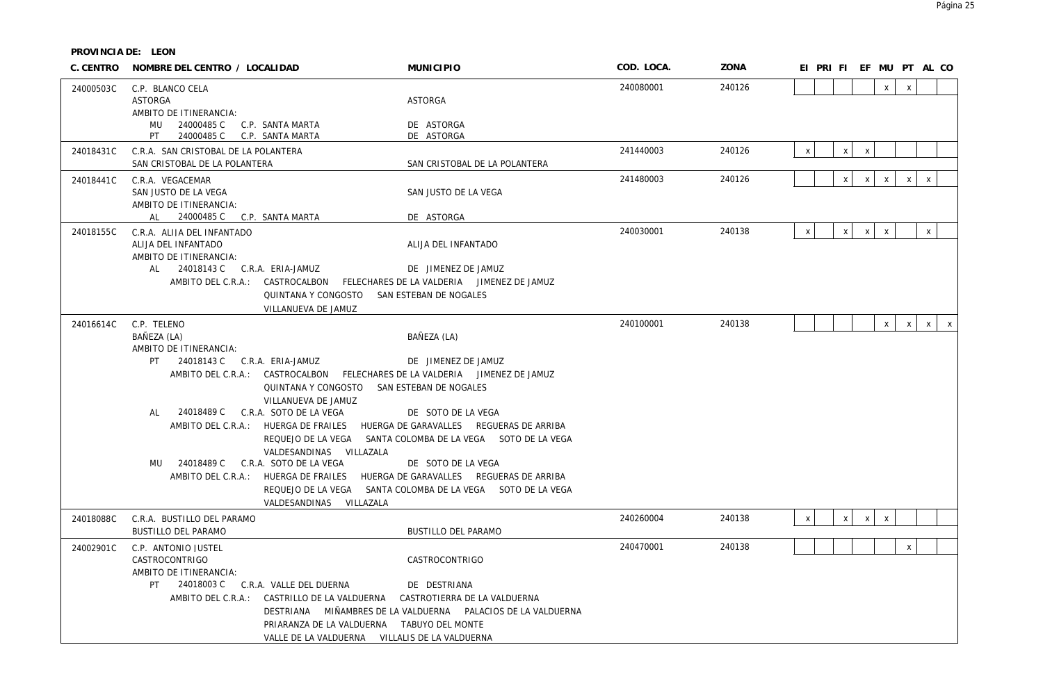**PROVINCIA DE: LEON**

| C. CENTRO | NOMBRE DEL CENTRO / LOCALIDAD | MUNICIPIO | COD. LOCA. | ZONA | EI | PRI | FI | EF | MU | PT | AL | CO |
|---|---|---|---|---|---|---|---|---|---|---|---|---|
| 24000503C | C.P. BLANCO CELA<br>ASTORGA<br>AMBITO DE ITINERANCIA:<br>MU 24000485 C C.P. SANTA MARTA<br>PT 24000485 C C.P. SANTA MARTA | <br>ASTORGA<br><br>DE ASTORGA<br>DE ASTORGA | 240080001 | 240126 | | | | | x | x | | |
| 24018431C | C.R.A. SAN CRISTOBAL DE LA POLANTERA<br>SAN CRISTOBAL DE LA POLANTERA | <br>SAN CRISTOBAL DE LA POLANTERA | 241440003 | 240126 | x | | x | x | | | | |
| 24018441C | C.R.A. VEGACEMAR<br>SAN JUSTO DE LA VEGA<br>AMBITO DE ITINERANCIA:<br>AL 24000485 C C.P. SANTA MARTA | <br>SAN JUSTO DE LA VEGA<br><br>DE ASTORGA | 241480003 | 240126 | | | x | x | x | x | x | |
| 24018155C | C.R.A. ALIJA DEL INFANTADO<br>ALIJA DEL INFANTADO<br>AMBITO DE ITINERANCIA:<br>AL 24018143 C C.R.A. ERIA-JAMUZ<br>AMBITO DEL C.R.A.: CASTROCALBON FELECHARES DE LA VALDERIA JIMENEZ DE JAMUZ QUINTANA Y CONGOSTO SAN ESTEBAN DE NOGALES VILLANUEVA DE JAMUZ | <br>ALIJA DEL INFANTADO<br><br>DE JIMENEZ DE JAMUZ | 240030001 | 240138 | x | | x | x | x | | x | |
| 24016614C | C.P. TELENO<br>BAÑEZA (LA)<br>AMBITO DE ITINERANCIA:<br>PT 24018143 C C.R.A. ERIA-JAMUZ<br>AMBITO DEL C.R.A.: CASTROCALBON FELECHARES DE LA VALDERIA JIMENEZ DE JAMUZ QUINTANA Y CONGOSTO SAN ESTEBAN DE NOGALES VILLANUEVA DE JAMUZ<br>AL 24018489 C C.R.A. SOTO DE LA VEGA<br>AMBITO DEL C.R.A.: HUERGA DE FRAILES HUERGA DE GARAVALLES REGUERAS DE ARRIBA REQUEJO DE LA VEGA SANTA COLOMBA DE LA VEGA SOTO DE LA VEGA VALDESANDINAS VILLAZALA<br>MU 24018489 C C.R.A. SOTO DE LA VEGA<br>AMBITO DEL C.R.A.: HUERGA DE FRAILES HUERGA DE GARAVALLES REGUERAS DE ARRIBA REQUEJO DE LA VEGA SANTA COLOMBA DE LA VEGA SOTO DE LA VEGA VALDESANDINAS VILLAZALA | <br>BAÑEZA (LA)<br><br>DE JIMENEZ DE JAMUZ<br><br>DE SOTO DE LA VEGA<br><br>DE SOTO DE LA VEGA | 240100001 | 240138 | | | | | x | x | x | x |
| 24018088C | C.R.A. BUSTILLO DEL PARAMO<br>BUSTILLO DEL PARAMO | <br>BUSTILLO DEL PARAMO | 240260004 | 240138 | x | | x | x | x | | | |
| 24002901C | C.P. ANTONIO JUSTEL<br>CASTROCONTRIGO<br>AMBITO DE ITINERANCIA:<br>PT 24018003 C C.R.A. VALLE DEL DUERNA<br>AMBITO DEL C.R.A.: CASTRILLO DE LA VALDUERNA CASTROTIERRA DE LA VALDUERNA DESTRIANA MIÑAMBRES DE LA VALDUERNA PALACIOS DE LA VALDUERNA PRIARANZA DE LA VALDUERNA TABUYO DEL MONTE VALLE DE LA VALDUERNA VILLALIS DE LA VALDUERNA | <br>CASTROCONTRIGO<br><br>DE DESTRIANA | 240470001 | 240138 | | | | | | x | | |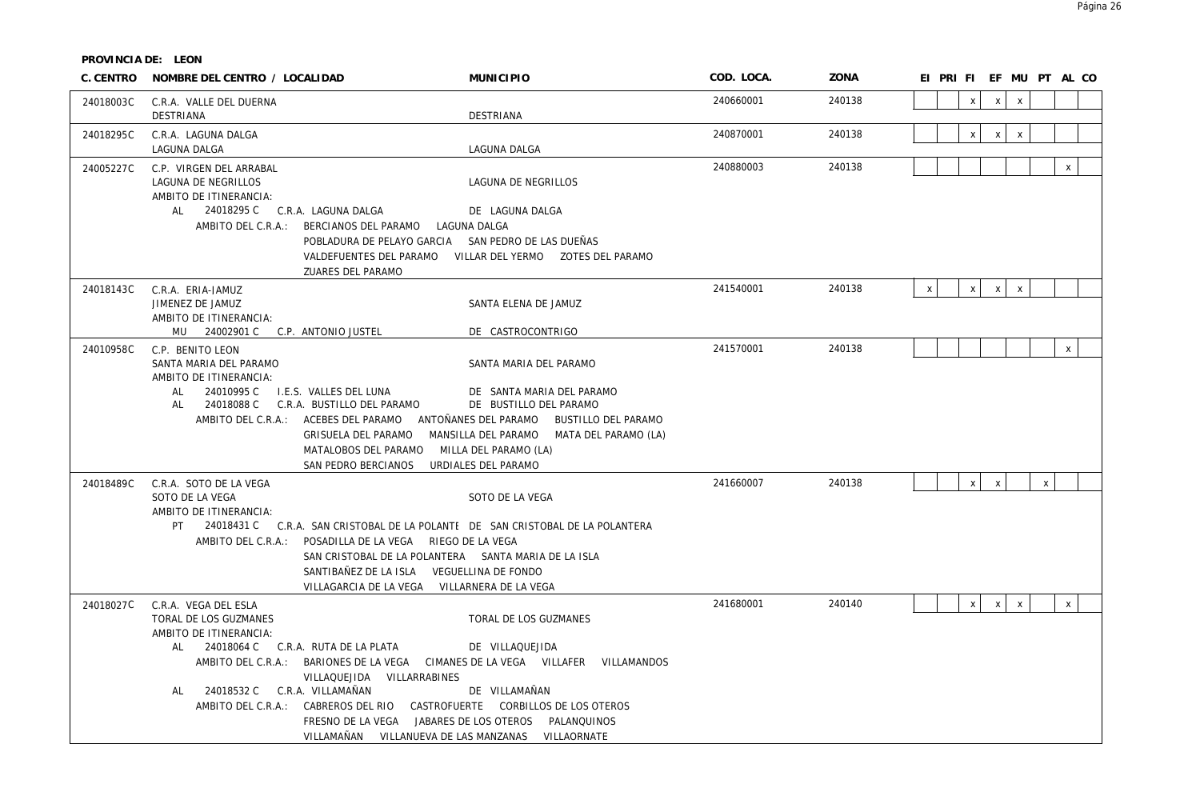**PROVINCIA DE: LEON**

| C. CENTRO | NOMBRE DEL CENTRO / LOCALIDAD | MUNICIPIO | COD. LOCA. | ZONA | EI | PRI | FI | EF | MU | PT | AL | CO |
|---|---|---|---|---|---|---|---|---|---|---|---|---|
| 24018003C | C.R.A. VALLE DEL DUERNA<br>DESTRIANA | DESTRIANA | 240660001 | 240138 | | | x | x | x | | | |
| 24018295C | C.R.A. LAGUNA DALGA<br>LAGUNA DALGA | LAGUNA DALGA | 240870001 | 240138 | | | x | x | x | | | |
| 24005227C | C.P. VIRGEN DEL ARRABAL<br>LAGUNA DE NEGRILLOS<br>AMBITO DE ITINERANCIA:<br>AL 24018295 C C.R.A. LAGUNA DALGA DE LAGUNA DALGA<br>AMBITO DEL C.R.A.: BERCIANOS DEL PARAMO LAGUNA DALGA POBLADURA DE PELAYO GARCIA SAN PEDRO DE LAS DUEÑAS VALDEFUENTES DEL PARAMO VILLAR DEL YERMO ZOTES DEL PARAMO ZUARES DEL PARAMO | LAGUNA DE NEGRILLOS | 240880003 | 240138 | | | | | | | x | |
| 24018143C | C.R.A. ERIA-JAMUZ<br>JIMENEZ DE JAMUZ<br>AMBITO DE ITINERANCIA:<br>MU 24002901 C C.P. ANTONIO JUSTEL DE CASTROCONTRIGO | SANTA ELENA DE JAMUZ | 241540001 | 240138 | x | | x | x | x | | | |
| 24010958C | C.P. BENITO LEON<br>SANTA MARIA DEL PARAMO<br>AMBITO DE ITINERANCIA:<br>AL 24010995 C I.E.S. VALLES DEL LUNA DE SANTA MARIA DEL PARAMO<br>AL 24018088 C C.R.A. BUSTILLO DEL PARAMO DE BUSTILLO DEL PARAMO<br>AMBITO DEL C.R.A.: ACEBES DEL PARAMO ANTOÑANES DEL PARAMO BUSTILLO DEL PARAMO GRISUELA DEL PARAMO MANSILLA DEL PARAMO MATA DEL PARAMO (LA) MATALOBOS DEL PARAMO MILLA DEL PARAMO (LA) SAN PEDRO BERCIANOS URDIALES DEL PARAMO | SANTA MARIA DEL PARAMO | 241570001 | 240138 | | | | | | | x | |
| 24018489C | C.R.A. SOTO DE LA VEGA<br>SOTO DE LA VEGA<br>AMBITO DE ITINERANCIA:<br>PT 24018431 C C.R.A. SAN CRISTOBAL DE LA POLANTE DE SAN CRISTOBAL DE LA POLANTERA<br>AMBITO DEL C.R.A.: POSADILLA DE LA VEGA RIEGO DE LA VEGA SAN CRISTOBAL DE LA POLANTERA SANTA MARIA DE LA ISLA SANTIBAÑEZ DE LA ISLA VEGUELLINA DE FONDO VILLAGARCIA DE LA VEGA VILLARNERA DE LA VEGA | SOTO DE LA VEGA | 241660007 | 240138 | | | x | x | | x | | |
| 24018027C | C.R.A. VEGA DEL ESLA<br>TORAL DE LOS GUZMANES<br>AMBITO DE ITINERANCIA:<br>AL 24018064 C C.R.A. RUTA DE LA PLATA DE VILLAQUEJIDA<br>AMBITO DEL C.R.A.: BARIONES DE LA VEGA CIMANES DE LA VEGA VILLAFER VILLAMANDOS VILLAQUEJIDA VILLARRABINES<br>AL 24018532 C C.R.A. VILLAMAÑAN DE VILLAMAÑAN<br>AMBITO DEL C.R.A.: CABREROS DEL RIO CASTROFUERTE CORBILLOS DE LOS OTEROS FRESNO DE LA VEGA JABARES DE LOS OTEROS PALANQUINOS VILLAMAÑAN VILLANUEVA DE LAS MANZANAS VILLAORNATE | TORAL DE LOS GUZMANES | 241680001 | 240140 | | | x | x | x | | x | |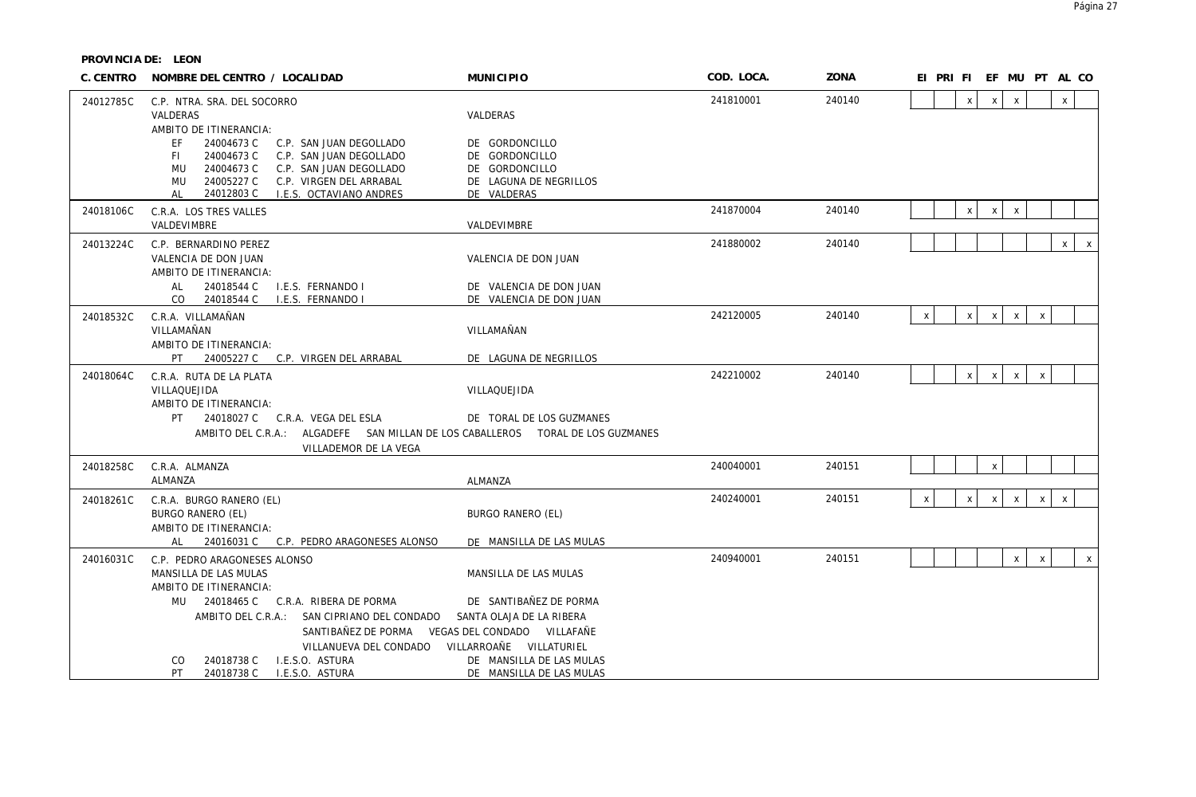**PROVINCIA DE: LEON**

| C. CENTRO | NOMBRE DEL CENTRO / LOCALIDAD | MUNICIPIO | COD. LOCA. | ZONA | EI | PRI | FI | EF | MU | PT | AL | CO |
|---|---|---|---|---|---|---|---|---|---|---|---|---|
| 24012785C | C.P. NTRA. SRA. DEL SOCORRO<br>VALDERAS<br>AMBITO DE ITINERANCIA:<br>EF 24004673 C C.P. SAN JUAN DEGOLLADO<br>FI 24004673 C C.P. SAN JUAN DEGOLLADO<br>MU 24004673 C C.P. SAN JUAN DEGOLLADO<br>MU 24005227 C C.P. VIRGEN DEL ARRABAL<br>AL 24012803 C I.E.S. OCTAVIANO ANDRES | <br>VALDERAS<br><br>DE GORDONCILLO<br>DE GORDONCILLO<br>DE GORDONCILLO<br>DE LAGUNA DE NEGRILLOS<br>DE VALDERAS | 241810001 | 240140 | | | x | x | x | | x | |
| 24018106C | C.R.A. LOS TRES VALLES<br>VALDEVIMBRE | <br>VALDEVIMBRE | 241870004 | 240140 | | | x | x | x | | | |
| 24013224C | C.P. BERNARDINO PEREZ<br>VALENCIA DE DON JUAN<br>AMBITO DE ITINERANCIA:<br>AL 24018544 C I.E.S. FERNANDO I<br>CO 24018544 C I.E.S. FERNANDO I | <br>VALENCIA DE DON JUAN<br><br>DE VALENCIA DE DON JUAN<br>DE VALENCIA DE DON JUAN | 241880002 | 240140 | | | | | | | x | x |
| 24018532C | C.R.A. VILLAMAÑAN<br>VILLAMAÑAN<br>AMBITO DE ITINERANCIA:<br>PT 24005227 C C.P. VIRGEN DEL ARRABAL | <br>VILLAMAÑAN<br><br>DE LAGUNA DE NEGRILLOS | 242120005 | 240140 | x | | x | x | x | x | | |
| 24018064C | C.R.A. RUTA DE LA PLATA<br>VILLAQUEJIDA<br>AMBITO DE ITINERANCIA:<br>PT 24018027 C C.R.A. VEGA DEL ESLA<br>AMBITO DEL C.R.A.: ALGADEFE SAN MILLAN DE LOS CABALLEROS TORAL DE LOS GUZMANES VILLADEMOR DE LA VEGA | <br>VILLAQUEJIDA<br><br>DE TORAL DE LOS GUZMANES | 242210002 | 240140 | | | x | x | x | x | | |
| 24018258C | C.R.A. ALMANZA<br>ALMANZA | <br>ALMANZA | 240040001 | 240151 | | | | x | | | | |
| 24018261C | C.R.A. BURGO RANERO (EL)<br>BURGO RANERO (EL)<br>AMBITO DE ITINERANCIA:<br>AL 24016031 C C.P. PEDRO ARAGONESES ALONSO | <br>BURGO RANERO (EL)<br><br>DE MANSILLA DE LAS MULAS | 240240001 | 240151 | x | | x | x | x | x | x | |
| 24016031C | C.P. PEDRO ARAGONESES ALONSO<br>MANSILLA DE LAS MULAS<br>AMBITO DE ITINERANCIA:<br>MU 24018465 C C.R.A. RIBERA DE PORMA<br>AMBITO DEL C.R.A.: SAN CIPRIANO DEL CONDADO SANTA OLAJA DE LA RIBERA SANTIBAÑEZ DE PORMA VEGAS DEL CONDADO VILLAFAÑE VILLANUEVA DEL CONDADO VILLARROAÑE VILLATURIEL<br>CO 24018738 C I.E.S.O. ASTURA<br>PT 24018738 C I.E.S.O. ASTURA | <br>MANSILLA DE LAS MULAS<br><br>DE SANTIBAÑEZ DE PORMA<br><br>DE MANSILLA DE LAS MULAS<br>DE MANSILLA DE LAS MULAS | 240940001 | 240151 | | | | | x | x | | x |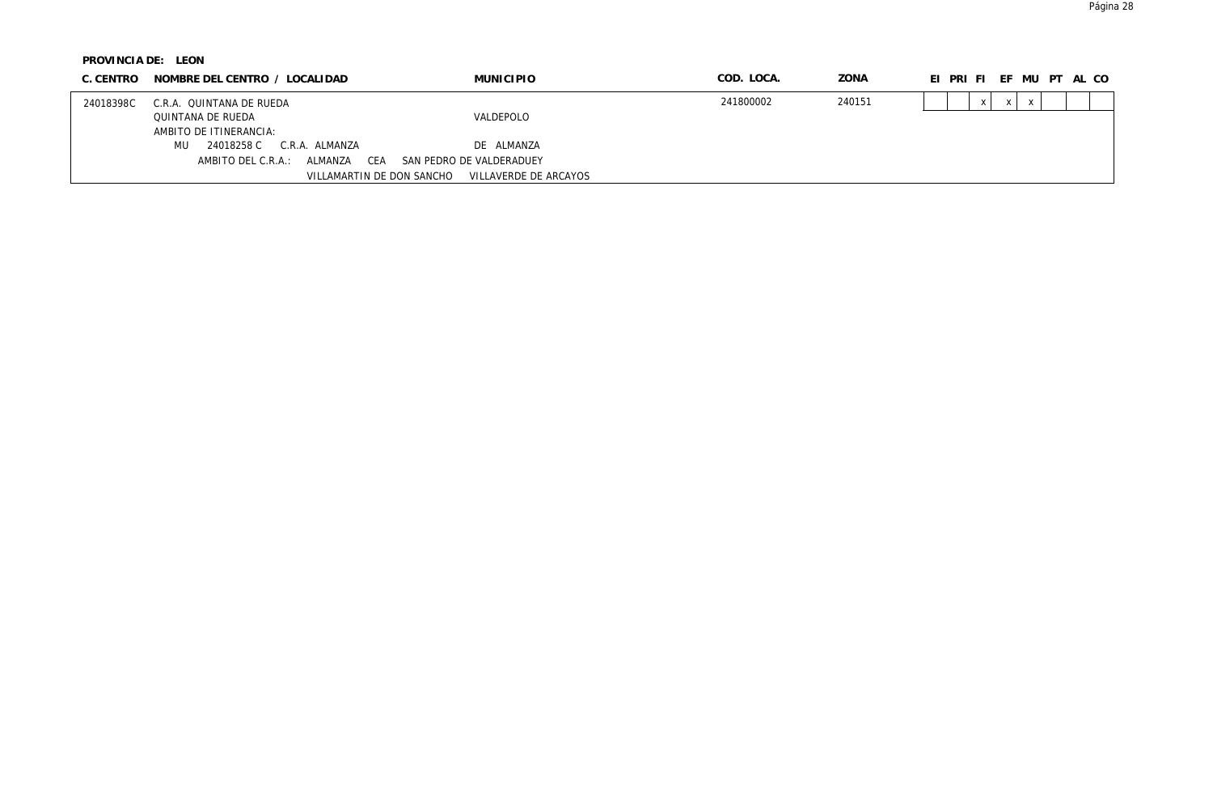**PROVINCIA DE: LEON**

| C. CENTRO | NOMBRE DEL CENTRO / LOCALIDAD | MUNICIPIO | COD. LOCA. | ZONA | EI | PRI | FI | EF | MU | PT | AL | CO |
|---|---|---|---|---|---|---|---|---|---|---|---|---|
| 24018398C | C.R.A. QUINTANA DE RUEDA | | 241800002 | 240151 | | | x | x | x | | | |
| | QUINTANA DE RUEDA | VALDEPOLO | | | | | | | | | | |
| | AMBITO DE ITINERANCIA: | | | | | | | | | | | |
| | MU 24018258 C C.R.A. ALMANZA | DE ALMANZA | | | | | | | | | | |
| | AMBITO DEL C.R.A.: ALMANZA CEA SAN PEDRO DE VALDERADUEY | | | | | | | | | | | |
| | VILLAMARTIN DE DON SANCHO VILLAVERDE DE ARCAYOS | | | | | | | | | | | |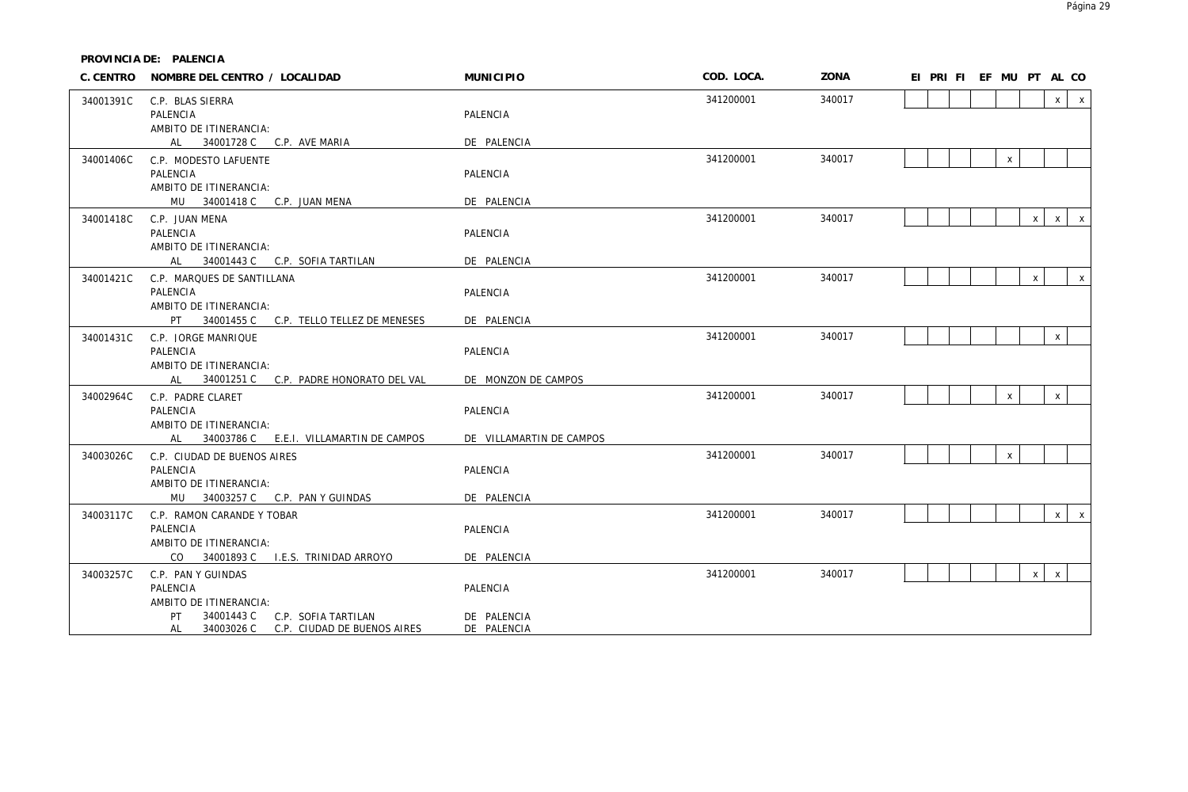**PROVINCIA DE: PALENCIA**

| C. CENTRO | NOMBRE DEL CENTRO / LOCALIDAD | MUNICIPIO | COD. LOCA. | ZONA | EI | PRI | FI | EF | MU | PT | AL | CO |
|---|---|---|---|---|---|---|---|---|---|---|---|---|
| 34001391C | C.P. BLAS SIERRA<br>PALENCIA<br>AMBITO DE ITINERANCIA:<br>AL 34001728 C C.P. AVE MARIA | PALENCIA<br><br>DE PALENCIA | 341200001 | 340017 | | | | | | | x | x |
| 34001406C | C.P. MODESTO LAFUENTE<br>PALENCIA<br>AMBITO DE ITINERANCIA:<br>MU 34001418 C C.P. JUAN MENA | PALENCIA<br><br>DE PALENCIA | 341200001 | 340017 | | | | | x | | | |
| 34001418C | C.P. JUAN MENA<br>PALENCIA<br>AMBITO DE ITINERANCIA:<br>AL 34001443 C C.P. SOFIA TARTILAN | PALENCIA<br><br>DE PALENCIA | 341200001 | 340017 | | | | | | x | x | x |
| 34001421C | C.P. MARQUES DE SANTILLANA<br>PALENCIA<br>AMBITO DE ITINERANCIA:<br>PT 34001455 C C.P. TELLO TELLEZ DE MENESES | PALENCIA<br><br>DE PALENCIA | 341200001 | 340017 | | | | | | x | | x |
| 34001431C | C.P. JORGE MANRIQUE<br>PALENCIA<br>AMBITO DE ITINERANCIA:<br>AL 34001251 C C.P. PADRE HONORATO DEL VAL | PALENCIA<br><br>DE MONZON DE CAMPOS | 341200001 | 340017 | | | | | | | x | |
| 34002964C | C.P. PADRE CLARET<br>PALENCIA<br>AMBITO DE ITINERANCIA:<br>AL 34003786 C E.E.I. VILLAMARTIN DE CAMPOS | PALENCIA<br><br>DE VILLAMARTIN DE CAMPOS | 341200001 | 340017 | | | | | x | | x | |
| 34003026C | C.P. CIUDAD DE BUENOS AIRES<br>PALENCIA<br>AMBITO DE ITINERANCIA:<br>MU 34003257 C C.P. PAN Y GUINDAS | PALENCIA<br><br>DE PALENCIA | 341200001 | 340017 | | | | | x | | | |
| 34003117C | C.P. RAMON CARANDE Y TOBAR<br>PALENCIA<br>AMBITO DE ITINERANCIA:<br>CO 34001893 C I.E.S. TRINIDAD ARROYO | PALENCIA<br><br>DE PALENCIA | 341200001 | 340017 | | | | | | | x | x |
| 34003257C | C.P. PAN Y GUINDAS<br>PALENCIA<br>AMBITO DE ITINERANCIA:<br>PT 34001443 C C.P. SOFIA TARTILAN<br>AL 34003026 C C.P. CIUDAD DE BUENOS AIRES | PALENCIA<br><br>DE PALENCIA<br>DE PALENCIA | 341200001 | 340017 | | | | | | x | x | |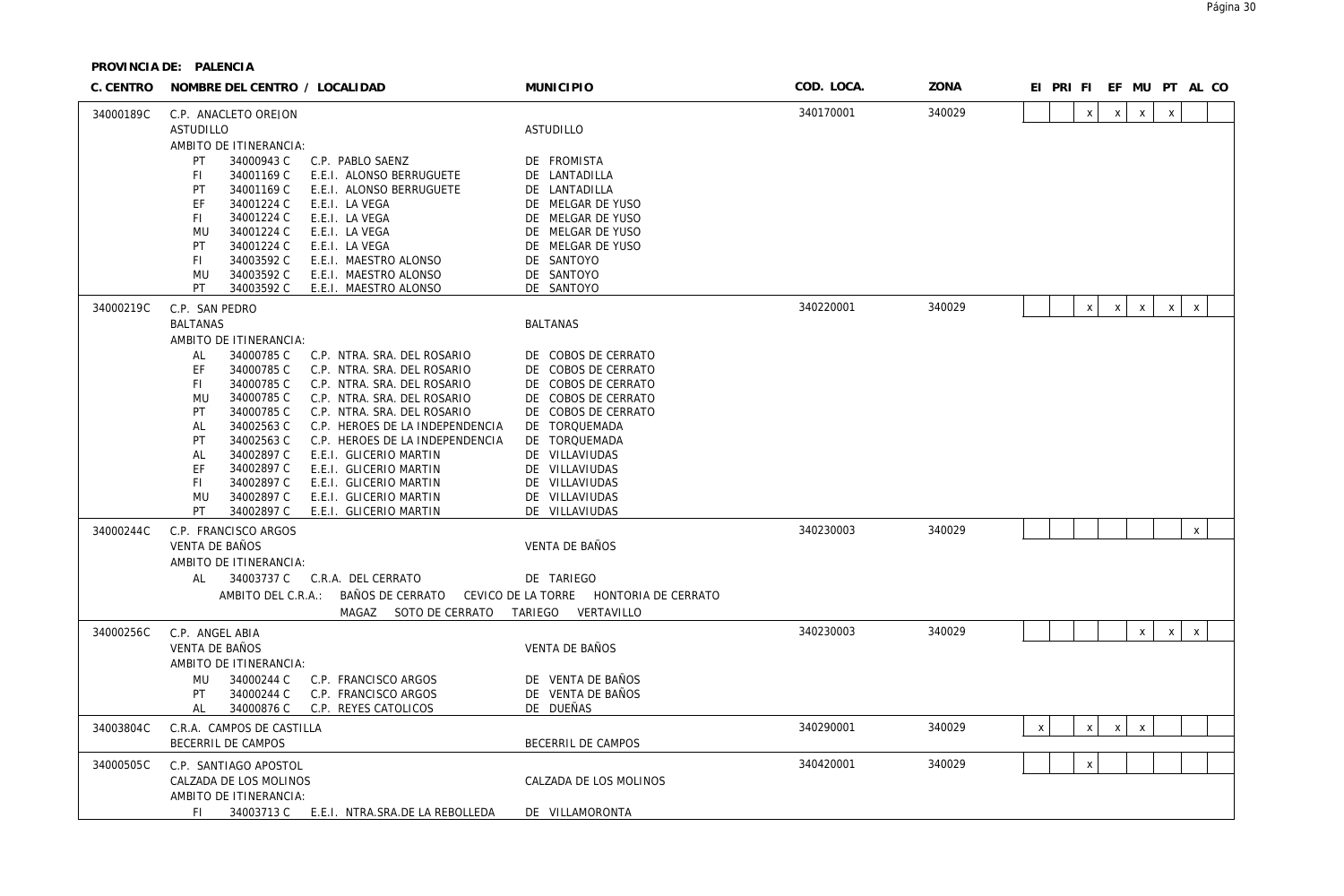**PROVINCIA DE: PALENCIA**

| C. CENTRO | NOMBRE DEL CENTRO / LOCALIDAD | MUNICIPIO | COD. LOCA. | ZONA | EI | PRI | FI | EF | MU | PT | AL | CO |
|---|---|---|---|---|---|---|---|---|---|---|---|---|
| 34000189C | C.P. ANACLETO OREJON<br>ASTUDILLO<br>AMBITO DE ITINERANCIA:<br>PT 34000943 C C.P. PABLO SAENZ<br>FI 34001169 C E.E.I. ALONSO BERRUGUETE<br>PT 34001169 C E.E.I. ALONSO BERRUGUETE<br>EF 34001224 C E.E.I. LA VEGA<br>FI 34001224 C E.E.I. LA VEGA<br>MU 34001224 C E.E.I. LA VEGA<br>PT 34001224 C E.E.I. LA VEGA<br>FI 34003592 C E.E.I. MAESTRO ALONSO<br>MU 34003592 C E.E.I. MAESTRO ALONSO<br>PT 34003592 C E.E.I. MAESTRO ALONSO | ASTUDILLO<br><br><br>DE FROMISTA<br>DE LANTADILLA<br>DE LANTADILLA<br>DE MELGAR DE YUSO<br>DE MELGAR DE YUSO<br>DE MELGAR DE YUSO<br>DE MELGAR DE YUSO<br>DE SANTOYO<br>DE SANTOYO<br>DE SANTOYO | 340170001 | 340029 | | | x | x | x | x | | |
| 34000219C | C.P. SAN PEDRO<br>BALTANAS<br>AMBITO DE ITINERANCIA:<br>AL 34000785 C C.P. NTRA. SRA. DEL ROSARIO<br>EF 34000785 C C.P. NTRA. SRA. DEL ROSARIO<br>FI 34000785 C C.P. NTRA. SRA. DEL ROSARIO<br>MU 34000785 C C.P. NTRA. SRA. DEL ROSARIO<br>PT 34000785 C C.P. NTRA. SRA. DEL ROSARIO<br>AL 34002563 C C.P. HEROES DE LA INDEPENDENCIA<br>PT 34002563 C C.P. HEROES DE LA INDEPENDENCIA<br>AL 34002897 C E.E.I. GLICERIO MARTIN<br>EF 34002897 C E.E.I. GLICERIO MARTIN<br>FI 34002897 C E.E.I. GLICERIO MARTIN<br>MU 34002897 C E.E.I. GLICERIO MARTIN<br>PT 34002897 C E.E.I. GLICERIO MARTIN | BALTANAS<br><br><br>DE COBOS DE CERRATO<br>DE COBOS DE CERRATO<br>DE COBOS DE CERRATO<br>DE COBOS DE CERRATO<br>DE COBOS DE CERRATO<br>DE TORQUEMADA<br>DE TORQUEMADA<br>DE VILLAVIUDAS<br>DE VILLAVIUDAS<br>DE VILLAVIUDAS<br>DE VILLAVIUDAS<br>DE VILLAVIUDAS | 340220001 | 340029 | | | x | x | x | x | x | |
| 34000244C | C.P. FRANCISCO ARGOS<br>VENTA DE BAÑOS<br>AMBITO DE ITINERANCIA:<br>AL 34003737 C C.R.A. DEL CERRATO<br>AMBITO DEL C.R.A.: BAÑOS DE CERRATO CEVICO DE LA TORRE HONTORIA DE CERRATO MAGAZ SOTO DE CERRATO TARIEGO VERTAVILLO | VENTA DE BAÑOS<br><br><br>DE TARIEGO | 340230003 | 340029 | | | | | | | x | |
| 34000256C | C.P. ANGEL ABIA<br>VENTA DE BAÑOS<br>AMBITO DE ITINERANCIA:<br>MU 34000244 C C.P. FRANCISCO ARGOS<br>PT 34000244 C C.P. FRANCISCO ARGOS<br>AL 34000876 C C.P. REYES CATOLICOS | VENTA DE BAÑOS<br><br><br>DE VENTA DE BAÑOS<br>DE VENTA DE BAÑOS<br>DE DUEÑAS | 340230003 | 340029 | | | | | x | x | x | |
| 34003804C | C.R.A. CAMPOS DE CASTILLA<br>BECERRIL DE CAMPOS | BECERRIL DE CAMPOS | 340290001 | 340029 | x | | x | x | x | | | |
| 34000505C | C.P. SANTIAGO APOSTOL<br>CALZADA DE LOS MOLINOS<br>AMBITO DE ITINERANCIA:<br>FI 34003713 C E.E.I. NTRA.SRA.DE LA REBOLLEDA | CALZADA DE LOS MOLINOS<br><br><br>DE VILLAMORONTA | 340420001 | 340029 | | | x | | | | | |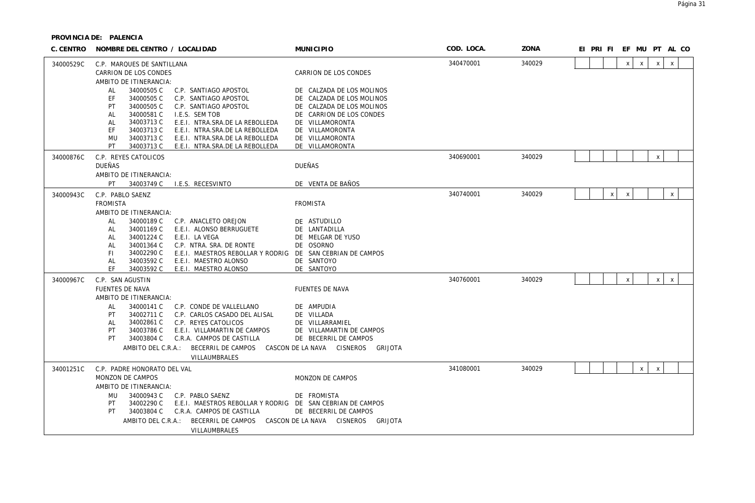**PROVINCIA DE: PALENCIA**

| C. CENTRO | NOMBRE DEL CENTRO / LOCALIDAD | MUNICIPIO | COD. LOCA. | ZONA | EI | PRI | FI | EF | MU | PT | AL | CO |
|---|---|---|---|---|---|---|---|---|---|---|---|---|
| 34000529C | C.P. MARQUES DE SANTILLANA | | 340470001 | 340029 | | | | x | x | x | x | |
| | CARRION DE LOS CONDES | CARRION DE LOS CONDES | | | | | | | | | | |
| | AMBITO DE ITINERANCIA: | | | | | | | | | | | |
| | AL 34000505 C C.P. SANTIAGO APOSTOL | DE CALZADA DE LOS MOLINOS | | | | | | | | | | |
| | EF 34000505 C C.P. SANTIAGO APOSTOL | DE CALZADA DE LOS MOLINOS | | | | | | | | | | |
| | PT 34000505 C C.P. SANTIAGO APOSTOL | DE CALZADA DE LOS MOLINOS | | | | | | | | | | |
| | AL 34000581 C I.E.S. SEM TOB | DE CARRION DE LOS CONDES | | | | | | | | | | |
| | AL 34003713 C E.E.I. NTRA.SRA.DE LA REBOLLEDA | DE VILLAMORONTA | | | | | | | | | | |
| | EF 34003713 C E.E.I. NTRA.SRA.DE LA REBOLLEDA | DE VILLAMORONTA | | | | | | | | | | |
| | MU 34003713 C E.E.I. NTRA.SRA.DE LA REBOLLEDA | DE VILLAMORONTA | | | | | | | | | | |
| | PT 34003713 C E.E.I. NTRA.SRA.DE LA REBOLLEDA | DE VILLAMORONTA | | | | | | | | | | |
| 34000876C | C.P. REYES CATOLICOS | | 340690001 | 340029 | | | | | | x | | |
| | DUEÑAS | DUEÑAS | | | | | | | | | | |
| | AMBITO DE ITINERANCIA: | | | | | | | | | | | |
| | PT 34003749 C I.E.S. RECESVINTO | DE VENTA DE BAÑOS | | | | | | | | | | |
| 34000943C | C.P. PABLO SAENZ | | 340740001 | 340029 | | | x | x | | | x | |
| | FROMISTA | FROMISTA | | | | | | | | | | |
| | AMBITO DE ITINERANCIA: | | | | | | | | | | | |
| | AL 34000189 C C.P. ANACLETO OREJON | DE ASTUDILLO | | | | | | | | | | |
| | AL 34001169 C E.E.I. ALONSO BERRUGUETE | DE LANTADILLA | | | | | | | | | | |
| | AL 34001224 C E.E.I. LA VEGA | DE MELGAR DE YUSO | | | | | | | | | | |
| | AL 34001364 C C.P. NTRA. SRA. DE RONTE | DE OSORNO | | | | | | | | | | |
| | FI 34002290 C E.E.I. MAESTROS REBOLLAR Y RODRIG | DE SAN CEBRIAN DE CAMPOS | | | | | | | | | | |
| | AL 34003592 C E.E.I. MAESTRO ALONSO | DE SANTOYO | | | | | | | | | | |
| | EF 34003592 C E.E.I. MAESTRO ALONSO | DE SANTOYO | | | | | | | | | | |
| 34000967C | C.P. SAN AGUSTIN | | 340760001 | 340029 | | | | x | | x | x | |
| | FUENTES DE NAVA | FUENTES DE NAVA | | | | | | | | | | |
| | AMBITO DE ITINERANCIA: | | | | | | | | | | | |
| | AL 34000141 C C.P. CONDE DE VALLELLANO | DE AMPUDIA | | | | | | | | | | |
| | PT 34002711 C C.P. CARLOS CASADO DEL ALISAL | DE VILLADA | | | | | | | | | | |
| | AL 34002861 C C.P. REYES CATOLICOS | DE VILLARRAMIEL | | | | | | | | | | |
| | PT 34003786 C E.E.I. VILLAMARTIN DE CAMPOS | DE VILLAMARTIN DE CAMPOS | | | | | | | | | | |
| | PT 34003804 C C.R.A. CAMPOS DE CASTILLA | DE BECERRIL DE CAMPOS | | | | | | | | | | |
| | AMBITO DEL C.R.A.: BECERRIL DE CAMPOS | CASCON DE LA NAVA CISNEROS GRIJOTA | | | | | | | | | | |
| | VILLAUMBRALES | | | | | | | | | | | |
| 34001251C | C.P. PADRE HONORATO DEL VAL | | 341080001 | 340029 | | | | | x | x | | |
| | MONZON DE CAMPOS | MONZON DE CAMPOS | | | | | | | | | | |
| | AMBITO DE ITINERANCIA: | | | | | | | | | | | |
| | MU 34000943 C C.P. PABLO SAENZ | DE FROMISTA | | | | | | | | | | |
| | PT 34002290 C E.E.I. MAESTROS REBOLLAR Y RODRIG | DE SAN CEBRIAN DE CAMPOS | | | | | | | | | | |
| | PT 34003804 C C.R.A. CAMPOS DE CASTILLA | DE BECERRIL DE CAMPOS | | | | | | | | | | |
| | AMBITO DEL C.R.A.: BECERRIL DE CAMPOS | CASCON DE LA NAVA CISNEROS GRIJOTA | | | | | | | | | | |
| | VILLAUMBRALES | | | | | | | | | | | |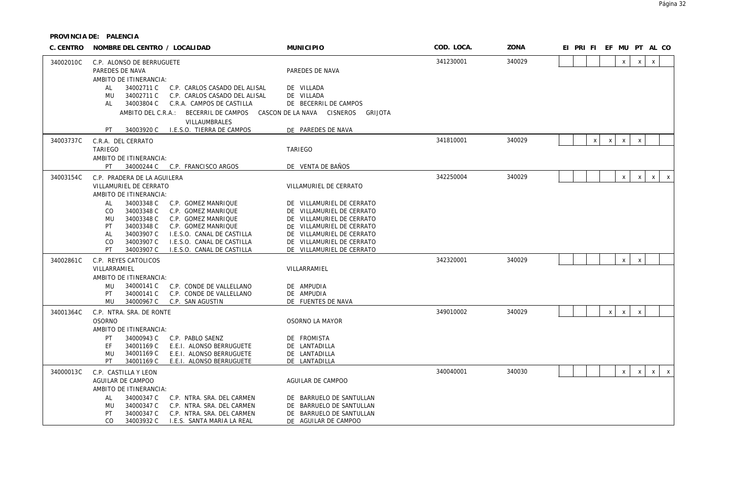**PROVINCIA DE: PALENCIA**

| C. CENTRO | NOMBRE DEL CENTRO / LOCALIDAD | MUNICIPIO | COD. LOCA. | ZONA | EI | PRI | FI | EF | MU | PT | AL | CO |
|---|---|---|---|---|---|---|---|---|---|---|---|---|
| 34002010C | C.P. ALONSO DE BERRUGUETE<br>PAREDES DE NAVA | PAREDES DE NAVA | 341230001 | 340029 | | | | | x | x | x | |

AMBITO DE ITINERANCIA:

| | | | |
|---|---|---|---|
| AL | 34002711 C | C.P. CARLOS CASADO DEL ALISAL | DE VILLADA |
| MU | 34002711 C | C.P. CARLOS CASADO DEL ALISAL | DE VILLADA |
| AL | 34003804 C | C.R.A. CAMPOS DE CASTILLA | DE BECERRIL DE CAMPOS |
| | | AMBITO DEL C.R.A.: BECERRIL DE CAMPOS CASCON DE LA NAVA CISNEROS GRIJOTA VILLAUMBRALES | |
| PT | 34003920 C | I.E.S.O. TIERRA DE CAMPOS | DE PAREDES DE NAVA |

| C. CENTRO | NOMBRE DEL CENTRO / LOCALIDAD | MUNICIPIO | COD. LOCA. | ZONA | EI | PRI | FI | EF | MU | PT | AL | CO |
|---|---|---|---|---|---|---|---|---|---|---|---|---|
| 34003737C | C.R.A. DEL CERRATO<br>TARIEGO | TARIEGO | 341810001 | 340029 | | | x | x | x | x | | |

AMBITO DE ITINERANCIA:

| | | | |
|---|---|---|---|
| PT | 34000244 C | C.P. FRANCISCO ARGOS | DE VENTA DE BAÑOS |

| C. CENTRO | NOMBRE DEL CENTRO / LOCALIDAD | MUNICIPIO | COD. LOCA. | ZONA | EI | PRI | FI | EF | MU | PT | AL | CO |
|---|---|---|---|---|---|---|---|---|---|---|---|---|
| 34003154C | C.P. PRADERA DE LA AGUILERA<br>VILLAMURIEL DE CERRATO | VILLAMURIEL DE CERRATO | 342250004 | 340029 | | | | | x | x | x | x |

AMBITO DE ITINERANCIA:

| | | | |
|---|---|---|---|
| AL | 34003348 C | C.P. GOMEZ MANRIQUE | DE VILLAMURIEL DE CERRATO |
| CO | 34003348 C | C.P. GOMEZ MANRIQUE | DE VILLAMURIEL DE CERRATO |
| MU | 34003348 C | C.P. GOMEZ MANRIQUE | DE VILLAMURIEL DE CERRATO |
| PT | 34003348 C | C.P. GOMEZ MANRIQUE | DE VILLAMURIEL DE CERRATO |
| AL | 34003907 C | I.E.S.O. CANAL DE CASTILLA | DE VILLAMURIEL DE CERRATO |
| CO | 34003907 C | I.E.S.O. CANAL DE CASTILLA | DE VILLAMURIEL DE CERRATO |
| PT | 34003907 C | I.E.S.O. CANAL DE CASTILLA | DE VILLAMURIEL DE CERRATO |

| C. CENTRO | NOMBRE DEL CENTRO / LOCALIDAD | MUNICIPIO | COD. LOCA. | ZONA | EI | PRI | FI | EF | MU | PT | AL | CO |
|---|---|---|---|---|---|---|---|---|---|---|---|---|
| 34002861C | C.P. REYES CATOLICOS<br>VILLARRAMIEL | VILLARRAMIEL | 342320001 | 340029 | | | | | x | x | | |

AMBITO DE ITINERANCIA:

| | | | |
|---|---|---|---|
| MU | 34000141 C | C.P. CONDE DE VALLELLANO | DE AMPUDIA |
| PT | 34000141 C | C.P. CONDE DE VALLELLANO | DE AMPUDIA |
| MU | 34000967 C | C.P. SAN AGUSTIN | DE FUENTES DE NAVA |

| C. CENTRO | NOMBRE DEL CENTRO / LOCALIDAD | MUNICIPIO | COD. LOCA. | ZONA | EI | PRI | FI | EF | MU | PT | AL | CO |
|---|---|---|---|---|---|---|---|---|---|---|---|---|
| 34001364C | C.P. NTRA. SRA. DE RONTE<br>OSORNO | OSORNO LA MAYOR | 349010002 | 340029 | | | | x | x | x | | |

AMBITO DE ITINERANCIA:

| | | | |
|---|---|---|---|
| PT | 34000943 C | C.P. PABLO SAENZ | DE FROMISTA |
| EF | 34001169 C | E.E.I. ALONSO BERRUGUETE | DE LANTADILLA |
| MU | 34001169 C | E.E.I. ALONSO BERRUGUETE | DE LANTADILLA |
| PT | 34001169 C | E.E.I. ALONSO BERRUGUETE | DE LANTADILLA |

| C. CENTRO | NOMBRE DEL CENTRO / LOCALIDAD | MUNICIPIO | COD. LOCA. | ZONA | EI | PRI | FI | EF | MU | PT | AL | CO |
|---|---|---|---|---|---|---|---|---|---|---|---|---|
| 34000013C | C.P. CASTILLA Y LEON<br>AGUILAR DE CAMPOO | AGUILAR DE CAMPOO | 340040001 | 340030 | | | | | x | x | x | x |

AMBITO DE ITINERANCIA:

| | | | |
|---|---|---|---|
| AL | 34000347 C | C.P. NTRA. SRA. DEL CARMEN | DE BARRUELO DE SANTULLAN |
| MU | 34000347 C | C.P. NTRA. SRA. DEL CARMEN | DE BARRUELO DE SANTULLAN |
| PT | 34000347 C | C.P. NTRA. SRA. DEL CARMEN | DE BARRUELO DE SANTULLAN |
| CO | 34003932 C | I.E.S. SANTA MARIA LA REAL | DE AGUILAR DE CAMPOO |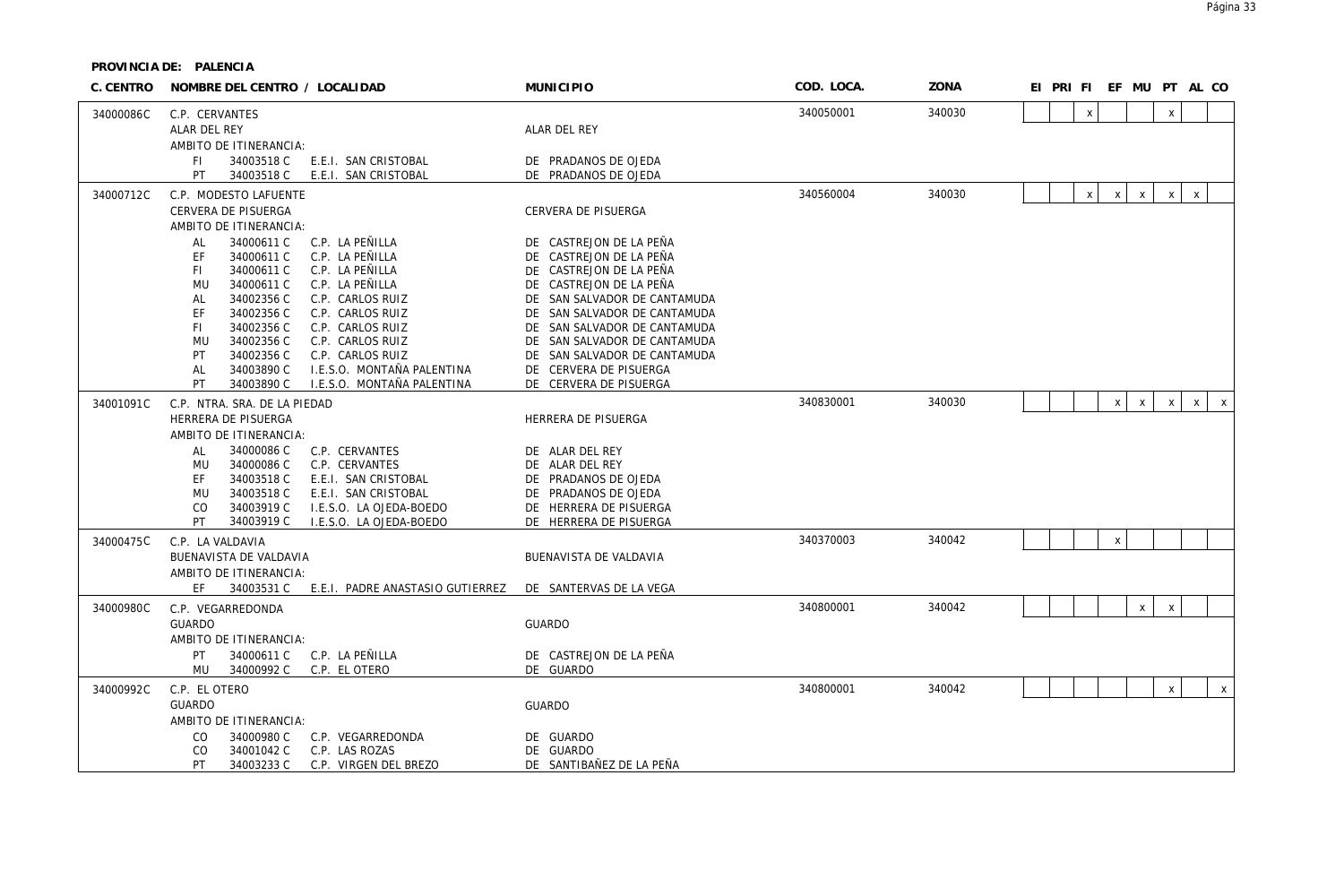**PROVINCIA DE: PALENCIA**

| C. CENTRO | NOMBRE DEL CENTRO / LOCALIDAD | MUNICIPIO | COD. LOCA. | ZONA | EI | PRI | FI | EF | MU | PT | AL | CO |
|---|---|---|---|---|---|---|---|---|---|---|---|---|
| 34000086C | C.P. CERVANTES | | 340050001 | 340030 | | | x | | | x | | |
| | ALAR DEL REY | ALAR DEL REY | | | | | | | | | | |
| | AMBITO DE ITINERANCIA: | | | | | | | | | | | |
| | FI 34003518 C E.E.I. SAN CRISTOBAL | DE PRADANOS DE OJEDA | | | | | | | | | | |
| | PT 34003518 C E.E.I. SAN CRISTOBAL | DE PRADANOS DE OJEDA | | | | | | | | | | |
| 34000712C | C.P. MODESTO LAFUENTE | | 340560004 | 340030 | | | x | x | x | x | x | |
| | CERVERA DE PISUERGA | CERVERA DE PISUERGA | | | | | | | | | | |
| | AMBITO DE ITINERANCIA: | | | | | | | | | | | |
| | AL 34000611 C C.P. LA PEÑILLA | DE CASTREJON DE LA PEÑA | | | | | | | | | | |
| | EF 34000611 C C.P. LA PEÑILLA | DE CASTREJON DE LA PEÑA | | | | | | | | | | |
| | FI 34000611 C C.P. LA PEÑILLA | DE CASTREJON DE LA PEÑA | | | | | | | | | | |
| | MU 34000611 C C.P. LA PEÑILLA | DE CASTREJON DE LA PEÑA | | | | | | | | | | |
| | AL 34002356 C C.P. CARLOS RUIZ | DE SAN SALVADOR DE CANTAMUDA | | | | | | | | | | |
| | EF 34002356 C C.P. CARLOS RUIZ | DE SAN SALVADOR DE CANTAMUDA | | | | | | | | | | |
| | FI 34002356 C C.P. CARLOS RUIZ | DE SAN SALVADOR DE CANTAMUDA | | | | | | | | | | |
| | MU 34002356 C C.P. CARLOS RUIZ | DE SAN SALVADOR DE CANTAMUDA | | | | | | | | | | |
| | PT 34002356 C C.P. CARLOS RUIZ | DE SAN SALVADOR DE CANTAMUDA | | | | | | | | | | |
| | AL 34003890 C I.E.S.O. MONTAÑA PALENTINA | DE CERVERA DE PISUERGA | | | | | | | | | | |
| | PT 34003890 C I.E.S.O. MONTAÑA PALENTINA | DE CERVERA DE PISUERGA | | | | | | | | | | |
| 34001091C | C.P. NTRA. SRA. DE LA PIEDAD | | 340830001 | 340030 | | | | x | x | x | x | x |
| | HERRERA DE PISUERGA | HERRERA DE PISUERGA | | | | | | | | | | |
| | AMBITO DE ITINERANCIA: | | | | | | | | | | | |
| | AL 34000086 C C.P. CERVANTES | DE ALAR DEL REY | | | | | | | | | | |
| | MU 34000086 C C.P. CERVANTES | DE ALAR DEL REY | | | | | | | | | | |
| | EF 34003518 C E.E.I. SAN CRISTOBAL | DE PRADANOS DE OJEDA | | | | | | | | | | |
| | MU 34003518 C E.E.I. SAN CRISTOBAL | DE PRADANOS DE OJEDA | | | | | | | | | | |
| | CO 34003919 C I.E.S.O. LA OJEDA-BOEDO | DE HERRERA DE PISUERGA | | | | | | | | | | |
| | PT 34003919 C I.E.S.O. LA OJEDA-BOEDO | DE HERRERA DE PISUERGA | | | | | | | | | | |
| 34000475C | C.P. LA VALDAVIA | | 340370003 | 340042 | | | | x | | | | |
| | BUENAVISTA DE VALDAVIA | BUENAVISTA DE VALDAVIA | | | | | | | | | | |
| | AMBITO DE ITINERANCIA: | | | | | | | | | | | |
| | EF 34003531 C E.E.I. PADRE ANASTASIO GUTIERREZ | DE SANTERVAS DE LA VEGA | | | | | | | | | | |
| 34000980C | C.P. VEGARREDONDA | | 340800001 | 340042 | | | | | x | x | | |
| | GUARDO | GUARDO | | | | | | | | | | |
| | AMBITO DE ITINERANCIA: | | | | | | | | | | | |
| | PT 34000611 C C.P. LA PEÑILLA | DE CASTREJON DE LA PEÑA | | | | | | | | | | |
| | MU 34000992 C C.P. EL OTERO | DE GUARDO | | | | | | | | | | |
| 34000992C | C.P. EL OTERO | | 340800001 | 340042 | | | | | | x | | x |
| | GUARDO | GUARDO | | | | | | | | | | |
| | AMBITO DE ITINERANCIA: | | | | | | | | | | | |
| | CO 34000980 C C.P. VEGARREDONDA | DE GUARDO | | | | | | | | | | |
| | CO 34001042 C C.P. LAS ROZAS | DE GUARDO | | | | | | | | | | |
| | PT 34003233 C C.P. VIRGEN DEL BREZO | DE SANTIBAÑEZ DE LA PEÑA | | | | | | | | | | |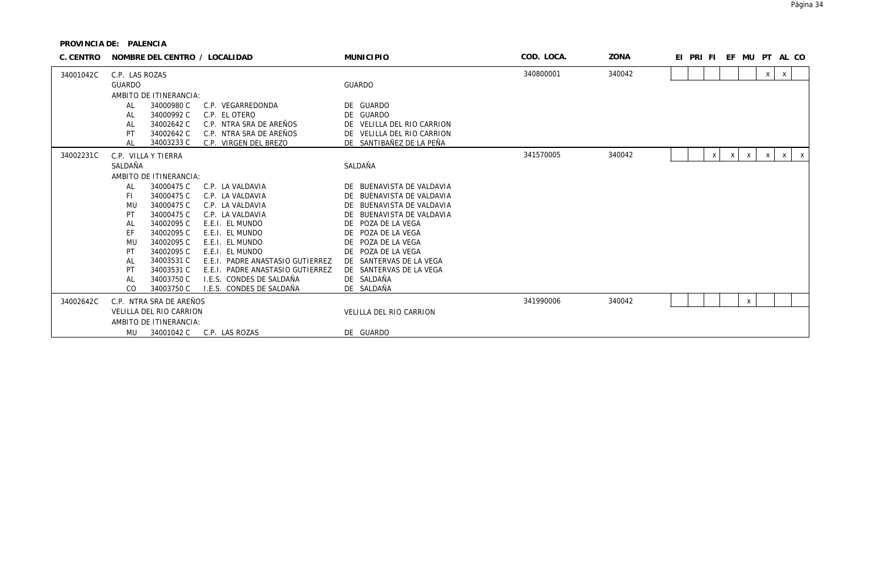**PROVINCIA DE: PALENCIA**

| C. CENTRO | NOMBRE DEL CENTRO / LOCALIDAD | MUNICIPIO | COD. LOCA. | ZONA | EI | PRI | FI | EF | MU | PT | AL | CO |
|---|---|---|---|---|---|---|---|---|---|---|---|---|
| 34001042C | C.P. LAS ROZAS<br>GUARDO | GUARDO | 340800001 | 340042 | | | | | | x | x | |
| 34002231C | C.P. VILLA Y TIERRA<br>SALDAÑA | SALDAÑA | 341570005 | 340042 | | | x | x | x | x | x | x |
| 34002642C | C.P. NTRA SRA DE AREÑOS<br>VELILLA DEL RIO CARRION | VELILLA DEL RIO CARRION | 341990006 | 340042 | | | | | x | | | |

**34001042C – C.P. LAS ROZAS – AMBITO DE ITINERANCIA:**

| | Código | Centro | Municipio |
|---|---|---|---|
| AL | 34000980 C | C.P. VEGARREDONDA | DE GUARDO |
| AL | 34000992 C | C.P. EL OTERO | DE GUARDO |
| AL | 34002642 C | C.P. NTRA SRA DE AREÑOS | DE VELILLA DEL RIO CARRION |
| PT | 34002642 C | C.P. NTRA SRA DE AREÑOS | DE VELILLA DEL RIO CARRION |
| AL | 34003233 C | C.P. VIRGEN DEL BREZO | DE SANTIBAÑEZ DE LA PEÑA |

**34002231C – C.P. VILLA Y TIERRA – AMBITO DE ITINERANCIA:**

| | Código | Centro | Municipio |
|---|---|---|---|
| AL | 34000475 C | C.P. LA VALDAVIA | DE BUENAVISTA DE VALDAVIA |
| FI | 34000475 C | C.P. LA VALDAVIA | DE BUENAVISTA DE VALDAVIA |
| MU | 34000475 C | C.P. LA VALDAVIA | DE BUENAVISTA DE VALDAVIA |
| PT | 34000475 C | C.P. LA VALDAVIA | DE BUENAVISTA DE VALDAVIA |
| AL | 34002095 C | E.E.I. EL MUNDO | DE POZA DE LA VEGA |
| EF | 34002095 C | E.E.I. EL MUNDO | DE POZA DE LA VEGA |
| MU | 34002095 C | E.E.I. EL MUNDO | DE POZA DE LA VEGA |
| PT | 34002095 C | E.E.I. EL MUNDO | DE POZA DE LA VEGA |
| AL | 34003531 C | E.E.I. PADRE ANASTASIO GUTIERREZ | DE SANTERVAS DE LA VEGA |
| PT | 34003531 C | E.E.I. PADRE ANASTASIO GUTIERREZ | DE SANTERVAS DE LA VEGA |
| AL | 34003750 C | I.E.S. CONDES DE SALDAÑA | DE SALDAÑA |
| CO | 34003750 C | I.E.S. CONDES DE SALDAÑA | DE SALDAÑA |

**34002642C – C.P. NTRA SRA DE AREÑOS – AMBITO DE ITINERANCIA:**

| | Código | Centro | Municipio |
|---|---|---|---|
| MU | 34001042 C | C.P. LAS ROZAS | DE GUARDO |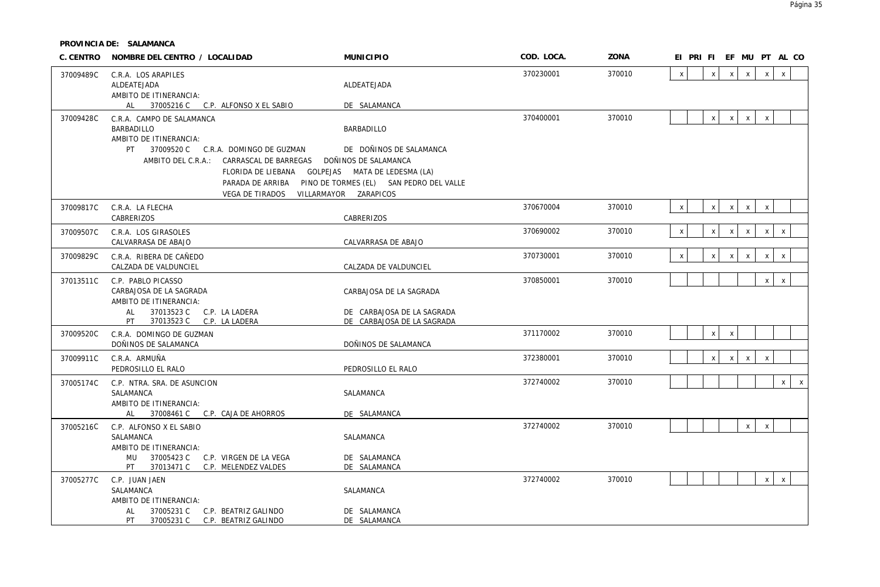**PROVINCIA DE: SALAMANCA**

| C. CENTRO | NOMBRE DEL CENTRO / LOCALIDAD | MUNICIPIO | COD. LOCA. | ZONA | EI | PRI | FI | EF | MU | PT | AL | CO |
|---|---|---|---|---|---|---|---|---|---|---|---|---|
| 37009489C | C.R.A. LOS ARAPILES<br>ALDEATEJADA<br>AMBITO DE ITINERANCIA:<br>AL 37005216 C C.P. ALFONSO X EL SABIO | <br>ALDEATEJADA<br><br>DE SALAMANCA | 370230001 | 370010 | x | | x | x | x | x | x | |
| 37009428C | C.R.A. CAMPO DE SALAMANCA<br>BARBADILLO<br>AMBITO DE ITINERANCIA:<br>PT 37009520 C C.R.A. DOMINGO DE GUZMAN<br>AMBITO DEL C.R.A.: CARRASCAL DE BARREGAS DOÑINOS DE SALAMANCA<br>FLORIDA DE LIEBANA GOLPEJAS MATA DE LEDESMA (LA)<br>PARADA DE ARRIBA PINO DE TORMES (EL) SAN PEDRO DEL VALLE<br>VEGA DE TIRADOS VILLARMAYOR ZARAPICOS | <br>BARBADILLO<br><br>DE DOÑINOS DE SALAMANCA | 370400001 | 370010 | | | x | x | x | x | | |
| 37009817C | C.R.A. LA FLECHA<br>CABRERIZOS | <br>CABRERIZOS | 370670004 | 370010 | x | | x | x | x | x | | |
| 37009507C | C.R.A. LOS GIRASOLES<br>CALVARRASA DE ABAJO | <br>CALVARRASA DE ABAJO | 370690002 | 370010 | x | | x | x | x | x | x | |
| 37009829C | C.R.A. RIBERA DE CAÑEDO<br>CALZADA DE VALDUNCIEL | <br>CALZADA DE VALDUNCIEL | 370730001 | 370010 | x | | x | x | x | x | x | |
| 37013511C | C.P. PABLO PICASSO<br>CARBAJOSA DE LA SAGRADA<br>AMBITO DE ITINERANCIA:<br>AL 37013523 C C.P. LA LADERA<br>PT 37013523 C C.P. LA LADERA | <br>CARBAJOSA DE LA SAGRADA<br><br>DE CARBAJOSA DE LA SAGRADA<br>DE CARBAJOSA DE LA SAGRADA | 370850001 | 370010 | | | | | | x | x | |
| 37009520C | C.R.A. DOMINGO DE GUZMAN<br>DOÑINOS DE SALAMANCA | <br>DOÑINOS DE SALAMANCA | 371170002 | 370010 | | | x | x | | | | |
| 37009911C | C.R.A. ARMUÑA<br>PEDROSILLO EL RALO | <br>PEDROSILLO EL RALO | 372380001 | 370010 | | | x | x | x | x | | |
| 37005174C | C.P. NTRA. SRA. DE ASUNCION<br>SALAMANCA<br>AMBITO DE ITINERANCIA:<br>AL 37008461 C C.P. CAJA DE AHORROS | <br>SALAMANCA<br><br>DE SALAMANCA | 372740002 | 370010 | | | | | | | x | x |
| 37005216C | C.P. ALFONSO X EL SABIO<br>SALAMANCA<br>AMBITO DE ITINERANCIA:<br>MU 37005423 C C.P. VIRGEN DE LA VEGA<br>PT 37013471 C C.P. MELENDEZ VALDES | <br>SALAMANCA<br><br>DE SALAMANCA<br>DE SALAMANCA | 372740002 | 370010 | | | | | x | x | | |
| 37005277C | C.P. JUAN JAEN<br>SALAMANCA<br>AMBITO DE ITINERANCIA:<br>AL 37005231 C C.P. BEATRIZ GALINDO<br>PT 37005231 C C.P. BEATRIZ GALINDO | <br>SALAMANCA<br><br>DE SALAMANCA<br>DE SALAMANCA | 372740002 | 370010 | | | | | | x | x | |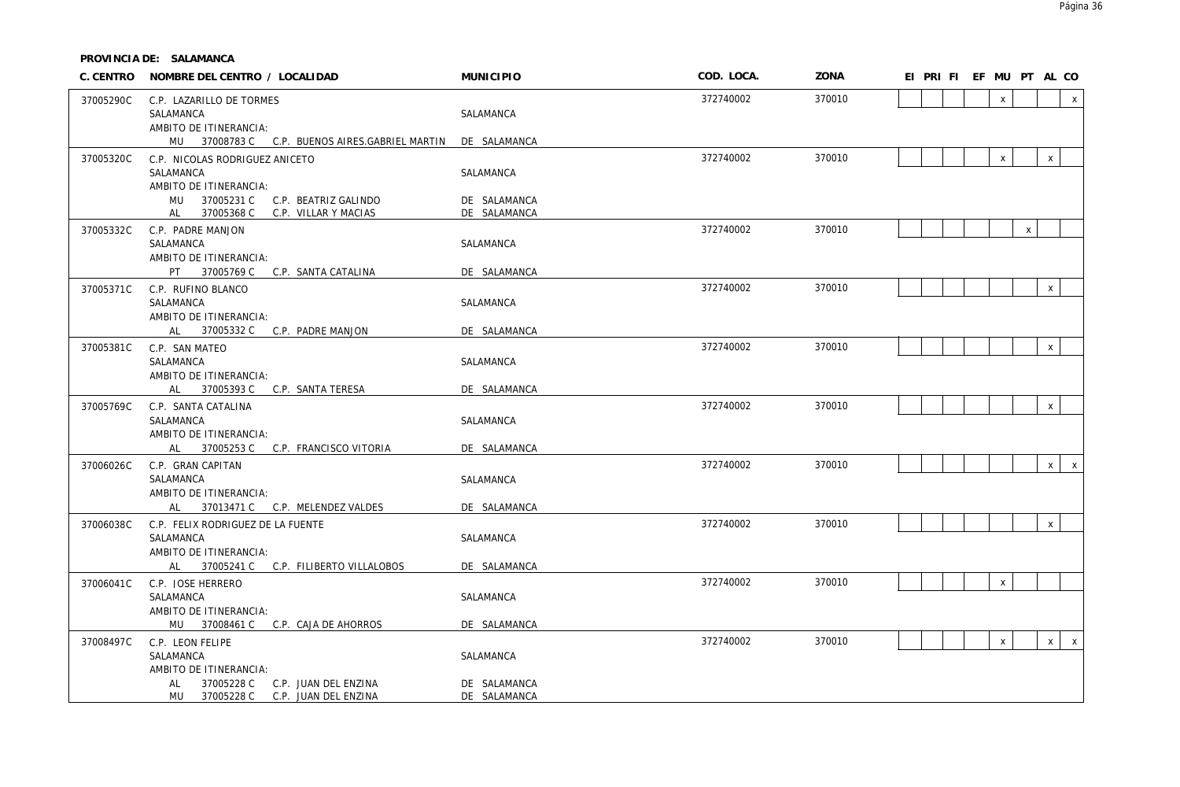**PROVINCIA DE: SALAMANCA**

| C. CENTRO | NOMBRE DEL CENTRO / LOCALIDAD | MUNICIPIO | COD. LOCA. | ZONA | EI | PRI | FI | EF | MU | PT | AL | CO |
|---|---|---|---|---|---|---|---|---|---|---|---|---|
| 37005290C | C.P. LAZARILLO DE TORMES<br>SALAMANCA<br>AMBITO DE ITINERANCIA:<br>MU 37008783 C C.P. BUENOS AIRES.GABRIEL MARTIN | SALAMANCA<br><br><br>DE SALAMANCA | 372740002 | 370010 | | | | | x | | | x |
| 37005320C | C.P. NICOLAS RODRIGUEZ ANICETO<br>SALAMANCA<br>AMBITO DE ITINERANCIA:<br>MU 37005231 C C.P. BEATRIZ GALINDO<br>AL 37005368 C C.P. VILLAR Y MACIAS | SALAMANCA<br><br><br>DE SALAMANCA<br>DE SALAMANCA | 372740002 | 370010 | | | | | x | | x | |
| 37005332C | C.P. PADRE MANJON<br>SALAMANCA<br>AMBITO DE ITINERANCIA:<br>PT 37005769 C C.P. SANTA CATALINA | SALAMANCA<br><br><br>DE SALAMANCA | 372740002 | 370010 | | | | | | x | | |
| 37005371C | C.P. RUFINO BLANCO<br>SALAMANCA<br>AMBITO DE ITINERANCIA:<br>AL 37005332 C C.P. PADRE MANJON | SALAMANCA<br><br><br>DE SALAMANCA | 372740002 | 370010 | | | | | | | x | |
| 37005381C | C.P. SAN MATEO<br>SALAMANCA<br>AMBITO DE ITINERANCIA:<br>AL 37005393 C C.P. SANTA TERESA | SALAMANCA<br><br><br>DE SALAMANCA | 372740002 | 370010 | | | | | | | x | |
| 37005769C | C.P. SANTA CATALINA<br>SALAMANCA<br>AMBITO DE ITINERANCIA:<br>AL 37005253 C C.P. FRANCISCO VITORIA | SALAMANCA<br><br><br>DE SALAMANCA | 372740002 | 370010 | | | | | | | x | |
| 37006026C | C.P. GRAN CAPITAN<br>SALAMANCA<br>AMBITO DE ITINERANCIA:<br>AL 37013471 C C.P. MELENDEZ VALDES | SALAMANCA<br><br><br>DE SALAMANCA | 372740002 | 370010 | | | | | | | x | x |
| 37006038C | C.P. FELIX RODRIGUEZ DE LA FUENTE<br>SALAMANCA<br>AMBITO DE ITINERANCIA:<br>AL 37005241 C C.P. FILIBERTO VILLALOBOS | SALAMANCA<br><br><br>DE SALAMANCA | 372740002 | 370010 | | | | | | | x | |
| 37006041C | C.P. JOSE HERRERO<br>SALAMANCA<br>AMBITO DE ITINERANCIA:<br>MU 37008461 C C.P. CAJA DE AHORROS | SALAMANCA<br><br><br>DE SALAMANCA | 372740002 | 370010 | | | | | x | | | |
| 37008497C | C.P. LEON FELIPE<br>SALAMANCA<br>AMBITO DE ITINERANCIA:<br>AL 37005228 C C.P. JUAN DEL ENZINA<br>MU 37005228 C C.P. JUAN DEL ENZINA | SALAMANCA<br><br><br>DE SALAMANCA<br>DE SALAMANCA | 372740002 | 370010 | | | | | x | | x | x |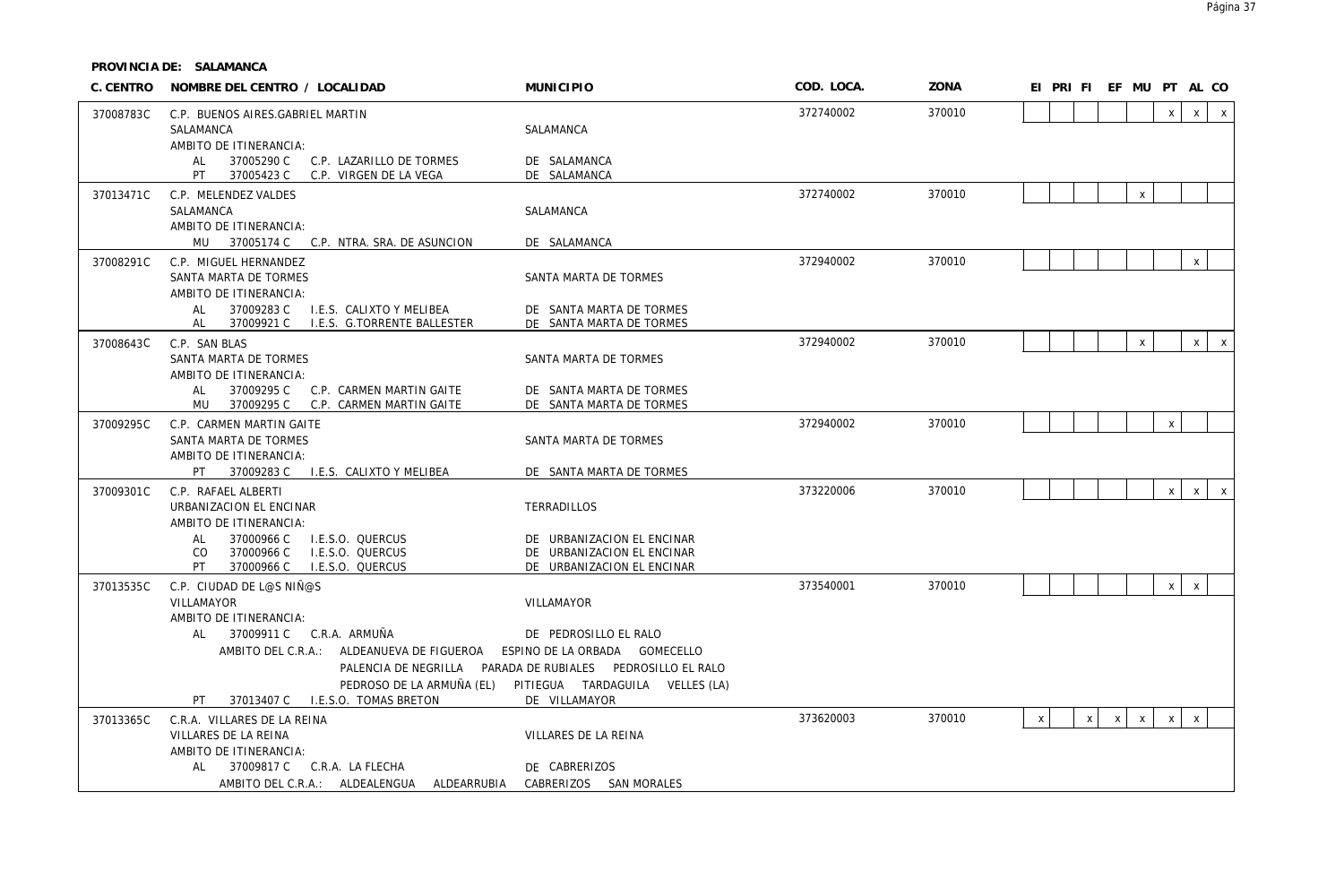**PROVINCIA DE: SALAMANCA**

| C. CENTRO | NOMBRE DEL CENTRO / LOCALIDAD | MUNICIPIO | COD. LOCA. | ZONA | EI | PRI | FI | EF | MU | PT | AL | CO |
|---|---|---|---|---|---|---|---|---|---|---|---|---|
| 37008783C | C.P. BUENOS AIRES.GABRIEL MARTIN<br>SALAMANCA<br>AMBITO DE ITINERANCIA:<br>AL 37005290 C C.P. LAZARILLO DE TORMES<br>PT 37005423 C C.P. VIRGEN DE LA VEGA | <br>SALAMANCA<br><br>DE SALAMANCA<br>DE SALAMANCA | 372740002 | 370010 | | | | | | x | x | x |
| 37013471C | C.P. MELENDEZ VALDES<br>SALAMANCA<br>AMBITO DE ITINERANCIA:<br>MU 37005174 C C.P. NTRA. SRA. DE ASUNCION | <br>SALAMANCA<br><br>DE SALAMANCA | 372740002 | 370010 | | | | | x | | | |
| 37008291C | C.P. MIGUEL HERNANDEZ<br>SANTA MARTA DE TORMES<br>AMBITO DE ITINERANCIA:<br>AL 37009283 C I.E.S. CALIXTO Y MELIBEA<br>AL 37009921 C I.E.S. G.TORRENTE BALLESTER | <br>SANTA MARTA DE TORMES<br><br>DE SANTA MARTA DE TORMES<br>DE SANTA MARTA DE TORMES | 372940002 | 370010 | | | | | | | x | |
| 37008643C | C.P. SAN BLAS<br>SANTA MARTA DE TORMES<br>AMBITO DE ITINERANCIA:<br>AL 37009295 C C.P. CARMEN MARTIN GAITE<br>MU 37009295 C C.P. CARMEN MARTIN GAITE | <br>SANTA MARTA DE TORMES<br><br>DE SANTA MARTA DE TORMES<br>DE SANTA MARTA DE TORMES | 372940002 | 370010 | | | | | x | | x | x |
| 37009295C | C.P. CARMEN MARTIN GAITE<br>SANTA MARTA DE TORMES<br>AMBITO DE ITINERANCIA:<br>PT 37009283 C I.E.S. CALIXTO Y MELIBEA | <br>SANTA MARTA DE TORMES<br><br>DE SANTA MARTA DE TORMES | 372940002 | 370010 | | | | | | x | | |
| 37009301C | C.P. RAFAEL ALBERTI<br>URBANIZACION EL ENCINAR<br>AMBITO DE ITINERANCIA:<br>AL 37000966 C I.E.S.O. QUERCUS<br>CO 37000966 C I.E.S.O. QUERCUS<br>PT 37000966 C I.E.S.O. QUERCUS | <br>TERRADILLOS<br><br>DE URBANIZACION EL ENCINAR<br>DE URBANIZACION EL ENCINAR<br>DE URBANIZACION EL ENCINAR | 373220006 | 370010 | | | | | | x | x | x |
| 37013535C | C.P. CIUDAD DE L@S NIÑ@S<br>VILLAMAYOR<br>AMBITO DE ITINERANCIA:<br>AL 37009911 C C.R.A. ARMUÑA<br>AMBITO DEL C.R.A.: ALDEANUEVA DE FIGUEROA ESPINO DE LA ORBADA GOMECELLO PALENCIA DE NEGRILLA PARADA DE RUBIALES PEDROSILLO EL RALO PEDROSO DE LA ARMUÑA (EL) PITIEGUA TARDAGUILA VELLES (LA)<br>PT 37013407 C I.E.S.O. TOMAS BRETON | <br>VILLAMAYOR<br><br>DE PEDROSILLO EL RALO<br><br>DE VILLAMAYOR | 373540001 | 370010 | | | | | | x | x | |
| 37013365C | C.R.A. VILLARES DE LA REINA<br>VILLARES DE LA REINA<br>AMBITO DE ITINERANCIA:<br>AL 37009817 C C.R.A. LA FLECHA<br>AMBITO DEL C.R.A.: ALDEALENGUA ALDEARRUBIA CABRERIZOS SAN MORALES | <br>VILLARES DE LA REINA<br><br>DE CABRERIZOS | 373620003 | 370010 | x | | x | x | x | x | x | |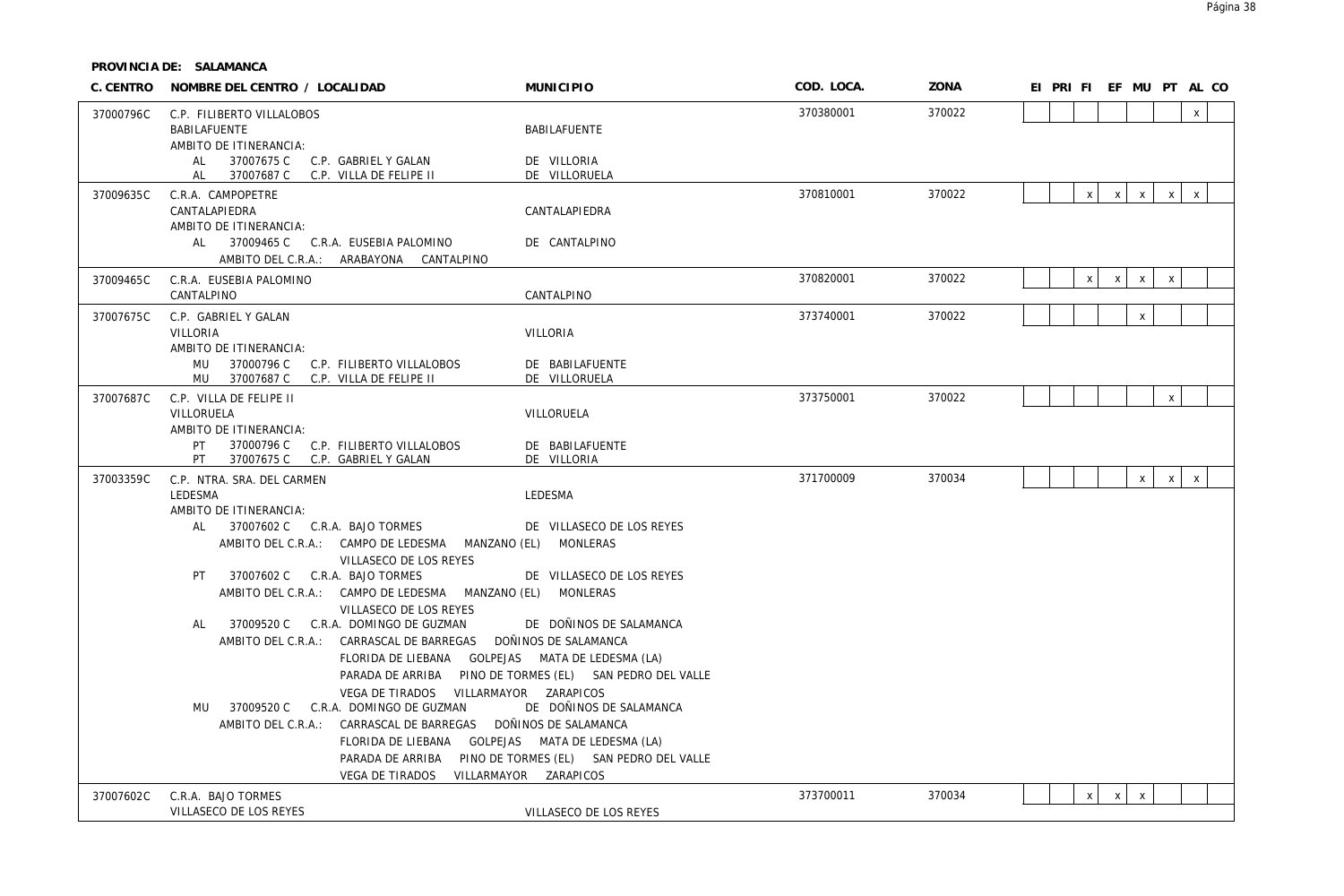**PROVINCIA DE: SALAMANCA**

| C. CENTRO | NOMBRE DEL CENTRO / LOCALIDAD | MUNICIPIO | COD. LOCA. | ZONA | EI | PRI | FI | EF | MU | PT | AL | CO |
|---|---|---|---|---|---|---|---|---|---|---|---|---|
| 37000796C | C.P. FILIBERTO VILLALOBOS | | 370380001 | 370022 | | | | | | | x | |
| | BABILAFUENTE | BABILAFUENTE | | | | | | | | | | |
| | AMBITO DE ITINERANCIA: | | | | | | | | | | | |
| | AL 37007675 C C.P. GABRIEL Y GALAN | DE VILLORIA | | | | | | | | | | |
| | AL 37007687 C C.P. VILLA DE FELIPE II | DE VILLORUELA | | | | | | | | | | |
| 37009635C | C.R.A. CAMPOPETRE | | 370810001 | 370022 | | | x | x | x | x | x | |
| | CANTALAPIEDRA | CANTALAPIEDRA | | | | | | | | | | |
| | AMBITO DE ITINERANCIA: | | | | | | | | | | | |
| | AL 37009465 C C.R.A. EUSEBIA PALOMINO | DE CANTALPINO | | | | | | | | | | |
| | AMBITO DEL C.R.A.: ARABAYONA CANTALPINO | | | | | | | | | | | |
| 37009465C | C.R.A. EUSEBIA PALOMINO | | 370820001 | 370022 | | | x | x | x | x | | |
| | CANTALPINO | CANTALPINO | | | | | | | | | | |
| 37007675C | C.P. GABRIEL Y GALAN | | 373740001 | 370022 | | | | | x | | | |
| | VILLORIA | VILLORIA | | | | | | | | | | |
| | AMBITO DE ITINERANCIA: | | | | | | | | | | | |
| | MU 37000796 C C.P. FILIBERTO VILLALOBOS | DE BABILAFUENTE | | | | | | | | | | |
| | MU 37007687 C C.P. VILLA DE FELIPE II | DE VILLORUELA | | | | | | | | | | |
| 37007687C | C.P. VILLA DE FELIPE II | | 373750001 | 370022 | | | | | | x | | |
| | VILLORUELA | VILLORUELA | | | | | | | | | | |
| | AMBITO DE ITINERANCIA: | | | | | | | | | | | |
| | PT 37000796 C C.P. FILIBERTO VILLALOBOS | DE BABILAFUENTE | | | | | | | | | | |
| | PT 37007675 C C.P. GABRIEL Y GALAN | DE VILLORIA | | | | | | | | | | |
| 37003359C | C.P. NTRA. SRA. DEL CARMEN | | 371700009 | 370034 | | | | | x | x | x | |
| | LEDESMA | LEDESMA | | | | | | | | | | |
| | AMBITO DE ITINERANCIA: | | | | | | | | | | | |
| | AL 37007602 C C.R.A. BAJO TORMES | DE VILLASECO DE LOS REYES | | | | | | | | | | |
| | AMBITO DEL C.R.A.: CAMPO DE LEDESMA MANZANO (EL) MONLERAS VILLASECO DE LOS REYES | | | | | | | | | | | |
| | PT 37007602 C C.R.A. BAJO TORMES | DE VILLASECO DE LOS REYES | | | | | | | | | | |
| | AMBITO DEL C.R.A.: CAMPO DE LEDESMA MANZANO (EL) MONLERAS VILLASECO DE LOS REYES | | | | | | | | | | | |
| | AL 37009520 C C.R.A. DOMINGO DE GUZMAN | DE DOÑINOS DE SALAMANCA | | | | | | | | | | |
| | AMBITO DEL C.R.A.: CARRASCAL DE BARREGAS DOÑINOS DE SALAMANCA FLORIDA DE LIEBANA GOLPEJAS MATA DE LEDESMA (LA) PARADA DE ARRIBA PINO DE TORMES (EL) SAN PEDRO DEL VALLE VEGA DE TIRADOS VILLARMAYOR ZARAPICOS | | | | | | | | | | | |
| | MU 37009520 C C.R.A. DOMINGO DE GUZMAN | DE DOÑINOS DE SALAMANCA | | | | | | | | | | |
| | AMBITO DEL C.R.A.: CARRASCAL DE BARREGAS DOÑINOS DE SALAMANCA FLORIDA DE LIEBANA GOLPEJAS MATA DE LEDESMA (LA) PARADA DE ARRIBA PINO DE TORMES (EL) SAN PEDRO DEL VALLE VEGA DE TIRADOS VILLARMAYOR ZARAPICOS | | | | | | | | | | | |
| 37007602C | C.R.A. BAJO TORMES | | 373700011 | 370034 | | | x | x | x | | | |
| | VILLASECO DE LOS REYES | VILLASECO DE LOS REYES | | | | | | | | | | |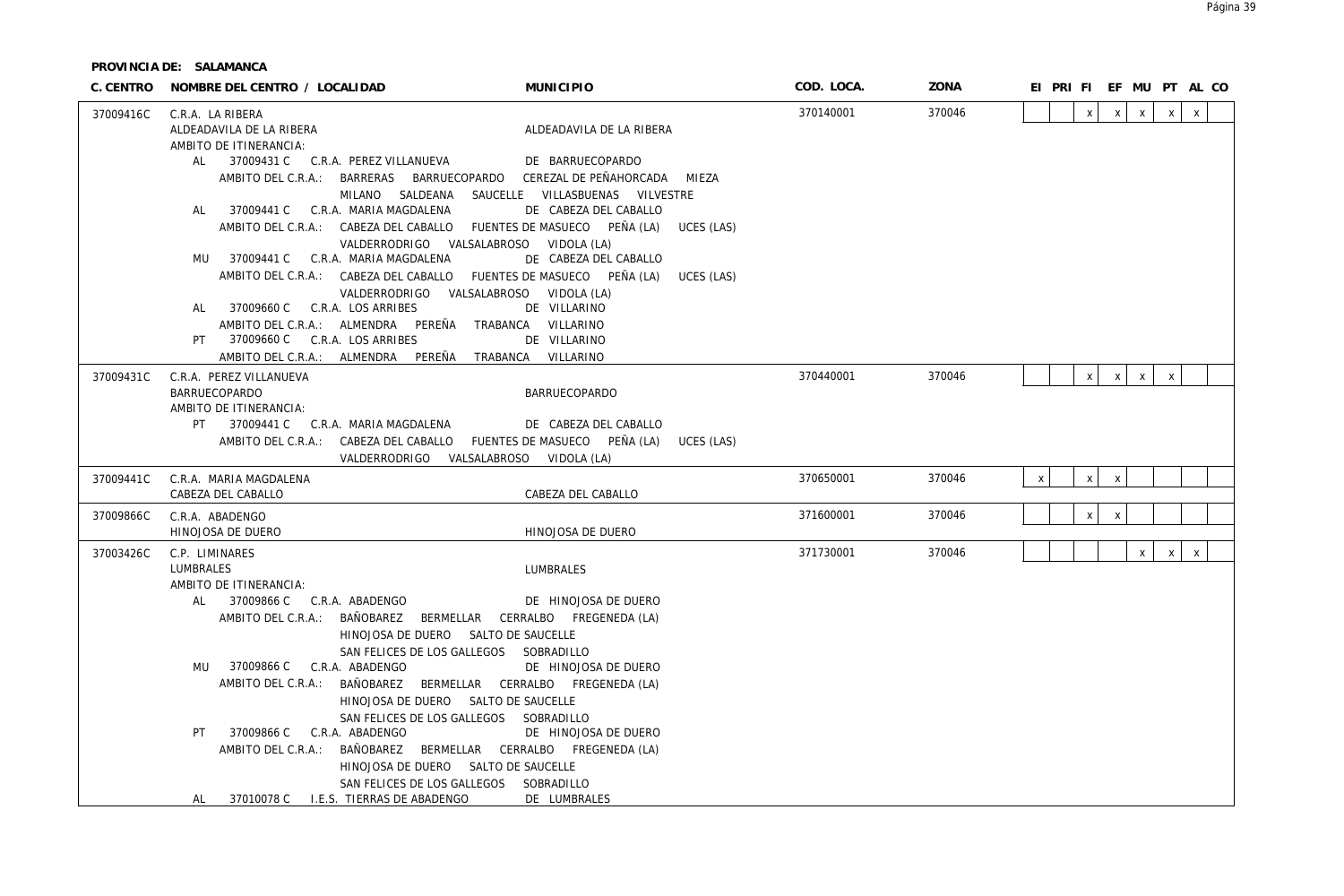**PROVINCIA DE: SALAMANCA**

| C. CENTRO | NOMBRE DEL CENTRO / LOCALIDAD | MUNICIPIO | COD. LOCA. | ZONA | EI | PRI | FI | EF | MU | PT | AL | CO |
|---|---|---|---|---|---|---|---|---|---|---|---|---|
| 37009416C | C.R.A. LA RIBERA<br>ALDEADAVILA DE LA RIBERA | ALDEADAVILA DE LA RIBERA | 370140001 | 370046 | | | x | x | x | x | x | |
| 37009431C | C.R.A. PEREZ VILLANUEVA<br>BARRUECOPARDO | BARRUECOPARDO | 370440001 | 370046 | | | x | x | x | x | | |
| 37009441C | C.R.A. MARIA MAGDALENA<br>CABEZA DEL CABALLO | CABEZA DEL CABALLO | 370650001 | 370046 | x | | x | x | | | | |
| 37009866C | C.R.A. ABADENGO<br>HINOJOSA DE DUERO | HINOJOSA DE DUERO | 371600001 | 370046 | | | x | x | | | | |
| 37003426C | C.P. LIMINARES<br>LUMBRALES | LUMBRALES | 371730001 | 370046 | | | | | x | x | x | |

**37009416C C.R.A. LA RIBERA – ALDEADAVILA DE LA RIBERA**

AMBITO DE ITINERANCIA:

- AL 37009431 C C.R.A. PEREZ VILLANUEVA DE BARRUECOPARDO
  AMBITO DEL C.R.A.: BARRERAS BARRUECOPARDO CEREZAL DE PEÑAHORCADA MIEZA MILANO SALDEANA SAUCELLE VILLASBUENAS VILVESTRE
- AL 37009441 C C.R.A. MARIA MAGDALENA DE CABEZA DEL CABALLO
  AMBITO DEL C.R.A.: CABEZA DEL CABALLO FUENTES DE MASUECO PEÑA (LA) UCES (LAS) VALDERRODRIGO VALSALABROSO VIDOLA (LA)
- MU 37009441 C C.R.A. MARIA MAGDALENA DE CABEZA DEL CABALLO
  AMBITO DEL C.R.A.: CABEZA DEL CABALLO FUENTES DE MASUECO PEÑA (LA) UCES (LAS) VALDERRODRIGO VALSALABROSO VIDOLA (LA)
- AL 37009660 C C.R.A. LOS ARRIBES DE VILLARINO
  AMBITO DEL C.R.A.: ALMENDRA PEREÑA TRABANCA VILLARINO
- PT 37009660 C C.R.A. LOS ARRIBES DE VILLARINO
  AMBITO DEL C.R.A.: ALMENDRA PEREÑA TRABANCA VILLARINO

**37009431C C.R.A. PEREZ VILLANUEVA – BARRUECOPARDO**

AMBITO DE ITINERANCIA:

- PT 37009441 C C.R.A. MARIA MAGDALENA DE CABEZA DEL CABALLO
  AMBITO DEL C.R.A.: CABEZA DEL CABALLO FUENTES DE MASUECO PEÑA (LA) UCES (LAS) VALDERRODRIGO VALSALABROSO VIDOLA (LA)

**37003426C C.P. LIMINARES – LUMBRALES**

AMBITO DE ITINERANCIA:

- AL 37009866 C C.R.A. ABADENGO DE HINOJOSA DE DUERO
  AMBITO DEL C.R.A.: BAÑOBAREZ BERMELLAR CERRALBO FREGENEDA (LA) HINOJOSA DE DUERO SALTO DE SAUCELLE SAN FELICES DE LOS GALLEGOS SOBRADILLO
- MU 37009866 C C.R.A. ABADENGO DE HINOJOSA DE DUERO
  AMBITO DEL C.R.A.: BAÑOBAREZ BERMELLAR CERRALBO FREGENEDA (LA) HINOJOSA DE DUERO SALTO DE SAUCELLE SAN FELICES DE LOS GALLEGOS SOBRADILLO
- PT 37009866 C C.R.A. ABADENGO DE HINOJOSA DE DUERO
  AMBITO DEL C.R.A.: BAÑOBAREZ BERMELLAR CERRALBO FREGENEDA (LA) HINOJOSA DE DUERO SALTO DE SAUCELLE SAN FELICES DE LOS GALLEGOS SOBRADILLO
- AL 37010078 C I.E.S. TIERRAS DE ABADENGO DE LUMBRALES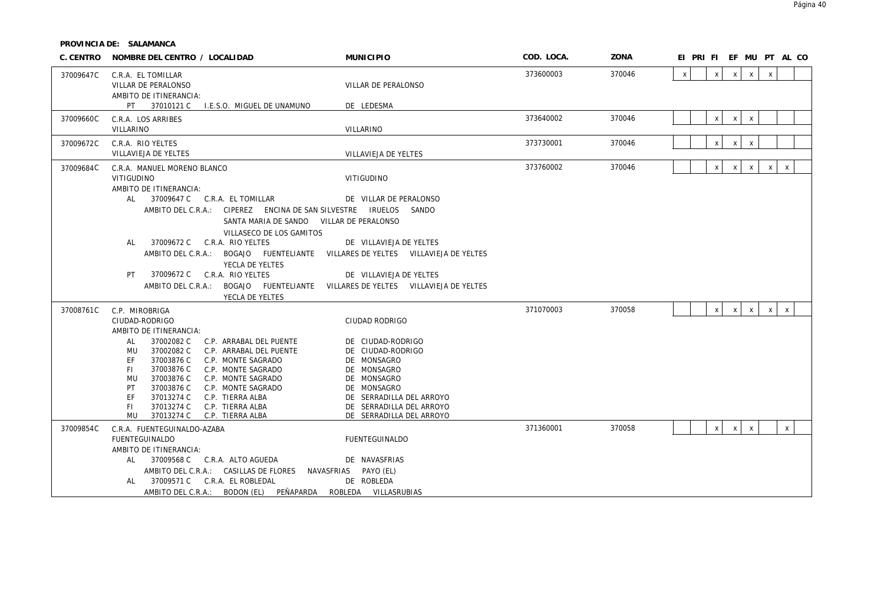**PROVINCIA DE: SALAMANCA**

| C. CENTRO | NOMBRE DEL CENTRO / LOCALIDAD | MUNICIPIO | COD. LOCA. | ZONA | EI | PRI | FI | EF | MU | PT | AL | CO |
|---|---|---|---|---|---|---|---|---|---|---|---|---|
| 37009647C | C.R.A. EL TOMILLAR | | 373600003 | 370046 | x | | x | x | x | x | | |
| | VILLAR DE PERALONSO | VILLAR DE PERALONSO | | | | | | | | | | |
| | AMBITO DE ITINERANCIA: | | | | | | | | | | | |
| | PT 37010121 C I.E.S.O. MIGUEL DE UNAMUNO | DE LEDESMA | | | | | | | | | | |
| 37009660C | C.R.A. LOS ARRIBES | | 373640002 | 370046 | | | x | x | x | | | |
| | VILLARINO | VILLARINO | | | | | | | | | | |
| 37009672C | C.R.A. RIO YELTES | | 373730001 | 370046 | | | x | x | x | | | |
| | VILLAVIEJA DE YELTES | VILLAVIEJA DE YELTES | | | | | | | | | | |
| 37009684C | C.R.A. MANUEL MORENO BLANCO | | 373760002 | 370046 | | | x | x | x | x | x | |
| | VITIGUDINO | VITIGUDINO | | | | | | | | | | |
| | AMBITO DE ITINERANCIA: | | | | | | | | | | | |
| | AL 37009647 C C.R.A. EL TOMILLAR | DE VILLAR DE PERALONSO | | | | | | | | | | |
| | AMBITO DEL C.R.A.: CIPEREZ ENCINA DE SAN SILVESTRE IRUELOS SANDO SANTA MARIA DE SANDO VILLAR DE PERALONSO VILLASECO DE LOS GAMITOS | | | | | | | | | | | |
| | AL 37009672 C C.R.A. RIO YELTES | DE VILLAVIEJA DE YELTES | | | | | | | | | | |
| | AMBITO DEL C.R.A.: BOGAJO FUENTELIANTE VILLARES DE YELTES VILLAVIEJA DE YELTES YECLA DE YELTES | | | | | | | | | | | |
| | PT 37009672 C C.R.A. RIO YELTES | DE VILLAVIEJA DE YELTES | | | | | | | | | | |
| | AMBITO DEL C.R.A.: BOGAJO FUENTELIANTE VILLARES DE YELTES VILLAVIEJA DE YELTES YECLA DE YELTES | | | | | | | | | | | |
| 37008761C | C.P. MIROBRIGA | | 371070003 | 370058 | | | x | x | x | x | x | |
| | CIUDAD-RODRIGO | CIUDAD RODRIGO | | | | | | | | | | |
| | AMBITO DE ITINERANCIA: | | | | | | | | | | | |
| | AL 37002082 C C.P. ARRABAL DEL PUENTE | DE CIUDAD-RODRIGO | | | | | | | | | | |
| | MU 37002082 C C.P. ARRABAL DEL PUENTE | DE CIUDAD-RODRIGO | | | | | | | | | | |
| | EF 37003876 C C.P. MONTE SAGRADO | DE MONSAGRO | | | | | | | | | | |
| | FI 37003876 C C.P. MONTE SAGRADO | DE MONSAGRO | | | | | | | | | | |
| | MU 37003876 C C.P. MONTE SAGRADO | DE MONSAGRO | | | | | | | | | | |
| | PT 37003876 C C.P. MONTE SAGRADO | DE MONSAGRO | | | | | | | | | | |
| | EF 37013274 C C.P. TIERRA ALBA | DE SERRADILLA DEL ARROYO | | | | | | | | | | |
| | FI 37013274 C C.P. TIERRA ALBA | DE SERRADILLA DEL ARROYO | | | | | | | | | | |
| | MU 37013274 C C.P. TIERRA ALBA | DE SERRADILLA DEL ARROYO | | | | | | | | | | |
| 37009854C | C.R.A. FUENTEGUINALDO-AZABA | | 371360001 | 370058 | | | x | x | x | | x | |
| | FUENTEGUINALDO | FUENTEGUINALDO | | | | | | | | | | |
| | AMBITO DE ITINERANCIA: | | | | | | | | | | | |
| | AL 37009568 C C.R.A. ALTO AGUEDA | DE NAVASFRIAS | | | | | | | | | | |
| | AMBITO DEL C.R.A.: CASILLAS DE FLORES NAVASFRIAS PAYO (EL) | | | | | | | | | | | |
| | AL 37009571 C C.R.A. EL ROBLEDAL | DE ROBLEDA | | | | | | | | | | |
| | AMBITO DEL C.R.A.: BODON (EL) PEÑAPARDA ROBLEDA VILLASRUBIAS | | | | | | | | | | | |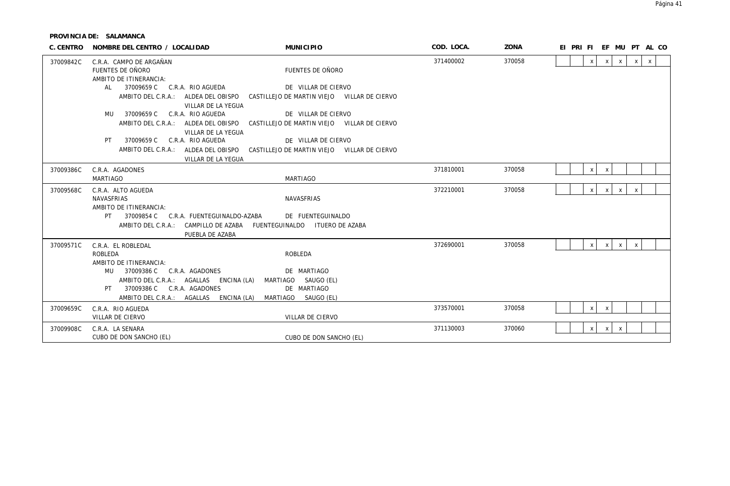**PROVINCIA DE: SALAMANCA**

| C. CENTRO | NOMBRE DEL CENTRO / LOCALIDAD | MUNICIPIO | COD. LOCA. | ZONA | EI | PRI | FI | EF | MU | PT | AL | CO |
|---|---|---|---|---|---|---|---|---|---|---|---|---|
| 37009842C | C.R.A. CAMPO DE ARGAÑAN | | 371400002 | 370058 | | | x | x | x | x | x | |
| | FUENTES DE OÑORO | FUENTES DE OÑORO | | | | | | | | | | |
| | AMBITO DE ITINERANCIA: | | | | | | | | | | | |
| | AL 37009659 C C.R.A. RIO AGUEDA | DE VILLAR DE CIERVO | | | | | | | | | | |
| | AMBITO DEL C.R.A.: ALDEA DEL OBISPO CASTILLEJO DE MARTIN VIEJO VILLAR DE CIERVO VILLAR DE LA YEGUA | | | | | | | | | | | |
| | MU 37009659 C C.R.A. RIO AGUEDA | DE VILLAR DE CIERVO | | | | | | | | | | |
| | AMBITO DEL C.R.A.: ALDEA DEL OBISPO CASTILLEJO DE MARTIN VIEJO VILLAR DE CIERVO VILLAR DE LA YEGUA | | | | | | | | | | | |
| | PT 37009659 C C.R.A. RIO AGUEDA | DE VILLAR DE CIERVO | | | | | | | | | | |
| | AMBITO DEL C.R.A.: ALDEA DEL OBISPO CASTILLEJO DE MARTIN VIEJO VILLAR DE CIERVO VILLAR DE LA YEGUA | | | | | | | | | | | |
| 37009386C | C.R.A. AGADONES | | 371810001 | 370058 | | | x | x | | | | |
| | MARTIAGO | MARTIAGO | | | | | | | | | | |
| 37009568C | C.R.A. ALTO AGUEDA | | 372210001 | 370058 | | | x | x | x | x | | |
| | NAVASFRIAS | NAVASFRIAS | | | | | | | | | | |
| | AMBITO DE ITINERANCIA: | | | | | | | | | | | |
| | PT 37009854 C C.R.A. FUENTEGUINALDO-AZABA | DE FUENTEGUINALDO | | | | | | | | | | |
| | AMBITO DEL C.R.A.: CAMPILLO DE AZABA FUENTEGUINALDO ITUERO DE AZABA PUEBLA DE AZABA | | | | | | | | | | | |
| 37009571C | C.R.A. EL ROBLEDAL | | 372690001 | 370058 | | | x | x | x | x | | |
| | ROBLEDA | ROBLEDA | | | | | | | | | | |
| | AMBITO DE ITINERANCIA: | | | | | | | | | | | |
| | MU 37009386 C C.R.A. AGADONES | DE MARTIAGO | | | | | | | | | | |
| | AMBITO DEL C.R.A.: AGALLAS ENCINA (LA) MARTIAGO SAUGO (EL) | | | | | | | | | | | |
| | PT 37009386 C C.R.A. AGADONES | DE MARTIAGO | | | | | | | | | | |
| | AMBITO DEL C.R.A.: AGALLAS ENCINA (LA) MARTIAGO SAUGO (EL) | | | | | | | | | | | |
| 37009659C | C.R.A. RIO AGUEDA | | 373570001 | 370058 | | | x | x | | | | |
| | VILLAR DE CIERVO | VILLAR DE CIERVO | | | | | | | | | | |
| 37009908C | C.R.A. LA SENARA | | 371130003 | 370060 | | | x | x | x | | | |
| | CUBO DE DON SANCHO (EL) | CUBO DE DON SANCHO (EL) | | | | | | | | | | |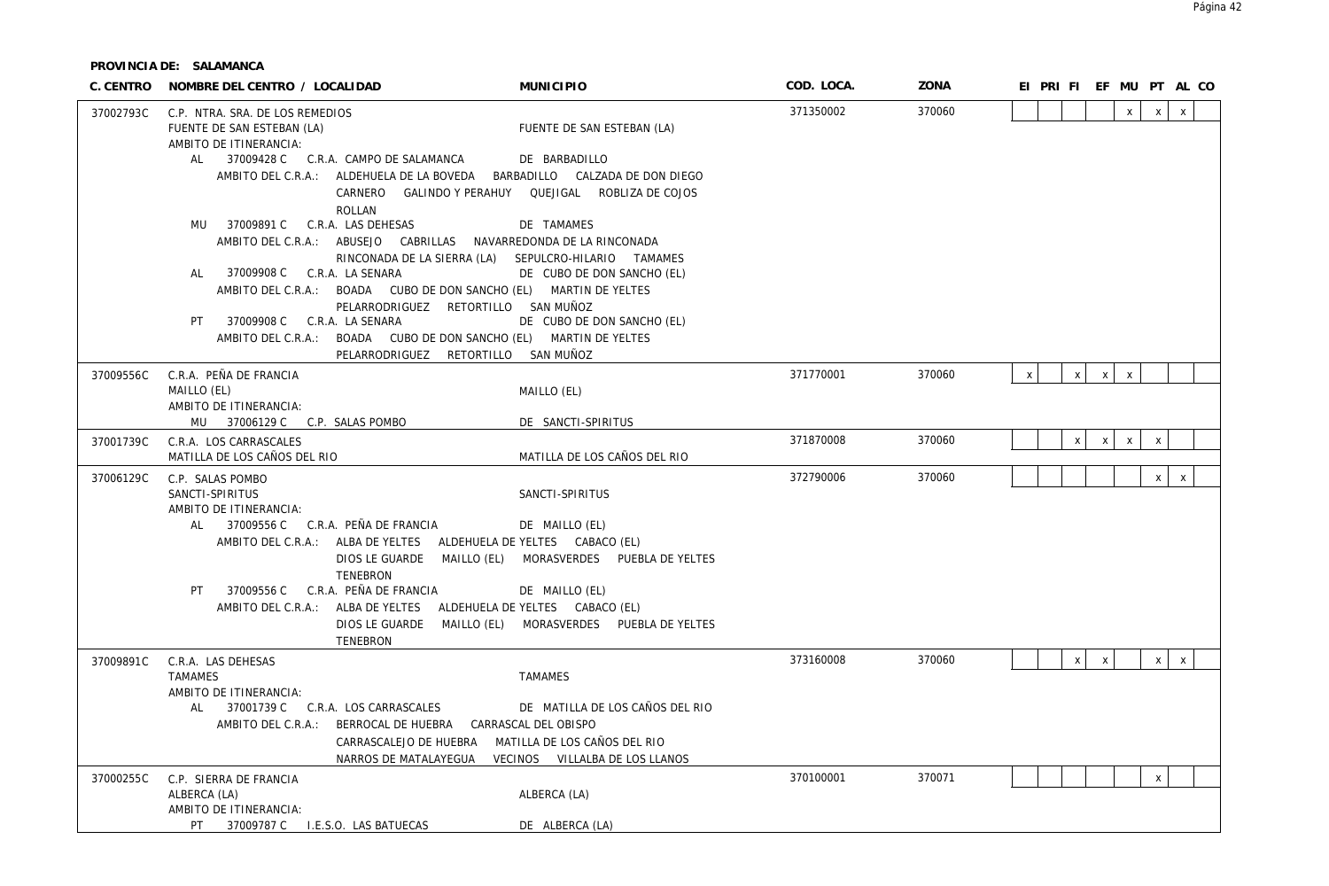**PROVINCIA DE: SALAMANCA**

| C. CENTRO | NOMBRE DEL CENTRO / LOCALIDAD | MUNICIPIO | COD. LOCA. | ZONA | EI | PRI | FI | EF | MU | PT | AL | CO |
|---|---|---|---|---|---|---|---|---|---|---|---|---|
| 37002793C | C.P. NTRA. SRA. DE LOS REMEDIOS<br>FUENTE DE SAN ESTEBAN (LA)<br>AMBITO DE ITINERANCIA:<br>AL 37009428 C C.R.A. CAMPO DE SALAMANCA DE BARBADILLO<br>AMBITO DEL C.R.A.: ALDEHUELA DE LA BOVEDA BARBADILLO CALZADA DE DON DIEGO CARNERO GALINDO Y PERAHUY QUEJIGAL ROBLIZA DE COJOS ROLLAN<br>MU 37009891 C C.R.A. LAS DEHESAS DE TAMAMES<br>AMBITO DEL C.R.A.: ABUSEJO CABRILLAS NAVARREDONDA DE LA RINCONADA RINCONADA DE LA SIERRA (LA) SEPULCRO-HILARIO TAMAMES<br>AL 37009908 C C.R.A. LA SENARA DE CUBO DE DON SANCHO (EL)<br>AMBITO DEL C.R.A.: BOADA CUBO DE DON SANCHO (EL) MARTIN DE YELTES PELARRODRIGUEZ RETORTILLO SAN MUÑOZ<br>PT 37009908 C C.R.A. LA SENARA DE CUBO DE DON SANCHO (EL)<br>AMBITO DEL C.R.A.: BOADA CUBO DE DON SANCHO (EL) MARTIN DE YELTES PELARRODRIGUEZ RETORTILLO SAN MUÑOZ | FUENTE DE SAN ESTEBAN (LA) | 371350002 | 370060 | | | | | x | x | x | |
| 37009556C | C.R.A. PEÑA DE FRANCIA<br>MAILLO (EL)<br>AMBITO DE ITINERANCIA:<br>MU 37006129 C C.P. SALAS POMBO DE SANCTI-SPIRITUS | MAILLO (EL) | 371770001 | 370060 | x | | x | x | x | | | |
| 37001739C | C.R.A. LOS CARRASCALES<br>MATILLA DE LOS CAÑOS DEL RIO | MATILLA DE LOS CAÑOS DEL RIO | 371870008 | 370060 | | | x | x | x | x | | |
| 37006129C | C.P. SALAS POMBO<br>SANCTI-SPIRITUS<br>AMBITO DE ITINERANCIA:<br>AL 37009556 C C.R.A. PEÑA DE FRANCIA DE MAILLO (EL)<br>AMBITO DEL C.R.A.: ALBA DE YELTES ALDEHUELA DE YELTES CABACO (EL) DIOS LE GUARDE MAILLO (EL) MORASVERDES PUEBLA DE YELTES TENEBRON<br>PT 37009556 C C.R.A. PEÑA DE FRANCIA DE MAILLO (EL)<br>AMBITO DEL C.R.A.: ALBA DE YELTES ALDEHUELA DE YELTES CABACO (EL) DIOS LE GUARDE MAILLO (EL) MORASVERDES PUEBLA DE YELTES TENEBRON | SANCTI-SPIRITUS | 372790006 | 370060 | | | | | | x | x | |
| 37009891C | C.R.A. LAS DEHESAS<br>TAMAMES<br>AMBITO DE ITINERANCIA:<br>AL 37001739 C C.R.A. LOS CARRASCALES DE MATILLA DE LOS CAÑOS DEL RIO<br>AMBITO DEL C.R.A.: BERROCAL DE HUEBRA CARRASCAL DEL OBISPO CARRASCALEJO DE HUEBRA MATILLA DE LOS CAÑOS DEL RIO NARROS DE MATALAYEGUA VECINOS VILLALBA DE LOS LLANOS | TAMAMES | 373160008 | 370060 | | | x | x | | x | x | |
| 37000255C | C.P. SIERRA DE FRANCIA<br>ALBERCA (LA)<br>AMBITO DE ITINERANCIA:<br>PT 37009787 C I.E.S.O. LAS BATUECAS DE ALBERCA (LA) | ALBERCA (LA) | 370100001 | 370071 | | | | | | x | | |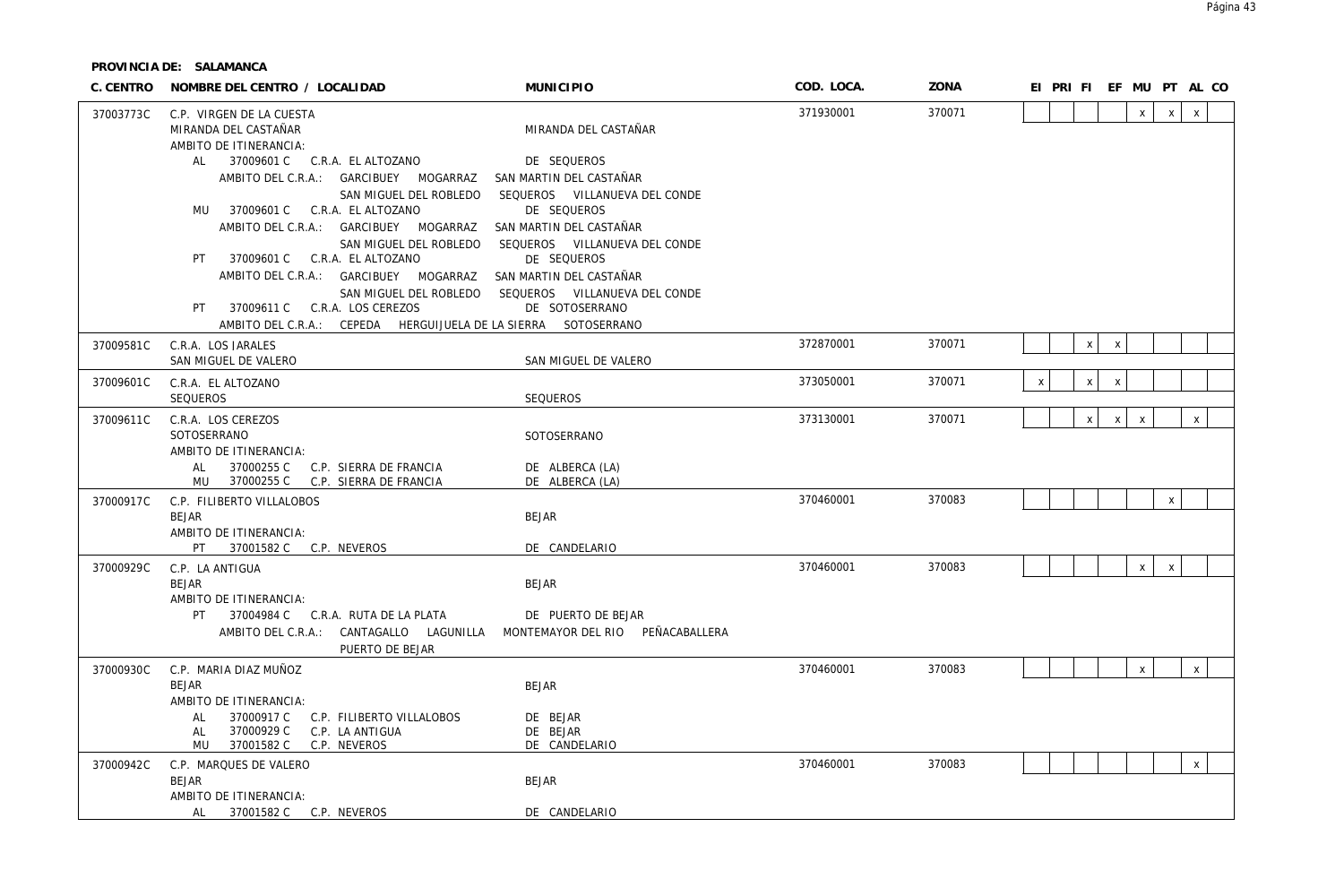**PROVINCIA DE: SALAMANCA**

| C. CENTRO | NOMBRE DEL CENTRO / LOCALIDAD | MUNICIPIO | COD. LOCA. | ZONA | EI | PRI | FI | EF | MU | PT | AL | CO |
|---|---|---|---|---|---|---|---|---|---|---|---|---|
| 37003773C | C.P. VIRGEN DE LA CUESTA<br>MIRANDA DEL CASTAÑAR<br>AMBITO DE ITINERANCIA:<br>AL 37009601 C C.R.A. EL ALTOZANO<br>AMBITO DEL C.R.A.: GARCIBUEY MOGARRAZ SAN MIGUEL DEL ROBLEDO<br>MU 37009601 C C.R.A. EL ALTOZANO<br>AMBITO DEL C.R.A.: GARCIBUEY MOGARRAZ SAN MIGUEL DEL ROBLEDO<br>PT 37009601 C C.R.A. EL ALTOZANO<br>AMBITO DEL C.R.A.: GARCIBUEY MOGARRAZ SAN MIGUEL DEL ROBLEDO<br>PT 37009611 C C.R.A. LOS CEREZOS<br>AMBITO DEL C.R.A.: CEPEDA HERGUIJUELA DE LA SIERRA SOTOSERRANO | <br>MIRANDA DEL CASTAÑAR<br><br>DE SEQUEROS<br>SAN MARTIN DEL CASTAÑAR SEQUEROS VILLANUEVA DEL CONDE<br>DE SEQUEROS<br>SAN MARTIN DEL CASTAÑAR SEQUEROS VILLANUEVA DEL CONDE<br>DE SEQUEROS<br>SAN MARTIN DEL CASTAÑAR SEQUEROS VILLANUEVA DEL CONDE<br>DE SOTOSERRANO | 371930001 | 370071 | | | | | x | x | x | |
| 37009581C | C.R.A. LOS JARALES<br>SAN MIGUEL DE VALERO | <br>SAN MIGUEL DE VALERO | 372870001 | 370071 | | | x | x | | | | |
| 37009601C | C.R.A. EL ALTOZANO<br>SEQUEROS | <br>SEQUEROS | 373050001 | 370071 | x | | x | x | | | | |
| 37009611C | C.R.A. LOS CEREZOS<br>SOTOSERRANO<br>AMBITO DE ITINERANCIA:<br>AL 37000255 C C.P. SIERRA DE FRANCIA<br>MU 37000255 C C.P. SIERRA DE FRANCIA | <br>SOTOSERRANO<br><br>DE ALBERCA (LA)<br>DE ALBERCA (LA) | 373130001 | 370071 | | | x | x | x | | x | |
| 37000917C | C.P. FILIBERTO VILLALOBOS<br>BEJAR<br>AMBITO DE ITINERANCIA:<br>PT 37001582 C C.P. NEVEROS | <br>BEJAR<br><br>DE CANDELARIO | 370460001 | 370083 | | | | | | x | | |
| 37000929C | C.P. LA ANTIGUA<br>BEJAR<br>AMBITO DE ITINERANCIA:<br>PT 37004984 C C.R.A. RUTA DE LA PLATA<br>AMBITO DEL C.R.A.: CANTAGALLO LAGUNILLA PUERTO DE BEJAR | <br>BEJAR<br><br>DE PUERTO DE BEJAR<br>MONTEMAYOR DEL RIO PEÑACABALLERA | 370460001 | 370083 | | | | | x | x | | |
| 37000930C | C.P. MARIA DIAZ MUÑOZ<br>BEJAR<br>AMBITO DE ITINERANCIA:<br>AL 37000917 C C.P. FILIBERTO VILLALOBOS<br>AL 37000929 C C.P. LA ANTIGUA<br>MU 37001582 C C.P. NEVEROS | <br>BEJAR<br><br>DE BEJAR<br>DE BEJAR<br>DE CANDELARIO | 370460001 | 370083 | | | | | x | | x | |
| 37000942C | C.P. MARQUES DE VALERO<br>BEJAR<br>AMBITO DE ITINERANCIA:<br>AL 37001582 C C.P. NEVEROS | <br>BEJAR<br><br>DE CANDELARIO | 370460001 | 370083 | | | | | | | x | |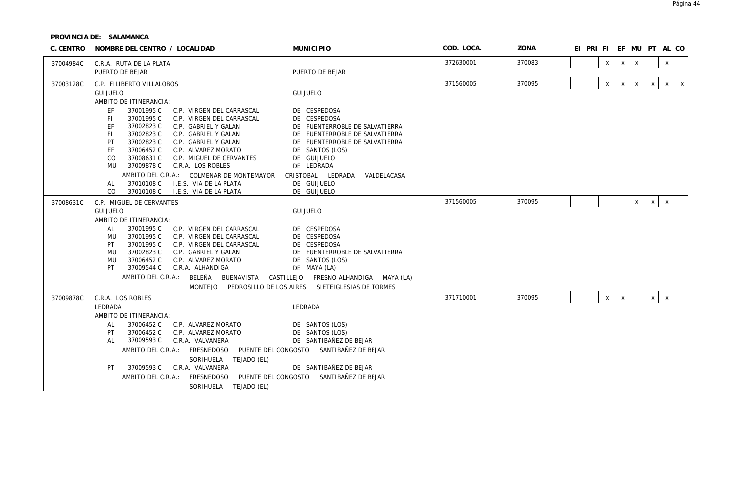**PROVINCIA DE: SALAMANCA**

| C. CENTRO | NOMBRE DEL CENTRO / LOCALIDAD | MUNICIPIO | COD. LOCA. | ZONA | EI | PRI | FI | EF | MU | PT | AL | CO |
|---|---|---|---|---|---|---|---|---|---|---|---|---|
| 37004984C | C.R.A. RUTA DE LA PLATA<br>PUERTO DE BEJAR | PUERTO DE BEJAR | 372630001 | 370083 | | | x | x | x | | x | |
| 37003128C | C.P. FILIBERTO VILLALOBOS<br>GUIJUELO | GUIJUELO | 371560005 | 370095 | | | x | x | x | x | x | x |
| 37008631C | C.P. MIGUEL DE CERVANTES<br>GUIJUELO | GUIJUELO | 371560005 | 370095 | | | | | x | x | x | |
| 37009878C | C.R.A. LOS ROBLES<br>LEDRADA | LEDRADA | 371710001 | 370095 | | | x | x | | x | x | |

**37003128C – C.P. FILIBERTO VILLALOBOS (GUIJUELO)**

AMBITO DE ITINERANCIA:

| | Código | Centro | Municipio |
|---|---|---|---|
| EF | 37001995 C | C.P. VIRGEN DEL CARRASCAL | DE CESPEDOSA |
| FI | 37001995 C | C.P. VIRGEN DEL CARRASCAL | DE CESPEDOSA |
| EF | 37002823 C | C.P. GABRIEL Y GALAN | DE FUENTERROBLE DE SALVATIERRA |
| FI | 37002823 C | C.P. GABRIEL Y GALAN | DE FUENTERROBLE DE SALVATIERRA |
| PT | 37002823 C | C.P. GABRIEL Y GALAN | DE FUENTERROBLE DE SALVATIERRA |
| EF | 37006452 C | C.P. ALVAREZ MORATO | DE SANTOS (LOS) |
| CO | 37008631 C | C.P. MIGUEL DE CERVANTES | DE GUIJUELO |
| MU | 37009878 C | C.R.A. LOS ROBLES | DE LEDRADA |
| | | AMBITO DEL C.R.A.: COLMENAR DE MONTEMAYOR | CRISTOBAL LEDRADA VALDELACASA |
| AL | 37010108 C | I.E.S. VIA DE LA PLATA | DE GUIJUELO |
| CO | 37010108 C | I.E.S. VIA DE LA PLATA | DE GUIJUELO |

**37008631C – C.P. MIGUEL DE CERVANTES (GUIJUELO)**

AMBITO DE ITINERANCIA:

| | Código | Centro | Municipio |
|---|---|---|---|
| AL | 37001995 C | C.P. VIRGEN DEL CARRASCAL | DE CESPEDOSA |
| MU | 37001995 C | C.P. VIRGEN DEL CARRASCAL | DE CESPEDOSA |
| PT | 37001995 C | C.P. VIRGEN DEL CARRASCAL | DE CESPEDOSA |
| MU | 37002823 C | C.P. GABRIEL Y GALAN | DE FUENTERROBLE DE SALVATIERRA |
| MU | 37006452 C | C.P. ALVAREZ MORATO | DE SANTOS (LOS) |
| PT | 37009544 C | C.R.A. ALHANDIGA | DE MAYA (LA) |

AMBITO DEL C.R.A.: BELEÑA BUENAVISTA CASTILLEJO FRESNO-ALHANDIGA MAYA (LA) MONTEJO PEDROSILLO DE LOS AIRES SIETEIGLESIAS DE TORMES

**37009878C – C.R.A. LOS ROBLES (LEDRADA)**

AMBITO DE ITINERANCIA:

| | Código | Centro | Municipio |
|---|---|---|---|
| AL | 37006452 C | C.P. ALVAREZ MORATO | DE SANTOS (LOS) |
| PT | 37006452 C | C.P. ALVAREZ MORATO | DE SANTOS (LOS) |
| AL | 37009593 C | C.R.A. VALVANERA | DE SANTIBAÑEZ DE BEJAR |

AMBITO DEL C.R.A.: FRESNEDOSO PUENTE DEL CONGOSTO SANTIBAÑEZ DE BEJAR SORIHUELA TEJADO (EL)

| | Código | Centro | Municipio |
|---|---|---|---|
| PT | 37009593 C | C.R.A. VALVANERA | DE SANTIBAÑEZ DE BEJAR |

AMBITO DEL C.R.A.: FRESNEDOSO PUENTE DEL CONGOSTO SANTIBAÑEZ DE BEJAR SORIHUELA TEJADO (EL)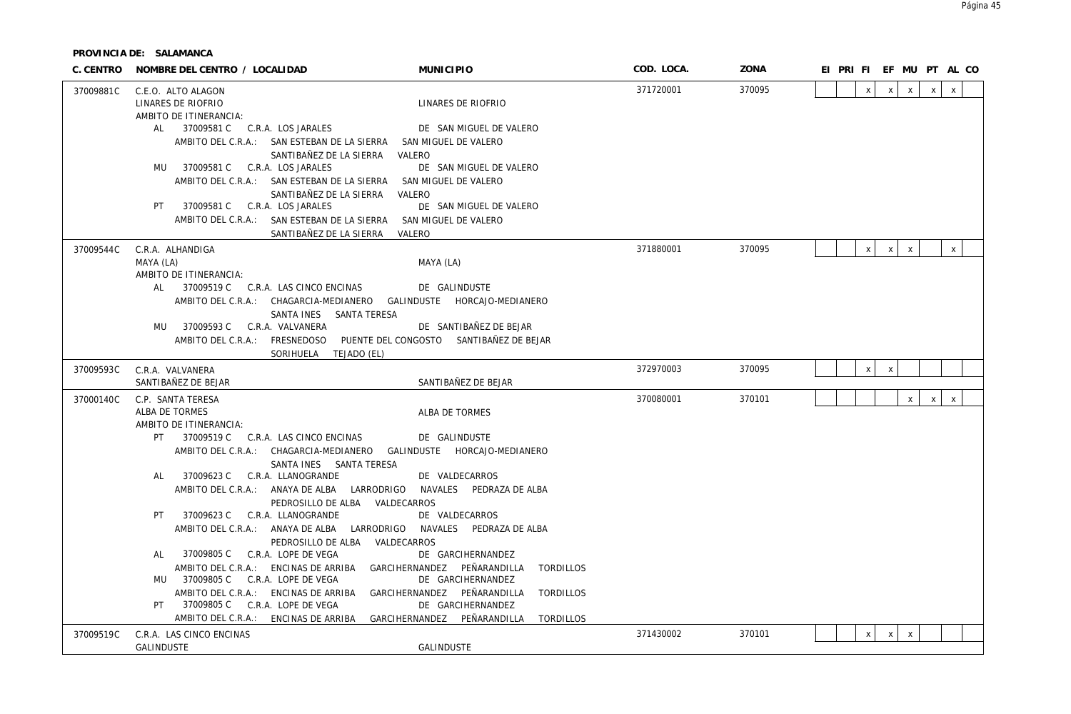**PROVINCIA DE: SALAMANCA**

| C. CENTRO | NOMBRE DEL CENTRO / LOCALIDAD | MUNICIPIO | COD. LOCA. | ZONA | EI | PRI | FI | EF | MU | PT | AL | CO |
|---|---|---|---|---|---|---|---|---|---|---|---|---|
| 37009881C | C.E.O. ALTO ALAGON | | 371720001 | 370095 | | | x | x | x | x | x | |
| | LINARES DE RIOFRIO | LINARES DE RIOFRIO | | | | | | | | | | |
| | AMBITO DE ITINERANCIA: | | | | | | | | | | | |
| | AL 37009581 C C.R.A. LOS JARALES | DE SAN MIGUEL DE VALERO | | | | | | | | | | |
| | AMBITO DEL C.R.A.: SAN ESTEBAN DE LA SIERRA SAN MIGUEL DE VALERO SANTIBAÑEZ DE LA SIERRA VALERO | | | | | | | | | | | |
| | MU 37009581 C C.R.A. LOS JARALES | DE SAN MIGUEL DE VALERO | | | | | | | | | | |
| | AMBITO DEL C.R.A.: SAN ESTEBAN DE LA SIERRA SAN MIGUEL DE VALERO SANTIBAÑEZ DE LA SIERRA VALERO | | | | | | | | | | | |
| | PT 37009581 C C.R.A. LOS JARALES | DE SAN MIGUEL DE VALERO | | | | | | | | | | |
| | AMBITO DEL C.R.A.: SAN ESTEBAN DE LA SIERRA SAN MIGUEL DE VALERO SANTIBAÑEZ DE LA SIERRA VALERO | | | | | | | | | | | |
| 37009544C | C.R.A. ALHANDIGA | | 371880001 | 370095 | | | x | x | x | | x | |
| | MAYA (LA) | MAYA (LA) | | | | | | | | | | |
| | AMBITO DE ITINERANCIA: | | | | | | | | | | | |
| | AL 37009519 C C.R.A. LAS CINCO ENCINAS | DE GALINDUSTE | | | | | | | | | | |
| | AMBITO DEL C.R.A.: CHAGARCIA-MEDIANERO GALINDUSTE HORCAJO-MEDIANERO SANTA INES SANTA TERESA | | | | | | | | | | | |
| | MU 37009593 C C.R.A. VALVANERA | DE SANTIBAÑEZ DE BEJAR | | | | | | | | | | |
| | AMBITO DEL C.R.A.: FRESNEDOSO PUENTE DEL CONGOSTO SANTIBAÑEZ DE BEJAR SORIHUELA TEJADO (EL) | | | | | | | | | | | |
| 37009593C | C.R.A. VALVANERA | | 372970003 | 370095 | | | x | x | | | | |
| | SANTIBAÑEZ DE BEJAR | SANTIBAÑEZ DE BEJAR | | | | | | | | | | |
| 37000140C | C.P. SANTA TERESA | | 370080001 | 370101 | | | | | x | x | x | |
| | ALBA DE TORMES | ALBA DE TORMES | | | | | | | | | | |
| | AMBITO DE ITINERANCIA: | | | | | | | | | | | |
| | PT 37009519 C C.R.A. LAS CINCO ENCINAS | DE GALINDUSTE | | | | | | | | | | |
| | AMBITO DEL C.R.A.: CHAGARCIA-MEDIANERO GALINDUSTE HORCAJO-MEDIANERO SANTA INES SANTA TERESA | | | | | | | | | | | |
| | AL 37009623 C C.R.A. LLANOGRANDE | DE VALDECARROS | | | | | | | | | | |
| | AMBITO DEL C.R.A.: ANAYA DE ALBA LARRODRIGO NAVALES PEDRAZA DE ALBA PEDROSILLO DE ALBA VALDECARROS | | | | | | | | | | | |
| | PT 37009623 C C.R.A. LLANOGRANDE | DE VALDECARROS | | | | | | | | | | |
| | AMBITO DEL C.R.A.: ANAYA DE ALBA LARRODRIGO NAVALES PEDRAZA DE ALBA PEDROSILLO DE ALBA VALDECARROS | | | | | | | | | | | |
| | AL 37009805 C C.R.A. LOPE DE VEGA | DE GARCIHERNANDEZ | | | | | | | | | | |
| | AMBITO DEL C.R.A.: ENCINAS DE ARRIBA GARCIHERNANDEZ PEÑARANDILLA TORDILLOS | | | | | | | | | | | |
| | MU 37009805 C C.R.A. LOPE DE VEGA | DE GARCIHERNANDEZ | | | | | | | | | | |
| | AMBITO DEL C.R.A.: ENCINAS DE ARRIBA GARCIHERNANDEZ PEÑARANDILLA TORDILLOS | | | | | | | | | | | |
| | PT 37009805 C C.R.A. LOPE DE VEGA | DE GARCIHERNANDEZ | | | | | | | | | | |
| | AMBITO DEL C.R.A.: ENCINAS DE ARRIBA GARCIHERNANDEZ PEÑARANDILLA TORDILLOS | | | | | | | | | | | |
| 37009519C | C.R.A. LAS CINCO ENCINAS | | 371430002 | 370101 | | | x | x | x | | | |
| | GALINDUSTE | GALINDUSTE | | | | | | | | | | |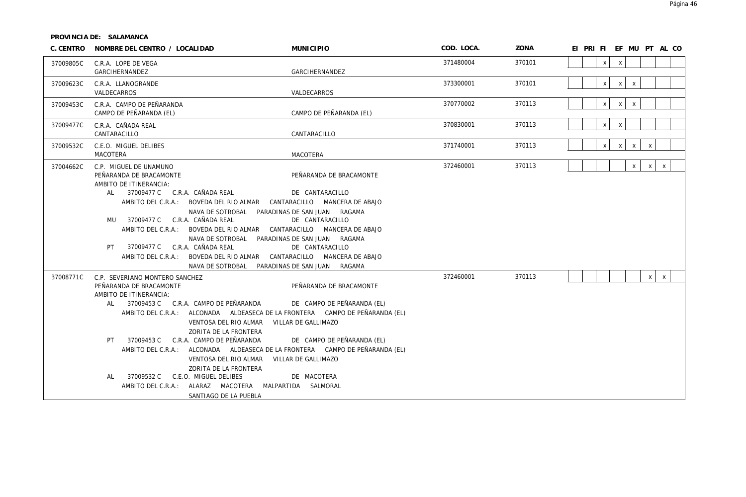**PROVINCIA DE: SALAMANCA**

| C. CENTRO | NOMBRE DEL CENTRO / LOCALIDAD | MUNICIPIO | COD. LOCA. | ZONA | EI | PRI | FI | EF | MU | PT | AL | CO |
|---|---|---|---|---|---|---|---|---|---|---|---|---|
| 37009805C | C.R.A. LOPE DE VEGA<br>GARCIHERNANDEZ | GARCIHERNANDEZ | 371480004 | 370101 | | | x | x | | | | |
| 37009623C | C.R.A. LLANOGRANDE<br>VALDECARROS | VALDECARROS | 373300001 | 370101 | | | x | x | x | | | |
| 37009453C | C.R.A. CAMPO DE PEÑARANDA<br>CAMPO DE PEÑARANDA (EL) | CAMPO DE PEÑARANDA (EL) | 370770002 | 370113 | | | x | x | x | | | |
| 37009477C | C.R.A. CAÑADA REAL<br>CANTARACILLO | CANTARACILLO | 370830001 | 370113 | | | x | x | | | | |
| 37009532C | C.E.O. MIGUEL DELIBES<br>MACOTERA | MACOTERA | 371740001 | 370113 | | | x | x | x | x | | |
| 37004662C | C.P. MIGUEL DE UNAMUNO<br>PEÑARANDA DE BRACAMONTE<br>AMBITO DE ITINERANCIA:<br>AL 37009477 C C.R.A. CAÑADA REAL DE CANTARACILLO<br>AMBITO DEL C.R.A.: BOVEDA DEL RIO ALMAR CANTARACILLO MANCERA DE ABAJO NAVA DE SOTROBAL PARADINAS DE SAN JUAN RAGAMA<br>MU 37009477 C C.R.A. CAÑADA REAL DE CANTARACILLO<br>AMBITO DEL C.R.A.: BOVEDA DEL RIO ALMAR CANTARACILLO MANCERA DE ABAJO NAVA DE SOTROBAL PARADINAS DE SAN JUAN RAGAMA<br>PT 37009477 C C.R.A. CAÑADA REAL DE CANTARACILLO<br>AMBITO DEL C.R.A.: BOVEDA DEL RIO ALMAR CANTARACILLO MANCERA DE ABAJO NAVA DE SOTROBAL PARADINAS DE SAN JUAN RAGAMA | PEÑARANDA DE BRACAMONTE | 372460001 | 370113 | | | | | x | x | x | |
| 37008771C | C.P. SEVERIANO MONTERO SANCHEZ<br>PEÑARANDA DE BRACAMONTE<br>AMBITO DE ITINERANCIA:<br>AL 37009453 C C.R.A. CAMPO DE PEÑARANDA DE CAMPO DE PEÑARANDA (EL)<br>AMBITO DEL C.R.A.: ALCONADA ALDEASECA DE LA FRONTERA CAMPO DE PEÑARANDA (EL) VENTOSA DEL RIO ALMAR VILLAR DE GALLIMAZO ZORITA DE LA FRONTERA<br>PT 37009453 C C.R.A. CAMPO DE PEÑARANDA DE CAMPO DE PEÑARANDA (EL)<br>AMBITO DEL C.R.A.: ALCONADA ALDEASECA DE LA FRONTERA CAMPO DE PEÑARANDA (EL) VENTOSA DEL RIO ALMAR VILLAR DE GALLIMAZO ZORITA DE LA FRONTERA<br>AL 37009532 C C.E.O. MIGUEL DELIBES DE MACOTERA<br>AMBITO DEL C.R.A.: ALARAZ MACOTERA MALPARTIDA SALMORAL SANTIAGO DE LA PUEBLA | PEÑARANDA DE BRACAMONTE | 372460001 | 370113 | | | | | | x | x | |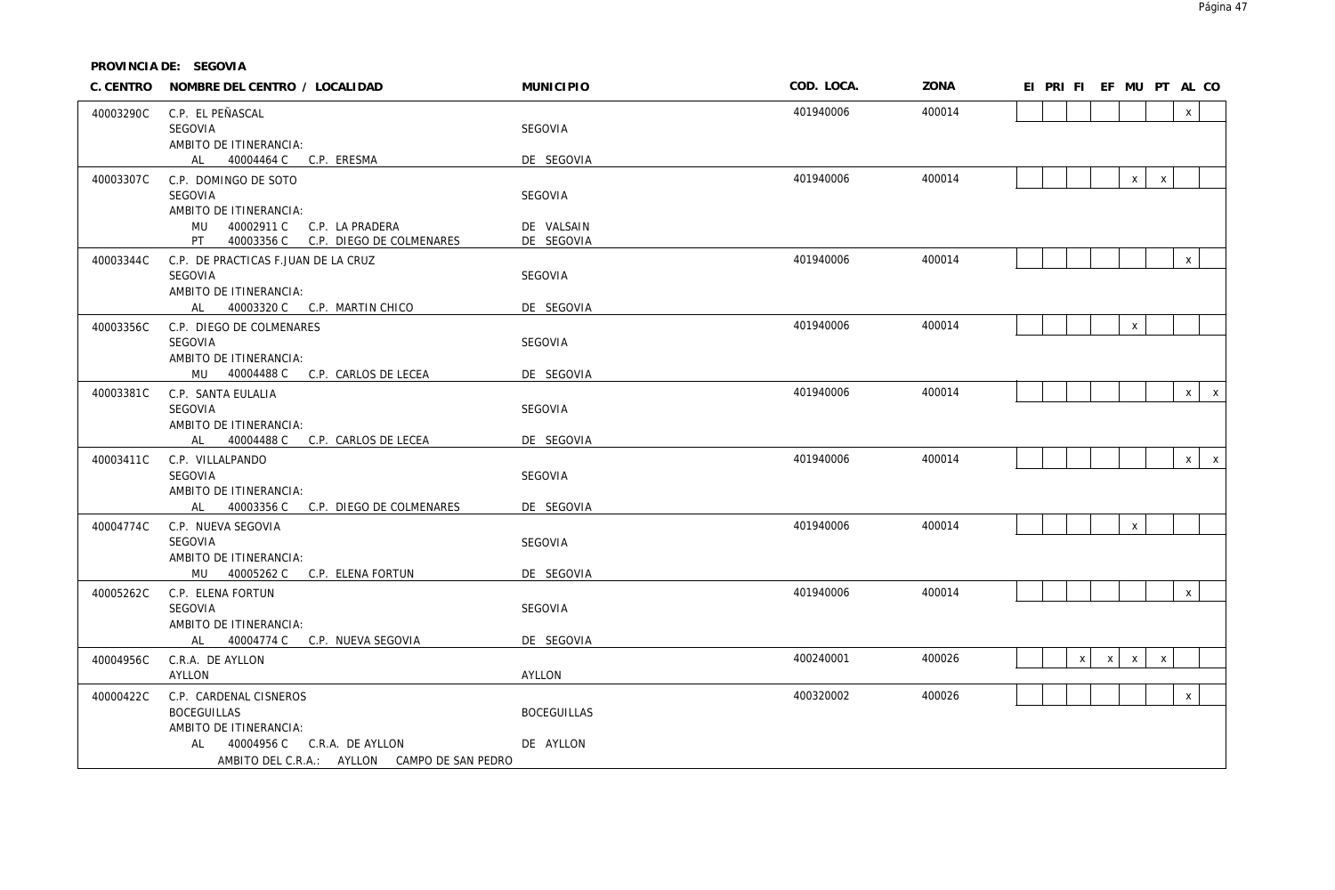**PROVINCIA DE: SEGOVIA**

| C. CENTRO | NOMBRE DEL CENTRO / LOCALIDAD | MUNICIPIO | COD. LOCA. | ZONA | EI | PRI | FI | EF | MU | PT | AL | CO |
|---|---|---|---|---|---|---|---|---|---|---|---|---|
| 40003290C | C.P. EL PEÑASCAL<br>SEGOVIA<br>AMBITO DE ITINERANCIA:<br>AL 40004464 C C.P. ERESMA | <br>SEGOVIA<br><br>DE SEGOVIA | 401940006 | 400014 | | | | | | | x | |
| 40003307C | C.P. DOMINGO DE SOTO<br>SEGOVIA<br>AMBITO DE ITINERANCIA:<br>MU 40002911 C C.P. LA PRADERA<br>PT 40003356 C C.P. DIEGO DE COLMENARES | <br>SEGOVIA<br><br>DE VALSAIN<br>DE SEGOVIA | 401940006 | 400014 | | | | | x | x | | |
| 40003344C | C.P. DE PRACTICAS F.JUAN DE LA CRUZ<br>SEGOVIA<br>AMBITO DE ITINERANCIA:<br>AL 40003320 C C.P. MARTIN CHICO | <br>SEGOVIA<br><br>DE SEGOVIA | 401940006 | 400014 | | | | | | | x | |
| 40003356C | C.P. DIEGO DE COLMENARES<br>SEGOVIA<br>AMBITO DE ITINERANCIA:<br>MU 40004488 C C.P. CARLOS DE LECEA | <br>SEGOVIA<br><br>DE SEGOVIA | 401940006 | 400014 | | | | | x | | | |
| 40003381C | C.P. SANTA EULALIA<br>SEGOVIA<br>AMBITO DE ITINERANCIA:<br>AL 40004488 C C.P. CARLOS DE LECEA | <br>SEGOVIA<br><br>DE SEGOVIA | 401940006 | 400014 | | | | | | | x | x |
| 40003411C | C.P. VILLALPANDO<br>SEGOVIA<br>AMBITO DE ITINERANCIA:<br>AL 40003356 C C.P. DIEGO DE COLMENARES | <br>SEGOVIA<br><br>DE SEGOVIA | 401940006 | 400014 | | | | | | | x | x |
| 40004774C | C.P. NUEVA SEGOVIA<br>SEGOVIA<br>AMBITO DE ITINERANCIA:<br>MU 40005262 C C.P. ELENA FORTUN | <br>SEGOVIA<br><br>DE SEGOVIA | 401940006 | 400014 | | | | | x | | | |
| 40005262C | C.P. ELENA FORTUN<br>SEGOVIA<br>AMBITO DE ITINERANCIA:<br>AL 40004774 C C.P. NUEVA SEGOVIA | <br>SEGOVIA<br><br>DE SEGOVIA | 401940006 | 400014 | | | | | | | x | |
| 40004956C | C.R.A. DE AYLLON<br>AYLLON | <br>AYLLON | 400240001 | 400026 | | | x | x | x | x | | |
| 40000422C | C.P. CARDENAL CISNEROS<br>BOCEGUILLAS<br>AMBITO DE ITINERANCIA:<br>AL 40004956 C C.R.A. DE AYLLON<br>AMBITO DEL C.R.A.: AYLLON CAMPO DE SAN PEDRO | <br>BOCEGUILLAS<br><br>DE AYLLON | 400320002 | 400026 | | | | | | | x | |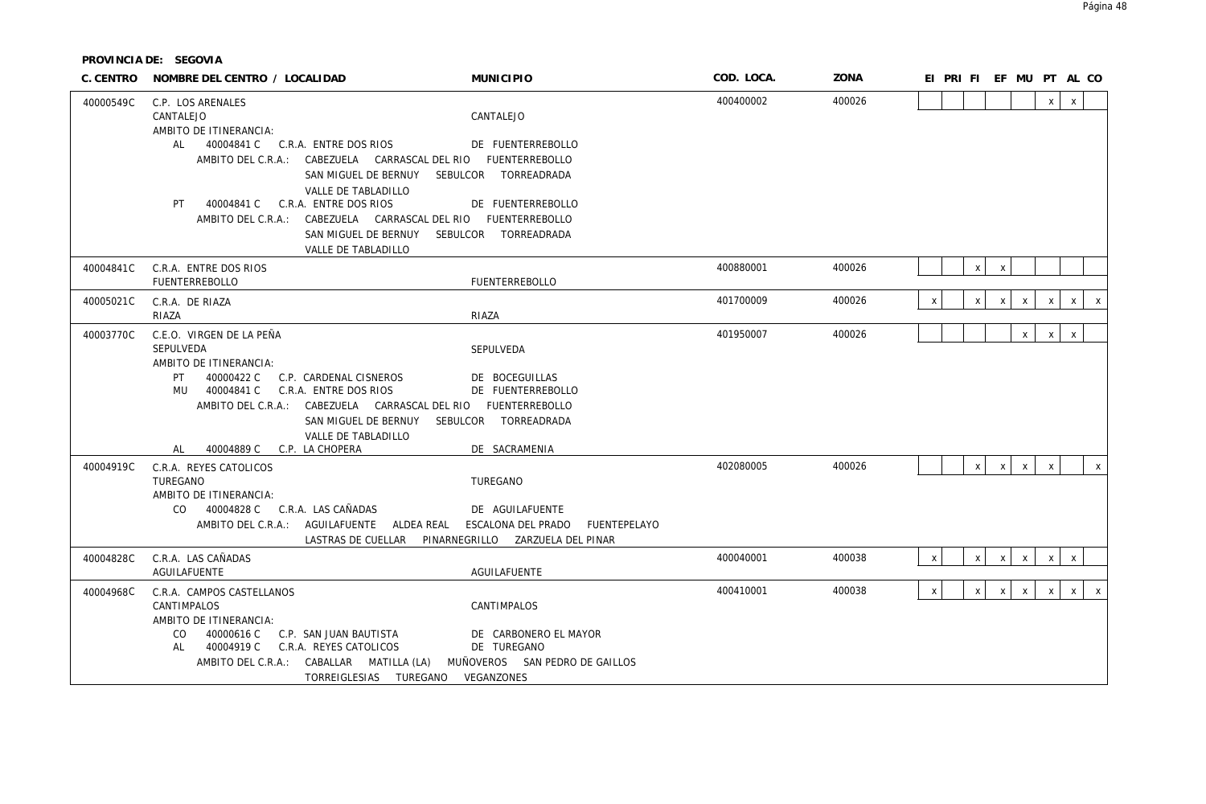**PROVINCIA DE: SEGOVIA**

| C. CENTRO | NOMBRE DEL CENTRO / LOCALIDAD | MUNICIPIO | COD. LOCA. | ZONA | EI | PRI | FI | EF | MU | PT | AL | CO |
|---|---|---|---|---|---|---|---|---|---|---|---|---|
| 40000549C | C.P. LOS ARENALES<br>CANTALEJO<br>AMBITO DE ITINERANCIA:<br>AL 40004841 C C.R.A. ENTRE DOS RIOS DE FUENTERREBOLLO<br>AMBITO DEL C.R.A.: CABEZUELA CARRASCAL DEL RIO FUENTERREBOLLO SAN MIGUEL DE BERNUY SEBULCOR TORREADRADA VALLE DE TABLADILLO<br>PT 40004841 C C.R.A. ENTRE DOS RIOS DE FUENTERREBOLLO<br>AMBITO DEL C.R.A.: CABEZUELA CARRASCAL DEL RIO FUENTERREBOLLO SAN MIGUEL DE BERNUY SEBULCOR TORREADRADA VALLE DE TABLADILLO | CANTALEJO | 400400002 | 400026 | | | | | | x | x | |
| 40004841C | C.R.A. ENTRE DOS RIOS<br>FUENTERREBOLLO | FUENTERREBOLLO | 400880001 | 400026 | | | x | x | | | | |
| 40005021C | C.R.A. DE RIAZA<br>RIAZA | RIAZA | 401700009 | 400026 | x | | x | x | x | x | x | x |
| 40003770C | C.E.O. VIRGEN DE LA PEÑA<br>SEPULVEDA<br>AMBITO DE ITINERANCIA:<br>PT 40000422 C C.P. CARDENAL CISNEROS DE BOCEGUILLAS<br>MU 40004841 C C.R.A. ENTRE DOS RIOS DE FUENTERREBOLLO<br>AMBITO DEL C.R.A.: CABEZUELA CARRASCAL DEL RIO FUENTERREBOLLO SAN MIGUEL DE BERNUY SEBULCOR TORREADRADA VALLE DE TABLADILLO<br>AL 40004889 C C.P. LA CHOPERA DE SACRAMENIA | SEPULVEDA | 401950007 | 400026 | | | | | x | x | x | |
| 40004919C | C.R.A. REYES CATOLICOS<br>TUREGANO<br>AMBITO DE ITINERANCIA:<br>CO 40004828 C C.R.A. LAS CAÑADAS DE AGUILAFUENTE<br>AMBITO DEL C.R.A.: AGUILAFUENTE ALDEA REAL ESCALONA DEL PRADO FUENTEPELAYO LASTRAS DE CUELLAR PINARNEGRILLO ZARZUELA DEL PINAR | TUREGANO | 402080005 | 400026 | | | x | x | x | x | | x |
| 40004828C | C.R.A. LAS CAÑADAS<br>AGUILAFUENTE | AGUILAFUENTE | 400040001 | 400038 | x | | x | x | x | x | x | |
| 40004968C | C.R.A. CAMPOS CASTELLANOS<br>CANTIMPALOS<br>AMBITO DE ITINERANCIA:<br>CO 40000616 C C.P. SAN JUAN BAUTISTA DE CARBONERO EL MAYOR<br>AL 40004919 C C.R.A. REYES CATOLICOS DE TUREGANO<br>AMBITO DEL C.R.A.: CABALLAR MATILLA (LA) MUÑOVEROS SAN PEDRO DE GAILLOS TORREIGLESIAS TUREGANO VEGANZONES | CANTIMPALOS | 400410001 | 400038 | x | | x | x | x | x | x | x |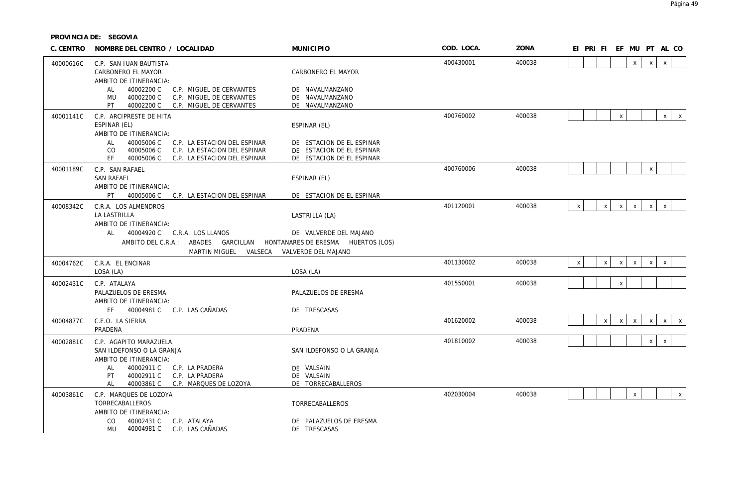**PROVINCIA DE: SEGOVIA**

| C. CENTRO | NOMBRE DEL CENTRO / LOCALIDAD | MUNICIPIO | COD. LOCA. | ZONA | EI | PRI | FI | EF | MU | PT | AL | CO |
|---|---|---|---|---|---|---|---|---|---|---|---|---|
| 40000616C | C.P. SAN JUAN BAUTISTA | | 400430001 | 400038 | | | | | x | x | x | |
| | CARBONERO EL MAYOR | CARBONERO EL MAYOR | | | | | | | | | | |
| | AMBITO DE ITINERANCIA: | | | | | | | | | | | |
| | AL 40002200 C C.P. MIGUEL DE CERVANTES | DE NAVALMANZANO | | | | | | | | | | |
| | MU 40002200 C C.P. MIGUEL DE CERVANTES | DE NAVALMANZANO | | | | | | | | | | |
| | PT 40002200 C C.P. MIGUEL DE CERVANTES | DE NAVALMANZANO | | | | | | | | | | |
| 40001141C | C.P. ARCIPRESTE DE HITA | | 400760002 | 400038 | | | | x | | | x | x |
| | ESPINAR (EL) | ESPINAR (EL) | | | | | | | | | | |
| | AMBITO DE ITINERANCIA: | | | | | | | | | | | |
| | AL 40005006 C C.P. LA ESTACION DEL ESPINAR | DE ESTACION DE EL ESPINAR | | | | | | | | | | |
| | CO 40005006 C C.P. LA ESTACION DEL ESPINAR | DE ESTACION DE EL ESPINAR | | | | | | | | | | |
| | EF 40005006 C C.P. LA ESTACION DEL ESPINAR | DE ESTACION DE EL ESPINAR | | | | | | | | | | |
| 40001189C | C.P. SAN RAFAEL | | 400760006 | 400038 | | | | | | x | | |
| | SAN RAFAEL | ESPINAR (EL) | | | | | | | | | | |
| | AMBITO DE ITINERANCIA: | | | | | | | | | | | |
| | PT 40005006 C C.P. LA ESTACION DEL ESPINAR | DE ESTACION DE EL ESPINAR | | | | | | | | | | |
| 40008342C | C.R.A. LOS ALMENDROS | | 401120001 | 400038 | x | | x | x | x | x | x | |
| | LA LASTRILLA | LASTRILLA (LA) | | | | | | | | | | |
| | AMBITO DE ITINERANCIA: | | | | | | | | | | | |
| | AL 40004920 C C.R.A. LOS LLANOS | DE VALVERDE DEL MAJANO | | | | | | | | | | |
| | AMBITO DEL C.R.A.: ABADES GARCILLAN HONTANARES DE ERESMA HUERTOS (LOS) MARTIN MIGUEL VALSECA VALVERDE DEL MAJANO | | | | | | | | | | | |
| 40004762C | C.R.A. EL ENCINAR | | 401130002 | 400038 | x | | x | x | x | x | x | |
| | LOSA (LA) | LOSA (LA) | | | | | | | | | | |
| 40002431C | C.P. ATALAYA | | 401550001 | 400038 | | | | x | | | | |
| | PALAZUELOS DE ERESMA | PALAZUELOS DE ERESMA | | | | | | | | | | |
| | AMBITO DE ITINERANCIA: | | | | | | | | | | | |
| | EF 40004981 C C.P. LAS CAÑADAS | DE TRESCASAS | | | | | | | | | | |
| 40004877C | C.E.O. LA SIERRA | | 401620002 | 400038 | | | x | x | x | x | x | x |
| | PRADENA | PRADENA | | | | | | | | | | |
| 40002881C | C.P. AGAPITO MARAZUELA | | 401810002 | 400038 | | | | | | x | x | |
| | SAN ILDEFONSO O LA GRANJA | SAN ILDEFONSO O LA GRANJA | | | | | | | | | | |
| | AMBITO DE ITINERANCIA: | | | | | | | | | | | |
| | AL 40002911 C C.P. LA PRADERA | DE VALSAIN | | | | | | | | | | |
| | PT 40002911 C C.P. LA PRADERA | DE VALSAIN | | | | | | | | | | |
| | AL 40003861 C C.P. MARQUES DE LOZOYA | DE TORRECABALLEROS | | | | | | | | | | |
| 40003861C | C.P. MARQUES DE LOZOYA | | 402030004 | 400038 | | | | | x | | | x |
| | TORRECABALLEROS | TORRECABALLEROS | | | | | | | | | | |
| | AMBITO DE ITINERANCIA: | | | | | | | | | | | |
| | CO 40002431 C C.P. ATALAYA | DE PALAZUELOS DE ERESMA | | | | | | | | | | |
| | MU 40004981 C C.P. LAS CAÑADAS | DE TRESCASAS | | | | | | | | | | |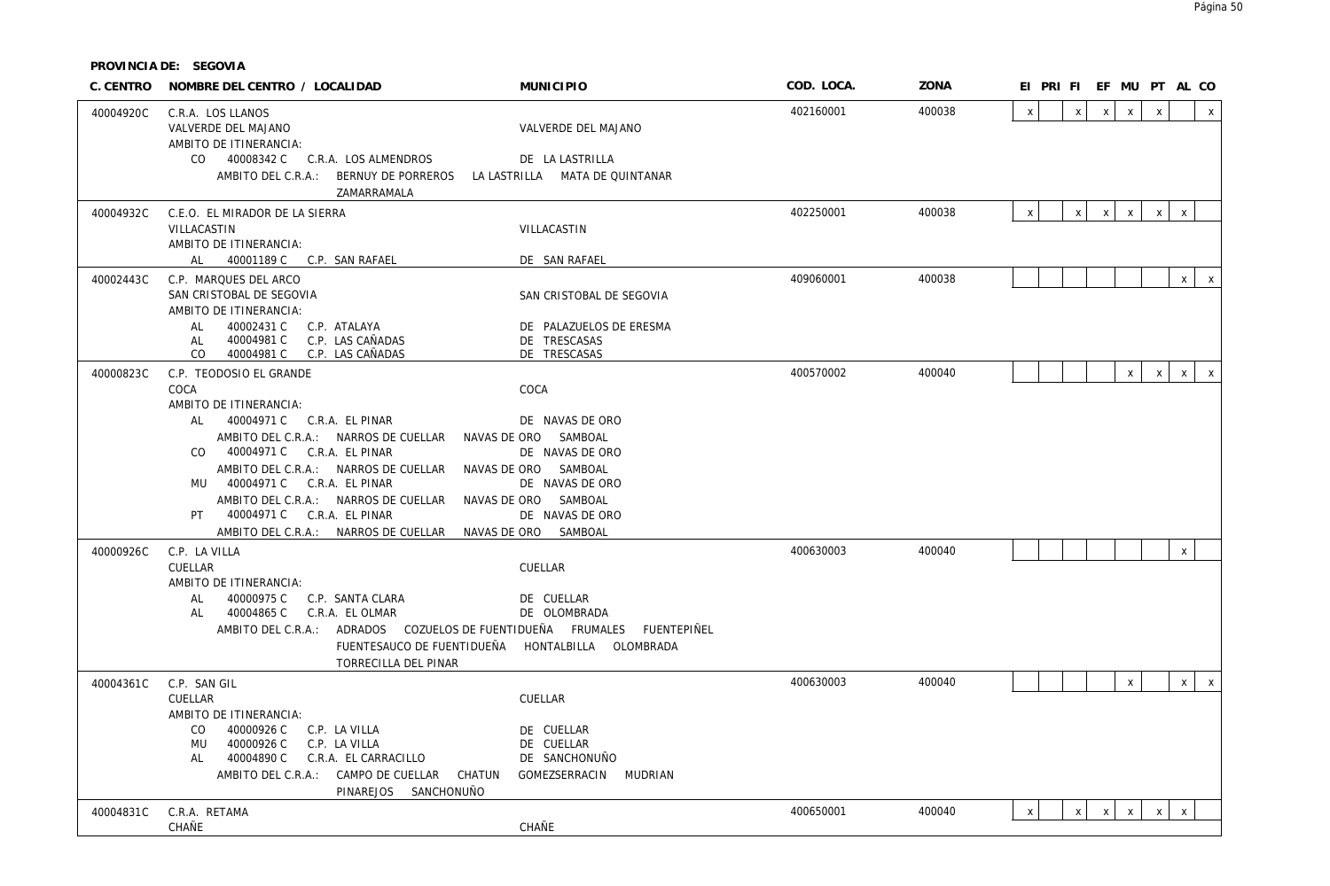**PROVINCIA DE: SEGOVIA**

| C. CENTRO | NOMBRE DEL CENTRO / LOCALIDAD | MUNICIPIO | COD. LOCA. | ZONA | EI | PRI | FI | EF | MU | PT | AL | CO |
|---|---|---|---|---|---|---|---|---|---|---|---|---|
| 40004920C | C.R.A. LOS LLANOS<br>VALVERDE DEL MAJANO<br>AMBITO DE ITINERANCIA:<br>CO 40008342 C C.R.A. LOS ALMENDROS DE LA LASTRILLA<br>AMBITO DEL C.R.A.: BERNUY DE PORREROS LA LASTRILLA MATA DE QUINTANAR ZAMARRAMALA | VALVERDE DEL MAJANO | 402160001 | 400038 | x | | x | x | x | x | | x |
| 40004932C | C.E.O. EL MIRADOR DE LA SIERRA<br>VILLACASTIN<br>AMBITO DE ITINERANCIA:<br>AL 40001189 C C.P. SAN RAFAEL DE SAN RAFAEL | VILLACASTIN | 402250001 | 400038 | x | | x | x | x | x | x | |
| 40002443C | C.P. MARQUES DEL ARCO<br>SAN CRISTOBAL DE SEGOVIA<br>AMBITO DE ITINERANCIA:<br>AL 40002431 C C.P. ATALAYA DE PALAZUELOS DE ERESMA<br>AL 40004981 C C.P. LAS CAÑADAS DE TRESCASAS<br>CO 40004981 C C.P. LAS CAÑADAS DE TRESCASAS | SAN CRISTOBAL DE SEGOVIA | 409060001 | 400038 | | | | | | | x | x |
| 40000823C | C.P. TEODOSIO EL GRANDE<br>COCA<br>AMBITO DE ITINERANCIA:<br>AL 40004971 C C.R.A. EL PINAR DE NAVAS DE ORO<br>AMBITO DEL C.R.A.: NARROS DE CUELLAR NAVAS DE ORO SAMBOAL<br>CO 40004971 C C.R.A. EL PINAR DE NAVAS DE ORO<br>AMBITO DEL C.R.A.: NARROS DE CUELLAR NAVAS DE ORO SAMBOAL<br>MU 40004971 C C.R.A. EL PINAR DE NAVAS DE ORO<br>AMBITO DEL C.R.A.: NARROS DE CUELLAR NAVAS DE ORO SAMBOAL<br>PT 40004971 C C.R.A. EL PINAR DE NAVAS DE ORO<br>AMBITO DEL C.R.A.: NARROS DE CUELLAR NAVAS DE ORO SAMBOAL | COCA | 400570002 | 400040 | | | | | x | x | x | x |
| 40000926C | C.P. LA VILLA<br>CUELLAR<br>AMBITO DE ITINERANCIA:<br>AL 40000975 C C.P. SANTA CLARA DE CUELLAR<br>AL 40004865 C C.R.A. EL OLMAR DE OLOMBRADA<br>AMBITO DEL C.R.A.: ADRADOS COZUELOS DE FUENTIDUEÑA FRUMALES FUENTEPIÑEL FUENTESAUCO DE FUENTIDUEÑA HONTALBILLA OLOMBRADA TORRECILLA DEL PINAR | CUELLAR | 400630003 | 400040 | | | | | | | x | |
| 40004361C | C.P. SAN GIL<br>CUELLAR<br>AMBITO DE ITINERANCIA:<br>CO 40000926 C C.P. LA VILLA DE CUELLAR<br>MU 40000926 C C.P. LA VILLA DE CUELLAR<br>AL 40004890 C C.R.A. EL CARRACILLO DE SANCHONUÑO<br>AMBITO DEL C.R.A.: CAMPO DE CUELLAR CHATUN GOMEZSERRACIN MUDRIAN PINAREJOS SANCHONUÑO | CUELLAR | 400630003 | 400040 | | | | | x | | x | x |
| 40004831C | C.R.A. RETAMA<br>CHAÑE | CHAÑE | 400650001 | 400040 | x | | x | x | x | x | x | |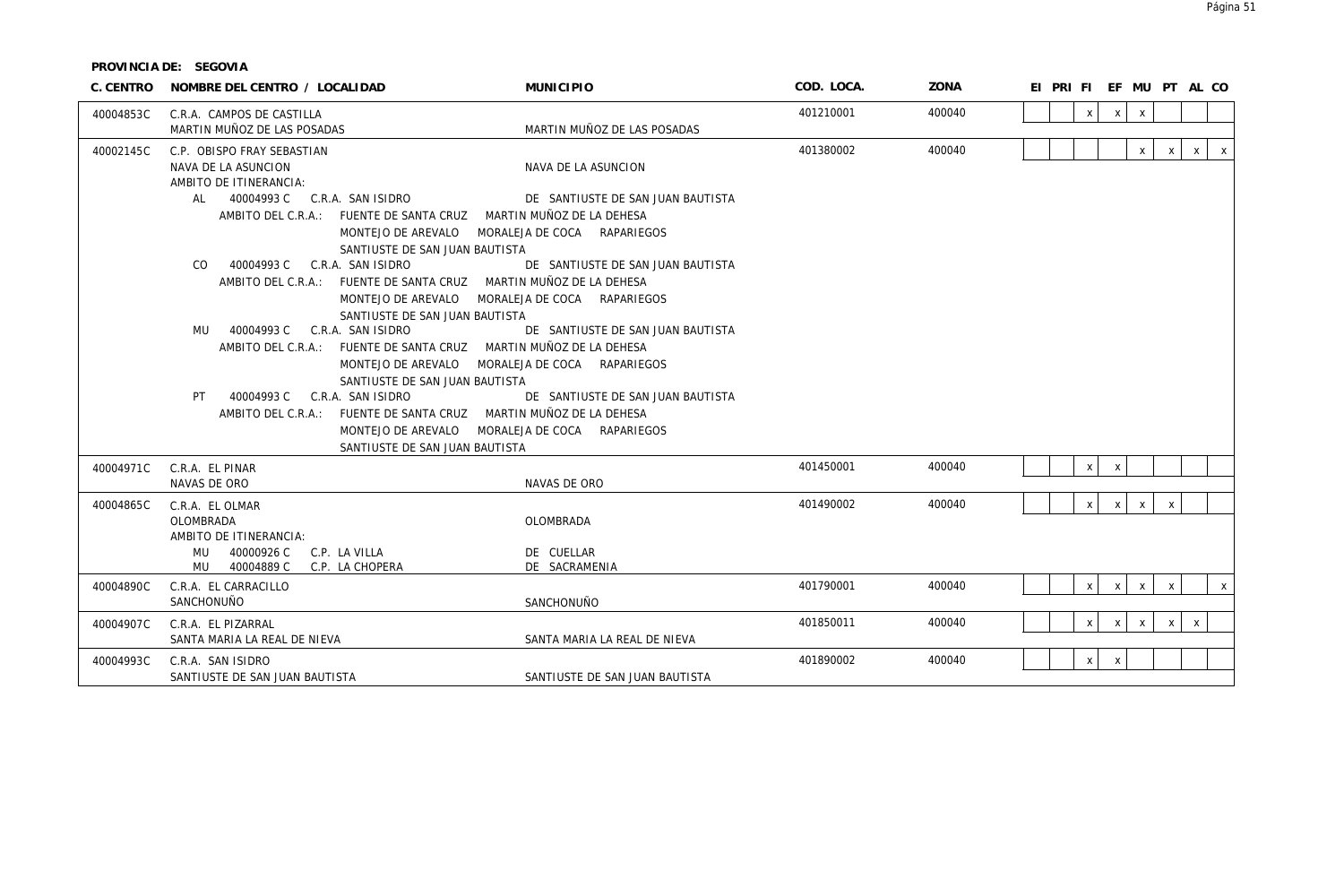**PROVINCIA DE: SEGOVIA**

| C. CENTRO | NOMBRE DEL CENTRO / LOCALIDAD | MUNICIPIO | COD. LOCA. | ZONA | EI | PRI | FI | EF | MU | PT | AL | CO |
|---|---|---|---|---|---|---|---|---|---|---|---|---|
| 40004853C | C.R.A. CAMPOS DE CASTILLA<br>MARTIN MUÑOZ DE LAS POSADAS | MARTIN MUÑOZ DE LAS POSADAS | 401210001 | 400040 | | | x | x | x | | | |
| 40002145C | C.P. OBISPO FRAY SEBASTIAN<br>NAVA DE LA ASUNCION<br>AMBITO DE ITINERANCIA:<br>AL 40004993 C C.R.A. SAN ISIDRO DE SANTIUSTE DE SAN JUAN BAUTISTA<br>AMBITO DEL C.R.A.: FUENTE DE SANTA CRUZ MARTIN MUÑOZ DE LA DEHESA MONTEJO DE AREVALO MORALEJA DE COCA RAPARIEGOS SANTIUSTE DE SAN JUAN BAUTISTA<br>CO 40004993 C C.R.A. SAN ISIDRO DE SANTIUSTE DE SAN JUAN BAUTISTA<br>AMBITO DEL C.R.A.: FUENTE DE SANTA CRUZ MARTIN MUÑOZ DE LA DEHESA MONTEJO DE AREVALO MORALEJA DE COCA RAPARIEGOS SANTIUSTE DE SAN JUAN BAUTISTA<br>MU 40004993 C C.R.A. SAN ISIDRO DE SANTIUSTE DE SAN JUAN BAUTISTA<br>AMBITO DEL C.R.A.: FUENTE DE SANTA CRUZ MARTIN MUÑOZ DE LA DEHESA MONTEJO DE AREVALO MORALEJA DE COCA RAPARIEGOS SANTIUSTE DE SAN JUAN BAUTISTA<br>PT 40004993 C C.R.A. SAN ISIDRO DE SANTIUSTE DE SAN JUAN BAUTISTA<br>AMBITO DEL C.R.A.: FUENTE DE SANTA CRUZ MARTIN MUÑOZ DE LA DEHESA MONTEJO DE AREVALO MORALEJA DE COCA RAPARIEGOS SANTIUSTE DE SAN JUAN BAUTISTA | NAVA DE LA ASUNCION | 401380002 | 400040 | | | | | x | x | x | x |
| 40004971C | C.R.A. EL PINAR<br>NAVAS DE ORO | NAVAS DE ORO | 401450001 | 400040 | | | x | x | | | | |
| 40004865C | C.R.A. EL OLMAR<br>OLOMBRADA<br>AMBITO DE ITINERANCIA:<br>MU 40000926 C C.P. LA VILLA DE CUELLAR<br>MU 40004889 C C.P. LA CHOPERA DE SACRAMENIA | OLOMBRADA | 401490002 | 400040 | | | x | x | x | x | | |
| 40004890C | C.R.A. EL CARRACILLO<br>SANCHONUÑO | SANCHONUÑO | 401790001 | 400040 | | | x | x | x | x | | x |
| 40004907C | C.R.A. EL PIZARRAL<br>SANTA MARIA LA REAL DE NIEVA | SANTA MARIA LA REAL DE NIEVA | 401850011 | 400040 | | | x | x | x | x | x | |
| 40004993C | C.R.A. SAN ISIDRO<br>SANTIUSTE DE SAN JUAN BAUTISTA | SANTIUSTE DE SAN JUAN BAUTISTA | 401890002 | 400040 | | | x | x | | | | |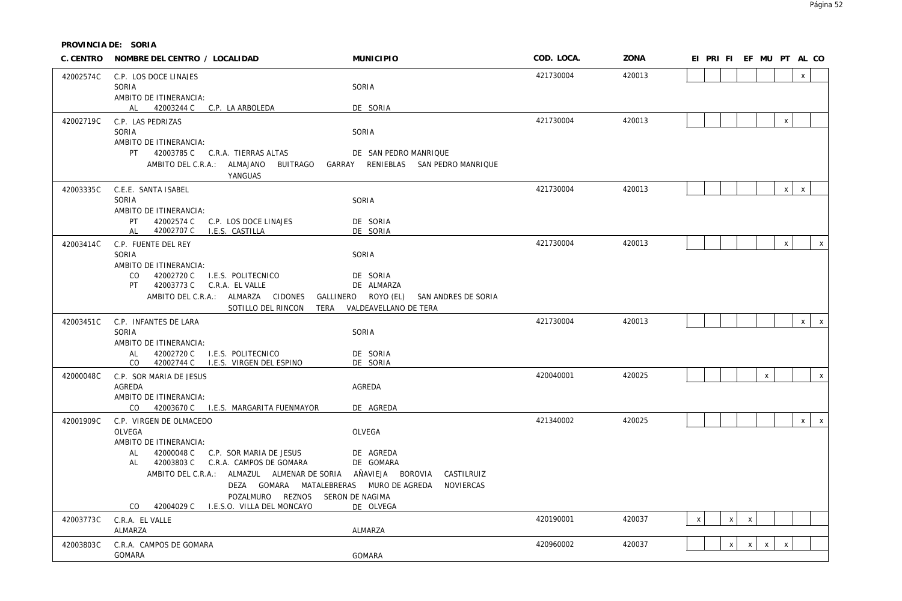**PROVINCIA DE: SORIA**

| C. CENTRO | NOMBRE DEL CENTRO / LOCALIDAD | MUNICIPIO | COD. LOCA. | ZONA | EI | PRI | FI | EF | MU | PT | AL | CO |
|---|---|---|---|---|---|---|---|---|---|---|---|---|
| 42002574C | C.P. LOS DOCE LINAJES<br>SORIA<br>AMBITO DE ITINERANCIA:<br>AL 42003244 C C.P. LA ARBOLEDA | SORIA<br><br><br>DE SORIA | 421730004 | 420013 | | | | | | | x | |
| 42002719C | C.P. LAS PEDRIZAS<br>SORIA<br>AMBITO DE ITINERANCIA:<br>PT 42003785 C C.R.A. TIERRAS ALTAS<br>AMBITO DEL C.R.A.: ALMAJANO BUITRAGO GARRAY RENIEBLAS SAN PEDRO MANRIQUE YANGUAS | SORIA<br><br><br>DE SAN PEDRO MANRIQUE | 421730004 | 420013 | | | | | | x | | |
| 42003335C | C.E.E. SANTA ISABEL<br>SORIA<br>AMBITO DE ITINERANCIA:<br>PT 42002574 C C.P. LOS DOCE LINAJES<br>AL 42002707 C I.E.S. CASTILLA | SORIA<br><br><br>DE SORIA<br>DE SORIA | 421730004 | 420013 | | | | | | x | x | |
| 42003414C | C.P. FUENTE DEL REY<br>SORIA<br>AMBITO DE ITINERANCIA:<br>CO 42002720 C I.E.S. POLITECNICO<br>PT 42003773 C C.R.A. EL VALLE<br>AMBITO DEL C.R.A.: ALMARZA CIDONES GALLINERO ROYO (EL) SAN ANDRES DE SORIA SOTILLO DEL RINCON TERA VALDEAVELLANO DE TERA | SORIA<br><br><br>DE SORIA<br>DE ALMARZA | 421730004 | 420013 | | | | | | x | | x |
| 42003451C | C.P. INFANTES DE LARA<br>SORIA<br>AMBITO DE ITINERANCIA:<br>AL 42002720 C I.E.S. POLITECNICO<br>CO 42002744 C I.E.S. VIRGEN DEL ESPINO | SORIA<br><br><br>DE SORIA<br>DE SORIA | 421730004 | 420013 | | | | | | | x | x |
| 42000048C | C.P. SOR MARIA DE JESUS<br>AGREDA<br>AMBITO DE ITINERANCIA:<br>CO 42003670 C I.E.S. MARGARITA FUENMAYOR | AGREDA<br><br><br>DE AGREDA | 420040001 | 420025 | | | | | x | | | x |
| 42001909C | C.P. VIRGEN DE OLMACEDO<br>OLVEGA<br>AMBITO DE ITINERANCIA:<br>AL 42000048 C C.P. SOR MARIA DE JESUS<br>AL 42003803 C C.R.A. CAMPOS DE GOMARA<br>AMBITO DEL C.R.A.: ALMAZUL ALMENAR DE SORIA AÑAVIEJA BOROVIA CASTILRUIZ DEZA GOMARA MATALEBRERAS MURO DE AGREDA NOVIERCAS POZALMURO REZNOS SERON DE NAGIMA<br>CO 42004029 C I.E.S.O. VILLA DEL MONCAYO | OLVEGA<br><br><br>DE AGREDA<br>DE GOMARA<br><br><br><br>DE OLVEGA | 421340002 | 420025 | | | | | | | x | x |
| 42003773C | C.R.A. EL VALLE<br>ALMARZA | ALMARZA | 420190001 | 420037 | x | | x | x | | | | |
| 42003803C | C.R.A. CAMPOS DE GOMARA<br>GOMARA | GOMARA | 420960002 | 420037 | | | x | x | x | x | | |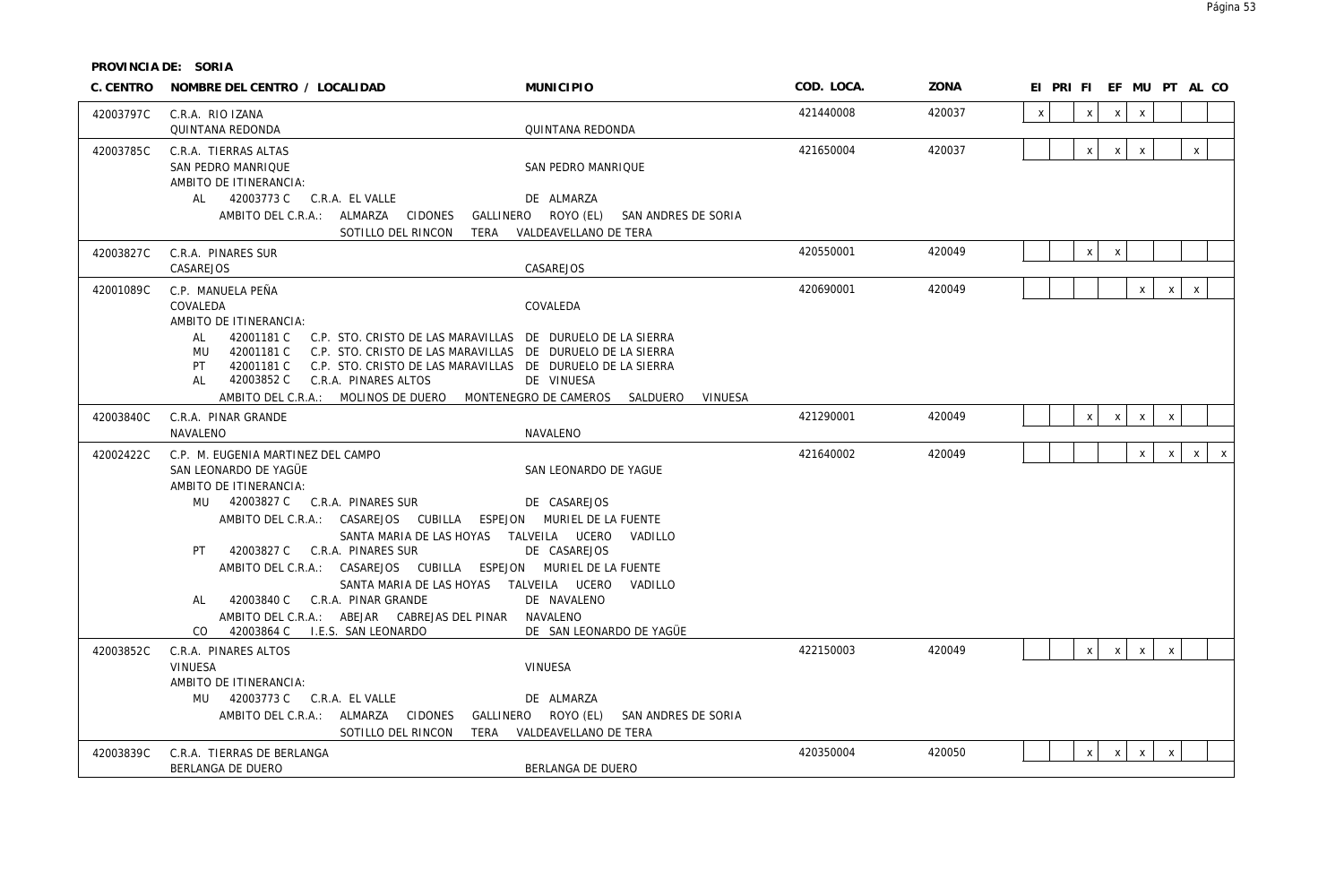**PROVINCIA DE: SORIA**

| C. CENTRO | NOMBRE DEL CENTRO / LOCALIDAD | MUNICIPIO | COD. LOCA. | ZONA | EI | PRI | FI | EF | MU | PT | AL | CO |
|---|---|---|---|---|---|---|---|---|---|---|---|---|
| 42003797C | C.R.A. RIO IZANA<br>QUINTANA REDONDA | QUINTANA REDONDA | 421440008 | 420037 | x | | x | x | x | | | |
| 42003785C | C.R.A. TIERRAS ALTAS<br>SAN PEDRO MANRIQUE<br>AMBITO DE ITINERANCIA:<br>AL 42003773 C C.R.A. EL VALLE DE ALMARZA<br>AMBITO DEL C.R.A.: ALMARZA CIDONES GALLINERO ROYO (EL) SAN ANDRES DE SORIA SOTILLO DEL RINCON TERA VALDEAVELLANO DE TERA | SAN PEDRO MANRIQUE | 421650004 | 420037 | | | x | x | x | | x | |
| 42003827C | C.R.A. PINARES SUR<br>CASAREJOS | CASAREJOS | 420550001 | 420049 | | | x | x | | | | |
| 42001089C | C.P. MANUELA PEÑA<br>COVALEDA<br>AMBITO DE ITINERANCIA:<br>AL 42001181 C C.P. STO. CRISTO DE LAS MARAVILLAS DE DURUELO DE LA SIERRA<br>MU 42001181 C C.P. STO. CRISTO DE LAS MARAVILLAS DE DURUELO DE LA SIERRA<br>PT 42001181 C C.P. STO. CRISTO DE LAS MARAVILLAS DE DURUELO DE LA SIERRA<br>AL 42003852 C C.R.A. PINARES ALTOS DE VINUESA<br>AMBITO DEL C.R.A.: MOLINOS DE DUERO MONTENEGRO DE CAMEROS SALDUERO VINUESA | COVALEDA | 420690001 | 420049 | | | | | x | x | x | |
| 42003840C | C.R.A. PINAR GRANDE<br>NAVALENO | NAVALENO | 421290001 | 420049 | | | x | x | x | x | | |
| 42002422C | C.P. M. EUGENIA MARTINEZ DEL CAMPO<br>SAN LEONARDO DE YAGÜE<br>AMBITO DE ITINERANCIA:<br>MU 42003827 C C.R.A. PINARES SUR DE CASAREJOS<br>AMBITO DEL C.R.A.: CASAREJOS CUBILLA ESPEJON MURIEL DE LA FUENTE SANTA MARIA DE LAS HOYAS TALVEILA UCERO VADILLO<br>PT 42003827 C C.R.A. PINARES SUR DE CASAREJOS<br>AMBITO DEL C.R.A.: CASAREJOS CUBILLA ESPEJON MURIEL DE LA FUENTE SANTA MARIA DE LAS HOYAS TALVEILA UCERO VADILLO<br>AL 42003840 C C.R.A. PINAR GRANDE DE NAVALENO<br>AMBITO DEL C.R.A.: ABEJAR CABREJAS DEL PINAR NAVALENO<br>CO 42003864 C I.E.S. SAN LEONARDO DE SAN LEONARDO DE YAGÜE | SAN LEONARDO DE YAGUE | 421640002 | 420049 | | | | | x | x | x | x |
| 42003852C | C.R.A. PINARES ALTOS<br>VINUESA<br>AMBITO DE ITINERANCIA:<br>MU 42003773 C C.R.A. EL VALLE DE ALMARZA<br>AMBITO DEL C.R.A.: ALMARZA CIDONES GALLINERO ROYO (EL) SAN ANDRES DE SORIA SOTILLO DEL RINCON TERA VALDEAVELLANO DE TERA | VINUESA | 422150003 | 420049 | | | x | x | x | x | | |
| 42003839C | C.R.A. TIERRAS DE BERLANGA<br>BERLANGA DE DUERO | BERLANGA DE DUERO | 420350004 | 420050 | | | x | x | x | x | | |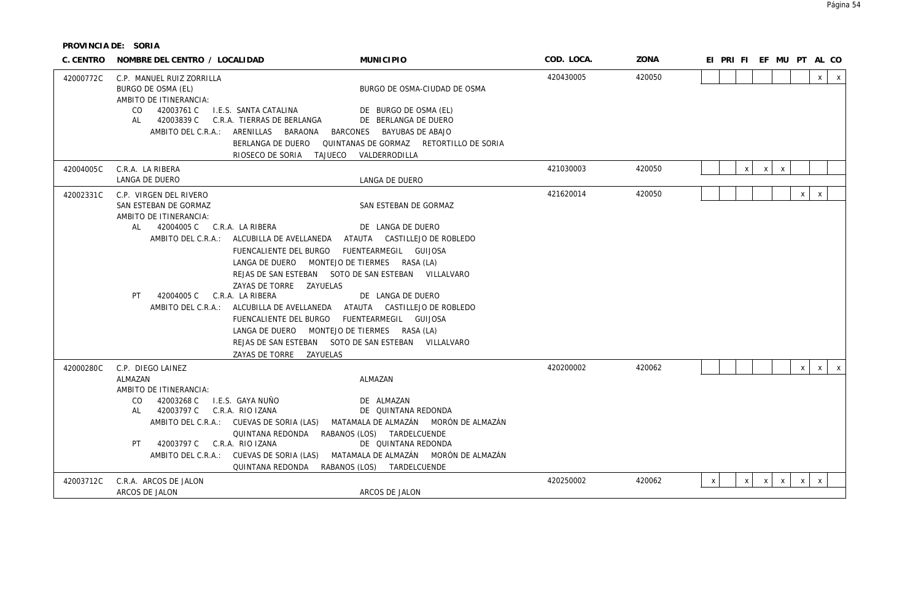**PROVINCIA DE: SORIA**

| C. CENTRO | NOMBRE DEL CENTRO / LOCALIDAD | MUNICIPIO | COD. LOCA. | ZONA | EI | PRI | FI | EF | MU | PT | AL | CO |
|---|---|---|---|---|---|---|---|---|---|---|---|---|
| 42000772C | C.P. MANUEL RUIZ ZORRILLA<br>BURGO DE OSMA (EL)<br>AMBITO DE ITINERANCIA:<br>CO 42003761 C I.E.S. SANTA CATALINA DE BURGO DE OSMA (EL)<br>AL 42003839 C C.R.A. TIERRAS DE BERLANGA DE BERLANGA DE DUERO<br>AMBITO DEL C.R.A.: ARENILLAS BARAONA BARCONES BAYUBAS DE ABAJO BERLANGA DE DUERO QUINTANAS DE GORMAZ RETORTILLO DE SORIA RIOSECO DE SORIA TAJUECO VALDERRODILLA | BURGO DE OSMA-CIUDAD DE OSMA | 420430005 | 420050 | | | | | | | x | x |
| 42004005C | C.R.A. LA RIBERA<br>LANGA DE DUERO | LANGA DE DUERO | 421030003 | 420050 | | | x | x | x | | | |
| 42002331C | C.P. VIRGEN DEL RIVERO<br>SAN ESTEBAN DE GORMAZ<br>AMBITO DE ITINERANCIA:<br>AL 42004005 C C.R.A. LA RIBERA DE LANGA DE DUERO<br>AMBITO DEL C.R.A.: ALCUBILLA DE AVELLANEDA ATAUTA CASTILLEJO DE ROBLEDO FUENCALIENTE DEL BURGO FUENTEARMEGIL GUIJOSA LANGA DE DUERO MONTEJO DE TIERMES RASA (LA) REJAS DE SAN ESTEBAN SOTO DE SAN ESTEBAN VILLALVARO ZAYAS DE TORRE ZAYUELAS<br>PT 42004005 C C.R.A. LA RIBERA DE LANGA DE DUERO<br>AMBITO DEL C.R.A.: ALCUBILLA DE AVELLANEDA ATAUTA CASTILLEJO DE ROBLEDO FUENCALIENTE DEL BURGO FUENTEARMEGIL GUIJOSA LANGA DE DUERO MONTEJO DE TIERMES RASA (LA) REJAS DE SAN ESTEBAN SOTO DE SAN ESTEBAN VILLALVARO ZAYAS DE TORRE ZAYUELAS | SAN ESTEBAN DE GORMAZ | 421620014 | 420050 | | | | | | x | x | |
| 42000280C | C.P. DIEGO LAINEZ<br>ALMAZAN<br>AMBITO DE ITINERANCIA:<br>CO 42003268 C I.E.S. GAYA NUÑO DE ALMAZAN<br>AL 42003797 C C.R.A. RIO IZANA DE QUINTANA REDONDA<br>AMBITO DEL C.R.A.: CUEVAS DE SORIA (LAS) MATAMALA DE ALMAZÁN MORÓN DE ALMAZÁN QUINTANA REDONDA RABANOS (LOS) TARDELCUENDE<br>PT 42003797 C C.R.A. RIO IZANA DE QUINTANA REDONDA<br>AMBITO DEL C.R.A.: CUEVAS DE SORIA (LAS) MATAMALA DE ALMAZÁN MORÓN DE ALMAZÁN QUINTANA REDONDA RABANOS (LOS) TARDELCUENDE | ALMAZAN | 420200002 | 420062 | | | | | | x | x | x |
| 42003712C | C.R.A. ARCOS DE JALON<br>ARCOS DE JALON | ARCOS DE JALON | 420250002 | 420062 | x | | x | x | x | x | x | |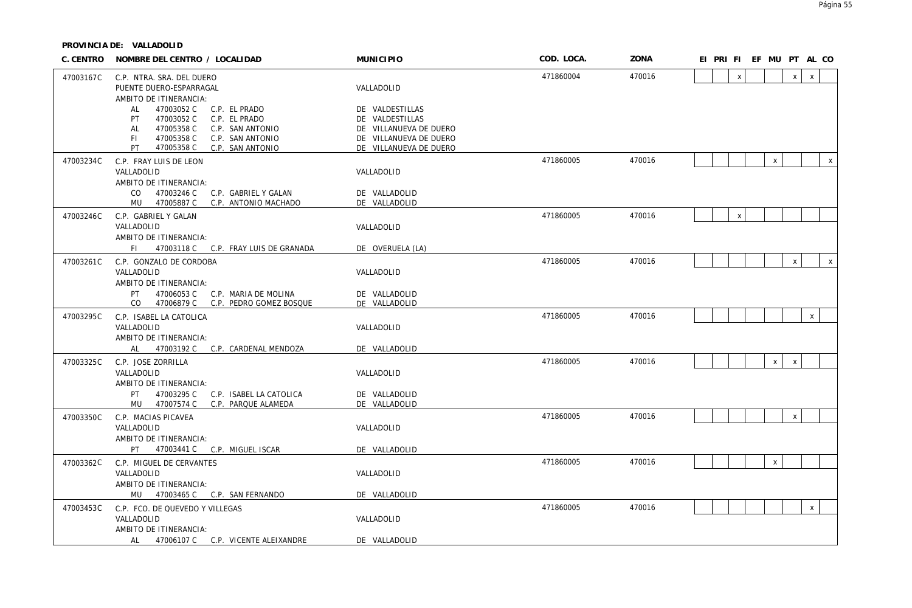**PROVINCIA DE: VALLADOLID**

| C. CENTRO | NOMBRE DEL CENTRO / LOCALIDAD | MUNICIPIO | COD. LOCA. | ZONA | EI | PRI | FI | EF | MU | PT | AL | CO |
|---|---|---|---|---|---|---|---|---|---|---|---|---|
| 47003167C | C.P. NTRA. SRA. DEL DUERO<br>PUENTE DUERO-ESPARRAGAL<br>AMBITO DE ITINERANCIA:<br>AL 47003052 C C.P. EL PRADO<br>PT 47003052 C C.P. EL PRADO<br>AL 47005358 C C.P. SAN ANTONIO<br>FI 47005358 C C.P. SAN ANTONIO<br>PT 47005358 C C.P. SAN ANTONIO | <br>VALLADOLID<br><br>DE VALDESTILLAS<br>DE VALDESTILLAS<br>DE VILLANUEVA DE DUERO<br>DE VILLANUEVA DE DUERO<br>DE VILLANUEVA DE DUERO | 471860004 | 470016 | | | x | | | x | x | |
| 47003234C | C.P. FRAY LUIS DE LEON<br>VALLADOLID<br>AMBITO DE ITINERANCIA:<br>CO 47003246 C C.P. GABRIEL Y GALAN<br>MU 47005887 C C.P. ANTONIO MACHADO | <br>VALLADOLID<br><br>DE VALLADOLID<br>DE VALLADOLID | 471860005 | 470016 | | | | | x | | | x |
| 47003246C | C.P. GABRIEL Y GALAN<br>VALLADOLID<br>AMBITO DE ITINERANCIA:<br>FI 47003118 C C.P. FRAY LUIS DE GRANADA | <br>VALLADOLID<br><br>DE OVERUELA (LA) | 471860005 | 470016 | | | x | | | | | |
| 47003261C | C.P. GONZALO DE CORDOBA<br>VALLADOLID<br>AMBITO DE ITINERANCIA:<br>PT 47006053 C C.P. MARIA DE MOLINA<br>CO 47006879 C C.P. PEDRO GOMEZ BOSQUE | <br>VALLADOLID<br><br>DE VALLADOLID<br>DE VALLADOLID | 471860005 | 470016 | | | | | | x | | x |
| 47003295C | C.P. ISABEL LA CATOLICA<br>VALLADOLID<br>AMBITO DE ITINERANCIA:<br>AL 47003192 C C.P. CARDENAL MENDOZA | <br>VALLADOLID<br><br>DE VALLADOLID | 471860005 | 470016 | | | | | | | x | |
| 47003325C | C.P. JOSE ZORRILLA<br>VALLADOLID<br>AMBITO DE ITINERANCIA:<br>PT 47003295 C C.P. ISABEL LA CATOLICA<br>MU 47007574 C C.P. PARQUE ALAMEDA | <br>VALLADOLID<br><br>DE VALLADOLID<br>DE VALLADOLID | 471860005 | 470016 | | | | | x | x | | |
| 47003350C | C.P. MACIAS PICAVEA<br>VALLADOLID<br>AMBITO DE ITINERANCIA:<br>PT 47003441 C C.P. MIGUEL ISCAR | <br>VALLADOLID<br><br>DE VALLADOLID | 471860005 | 470016 | | | | | | x | | |
| 47003362C | C.P. MIGUEL DE CERVANTES<br>VALLADOLID<br>AMBITO DE ITINERANCIA:<br>MU 47003465 C C.P. SAN FERNANDO | <br>VALLADOLID<br><br>DE VALLADOLID | 471860005 | 470016 | | | | | x | | | |
| 47003453C | C.P. FCO. DE QUEVEDO Y VILLEGAS<br>VALLADOLID<br>AMBITO DE ITINERANCIA:<br>AL 47006107 C C.P. VICENTE ALEIXANDRE | <br>VALLADOLID<br><br>DE VALLADOLID | 471860005 | 470016 | | | | | | | x | |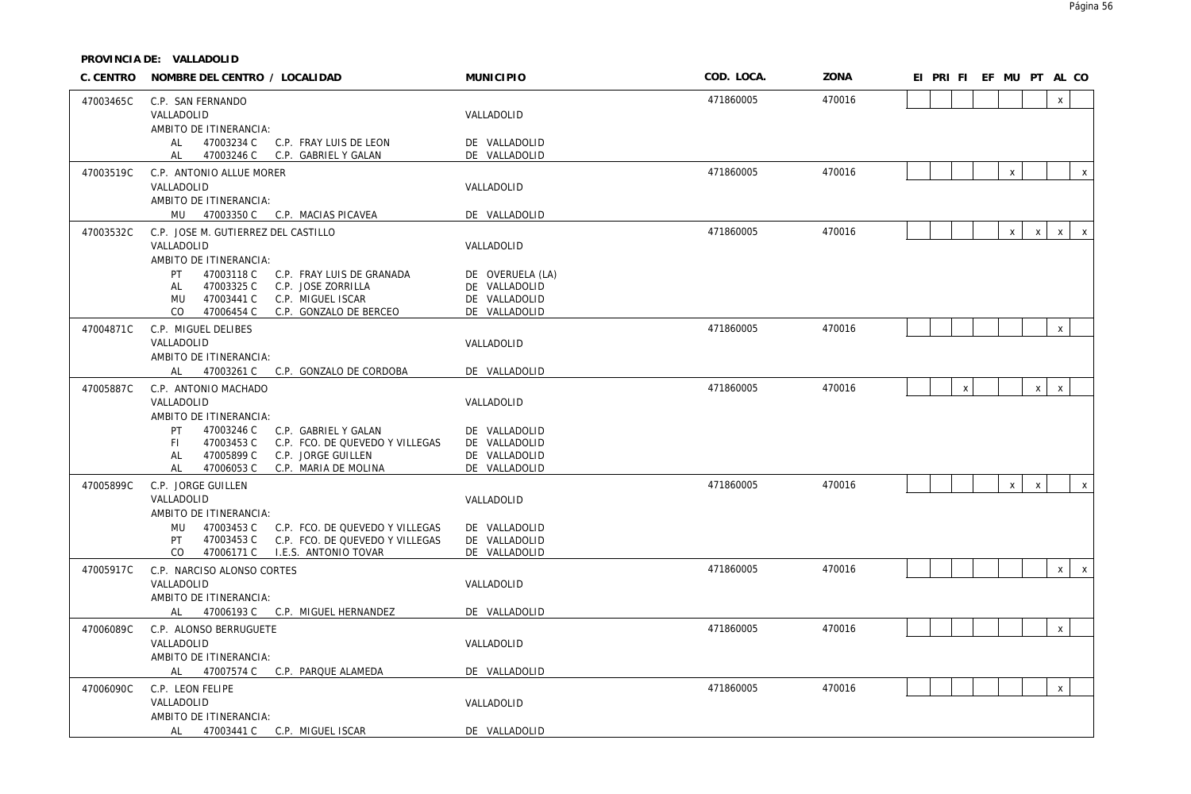**PROVINCIA DE: VALLADOLID**

| C. CENTRO | NOMBRE DEL CENTRO / LOCALIDAD | MUNICIPIO | COD. LOCA. | ZONA | EI | PRI | FI | EF | MU | PT | AL | CO |
|---|---|---|---|---|---|---|---|---|---|---|---|---|
| 47003465C | C.P. SAN FERNANDO | | 471860005 | 470016 | | | | | | | x | |
| | VALLADOLID | VALLADOLID | | | | | | | | | | |
| | AMBITO DE ITINERANCIA: | | | | | | | | | | | |
| | AL 47003234 C C.P. FRAY LUIS DE LEON | DE VALLADOLID | | | | | | | | | | |
| | AL 47003246 C C.P. GABRIEL Y GALAN | DE VALLADOLID | | | | | | | | | | |
| 47003519C | C.P. ANTONIO ALLUE MORER | | 471860005 | 470016 | | | | | x | | | x |
| | VALLADOLID | VALLADOLID | | | | | | | | | | |
| | AMBITO DE ITINERANCIA: | | | | | | | | | | | |
| | MU 47003350 C C.P. MACIAS PICAVEA | DE VALLADOLID | | | | | | | | | | |
| 47003532C | C.P. JOSE M. GUTIERREZ DEL CASTILLO | | 471860005 | 470016 | | | | | x | x | x | x |
| | VALLADOLID | VALLADOLID | | | | | | | | | | |
| | AMBITO DE ITINERANCIA: | | | | | | | | | | | |
| | PT 47003118 C C.P. FRAY LUIS DE GRANADA | DE OVERUELA (LA) | | | | | | | | | | |
| | AL 47003325 C C.P. JOSE ZORRILLA | DE VALLADOLID | | | | | | | | | | |
| | MU 47003441 C C.P. MIGUEL ISCAR | DE VALLADOLID | | | | | | | | | | |
| | CO 47006454 C C.P. GONZALO DE BERCEO | DE VALLADOLID | | | | | | | | | | |
| 47004871C | C.P. MIGUEL DELIBES | | 471860005 | 470016 | | | | | | | x | |
| | VALLADOLID | VALLADOLID | | | | | | | | | | |
| | AMBITO DE ITINERANCIA: | | | | | | | | | | | |
| | AL 47003261 C C.P. GONZALO DE CORDOBA | DE VALLADOLID | | | | | | | | | | |
| 47005887C | C.P. ANTONIO MACHADO | | 471860005 | 470016 | | | x | | | x | x | |
| | VALLADOLID | VALLADOLID | | | | | | | | | | |
| | AMBITO DE ITINERANCIA: | | | | | | | | | | | |
| | PT 47003246 C C.P. GABRIEL Y GALAN | DE VALLADOLID | | | | | | | | | | |
| | FI 47003453 C C.P. FCO. DE QUEVEDO Y VILLEGAS | DE VALLADOLID | | | | | | | | | | |
| | AL 47005899 C C.P. JORGE GUILLEN | DE VALLADOLID | | | | | | | | | | |
| | AL 47006053 C C.P. MARIA DE MOLINA | DE VALLADOLID | | | | | | | | | | |
| 47005899C | C.P. JORGE GUILLEN | | 471860005 | 470016 | | | | | x | x | | x |
| | VALLADOLID | VALLADOLID | | | | | | | | | | |
| | AMBITO DE ITINERANCIA: | | | | | | | | | | | |
| | MU 47003453 C C.P. FCO. DE QUEVEDO Y VILLEGAS | DE VALLADOLID | | | | | | | | | | |
| | PT 47003453 C C.P. FCO. DE QUEVEDO Y VILLEGAS | DE VALLADOLID | | | | | | | | | | |
| | CO 47006171 C I.E.S. ANTONIO TOVAR | DE VALLADOLID | | | | | | | | | | |
| 47005917C | C.P. NARCISO ALONSO CORTES | | 471860005 | 470016 | | | | | | | x | x |
| | VALLADOLID | VALLADOLID | | | | | | | | | | |
| | AMBITO DE ITINERANCIA: | | | | | | | | | | | |
| | AL 47006193 C C.P. MIGUEL HERNANDEZ | DE VALLADOLID | | | | | | | | | | |
| 47006089C | C.P. ALONSO BERRUGUETE | | 471860005 | 470016 | | | | | | | x | |
| | VALLADOLID | VALLADOLID | | | | | | | | | | |
| | AMBITO DE ITINERANCIA: | | | | | | | | | | | |
| | AL 47007574 C C.P. PARQUE ALAMEDA | DE VALLADOLID | | | | | | | | | | |
| 47006090C | C.P. LEON FELIPE | | 471860005 | 470016 | | | | | | | x | |
| | VALLADOLID | VALLADOLID | | | | | | | | | | |
| | AMBITO DE ITINERANCIA: | | | | | | | | | | | |
| | AL 47003441 C C.P. MIGUEL ISCAR | DE VALLADOLID | | | | | | | | | | |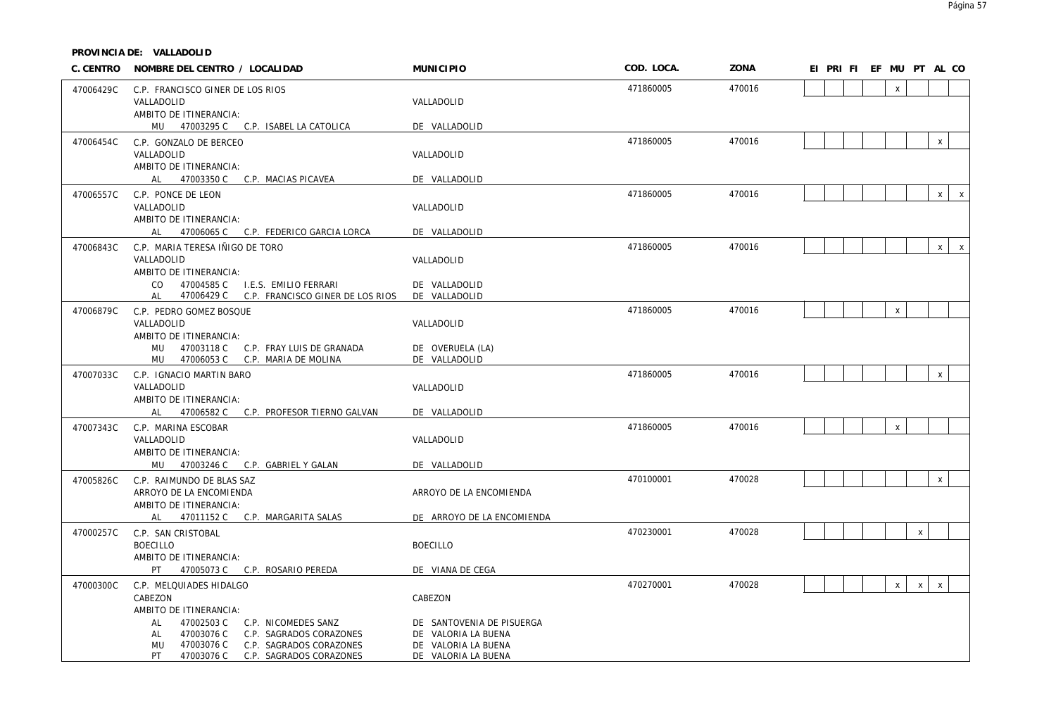**PROVINCIA DE: VALLADOLID**

| C. CENTRO | NOMBRE DEL CENTRO / LOCALIDAD | MUNICIPIO | COD. LOCA. | ZONA | EI | PRI | FI | EF | MU | PT | AL | CO |
|---|---|---|---|---|---|---|---|---|---|---|---|---|
| 47006429C | C.P. FRANCISCO GINER DE LOS RIOS<br>VALLADOLID<br>AMBITO DE ITINERANCIA:<br>MU 47003295 C C.P. ISABEL LA CATOLICA | <br>VALLADOLID<br><br>DE VALLADOLID | 471860005 | 470016 | | | | | x | | | |
| 47006454C | C.P. GONZALO DE BERCEO<br>VALLADOLID<br>AMBITO DE ITINERANCIA:<br>AL 47003350 C C.P. MACIAS PICAVEA | <br>VALLADOLID<br><br>DE VALLADOLID | 471860005 | 470016 | | | | | | | x | |
| 47006557C | C.P. PONCE DE LEON<br>VALLADOLID<br>AMBITO DE ITINERANCIA:<br>AL 47006065 C C.P. FEDERICO GARCIA LORCA | <br>VALLADOLID<br><br>DE VALLADOLID | 471860005 | 470016 | | | | | | | x | x |
| 47006843C | C.P. MARIA TERESA IÑIGO DE TORO<br>VALLADOLID<br>AMBITO DE ITINERANCIA:<br>CO 47004585 C I.E.S. EMILIO FERRARI<br>AL 47006429 C C.P. FRANCISCO GINER DE LOS RIOS | <br>VALLADOLID<br><br>DE VALLADOLID<br>DE VALLADOLID | 471860005 | 470016 | | | | | | | x | x |
| 47006879C | C.P. PEDRO GOMEZ BOSQUE<br>VALLADOLID<br>AMBITO DE ITINERANCIA:<br>MU 47003118 C C.P. FRAY LUIS DE GRANADA<br>MU 47006053 C C.P. MARIA DE MOLINA | <br>VALLADOLID<br><br>DE OVERUELA (LA)<br>DE VALLADOLID | 471860005 | 470016 | | | | | x | | | |
| 47007033C | C.P. IGNACIO MARTIN BARO<br>VALLADOLID<br>AMBITO DE ITINERANCIA:<br>AL 47006582 C C.P. PROFESOR TIERNO GALVAN | <br>VALLADOLID<br><br>DE VALLADOLID | 471860005 | 470016 | | | | | | | x | |
| 47007343C | C.P. MARINA ESCOBAR<br>VALLADOLID<br>AMBITO DE ITINERANCIA:<br>MU 47003246 C C.P. GABRIEL Y GALAN | <br>VALLADOLID<br><br>DE VALLADOLID | 471860005 | 470016 | | | | | x | | | |
| 47005826C | C.P. RAIMUNDO DE BLAS SAZ<br>ARROYO DE LA ENCOMIENDA<br>AMBITO DE ITINERANCIA:<br>AL 47011152 C C.P. MARGARITA SALAS | <br>ARROYO DE LA ENCOMIENDA<br><br>DE ARROYO DE LA ENCOMIENDA | 470100001 | 470028 | | | | | | | x | |
| 47000257C | C.P. SAN CRISTOBAL<br>BOECILLO<br>AMBITO DE ITINERANCIA:<br>PT 47005073 C C.P. ROSARIO PEREDA | <br>BOECILLO<br><br>DE VIANA DE CEGA | 470230001 | 470028 | | | | | | x | | |
| 47000300C | C.P. MELQUIADES HIDALGO<br>CABEZON<br>AMBITO DE ITINERANCIA:<br>AL 47002503 C C.P. NICOMEDES SANZ<br>AL 47003076 C C.P. SAGRADOS CORAZONES<br>MU 47003076 C C.P. SAGRADOS CORAZONES<br>PT 47003076 C C.P. SAGRADOS CORAZONES | <br>CABEZON<br><br>DE SANTOVENIA DE PISUERGA<br>DE VALORIA LA BUENA<br>DE VALORIA LA BUENA<br>DE VALORIA LA BUENA | 470270001 | 470028 | | | | | x | x | x | |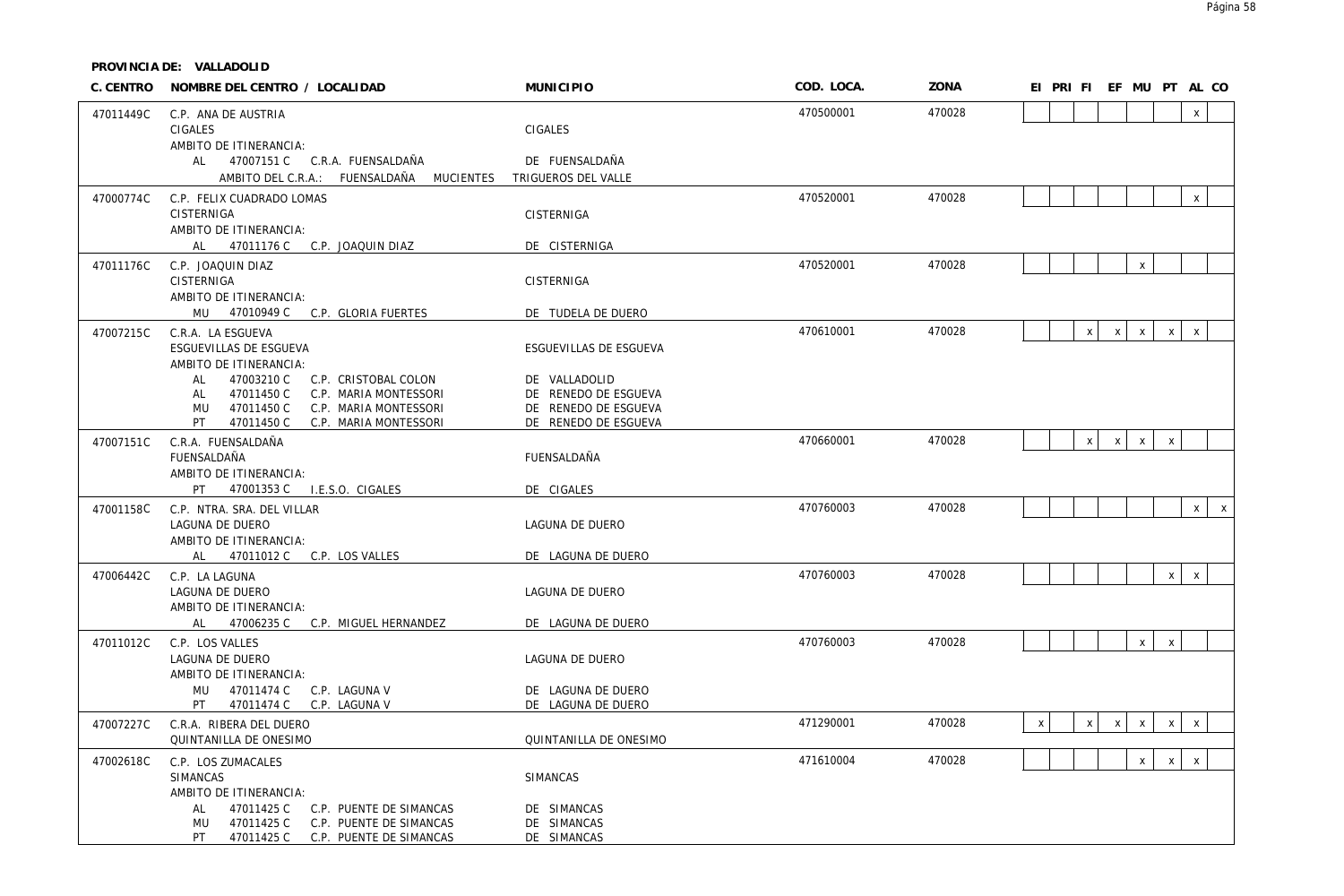**PROVINCIA DE: VALLADOLID**

| C. CENTRO | NOMBRE DEL CENTRO / LOCALIDAD | MUNICIPIO | COD. LOCA. | ZONA | EI | PRI | FI | EF | MU | PT | AL | CO |
|---|---|---|---|---|---|---|---|---|---|---|---|---|
| 47011449C | C.P. ANA DE AUSTRIA<br>CIGALES<br>AMBITO DE ITINERANCIA:<br>AL 47007151 C C.R.A. FUENSALDAÑA<br>AMBITO DEL C.R.A.: FUENSALDAÑA MUCIENTES | <br>CIGALES<br><br>DE FUENSALDAÑA<br>TRIGUEROS DEL VALLE | 470500001 | 470028 | | | | | | | x | |
| 47000774C | C.P. FELIX CUADRADO LOMAS<br>CISTERNIGA<br>AMBITO DE ITINERANCIA:<br>AL 47011176 C C.P. JOAQUIN DIAZ | <br>CISTERNIGA<br><br>DE CISTERNIGA | 470520001 | 470028 | | | | | | | x | |
| 47011176C | C.P. JOAQUIN DIAZ<br>CISTERNIGA<br>AMBITO DE ITINERANCIA:<br>MU 47010949 C C.P. GLORIA FUERTES | <br>CISTERNIGA<br><br>DE TUDELA DE DUERO | 470520001 | 470028 | | | | | x | | | |
| 47007215C | C.R.A. LA ESGUEVA<br>ESGUEVILLAS DE ESGUEVA<br>AMBITO DE ITINERANCIA:<br>AL 47003210 C C.P. CRISTOBAL COLON<br>AL 47011450 C C.P. MARIA MONTESSORI<br>MU 47011450 C C.P. MARIA MONTESSORI<br>PT 47011450 C C.P. MARIA MONTESSORI | <br>ESGUEVILLAS DE ESGUEVA<br><br>DE VALLADOLID<br>DE RENEDO DE ESGUEVA<br>DE RENEDO DE ESGUEVA<br>DE RENEDO DE ESGUEVA | 470610001 | 470028 | | | x | x | x | x | x | |
| 47007151C | C.R.A. FUENSALDAÑA<br>FUENSALDAÑA<br>AMBITO DE ITINERANCIA:<br>PT 47001353 C I.E.S.O. CIGALES | <br>FUENSALDAÑA<br><br>DE CIGALES | 470660001 | 470028 | | | x | x | x | x | | |
| 47001158C | C.P. NTRA. SRA. DEL VILLAR<br>LAGUNA DE DUERO<br>AMBITO DE ITINERANCIA:<br>AL 47011012 C C.P. LOS VALLES | <br>LAGUNA DE DUERO<br><br>DE LAGUNA DE DUERO | 470760003 | 470028 | | | | | | | x | x |
| 47006442C | C.P. LA LAGUNA<br>LAGUNA DE DUERO<br>AMBITO DE ITINERANCIA:<br>AL 47006235 C C.P. MIGUEL HERNANDEZ | <br>LAGUNA DE DUERO<br><br>DE LAGUNA DE DUERO | 470760003 | 470028 | | | | | | x | x | |
| 47011012C | C.P. LOS VALLES<br>LAGUNA DE DUERO<br>AMBITO DE ITINERANCIA:<br>MU 47011474 C C.P. LAGUNA V<br>PT 47011474 C C.P. LAGUNA V | <br>LAGUNA DE DUERO<br><br>DE LAGUNA DE DUERO<br>DE LAGUNA DE DUERO | 470760003 | 470028 | | | | | x | x | | |
| 47007227C | C.R.A. RIBERA DEL DUERO<br>QUINTANILLA DE ONESIMO | <br>QUINTANILLA DE ONESIMO | 471290001 | 470028 | x | | x | x | x | x | x | |
| 47002618C | C.P. LOS ZUMACALES<br>SIMANCAS<br>AMBITO DE ITINERANCIA:<br>AL 47011425 C C.P. PUENTE DE SIMANCAS<br>MU 47011425 C C.P. PUENTE DE SIMANCAS<br>PT 47011425 C C.P. PUENTE DE SIMANCAS | <br>SIMANCAS<br><br>DE SIMANCAS<br>DE SIMANCAS<br>DE SIMANCAS | 471610004 | 470028 | | | | | x | x | x | |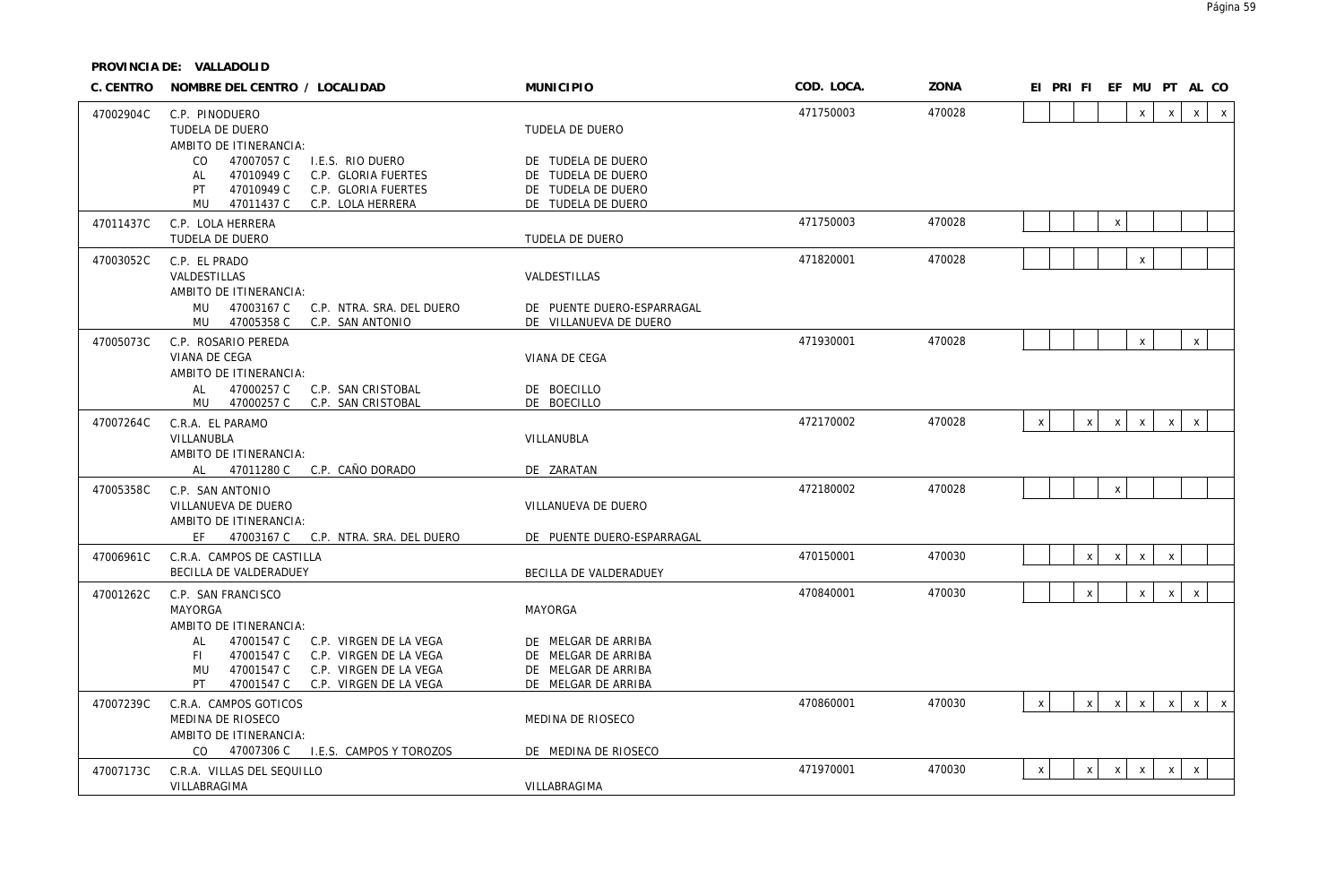**PROVINCIA DE: VALLADOLID**

| C. CENTRO | NOMBRE DEL CENTRO / LOCALIDAD | MUNICIPIO | COD. LOCA. | ZONA | EI | PRI | FI | EF | MU | PT | AL | CO |
|---|---|---|---|---|---|---|---|---|---|---|---|---|
| 47002904C | C.P. PINODUERO<br>TUDELA DE DUERO<br>AMBITO DE ITINERANCIA:<br>CO 47007057 C I.E.S. RIO DUERO<br>AL 47010949 C C.P. GLORIA FUERTES<br>PT 47010949 C C.P. GLORIA FUERTES<br>MU 47011437 C C.P. LOLA HERRERA | <br>TUDELA DE DUERO<br><br>DE TUDELA DE DUERO<br>DE TUDELA DE DUERO<br>DE TUDELA DE DUERO<br>DE TUDELA DE DUERO | 471750003 | 470028 | | | | | x | x | x | x |
| 47011437C | C.P. LOLA HERRERA<br>TUDELA DE DUERO | <br>TUDELA DE DUERO | 471750003 | 470028 | | | | x | | | | |
| 47003052C | C.P. EL PRADO<br>VALDESTILLAS<br>AMBITO DE ITINERANCIA:<br>MU 47003167 C C.P. NTRA. SRA. DEL DUERO<br>MU 47005358 C C.P. SAN ANTONIO | <br>VALDESTILLAS<br><br>DE PUENTE DUERO-ESPARRAGAL<br>DE VILLANUEVA DE DUERO | 471820001 | 470028 | | | | | x | | | |
| 47005073C | C.P. ROSARIO PEREDA<br>VIANA DE CEGA<br>AMBITO DE ITINERANCIA:<br>AL 47000257 C C.P. SAN CRISTOBAL<br>MU 47000257 C C.P. SAN CRISTOBAL | <br>VIANA DE CEGA<br><br>DE BOECILLO<br>DE BOECILLO | 471930001 | 470028 | | | | | x | | x | |
| 47007264C | C.R.A. EL PARAMO<br>VILLANUBLA<br>AMBITO DE ITINERANCIA:<br>AL 47011280 C C.P. CAÑO DORADO | <br>VILLANUBLA<br><br>DE ZARATAN | 472170002 | 470028 | x | | x | x | x | x | x | |
| 47005358C | C.P. SAN ANTONIO<br>VILLANUEVA DE DUERO<br>AMBITO DE ITINERANCIA:<br>EF 47003167 C C.P. NTRA. SRA. DEL DUERO | <br>VILLANUEVA DE DUERO<br><br>DE PUENTE DUERO-ESPARRAGAL | 472180002 | 470028 | | | | x | | | | |
| 47006961C | C.R.A. CAMPOS DE CASTILLA<br>BECILLA DE VALDERADUEY | <br>BECILLA DE VALDERADUEY | 470150001 | 470030 | | | x | x | x | x | | |
| 47001262C | C.P. SAN FRANCISCO<br>MAYORGA<br>AMBITO DE ITINERANCIA:<br>AL 47001547 C C.P. VIRGEN DE LA VEGA<br>FI 47001547 C C.P. VIRGEN DE LA VEGA<br>MU 47001547 C C.P. VIRGEN DE LA VEGA<br>PT 47001547 C C.P. VIRGEN DE LA VEGA | <br>MAYORGA<br><br>DE MELGAR DE ARRIBA<br>DE MELGAR DE ARRIBA<br>DE MELGAR DE ARRIBA<br>DE MELGAR DE ARRIBA | 470840001 | 470030 | | | x | | x | x | x | |
| 47007239C | C.R.A. CAMPOS GOTICOS<br>MEDINA DE RIOSECO<br>AMBITO DE ITINERANCIA:<br>CO 47007306 C I.E.S. CAMPOS Y TOROZOS | <br>MEDINA DE RIOSECO<br><br>DE MEDINA DE RIOSECO | 470860001 | 470030 | x | | x | x | x | x | x | x |
| 47007173C | C.R.A. VILLAS DEL SEQUILLO<br>VILLABRAGIMA | <br>VILLABRAGIMA | 471970001 | 470030 | x | | x | x | x | x | x | |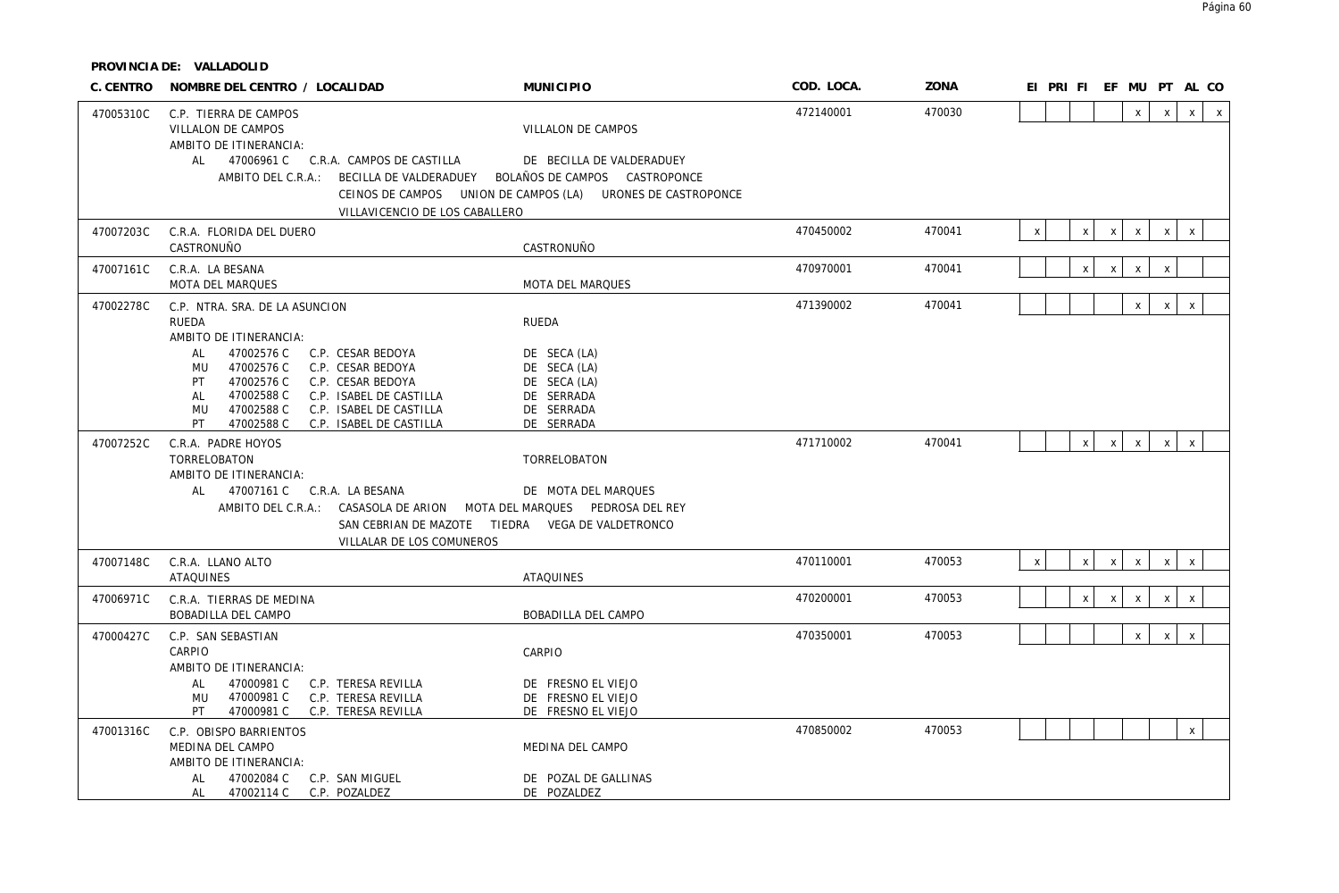**PROVINCIA DE: VALLADOLID**

| C. CENTRO | NOMBRE DEL CENTRO / LOCALIDAD | MUNICIPIO | COD. LOCA. | ZONA | EI | PRI | FI | EF | MU | PT | AL | CO |
|---|---|---|---|---|---|---|---|---|---|---|---|---|
| 47005310C | C.P. TIERRA DE CAMPOS<br>VILLALON DE CAMPOS | VILLALON DE CAMPOS | 472140001 | 470030 | | | | | x | x | x | x |
| | AMBITO DE ITINERANCIA:<br>AL 47006961 C C.R.A. CAMPOS DE CASTILLA<br>AMBITO DEL C.R.A.: BECILLA DE VALDERADUEY BOLAÑOS DE CAMPOS CASTROPONCE CEINOS DE CAMPOS UNION DE CAMPOS (LA) URONES DE CASTROPONCE VILLAVICENCIO DE LOS CABALLERO | DE BECILLA DE VALDERADUEY | | | | | | | | | | |
| 47007203C | C.R.A. FLORIDA DEL DUERO<br>CASTRONUÑO | CASTRONUÑO | 470450002 | 470041 | x | | x | x | x | x | x | |
| 47007161C | C.R.A. LA BESANA<br>MOTA DEL MARQUES | MOTA DEL MARQUES | 470970001 | 470041 | | | x | x | x | x | | |
| 47002278C | C.P. NTRA. SRA. DE LA ASUNCION<br>RUEDA | RUEDA | 471390002 | 470041 | | | | | x | x | x | |
| | AMBITO DE ITINERANCIA:<br>AL 47002576 C C.P. CESAR BEDOYA<br>MU 47002576 C C.P. CESAR BEDOYA<br>PT 47002576 C C.P. CESAR BEDOYA<br>AL 47002588 C C.P. ISABEL DE CASTILLA<br>MU 47002588 C C.P. ISABEL DE CASTILLA<br>PT 47002588 C C.P. ISABEL DE CASTILLA | DE SECA (LA)<br>DE SECA (LA)<br>DE SECA (LA)<br>DE SERRADA<br>DE SERRADA<br>DE SERRADA | | | | | | | | | | |
| 47007252C | C.R.A. PADRE HOYOS<br>TORRELOBATON | TORRELOBATON | 471710002 | 470041 | | | x | x | x | x | x | |
| | AMBITO DE ITINERANCIA:<br>AL 47007161 C C.R.A. LA BESANA<br>AMBITO DEL C.R.A.: CASASOLA DE ARION MOTA DEL MARQUES PEDROSA DEL REY SAN CEBRIAN DE MAZOTE TIEDRA VEGA DE VALDETRONCO VILLALAR DE LOS COMUNEROS | DE MOTA DEL MARQUES | | | | | | | | | | |
| 47007148C | C.R.A. LLANO ALTO<br>ATAQUINES | ATAQUINES | 470110001 | 470053 | x | | x | x | x | x | x | |
| 47006971C | C.R.A. TIERRAS DE MEDINA<br>BOBADILLA DEL CAMPO | BOBADILLA DEL CAMPO | 470200001 | 470053 | | | x | x | x | x | x | |
| 47000427C | C.P. SAN SEBASTIAN<br>CARPIO | CARPIO | 470350001 | 470053 | | | | | x | x | x | |
| | AMBITO DE ITINERANCIA:<br>AL 47000981 C C.P. TERESA REVILLA<br>MU 47000981 C C.P. TERESA REVILLA<br>PT 47000981 C C.P. TERESA REVILLA | DE FRESNO EL VIEJO<br>DE FRESNO EL VIEJO<br>DE FRESNO EL VIEJO | | | | | | | | | | |
| 47001316C | C.P. OBISPO BARRIENTOS<br>MEDINA DEL CAMPO | MEDINA DEL CAMPO | 470850002 | 470053 | | | | | | | x | |
| | AMBITO DE ITINERANCIA:<br>AL 47002084 C C.P. SAN MIGUEL<br>AL 47002114 C C.P. POZALDEZ | DE POZAL DE GALLINAS<br>DE POZALDEZ | | | | | | | | | | |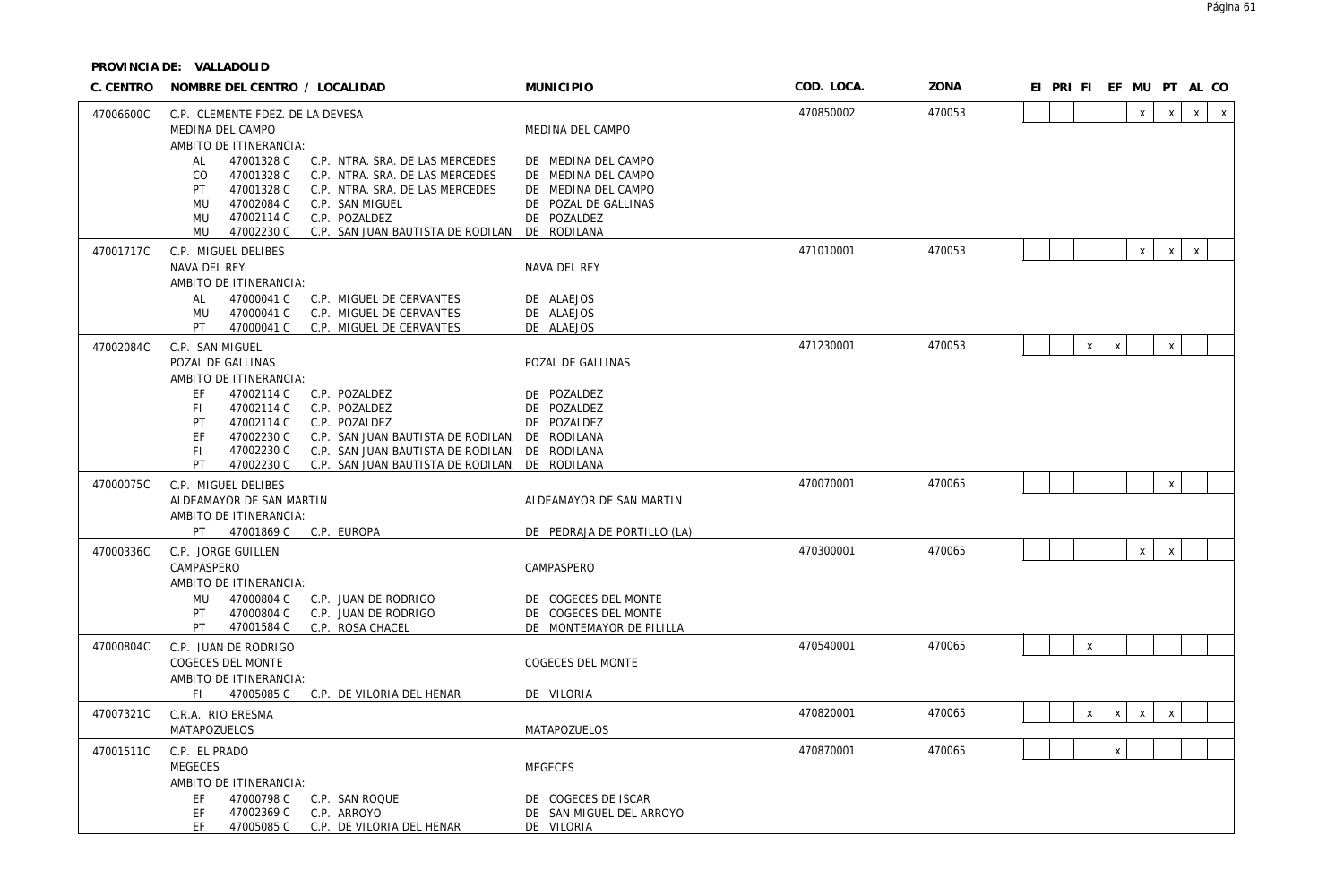**PROVINCIA DE: VALLADOLID**

| C. CENTRO | NOMBRE DEL CENTRO / LOCALIDAD | MUNICIPIO | COD. LOCA. | ZONA | EI | PRI | FI | EF | MU | PT | AL | CO |
|---|---|---|---|---|---|---|---|---|---|---|---|---|
| 47006600C | C.P. CLEMENTE FDEZ. DE LA DEVESA | | 470850002 | 470053 | | | | | x | x | x | x |
| | MEDINA DEL CAMPO | MEDINA DEL CAMPO | | | | | | | | | | |
| | AMBITO DE ITINERANCIA: | | | | | | | | | | | |
| | AL 47001328 C C.P. NTRA. SRA. DE LAS MERCEDES | DE MEDINA DEL CAMPO | | | | | | | | | | |
| | CO 47001328 C C.P. NTRA. SRA. DE LAS MERCEDES | DE MEDINA DEL CAMPO | | | | | | | | | | |
| | PT 47001328 C C.P. NTRA. SRA. DE LAS MERCEDES | DE MEDINA DEL CAMPO | | | | | | | | | | |
| | MU 47002084 C C.P. SAN MIGUEL | DE POZAL DE GALLINAS | | | | | | | | | | |
| | MU 47002114 C C.P. POZALDEZ | DE POZALDEZ | | | | | | | | | | |
| | MU 47002230 C C.P. SAN JUAN BAUTISTA DE RODILAN. | DE RODILANA | | | | | | | | | | |
| 47001717C | C.P. MIGUEL DELIBES | | 471010001 | 470053 | | | | | x | x | x | |
| | NAVA DEL REY | NAVA DEL REY | | | | | | | | | | |
| | AMBITO DE ITINERANCIA: | | | | | | | | | | | |
| | AL 47000041 C C.P. MIGUEL DE CERVANTES | DE ALAEJOS | | | | | | | | | | |
| | MU 47000041 C C.P. MIGUEL DE CERVANTES | DE ALAEJOS | | | | | | | | | | |
| | PT 47000041 C C.P. MIGUEL DE CERVANTES | DE ALAEJOS | | | | | | | | | | |
| 47002084C | C.P. SAN MIGUEL | | 471230001 | 470053 | | | x | x | | x | | |
| | POZAL DE GALLINAS | POZAL DE GALLINAS | | | | | | | | | | |
| | AMBITO DE ITINERANCIA: | | | | | | | | | | | |
| | EF 47002114 C C.P. POZALDEZ | DE POZALDEZ | | | | | | | | | | |
| | FI 47002114 C C.P. POZALDEZ | DE POZALDEZ | | | | | | | | | | |
| | PT 47002114 C C.P. POZALDEZ | DE POZALDEZ | | | | | | | | | | |
| | EF 47002230 C C.P. SAN JUAN BAUTISTA DE RODILAN. | DE RODILANA | | | | | | | | | | |
| | FI 47002230 C C.P. SAN JUAN BAUTISTA DE RODILAN. | DE RODILANA | | | | | | | | | | |
| | PT 47002230 C C.P. SAN JUAN BAUTISTA DE RODILAN. | DE RODILANA | | | | | | | | | | |
| 47000075C | C.P. MIGUEL DELIBES | | 470070001 | 470065 | | | | | | x | | |
| | ALDEAMAYOR DE SAN MARTIN | ALDEAMAYOR DE SAN MARTIN | | | | | | | | | | |
| | AMBITO DE ITINERANCIA: | | | | | | | | | | | |
| | PT 47001869 C C.P. EUROPA | DE PEDRAJA DE PORTILLO (LA) | | | | | | | | | | |
| 47000336C | C.P. JORGE GUILLEN | | 470300001 | 470065 | | | | | x | x | | |
| | CAMPASPERO | CAMPASPERO | | | | | | | | | | |
| | AMBITO DE ITINERANCIA: | | | | | | | | | | | |
| | MU 47000804 C C.P. JUAN DE RODRIGO | DE COGECES DEL MONTE | | | | | | | | | | |
| | PT 47000804 C C.P. JUAN DE RODRIGO | DE COGECES DEL MONTE | | | | | | | | | | |
| | PT 47001584 C C.P. ROSA CHACEL | DE MONTEMAYOR DE PILILLA | | | | | | | | | | |
| 47000804C | C.P. JUAN DE RODRIGO | | 470540001 | 470065 | | | x | | | | | |
| | COGECES DEL MONTE | COGECES DEL MONTE | | | | | | | | | | |
| | AMBITO DE ITINERANCIA: | | | | | | | | | | | |
| | FI 47005085 C C.P. DE VILORIA DEL HENAR | DE VILORIA | | | | | | | | | | |
| 47007321C | C.R.A. RIO ERESMA | | 470820001 | 470065 | | | x | x | x | x | | |
| | MATAPOZUELOS | MATAPOZUELOS | | | | | | | | | | |
| 47001511C | C.P. EL PRADO | | 470870001 | 470065 | | | | x | | | | |
| | MEGECES | MEGECES | | | | | | | | | | |
| | AMBITO DE ITINERANCIA: | | | | | | | | | | | |
| | EF 47000798 C C.P. SAN ROQUE | DE COGECES DE ISCAR | | | | | | | | | | |
| | EF 47002369 C C.P. ARROYO | DE SAN MIGUEL DEL ARROYO | | | | | | | | | | |
| | EF 47005085 C C.P. DE VILORIA DEL HENAR | DE VILORIA | | | | | | | | | | |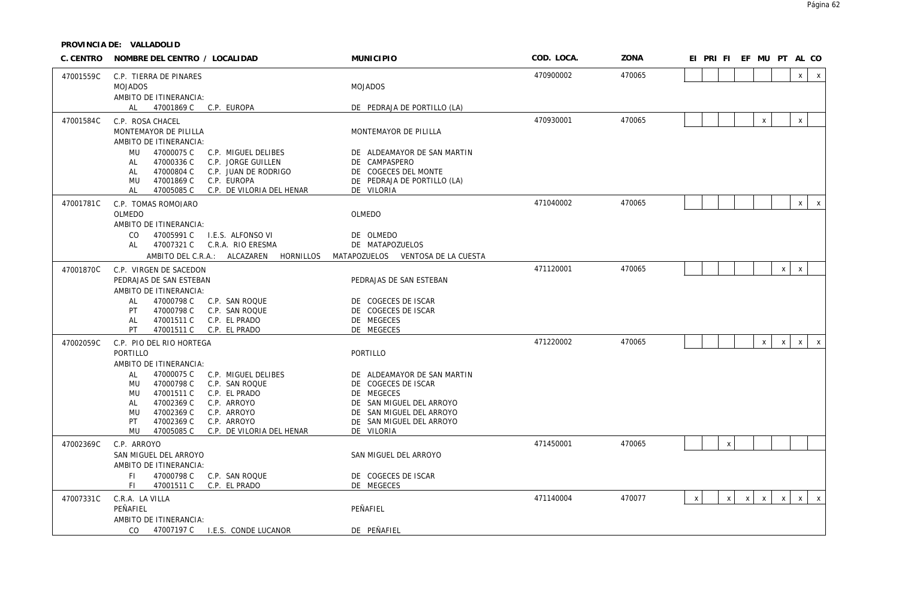**PROVINCIA DE: VALLADOLID**

| C. CENTRO | NOMBRE DEL CENTRO / LOCALIDAD | MUNICIPIO | COD. LOCA. | ZONA | EI | PRI | FI | EF | MU | PT | AL | CO |
|---|---|---|---|---|---|---|---|---|---|---|---|---|
| 47001559C | C.P. TIERRA DE PINARES | | 470900002 | 470065 | | | | | | | x | x |
| | MOJADOS | MOJADOS | | | | | | | | | | |
| | AMBITO DE ITINERANCIA: | | | | | | | | | | | |
| | AL 47001869 C C.P. EUROPA | DE PEDRAJA DE PORTILLO (LA) | | | | | | | | | | |
| 47001584C | C.P. ROSA CHACEL | | 470930001 | 470065 | | | | | x | | x | |
| | MONTEMAYOR DE PILILLA | MONTEMAYOR DE PILILLA | | | | | | | | | | |
| | AMBITO DE ITINERANCIA: | | | | | | | | | | | |
| | MU 47000075 C C.P. MIGUEL DELIBES | DE ALDEAMAYOR DE SAN MARTIN | | | | | | | | | | |
| | AL 47000336 C C.P. JORGE GUILLEN | DE CAMPASPERO | | | | | | | | | | |
| | AL 47000804 C C.P. JUAN DE RODRIGO | DE COGECES DEL MONTE | | | | | | | | | | |
| | MU 47001869 C C.P. EUROPA | DE PEDRAJA DE PORTILLO (LA) | | | | | | | | | | |
| | AL 47005085 C C.P. DE VILORIA DEL HENAR | DE VILORIA | | | | | | | | | | |
| 47001781C | C.P. TOMAS ROMOJARO | | 471040002 | 470065 | | | | | | | x | x |
| | OLMEDO | OLMEDO | | | | | | | | | | |
| | AMBITO DE ITINERANCIA: | | | | | | | | | | | |
| | CO 47005991 C I.E.S. ALFONSO VI | DE OLMEDO | | | | | | | | | | |
| | AL 47007321 C C.R.A. RIO ERESMA | DE MATAPOZUELOS | | | | | | | | | | |
| | AMBITO DEL C.R.A.: ALCAZAREN HORNILLOS | MATAPOZUELOS VENTOSA DE LA CUESTA | | | | | | | | | | |
| 47001870C | C.P. VIRGEN DE SACEDON | | 471120001 | 470065 | | | | | | x | x | |
| | PEDRAJAS DE SAN ESTEBAN | PEDRAJAS DE SAN ESTEBAN | | | | | | | | | | |
| | AMBITO DE ITINERANCIA: | | | | | | | | | | | |
| | AL 47000798 C C.P. SAN ROQUE | DE COGECES DE ISCAR | | | | | | | | | | |
| | PT 47000798 C C.P. SAN ROQUE | DE COGECES DE ISCAR | | | | | | | | | | |
| | AL 47001511 C C.P. EL PRADO | DE MEGECES | | | | | | | | | | |
| | PT 47001511 C C.P. EL PRADO | DE MEGECES | | | | | | | | | | |
| 47002059C | C.P. PIO DEL RIO HORTEGA | | 471220002 | 470065 | | | | | x | x | x | x |
| | PORTILLO | PORTILLO | | | | | | | | | | |
| | AMBITO DE ITINERANCIA: | | | | | | | | | | | |
| | AL 47000075 C C.P. MIGUEL DELIBES | DE ALDEAMAYOR DE SAN MARTIN | | | | | | | | | | |
| | MU 47000798 C C.P. SAN ROQUE | DE COGECES DE ISCAR | | | | | | | | | | |
| | MU 47001511 C C.P. EL PRADO | DE MEGECES | | | | | | | | | | |
| | AL 47002369 C C.P. ARROYO | DE SAN MIGUEL DEL ARROYO | | | | | | | | | | |
| | MU 47002369 C C.P. ARROYO | DE SAN MIGUEL DEL ARROYO | | | | | | | | | | |
| | PT 47002369 C C.P. ARROYO | DE SAN MIGUEL DEL ARROYO | | | | | | | | | | |
| | MU 47005085 C C.P. DE VILORIA DEL HENAR | DE VILORIA | | | | | | | | | | |
| 47002369C | C.P. ARROYO | | 471450001 | 470065 | | | x | | | | | |
| | SAN MIGUEL DEL ARROYO | SAN MIGUEL DEL ARROYO | | | | | | | | | | |
| | AMBITO DE ITINERANCIA: | | | | | | | | | | | |
| | FI 47000798 C C.P. SAN ROQUE | DE COGECES DE ISCAR | | | | | | | | | | |
| | FI 47001511 C C.P. EL PRADO | DE MEGECES | | | | | | | | | | |
| 47007331C | C.R.A. LA VILLA | | 471140004 | 470077 | x | | x | x | x | x | x | x |
| | PEÑAFIEL | PEÑAFIEL | | | | | | | | | | |
| | AMBITO DE ITINERANCIA: | | | | | | | | | | | |
| | CO 47007197 C I.E.S. CONDE LUCANOR | DE PEÑAFIEL | | | | | | | | | | |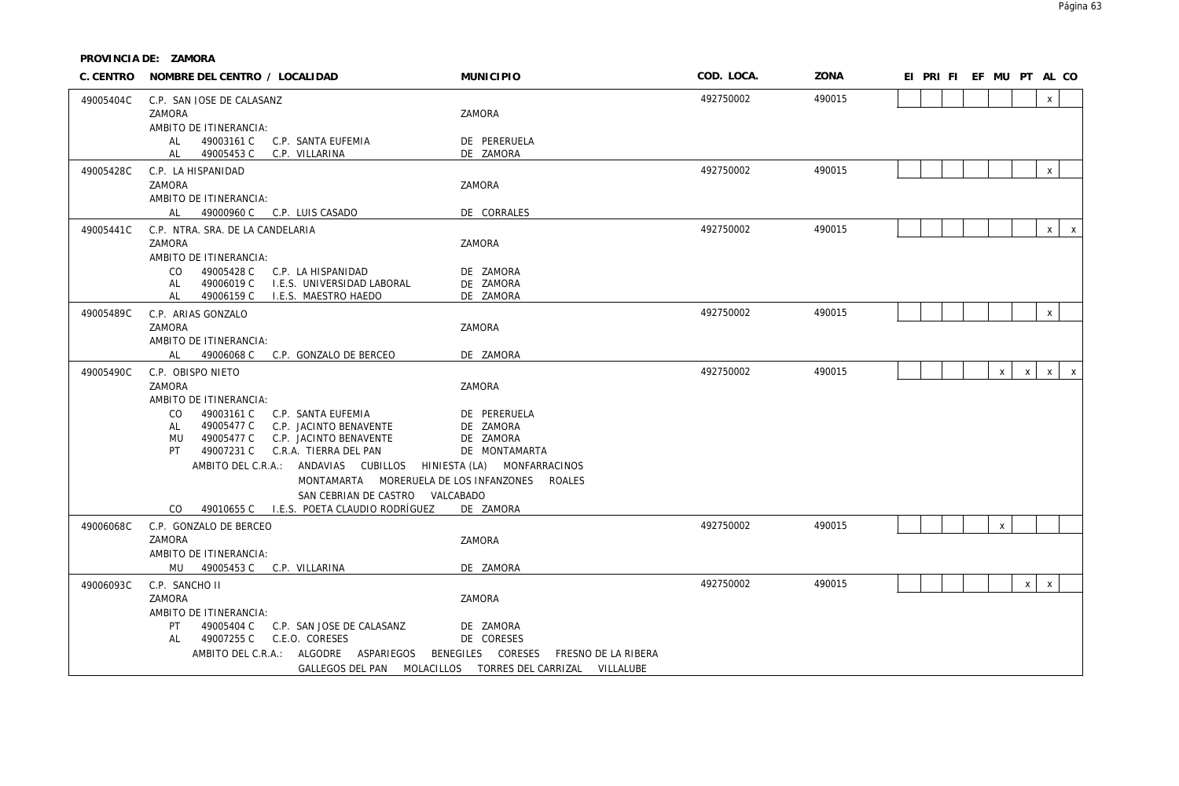**PROVINCIA DE: ZAMORA**

| C. CENTRO | NOMBRE DEL CENTRO / LOCALIDAD | MUNICIPIO | COD. LOCA. | ZONA | EI | PRI | FI | EF | MU | PT | AL | CO |
|---|---|---|---|---|---|---|---|---|---|---|---|---|
| 49005404C | C.P. SAN JOSE DE CALASANZ | | 492750002 | 490015 | | | | | | | x | |
| | ZAMORA | ZAMORA | | | | | | | | | | |
| | AMBITO DE ITINERANCIA: | | | | | | | | | | | |
| | AL 49003161 C C.P. SANTA EUFEMIA | DE PERERUELA | | | | | | | | | | |
| | AL 49005453 C C.P. VILLARINA | DE ZAMORA | | | | | | | | | | |
| 49005428C | C.P. LA HISPANIDAD | | 492750002 | 490015 | | | | | | | x | |
| | ZAMORA | ZAMORA | | | | | | | | | | |
| | AMBITO DE ITINERANCIA: | | | | | | | | | | | |
| | AL 49000960 C C.P. LUIS CASADO | DE CORRALES | | | | | | | | | | |
| 49005441C | C.P. NTRA. SRA. DE LA CANDELARIA | | 492750002 | 490015 | | | | | | | x | x |
| | ZAMORA | ZAMORA | | | | | | | | | | |
| | AMBITO DE ITINERANCIA: | | | | | | | | | | | |
| | CO 49005428 C C.P. LA HISPANIDAD | DE ZAMORA | | | | | | | | | | |
| | AL 49006019 C I.E.S. UNIVERSIDAD LABORAL | DE ZAMORA | | | | | | | | | | |
| | AL 49006159 C I.E.S. MAESTRO HAEDO | DE ZAMORA | | | | | | | | | | |
| 49005489C | C.P. ARIAS GONZALO | | 492750002 | 490015 | | | | | | | x | |
| | ZAMORA | ZAMORA | | | | | | | | | | |
| | AMBITO DE ITINERANCIA: | | | | | | | | | | | |
| | AL 49006068 C C.P. GONZALO DE BERCEO | DE ZAMORA | | | | | | | | | | |
| 49005490C | C.P. OBISPO NIETO | | 492750002 | 490015 | | | | | x | x | x | x |
| | ZAMORA | ZAMORA | | | | | | | | | | |
| | AMBITO DE ITINERANCIA: | | | | | | | | | | | |
| | CO 49003161 C C.P. SANTA EUFEMIA | DE PERERUELA | | | | | | | | | | |
| | AL 49005477 C C.P. JACINTO BENAVENTE | DE ZAMORA | | | | | | | | | | |
| | MU 49005477 C C.P. JACINTO BENAVENTE | DE ZAMORA | | | | | | | | | | |
| | PT 49007231 C C.R.A. TIERRA DEL PAN | DE MONTAMARTA | | | | | | | | | | |
| | AMBITO DEL C.R.A.: ANDAVIAS CUBILLOS HINIESTA (LA) MONFARRACINOS MONTAMARTA MORERUELA DE LOS INFANZONES ROALES SAN CEBRIAN DE CASTRO VALCABADO | | | | | | | | | | | |
| | CO 49010655 C I.E.S. POETA CLAUDIO RODRÍGUEZ | DE ZAMORA | | | | | | | | | | |
| 49006068C | C.P. GONZALO DE BERCEO | | 492750002 | 490015 | | | | | x | | | |
| | ZAMORA | ZAMORA | | | | | | | | | | |
| | AMBITO DE ITINERANCIA: | | | | | | | | | | | |
| | MU 49005453 C C.P. VILLARINA | DE ZAMORA | | | | | | | | | | |
| 49006093C | C.P. SANCHO II | | 492750002 | 490015 | | | | | | x | x | |
| | ZAMORA | ZAMORA | | | | | | | | | | |
| | AMBITO DE ITINERANCIA: | | | | | | | | | | | |
| | PT 49005404 C C.P. SAN JOSE DE CALASANZ | DE ZAMORA | | | | | | | | | | |
| | AL 49007255 C C.E.O. CORESES | DE CORESES | | | | | | | | | | |
| | AMBITO DEL C.R.A.: ALGODRE ASPARIEGOS BENEGILES CORESES FRESNO DE LA RIBERA GALLEGOS DEL PAN MOLACILLOS TORRES DEL CARRIZAL VILLALUBE | | | | | | | | | | | |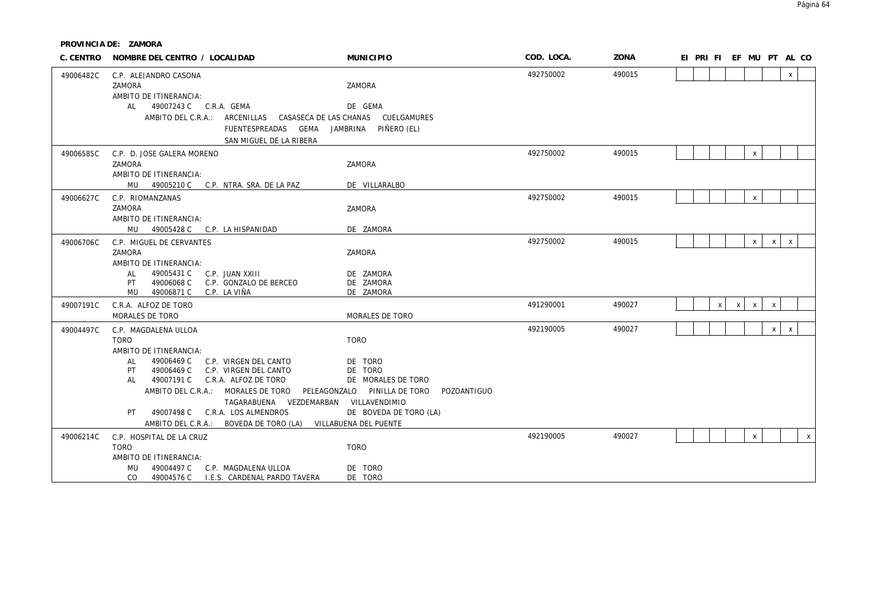**PROVINCIA DE: ZAMORA**

| C. CENTRO | NOMBRE DEL CENTRO / LOCALIDAD | MUNICIPIO | COD. LOCA. | ZONA | EI | PRI | FI | EF | MU | PT | AL | CO |
|---|---|---|---|---|---|---|---|---|---|---|---|---|
| 49006482C | C.P. ALEJANDRO CASONA | | 492750002 | 490015 | | | | | | | x | |
| | ZAMORA | ZAMORA | | | | | | | | | | |
| | AMBITO DE ITINERANCIA: | | | | | | | | | | | |
| | AL 49007243 C C.R.A. GEMA | DE GEMA | | | | | | | | | | |
| | AMBITO DEL C.R.A.: ARCENILLAS CASASECA DE LAS CHANAS CUELGAMURES FUENTESPREADAS GEMA JAMBRINA PIÑERO (EL) SAN MIGUEL DE LA RIBERA | | | | | | | | | | | |
| 49006585C | C.P. D. JOSE GALERA MORENO | | 492750002 | 490015 | | | | | x | | | |
| | ZAMORA | ZAMORA | | | | | | | | | | |
| | AMBITO DE ITINERANCIA: | | | | | | | | | | | |
| | MU 49005210 C C.P. NTRA. SRA. DE LA PAZ | DE VILLARALBO | | | | | | | | | | |
| 49006627C | C.P. RIOMANZANAS | | 492750002 | 490015 | | | | | x | | | |
| | ZAMORA | ZAMORA | | | | | | | | | | |
| | AMBITO DE ITINERANCIA: | | | | | | | | | | | |
| | MU 49005428 C C.P. LA HISPANIDAD | DE ZAMORA | | | | | | | | | | |
| 49006706C | C.P. MIGUEL DE CERVANTES | | 492750002 | 490015 | | | | | x | x | x | |
| | ZAMORA | ZAMORA | | | | | | | | | | |
| | AMBITO DE ITINERANCIA: | | | | | | | | | | | |
| | AL 49005431 C C.P. JUAN XXIII | DE ZAMORA | | | | | | | | | | |
| | PT 49006068 C C.P. GONZALO DE BERCEO | DE ZAMORA | | | | | | | | | | |
| | MU 49006871 C C.P. LA VIÑA | DE ZAMORA | | | | | | | | | | |
| 49007191C | C.R.A. ALFOZ DE TORO | | 491290001 | 490027 | | | x | x | x | x | | |
| | MORALES DE TORO | MORALES DE TORO | | | | | | | | | | |
| 49004497C | C.P. MAGDALENA ULLOA | | 492190005 | 490027 | | | | | | x | x | |
| | TORO | TORO | | | | | | | | | | |
| | AMBITO DE ITINERANCIA: | | | | | | | | | | | |
| | AL 49006469 C C.P. VIRGEN DEL CANTO | DE TORO | | | | | | | | | | |
| | PT 49006469 C C.P. VIRGEN DEL CANTO | DE TORO | | | | | | | | | | |
| | AL 49007191 C C.R.A. ALFOZ DE TORO | DE MORALES DE TORO | | | | | | | | | | |
| | AMBITO DEL C.R.A.: MORALES DE TORO PELEAGONZALO PINILLA DE TORO POZOANTIGUO TAGARABUENA VEZDEMARBAN VILLAVENDIMIO | | | | | | | | | | | |
| | PT 49007498 C C.R.A. LOS ALMENDROS | DE BOVEDA DE TORO (LA) | | | | | | | | | | |
| | AMBITO DEL C.R.A.: BOVEDA DE TORO (LA) VILLABUENA DEL PUENTE | | | | | | | | | | | |
| 49006214C | C.P. HOSPITAL DE LA CRUZ | | 492190005 | 490027 | | | | | x | | | x |
| | TORO | TORO | | | | | | | | | | |
| | AMBITO DE ITINERANCIA: | | | | | | | | | | | |
| | MU 49004497 C C.P. MAGDALENA ULLOA | DE TORO | | | | | | | | | | |
| | CO 49004576 C I.E.S. CARDENAL PARDO TAVERA | DE TORO | | | | | | | | | | |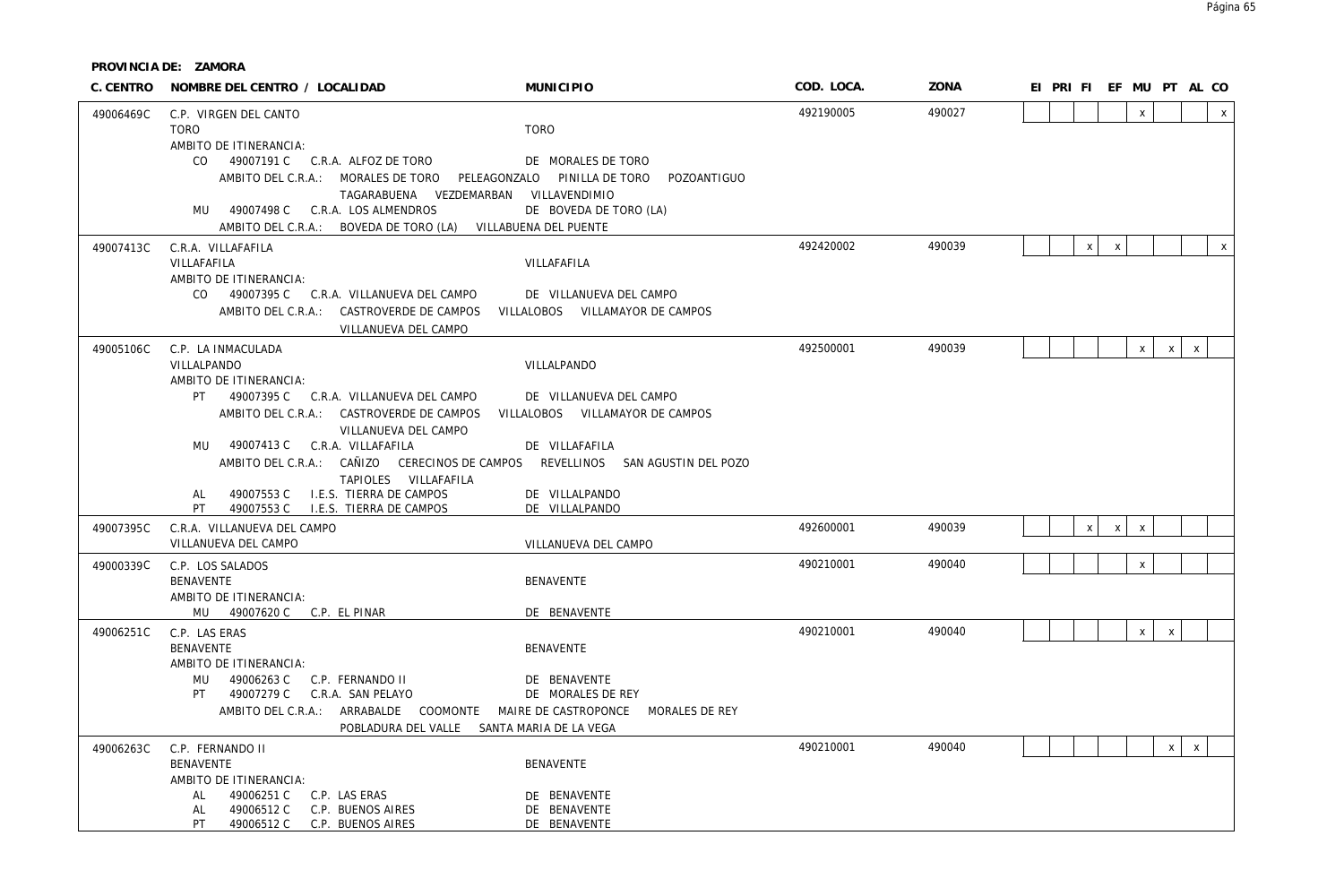**PROVINCIA DE: ZAMORA**

| C. CENTRO | NOMBRE DEL CENTRO / LOCALIDAD | MUNICIPIO | COD. LOCA. | ZONA | EI | PRI | FI | EF | MU | PT | AL | CO |
|---|---|---|---|---|---|---|---|---|---|---|---|---|
| 49006469C | C.P. VIRGEN DEL CANTO<br>TORO<br>AMBITO DE ITINERANCIA:<br>CO 49007191 C C.R.A. ALFOZ DE TORO DE MORALES DE TORO<br>AMBITO DEL C.R.A.: MORALES DE TORO PELEAGONZALO PINILLA DE TORO POZOANTIGUO TAGARABUENA VEZDEMARBAN VILLAVENDIMIO<br>MU 49007498 C C.R.A. LOS ALMENDROS DE BOVEDA DE TORO (LA)<br>AMBITO DEL C.R.A.: BOVEDA DE TORO (LA) VILLABUENA DEL PUENTE | TORO | 492190005 | 490027 | | | | | x | | | x |
| 49007413C | C.R.A. VILLAFAFILA<br>VILLAFAFILA<br>AMBITO DE ITINERANCIA:<br>CO 49007395 C C.R.A. VILLANUEVA DEL CAMPO DE VILLANUEVA DEL CAMPO<br>AMBITO DEL C.R.A.: CASTROVERDE DE CAMPOS VILLALOBOS VILLAMAYOR DE CAMPOS VILLANUEVA DEL CAMPO | VILLAFAFILA | 492420002 | 490039 | | | x | x | | | | x |
| 49005106C | C.P. LA INMACULADA<br>VILLALPANDO<br>AMBITO DE ITINERANCIA:<br>PT 49007395 C C.R.A. VILLANUEVA DEL CAMPO DE VILLANUEVA DEL CAMPO<br>AMBITO DEL C.R.A.: CASTROVERDE DE CAMPOS VILLALOBOS VILLAMAYOR DE CAMPOS VILLANUEVA DEL CAMPO<br>MU 49007413 C C.R.A. VILLAFAFILA DE VILLAFAFILA<br>AMBITO DEL C.R.A.: CAÑIZO CERECINOS DE CAMPOS REVELLINOS SAN AGUSTIN DEL POZO TAPIOLES VILLAFAFILA<br>AL 49007553 C I.E.S. TIERRA DE CAMPOS DE VILLALPANDO<br>PT 49007553 C I.E.S. TIERRA DE CAMPOS DE VILLALPANDO | VILLALPANDO | 492500001 | 490039 | | | | | x | x | x | |
| 49007395C | C.R.A. VILLANUEVA DEL CAMPO<br>VILLANUEVA DEL CAMPO | VILLANUEVA DEL CAMPO | 492600001 | 490039 | | | x | x | x | | | |
| 49000339C | C.P. LOS SALADOS<br>BENAVENTE<br>AMBITO DE ITINERANCIA:<br>MU 49007620 C C.P. EL PINAR DE BENAVENTE | BENAVENTE | 490210001 | 490040 | | | | | x | | | |
| 49006251C | C.P. LAS ERAS<br>BENAVENTE<br>AMBITO DE ITINERANCIA:<br>MU 49006263 C C.P. FERNANDO II DE BENAVENTE<br>PT 49007279 C C.R.A. SAN PELAYO DE MORALES DE REY<br>AMBITO DEL C.R.A.: ARRABALDE COOMONTE MAIRE DE CASTROPONCE MORALES DE REY POBLADURA DEL VALLE SANTA MARIA DE LA VEGA | BENAVENTE | 490210001 | 490040 | | | | | x | x | | |
| 49006263C | C.P. FERNANDO II<br>BENAVENTE<br>AMBITO DE ITINERANCIA:<br>AL 49006251 C C.P. LAS ERAS DE BENAVENTE<br>AL 49006512 C C.P. BUENOS AIRES DE BENAVENTE<br>PT 49006512 C C.P. BUENOS AIRES DE BENAVENTE | BENAVENTE | 490210001 | 490040 | | | | | | x | x | |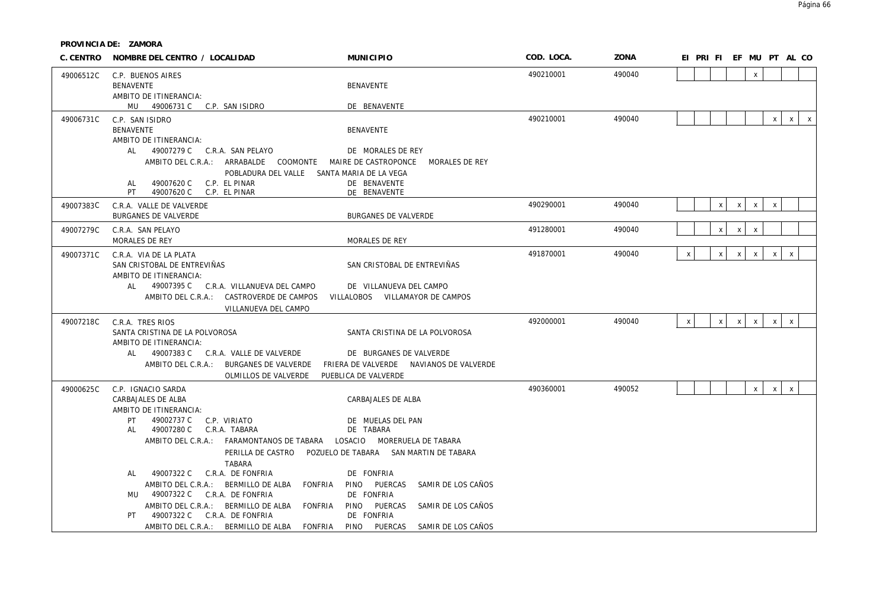**PROVINCIA DE: ZAMORA**

| C. CENTRO | NOMBRE DEL CENTRO / LOCALIDAD | MUNICIPIO | COD. LOCA. | ZONA | EI | PRI | FI | EF | MU | PT | AL | CO |
|---|---|---|---|---|---|---|---|---|---|---|---|---|
| 49006512C | C.P. BUENOS AIRES<br>BENAVENTE<br>AMBITO DE ITINERANCIA:<br>MU 49006731 C C.P. SAN ISIDRO | <br>BENAVENTE<br><br>DE BENAVENTE | 490210001 | 490040 | | | | | x | | | |
| 49006731C | C.P. SAN ISIDRO<br>BENAVENTE<br>AMBITO DE ITINERANCIA:<br>AL 49007279 C C.R.A. SAN PELAYO<br>AMBITO DEL C.R.A.: ARRABALDE COOMONTE MAIRE DE CASTROPONCE MORALES DE REY POBLADURA DEL VALLE SANTA MARIA DE LA VEGA<br>AL 49007620 C C.P. EL PINAR<br>PT 49007620 C C.P. EL PINAR | <br>BENAVENTE<br><br>DE MORALES DE REY<br><br>DE BENAVENTE<br>DE BENAVENTE | 490210001 | 490040 | | | | | | x | x | x |
| 49007383C | C.R.A. VALLE DE VALVERDE<br>BURGANES DE VALVERDE | <br>BURGANES DE VALVERDE | 490290001 | 490040 | | | x | x | x | x | | |
| 49007279C | C.R.A. SAN PELAYO<br>MORALES DE REY | <br>MORALES DE REY | 491280001 | 490040 | | | x | x | x | | | |
| 49007371C | C.R.A. VIA DE LA PLATA<br>SAN CRISTOBAL DE ENTREVIÑAS<br>AMBITO DE ITINERANCIA:<br>AL 49007395 C C.R.A. VILLANUEVA DEL CAMPO<br>AMBITO DEL C.R.A.: CASTROVERDE DE CAMPOS VILLALOBOS VILLAMAYOR DE CAMPOS VILLANUEVA DEL CAMPO | <br>SAN CRISTOBAL DE ENTREVIÑAS<br><br>DE VILLANUEVA DEL CAMPO | 491870001 | 490040 | x | | x | x | x | x | x | |
| 49007218C | C.R.A. TRES RIOS<br>SANTA CRISTINA DE LA POLVOROSA<br>AMBITO DE ITINERANCIA:<br>AL 49007383 C C.R.A. VALLE DE VALVERDE<br>AMBITO DEL C.R.A.: BURGANES DE VALVERDE FRIERA DE VALVERDE NAVIANOS DE VALVERDE OLMILLOS DE VALVERDE PUEBLICA DE VALVERDE | <br>SANTA CRISTINA DE LA POLVOROSA<br><br>DE BURGANES DE VALVERDE | 492000001 | 490040 | x | | x | x | x | x | x | |
| 49000625C | C.P. IGNACIO SARDA<br>CARBAJALES DE ALBA<br>AMBITO DE ITINERANCIA:<br>PT 49002737 C C.P. VIRIATO<br>AL 49007280 C C.R.A. TABARA<br>AMBITO DEL C.R.A.: FARAMONTANOS DE TABARA LOSACIO MORERUELA DE TABARA PERILLA DE CASTRO POZUELO DE TABARA SAN MARTIN DE TABARA TABARA<br>AL 49007322 C C.R.A. DE FONFRIA<br>AMBITO DEL C.R.A.: BERMILLO DE ALBA FONFRIA PINO PUERCAS SAMIR DE LOS CAÑOS<br>MU 49007322 C C.R.A. DE FONFRIA<br>AMBITO DEL C.R.A.: BERMILLO DE ALBA FONFRIA PINO PUERCAS SAMIR DE LOS CAÑOS<br>PT 49007322 C C.R.A. DE FONFRIA<br>AMBITO DEL C.R.A.: BERMILLO DE ALBA FONFRIA PINO PUERCAS SAMIR DE LOS CAÑOS | <br>CARBAJALES DE ALBA<br><br>DE MUELAS DEL PAN<br>DE TABARA<br><br>DE FONFRIA<br><br>DE FONFRIA<br><br>DE FONFRIA | 490360001 | 490052 | | | | | x | x | x | |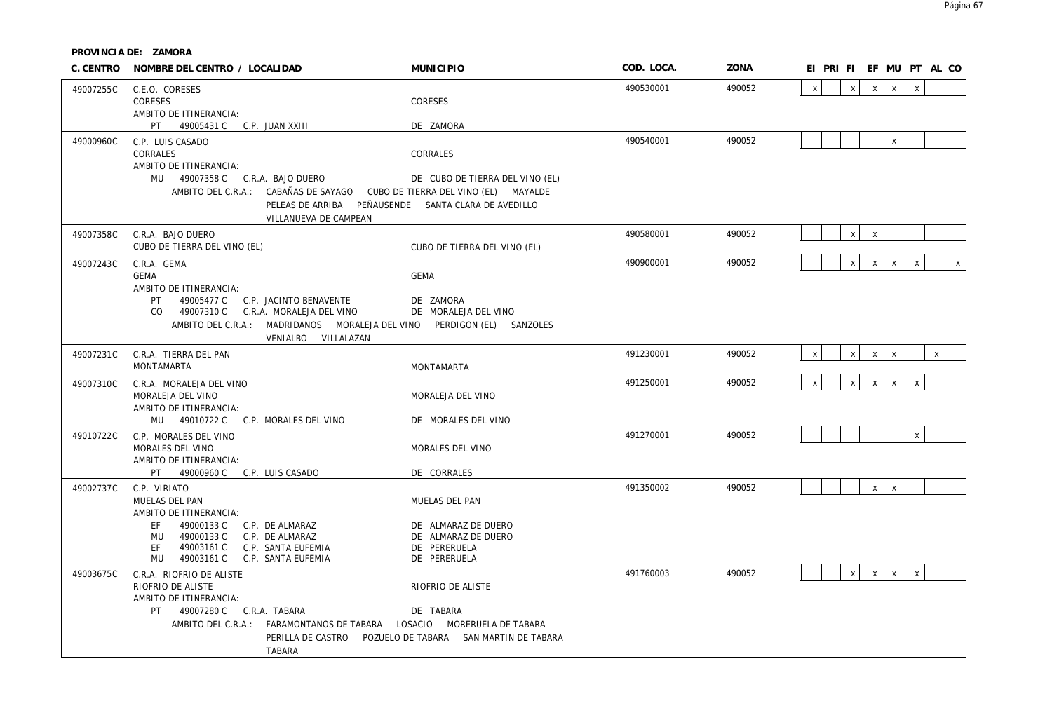**PROVINCIA DE: ZAMORA**

| C. CENTRO | NOMBRE DEL CENTRO / LOCALIDAD | MUNICIPIO | COD. LOCA. | ZONA | EI | PRI | FI | EF | MU | PT | AL | CO |
|---|---|---|---|---|---|---|---|---|---|---|---|---|
| 49007255C | C.E.O. CORESES<br>CORESES<br>AMBITO DE ITINERANCIA:<br>PT 49005431 C C.P. JUAN XXIII | CORESES<br><br>DE ZAMORA | 490530001 | 490052 | x | | x | x | x | x | | |
| 49000960C | C.P. LUIS CASADO<br>CORRALES<br>AMBITO DE ITINERANCIA:<br>MU 49007358 C C.R.A. BAJO DUERO<br>AMBITO DEL C.R.A.: CABAÑAS DE SAYAGO CUBO DE TIERRA DEL VINO (EL) MAYALDE PELEAS DE ARRIBA PEÑAUSENDE SANTA CLARA DE AVEDILLO VILLANUEVA DE CAMPEAN | CORRALES<br><br>DE CUBO DE TIERRA DEL VINO (EL) | 490540001 | 490052 | | | | | x | | | |
| 49007358C | C.R.A. BAJO DUERO<br>CUBO DE TIERRA DEL VINO (EL) | CUBO DE TIERRA DEL VINO (EL) | 490580001 | 490052 | | | x | x | | | | |
| 49007243C | C.R.A. GEMA<br>GEMA<br>AMBITO DE ITINERANCIA:<br>PT 49005477 C C.P. JACINTO BENAVENTE<br>CO 49007310 C C.R.A. MORALEJA DEL VINO<br>AMBITO DEL C.R.A.: MADRIDANOS MORALEJA DEL VINO PERDIGON (EL) SANZOLES VENIALBO VILLALAZAN | GEMA<br><br>DE ZAMORA<br>DE MORALEJA DEL VINO | 490900001 | 490052 | | | x | x | x | x | | x |
| 49007231C | C.R.A. TIERRA DEL PAN<br>MONTAMARTA | MONTAMARTA | 491230001 | 490052 | x | | x | x | x | | x | |
| 49007310C | C.R.A. MORALEJA DEL VINO<br>MORALEJA DEL VINO<br>AMBITO DE ITINERANCIA:<br>MU 49010722 C C.P. MORALES DEL VINO | MORALEJA DEL VINO<br><br>DE MORALES DEL VINO | 491250001 | 490052 | x | | x | x | x | x | | |
| 49010722C | C.P. MORALES DEL VINO<br>MORALES DEL VINO<br>AMBITO DE ITINERANCIA:<br>PT 49000960 C C.P. LUIS CASADO | MORALES DEL VINO<br><br>DE CORRALES | 491270001 | 490052 | | | | | | x | | |
| 49002737C | C.P. VIRIATO<br>MUELAS DEL PAN<br>AMBITO DE ITINERANCIA:<br>EF 49000133 C C.P. DE ALMARAZ<br>MU 49000133 C C.P. DE ALMARAZ<br>EF 49003161 C C.P. SANTA EUFEMIA<br>MU 49003161 C C.P. SANTA EUFEMIA | MUELAS DEL PAN<br><br>DE ALMARAZ DE DUERO<br>DE ALMARAZ DE DUERO<br>DE PERERUELA<br>DE PERERUELA | 491350002 | 490052 | | | | x | x | | | |
| 49003675C | C.R.A. RIOFRIO DE ALISTE<br>RIOFRIO DE ALISTE<br>AMBITO DE ITINERANCIA:<br>PT 49007280 C C.R.A. TABARA<br>AMBITO DEL C.R.A.: FARAMONTANOS DE TABARA LOSACIO MORERUELA DE TABARA PERILLA DE CASTRO POZUELO DE TABARA SAN MARTIN DE TABARA TABARA | RIOFRIO DE ALISTE<br><br>DE TABARA | 491760003 | 490052 | | | x | x | x | x | | |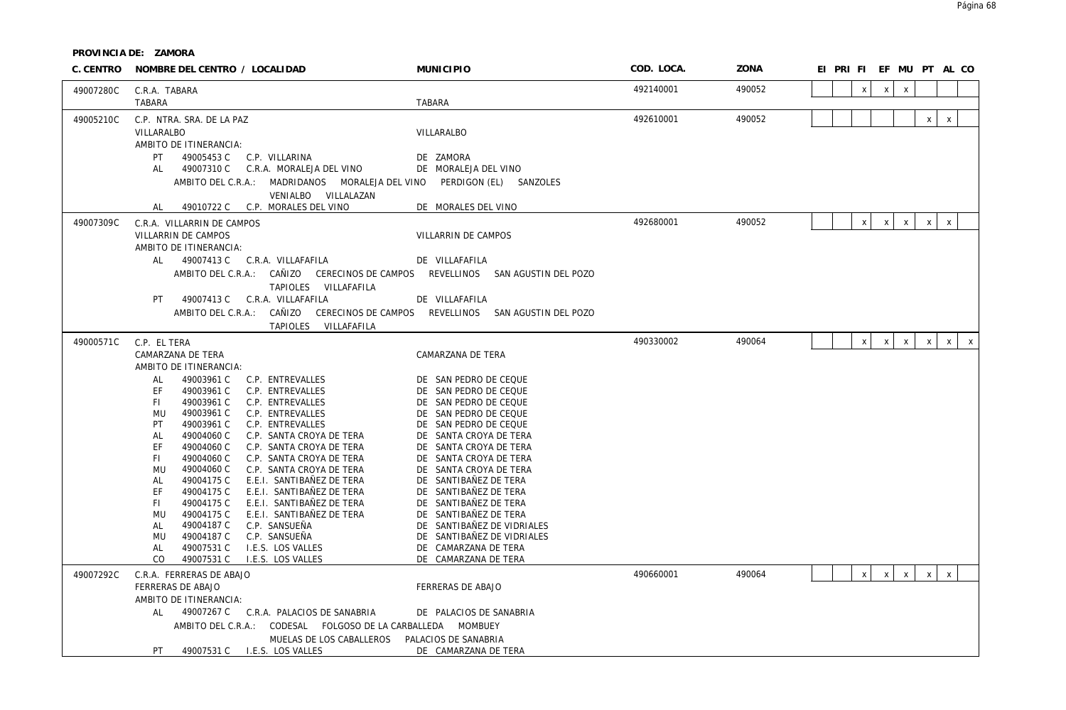**PROVINCIA DE: ZAMORA**

| C. CENTRO | NOMBRE DEL CENTRO / LOCALIDAD | MUNICIPIO | COD. LOCA. | ZONA | EI | PRI | FI | EF | MU | PT | AL | CO |
|---|---|---|---|---|---|---|---|---|---|---|---|---|
| 49007280C | C.R.A. TABARA<br>TABARA | TABARA | 492140001 | 490052 | | | x | x | x | | | |
| 49005210C | C.P. NTRA. SRA. DE LA PAZ<br>VILLARALBO | VILLARALBO | 492610001 | 490052 | | | | | | x | x | |
| 49007309C | C.R.A. VILLARRIN DE CAMPOS<br>VILLARRIN DE CAMPOS | VILLARRIN DE CAMPOS | 492680001 | 490052 | | | x | x | x | x | x | |
| 49000571C | C.P. EL TERA<br>CAMARZANA DE TERA | CAMARZANA DE TERA | 490330002 | 490064 | | | x | x | x | x | x | x |
| 49007292C | C.R.A. FERRERAS DE ABAJO<br>FERRERAS DE ABAJO | FERRERAS DE ABAJO | 490660001 | 490064 | | | x | x | x | x | x | |

**49005210C C.P. NTRA. SRA. DE LA PAZ — AMBITO DE ITINERANCIA:**

| | | | |
|---|---|---|---|
| PT | 49005453 C | C.P. VILLARINA | DE ZAMORA |
| AL | 49007310 C | C.R.A. MORALEJA DEL VINO | DE MORALEJA DEL VINO |
| | | AMBITO DEL C.R.A.: MADRIDANOS MORALEJA DEL VINO PERDIGON (EL) SANZOLES VENIALBO VILLALAZAN | |
| AL | 49010722 C | C.P. MORALES DEL VINO | DE MORALES DEL VINO |

**49007309C C.R.A. VILLARRIN DE CAMPOS — AMBITO DE ITINERANCIA:**

| | | | |
|---|---|---|---|
| AL | 49007413 C | C.R.A. VILLAFAFILA | DE VILLAFAFILA |
| | | AMBITO DEL C.R.A.: CAÑIZO CERECINOS DE CAMPOS REVELLINOS SAN AGUSTIN DEL POZO TAPIOLES VILLAFAFILA | |
| PT | 49007413 C | C.R.A. VILLAFAFILA | DE VILLAFAFILA |
| | | AMBITO DEL C.R.A.: CAÑIZO CERECINOS DE CAMPOS REVELLINOS SAN AGUSTIN DEL POZO TAPIOLES VILLAFAFILA | |

**49000571C C.P. EL TERA — AMBITO DE ITINERANCIA:**

| | | | |
|---|---|---|---|
| AL | 49003961 C | C.P. ENTREVALLES | DE SAN PEDRO DE CEQUE |
| EF | 49003961 C | C.P. ENTREVALLES | DE SAN PEDRO DE CEQUE |
| FI | 49003961 C | C.P. ENTREVALLES | DE SAN PEDRO DE CEQUE |
| MU | 49003961 C | C.P. ENTREVALLES | DE SAN PEDRO DE CEQUE |
| PT | 49003961 C | C.P. ENTREVALLES | DE SAN PEDRO DE CEQUE |
| AL | 49004060 C | C.P. SANTA CROYA DE TERA | DE SANTA CROYA DE TERA |
| EF | 49004060 C | C.P. SANTA CROYA DE TERA | DE SANTA CROYA DE TERA |
| FI | 49004060 C | C.P. SANTA CROYA DE TERA | DE SANTA CROYA DE TERA |
| MU | 49004060 C | C.P. SANTA CROYA DE TERA | DE SANTA CROYA DE TERA |
| AL | 49004175 C | E.E.I. SANTIBAÑEZ DE TERA | DE SANTIBAÑEZ DE TERA |
| EF | 49004175 C | E.E.I. SANTIBAÑEZ DE TERA | DE SANTIBAÑEZ DE TERA |
| FI | 49004175 C | E.E.I. SANTIBAÑEZ DE TERA | DE SANTIBAÑEZ DE TERA |
| MU | 49004175 C | E.E.I. SANTIBAÑEZ DE TERA | DE SANTIBAÑEZ DE TERA |
| AL | 49004187 C | C.P. SANSUEÑA | DE SANTIBAÑEZ DE VIDRIALES |
| MU | 49004187 C | C.P. SANSUEÑA | DE SANTIBAÑEZ DE VIDRIALES |
| AL | 49007531 C | I.E.S. LOS VALLES | DE CAMARZANA DE TERA |
| CO | 49007531 C | I.E.S. LOS VALLES | DE CAMARZANA DE TERA |

**49007292C C.R.A. FERRERAS DE ABAJO — AMBITO DE ITINERANCIA:**

| | | | |
|---|---|---|---|
| AL | 49007267 C | C.R.A. PALACIOS DE SANABRIA | DE PALACIOS DE SANABRIA |
| | | AMBITO DEL C.R.A.: CODESAL FOLGOSO DE LA CARBALLEDA MOMBUEY MUELAS DE LOS CABALLEROS PALACIOS DE SANABRIA | |
| PT | 49007531 C | I.E.S. LOS VALLES | DE CAMARZANA DE TERA |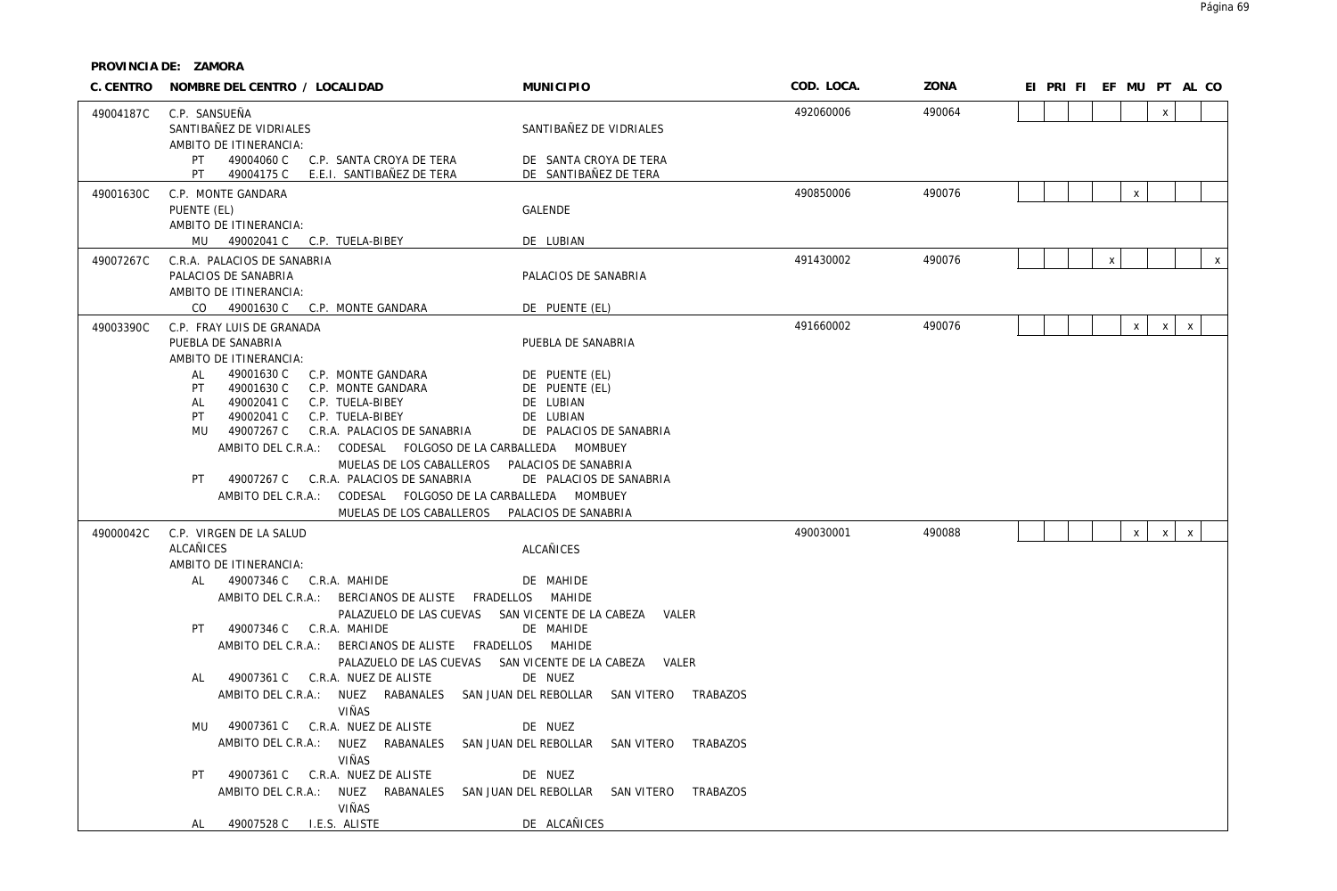**PROVINCIA DE: ZAMORA**

| C. CENTRO | NOMBRE DEL CENTRO / LOCALIDAD | MUNICIPIO | COD. LOCA. | ZONA | EI | PRI | FI | EF | MU | PT | AL | CO |
|---|---|---|---|---|---|---|---|---|---|---|---|---|
| 49004187C | C.P. SANSUEÑA<br>SANTIBAÑEZ DE VIDRIALES<br>AMBITO DE ITINERANCIA:<br>PT 49004060 C C.P. SANTA CROYA DE TERA<br>PT 49004175 C E.E.I. SANTIBAÑEZ DE TERA | SANTIBAÑEZ DE VIDRIALES<br><br><br>DE SANTA CROYA DE TERA<br>DE SANTIBAÑEZ DE TERA | 492060006 | 490064 | | | | | | x | | |
| 49001630C | C.P. MONTE GANDARA<br>PUENTE (EL)<br>AMBITO DE ITINERANCIA:<br>MU 49002041 C C.P. TUELA-BIBEY | GALENDE<br><br><br>DE LUBIAN | 490850006 | 490076 | | | | | x | | | |
| 49007267C | C.R.A. PALACIOS DE SANABRIA<br>PALACIOS DE SANABRIA<br>AMBITO DE ITINERANCIA:<br>CO 49001630 C C.P. MONTE GANDARA | PALACIOS DE SANABRIA<br><br><br>DE PUENTE (EL) | 491430002 | 490076 | | | | x | | | | x |
| 49003390C | C.P. FRAY LUIS DE GRANADA<br>PUEBLA DE SANABRIA<br>AMBITO DE ITINERANCIA:<br>AL 49001630 C C.P. MONTE GANDARA<br>PT 49001630 C C.P. MONTE GANDARA<br>AL 49002041 C C.P. TUELA-BIBEY<br>PT 49002041 C C.P. TUELA-BIBEY<br>MU 49007267 C C.R.A. PALACIOS DE SANABRIA<br>AMBITO DEL C.R.A.: CODESAL FOLGOSO DE LA CARBALLEDA MOMBUEY MUELAS DE LOS CABALLEROS PALACIOS DE SANABRIA<br>PT 49007267 C C.R.A. PALACIOS DE SANABRIA<br>AMBITO DEL C.R.A.: CODESAL FOLGOSO DE LA CARBALLEDA MOMBUEY MUELAS DE LOS CABALLEROS PALACIOS DE SANABRIA | PUEBLA DE SANABRIA<br><br><br>DE PUENTE (EL)<br>DE PUENTE (EL)<br>DE LUBIAN<br>DE LUBIAN<br>DE PALACIOS DE SANABRIA<br><br>DE PALACIOS DE SANABRIA | 491660002 | 490076 | | | | | x | x | x | |
| 49000042C | C.P. VIRGEN DE LA SALUD<br>ALCAÑICES<br>AMBITO DE ITINERANCIA:<br>AL 49007346 C C.R.A. MAHIDE<br>AMBITO DEL C.R.A.: BERCIANOS DE ALISTE FRADELLOS MAHIDE PALAZUELO DE LAS CUEVAS SAN VICENTE DE LA CABEZA VALER<br>PT 49007346 C C.R.A. MAHIDE<br>AMBITO DEL C.R.A.: BERCIANOS DE ALISTE FRADELLOS MAHIDE PALAZUELO DE LAS CUEVAS SAN VICENTE DE LA CABEZA VALER<br>AL 49007361 C C.R.A. NUEZ DE ALISTE<br>AMBITO DEL C.R.A.: NUEZ RABANALES SAN JUAN DEL REBOLLAR SAN VITERO TRABAZOS VIÑAS<br>MU 49007361 C C.R.A. NUEZ DE ALISTE<br>AMBITO DEL C.R.A.: NUEZ RABANALES SAN JUAN DEL REBOLLAR SAN VITERO TRABAZOS VIÑAS<br>PT 49007361 C C.R.A. NUEZ DE ALISTE<br>AMBITO DEL C.R.A.: NUEZ RABANALES SAN JUAN DEL REBOLLAR SAN VITERO TRABAZOS VIÑAS<br>AL 49007528 C I.E.S. ALISTE | ALCAÑICES<br><br><br>DE MAHIDE<br><br>DE MAHIDE<br><br>DE NUEZ<br><br>DE NUEZ<br><br>DE NUEZ<br><br>DE ALCAÑICES | 490030001 | 490088 | | | | | x | x | x | |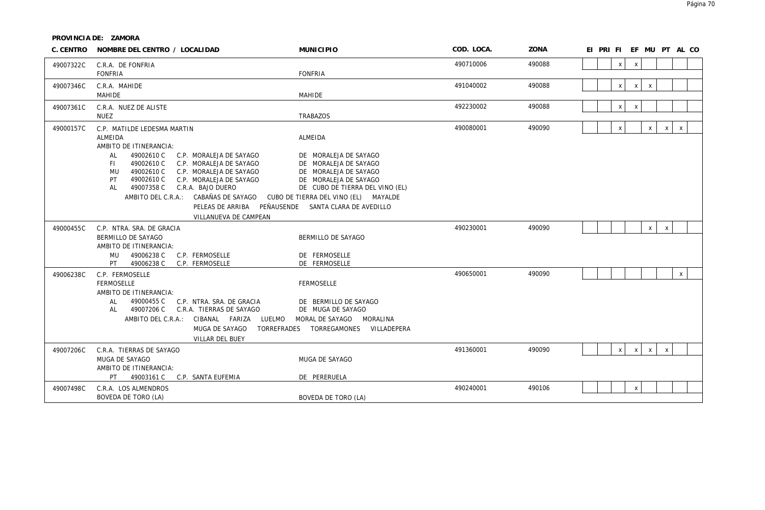**PROVINCIA DE: ZAMORA**

| C. CENTRO | NOMBRE DEL CENTRO / LOCALIDAD | MUNICIPIO | COD. LOCA. | ZONA | EI | PRI | FI | EF | MU | PT | AL | CO |
|---|---|---|---|---|---|---|---|---|---|---|---|---|
| 49007322C | C.R.A. DE FONFRIA | | 490710006 | 490088 | | | x | x | | | | |
| | FONFRIA | FONFRIA | | | | | | | | | | |
| 49007346C | C.R.A. MAHIDE | | 491040002 | 490088 | | | x | x | x | | | |
| | MAHIDE | MAHIDE | | | | | | | | | | |
| 49007361C | C.R.A. NUEZ DE ALISTE | | 492230002 | 490088 | | | x | x | | | | |
| | NUEZ | TRABAZOS | | | | | | | | | | |
| 49000157C | C.P. MATILDE LEDESMA MARTIN | | 490080001 | 490090 | | | x | | x | x | x | |
| | ALMEIDA | ALMEIDA | | | | | | | | | | |
| | AMBITO DE ITINERANCIA: | | | | | | | | | | | |
| | AL 49002610 C C.P. MORALEJA DE SAYAGO | DE MORALEJA DE SAYAGO | | | | | | | | | | |
| | FI 49002610 C C.P. MORALEJA DE SAYAGO | DE MORALEJA DE SAYAGO | | | | | | | | | | |
| | MU 49002610 C C.P. MORALEJA DE SAYAGO | DE MORALEJA DE SAYAGO | | | | | | | | | | |
| | PT 49002610 C C.P. MORALEJA DE SAYAGO | DE MORALEJA DE SAYAGO | | | | | | | | | | |
| | AL 49007358 C C.R.A. BAJO DUERO | DE CUBO DE TIERRA DEL VINO (EL) | | | | | | | | | | |
| | AMBITO DEL C.R.A.: CABAÑAS DE SAYAGO CUBO DE TIERRA DEL VINO (EL) MAYALDE PELEAS DE ARRIBA PEÑAUSENDE SANTA CLARA DE AVEDILLO VILLANUEVA DE CAMPEAN | | | | | | | | | | | |
| 49000455C | C.P. NTRA. SRA. DE GRACIA | | 490230001 | 490090 | | | | | x | x | | |
| | BERMILLO DE SAYAGO | BERMILLO DE SAYAGO | | | | | | | | | | |
| | AMBITO DE ITINERANCIA: | | | | | | | | | | | |
| | MU 49006238 C C.P. FERMOSELLE | DE FERMOSELLE | | | | | | | | | | |
| | PT 49006238 C C.P. FERMOSELLE | DE FERMOSELLE | | | | | | | | | | |
| 49006238C | C.P. FERMOSELLE | | 490650001 | 490090 | | | | | | | x | |
| | FERMOSELLE | FERMOSELLE | | | | | | | | | | |
| | AMBITO DE ITINERANCIA: | | | | | | | | | | | |
| | AL 49000455 C C.P. NTRA. SRA. DE GRACIA | DE BERMILLO DE SAYAGO | | | | | | | | | | |
| | AL 49007206 C C.R.A. TIERRAS DE SAYAGO | DE MUGA DE SAYAGO | | | | | | | | | | |
| | AMBITO DEL C.R.A.: CIBANAL FARIZA LUELMO MORAL DE SAYAGO MORALINA MUGA DE SAYAGO TORREFRADES TORREGAMONES VILLADEPERA VILLAR DEL BUEY | | | | | | | | | | | |
| 49007206C | C.R.A. TIERRAS DE SAYAGO | | 491360001 | 490090 | | | x | x | x | x | | |
| | MUGA DE SAYAGO | MUGA DE SAYAGO | | | | | | | | | | |
| | AMBITO DE ITINERANCIA: | | | | | | | | | | | |
| | PT 49003161 C C.P. SANTA EUFEMIA | DE PERERUELA | | | | | | | | | | |
| 49007498C | C.R.A. LOS ALMENDROS | | 490240001 | 490106 | | | | x | | | | |
| | BOVEDA DE TORO (LA) | BOVEDA DE TORO (LA) | | | | | | | | | | |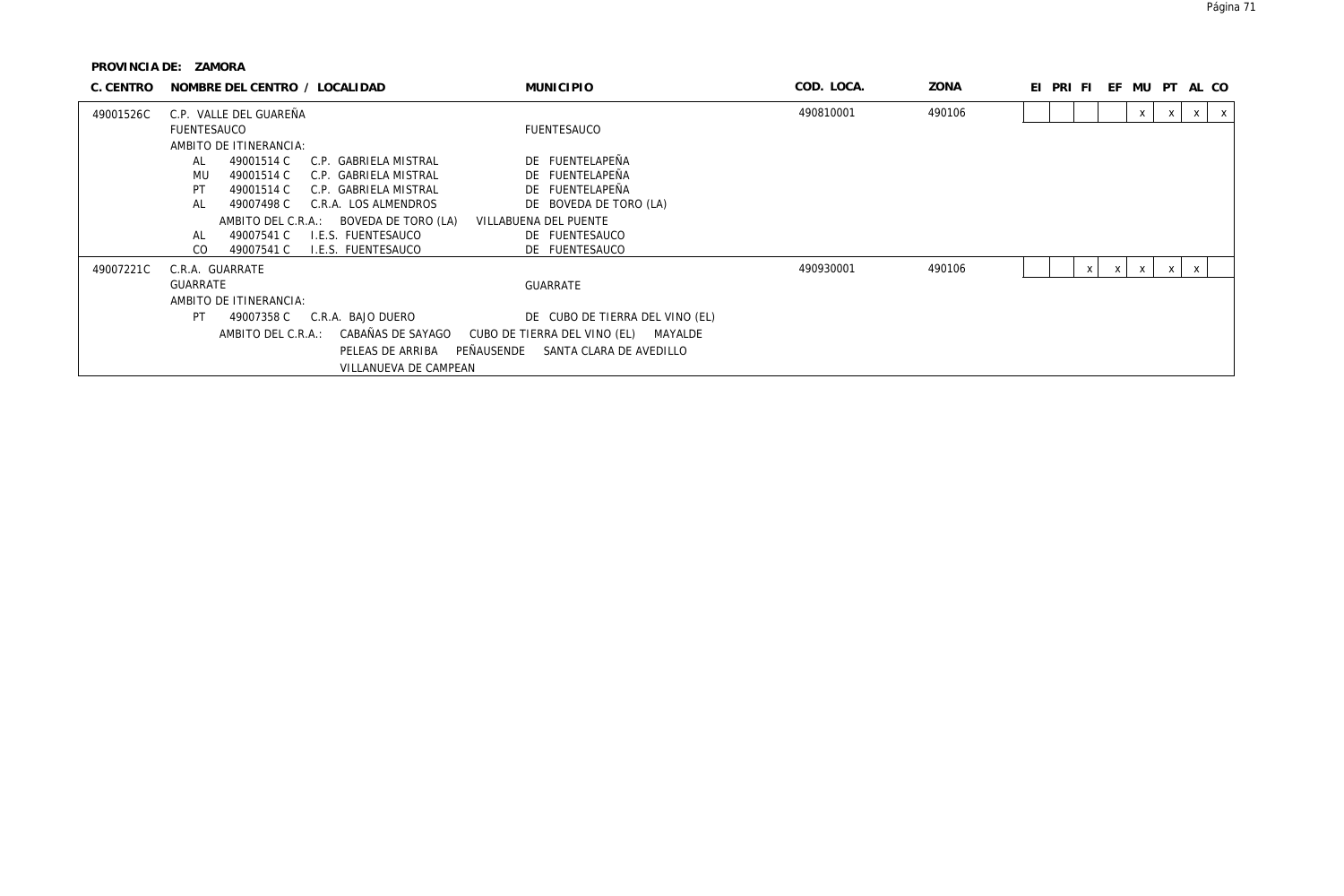**PROVINCIA DE: ZAMORA**

| C. CENTRO | NOMBRE DEL CENTRO / LOCALIDAD | MUNICIPIO | COD. LOCA. | ZONA | EI | PRI | FI | EF | MU | PT | AL | CO |
|---|---|---|---|---|---|---|---|---|---|---|---|---|
| 49001526C | C.P. VALLE DEL GUAREÑA | | 490810001 | 490106 | | | | | x | x | x | x |
| | FUENTESAUCO | FUENTESAUCO | | | | | | | | | | |

AMBITO DE ITINERANCIA:

| | | | |
|---|---|---|---|
| AL | 49001514 C | C.P. GABRIELA MISTRAL | DE FUENTELAPEÑA |
| MU | 49001514 C | C.P. GABRIELA MISTRAL | DE FUENTELAPEÑA |
| PT | 49001514 C | C.P. GABRIELA MISTRAL | DE FUENTELAPEÑA |
| AL | 49007498 C | C.R.A. LOS ALMENDROS | DE BOVEDA DE TORO (LA) |

AMBITO DEL C.R.A.: BOVEDA DE TORO (LA) VILLABUENA DEL PUENTE

| | | | |
|---|---|---|---|
| AL | 49007541 C | I.E.S. FUENTESAUCO | DE FUENTESAUCO |
| CO | 49007541 C | I.E.S. FUENTESAUCO | DE FUENTESAUCO |

| C. CENTRO | NOMBRE DEL CENTRO / LOCALIDAD | MUNICIPIO | COD. LOCA. | ZONA | EI | PRI | FI | EF | MU | PT | AL | CO |
|---|---|---|---|---|---|---|---|---|---|---|---|---|
| 49007221C | C.R.A. GUARRATE | | 490930001 | 490106 | | | x | x | x | x | x | |
| | GUARRATE | GUARRATE | | | | | | | | | | |

AMBITO DE ITINERANCIA:

| | | | |
|---|---|---|---|
| PT | 49007358 C | C.R.A. BAJO DUERO | DE CUBO DE TIERRA DEL VINO (EL) |

AMBITO DEL C.R.A.: CABAÑAS DE SAYAGO CUBO DE TIERRA DEL VINO (EL) MAYALDE PELEAS DE ARRIBA PEÑAUSENDE SANTA CLARA DE AVEDILLO VILLANUEVA DE CAMPEAN